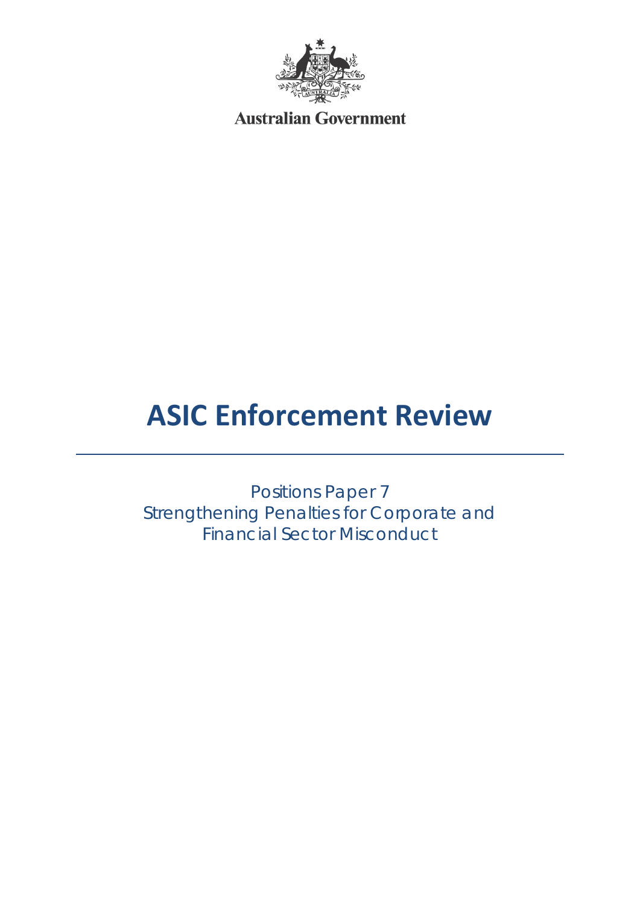Australian Government

# ASIC Enforcement Review

Positions Paper 7
Strengthening Penalties for Corporate and Financial Sector Misconduct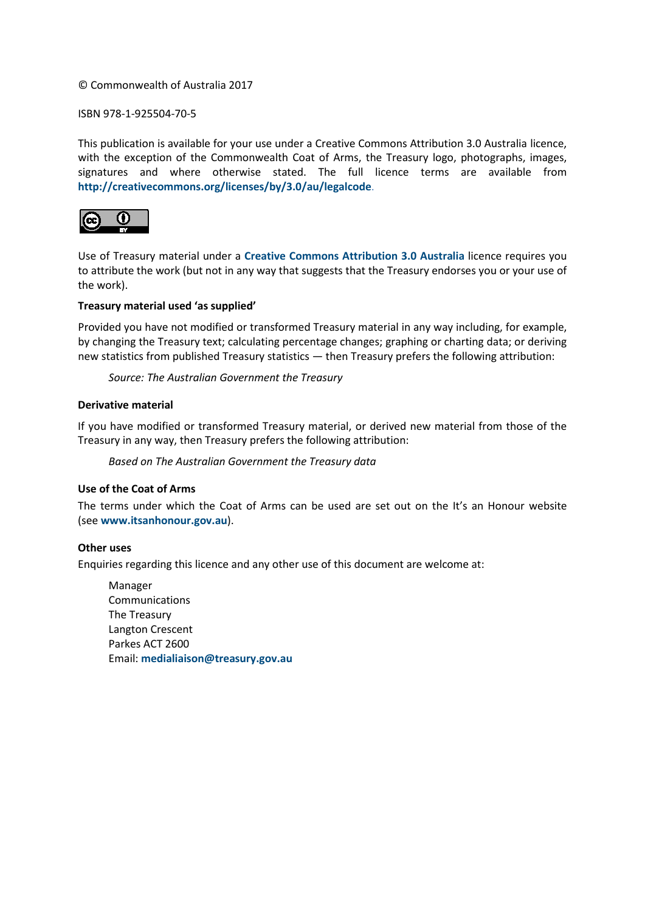© Commonwealth of Australia 2017

ISBN 978-1-925504-70-5

This publication is available for your use under a Creative Commons Attribution 3.0 Australia licence, with the exception of the Commonwealth Coat of Arms, the Treasury logo, photographs, images, signatures and where otherwise stated. The full licence terms are available from **http://creativecommons.org/licenses/by/3.0/au/legalcode**.

Use of Treasury material under a **Creative Commons Attribution 3.0 Australia** licence requires you to attribute the work (but not in any way that suggests that the Treasury endorses you or your use of the work).

**Treasury material used 'as supplied'**

Provided you have not modified or transformed Treasury material in any way including, for example, by changing the Treasury text; calculating percentage changes; graphing or charting data; or deriving new statistics from published Treasury statistics — then Treasury prefers the following attribution:

> *Source: The Australian Government the Treasury*

**Derivative material**

If you have modified or transformed Treasury material, or derived new material from those of the Treasury in any way, then Treasury prefers the following attribution:

> *Based on The Australian Government the Treasury data*

**Use of the Coat of Arms**

The terms under which the Coat of Arms can be used are set out on the It's an Honour website (see **www.itsanhonour.gov.au**).

**Other uses**

Enquiries regarding this licence and any other use of this document are welcome at:

> Manager
> Communications
> The Treasury
> Langton Crescent
> Parkes ACT 2600
> Email: **medialiaison@treasury.gov.au**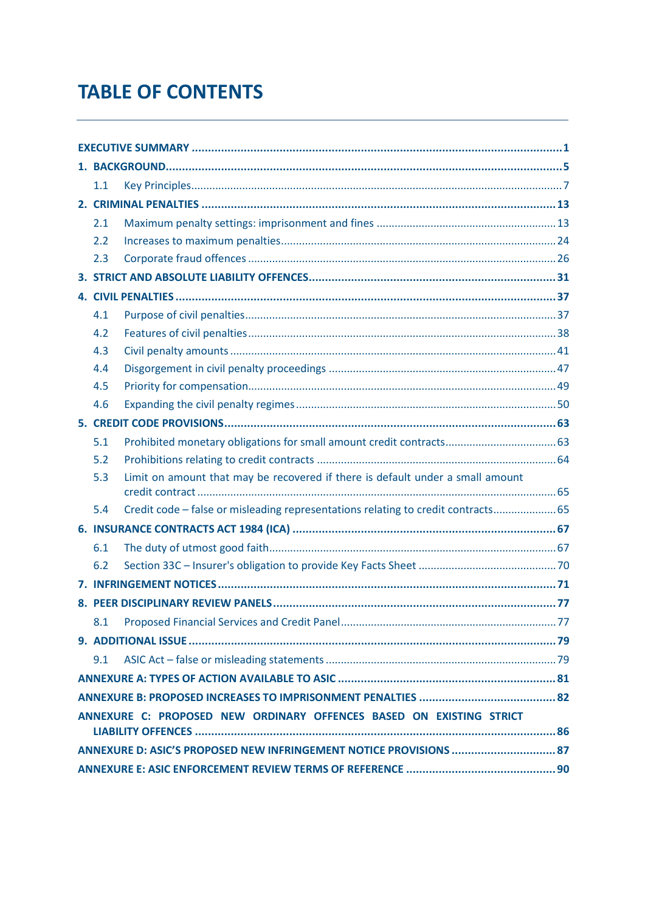# TABLE OF CONTENTS

| | | |
|---|---|---|
| **EXECUTIVE SUMMARY** | | **1** |
| **1. BACKGROUND** | | **5** |
| 1.1 | Key Principles | 7 |
| **2. CRIMINAL PENALTIES** | | **13** |
| 2.1 | Maximum penalty settings: imprisonment and fines | 13 |
| 2.2 | Increases to maximum penalties | 24 |
| 2.3 | Corporate fraud offences | 26 |
| **3. STRICT AND ABSOLUTE LIABILITY OFFENCES** | | **31** |
| **4. CIVIL PENALTIES** | | **37** |
| 4.1 | Purpose of civil penalties | 37 |
| 4.2 | Features of civil penalties | 38 |
| 4.3 | Civil penalty amounts | 41 |
| 4.4 | Disgorgement in civil penalty proceedings | 47 |
| 4.5 | Priority for compensation | 49 |
| 4.6 | Expanding the civil penalty regimes | 50 |
| **5. CREDIT CODE PROVISIONS** | | **63** |
| 5.1 | Prohibited monetary obligations for small amount credit contracts | 63 |
| 5.2 | Prohibitions relating to credit contracts | 64 |
| 5.3 | Limit on amount that may be recovered if there is default under a small amount credit contract | 65 |
| 5.4 | Credit code – false or misleading representations relating to credit contracts | 65 |
| **6. INSURANCE CONTRACTS ACT 1984 (ICA)** | | **67** |
| 6.1 | The duty of utmost good faith | 67 |
| 6.2 | Section 33C – Insurer's obligation to provide Key Facts Sheet | 70 |
| **7. INFRINGEMENT NOTICES** | | **71** |
| **8. PEER DISCIPLINARY REVIEW PANELS** | | **77** |
| 8.1 | Proposed Financial Services and Credit Panel | 77 |
| **9. ADDITIONAL ISSUE** | | **79** |
| 9.1 | ASIC Act – false or misleading statements | 79 |
| **ANNEXURE A: TYPES OF ACTION AVAILABLE TO ASIC** | | **81** |
| **ANNEXURE B: PROPOSED INCREASES TO IMPRISONMENT PENALTIES** | | **82** |
| **ANNEXURE C: PROPOSED NEW ORDINARY OFFENCES BASED ON EXISTING STRICT LIABILITY OFFENCES** | | **86** |
| **ANNEXURE D: ASIC'S PROPOSED NEW INFRINGEMENT NOTICE PROVISIONS** | | **87** |
| **ANNEXURE E: ASIC ENFORCEMENT REVIEW TERMS OF REFERENCE** | | **90** |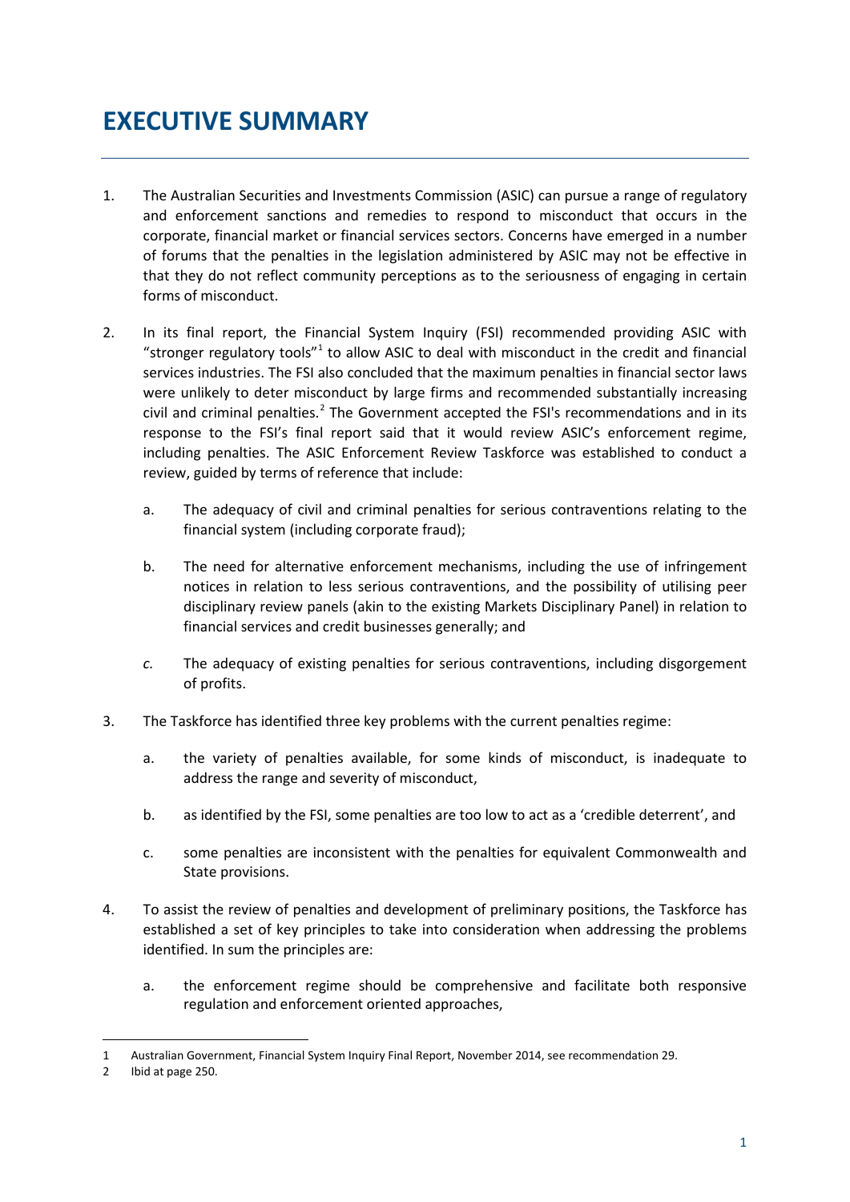# EXECUTIVE SUMMARY

1. The Australian Securities and Investments Commission (ASIC) can pursue a range of regulatory and enforcement sanctions and remedies to respond to misconduct that occurs in the corporate, financial market or financial services sectors. Concerns have emerged in a number of forums that the penalties in the legislation administered by ASIC may not be effective in that they do not reflect community perceptions as to the seriousness of engaging in certain forms of misconduct.

2. In its final report, the Financial System Inquiry (FSI) recommended providing ASIC with "stronger regulatory tools"[1] to allow ASIC to deal with misconduct in the credit and financial services industries. The FSI also concluded that the maximum penalties in financial sector laws were unlikely to deter misconduct by large firms and recommended substantially increasing civil and criminal penalties.[2] The Government accepted the FSI's recommendations and in its response to the FSI's final report said that it would review ASIC's enforcement regime, including penalties. The ASIC Enforcement Review Taskforce was established to conduct a review, guided by terms of reference that include:

   a. The adequacy of civil and criminal penalties for serious contraventions relating to the financial system (including corporate fraud);

   b. The need for alternative enforcement mechanisms, including the use of infringement notices in relation to less serious contraventions, and the possibility of utilising peer disciplinary review panels (akin to the existing Markets Disciplinary Panel) in relation to financial services and credit businesses generally; and

   *c.* The adequacy of existing penalties for serious contraventions, including disgorgement of profits.

3. The Taskforce has identified three key problems with the current penalties regime:

   a. the variety of penalties available, for some kinds of misconduct, is inadequate to address the range and severity of misconduct,

   b. as identified by the FSI, some penalties are too low to act as a 'credible deterrent', and

   c. some penalties are inconsistent with the penalties for equivalent Commonwealth and State provisions.

4. To assist the review of penalties and development of preliminary positions, the Taskforce has established a set of key principles to take into consideration when addressing the problems identified. In sum the principles are:

   a. the enforcement regime should be comprehensive and facilitate both responsive regulation and enforcement oriented approaches,

---

1 Australian Government, Financial System Inquiry Final Report, November 2014, see recommendation 29.

2 Ibid at page 250.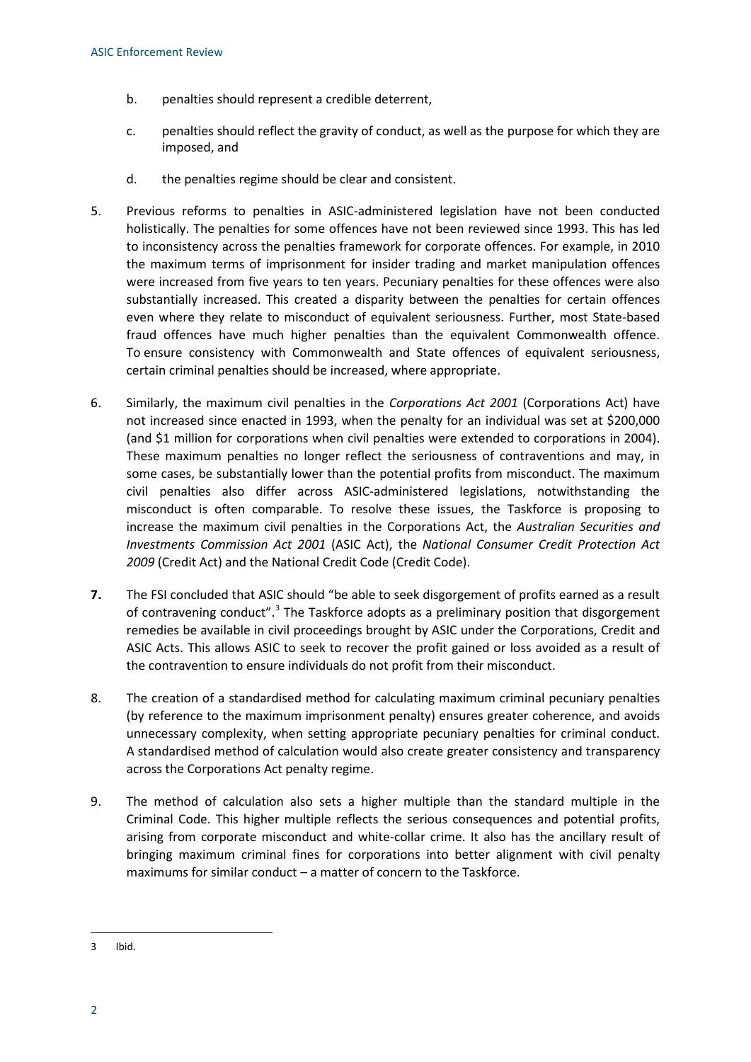b. penalties should represent a credible deterrent,

c. penalties should reflect the gravity of conduct, as well as the purpose for which they are imposed, and

d. the penalties regime should be clear and consistent.

5. Previous reforms to penalties in ASIC-administered legislation have not been conducted holistically. The penalties for some offences have not been reviewed since 1993. This has led to inconsistency across the penalties framework for corporate offences. For example, in 2010 the maximum terms of imprisonment for insider trading and market manipulation offences were increased from five years to ten years. Pecuniary penalties for these offences were also substantially increased. This created a disparity between the penalties for certain offences even where they relate to misconduct of equivalent seriousness. Further, most State-based fraud offences have much higher penalties than the equivalent Commonwealth offence. To ensure consistency with Commonwealth and State offences of equivalent seriousness, certain criminal penalties should be increased, where appropriate.

6. Similarly, the maximum civil penalties in the *Corporations Act 2001* (Corporations Act) have not increased since enacted in 1993, when the penalty for an individual was set at $200,000 (and $1 million for corporations when civil penalties were extended to corporations in 2004). These maximum penalties no longer reflect the seriousness of contraventions and may, in some cases, be substantially lower than the potential profits from misconduct. The maximum civil penalties also differ across ASIC-administered legislations, notwithstanding the misconduct is often comparable. To resolve these issues, the Taskforce is proposing to increase the maximum civil penalties in the Corporations Act, the *Australian Securities and Investments Commission Act 2001* (ASIC Act), the *National Consumer Credit Protection Act 2009* (Credit Act) and the National Credit Code (Credit Code).

**7.** The FSI concluded that ASIC should "be able to seek disgorgement of profits earned as a result of contravening conduct".[3] The Taskforce adopts as a preliminary position that disgorgement remedies be available in civil proceedings brought by ASIC under the Corporations, Credit and ASIC Acts. This allows ASIC to seek to recover the profit gained or loss avoided as a result of the contravention to ensure individuals do not profit from their misconduct.

8. The creation of a standardised method for calculating maximum criminal pecuniary penalties (by reference to the maximum imprisonment penalty) ensures greater coherence, and avoids unnecessary complexity, when setting appropriate pecuniary penalties for criminal conduct. A standardised method of calculation would also create greater consistency and transparency across the Corporations Act penalty regime.

9. The method of calculation also sets a higher multiple than the standard multiple in the Criminal Code. This higher multiple reflects the serious consequences and potential profits, arising from corporate misconduct and white-collar crime. It also has the ancillary result of bringing maximum criminal fines for corporations into better alignment with civil penalty maximums for similar conduct – a matter of concern to the Taskforce.

3 Ibid.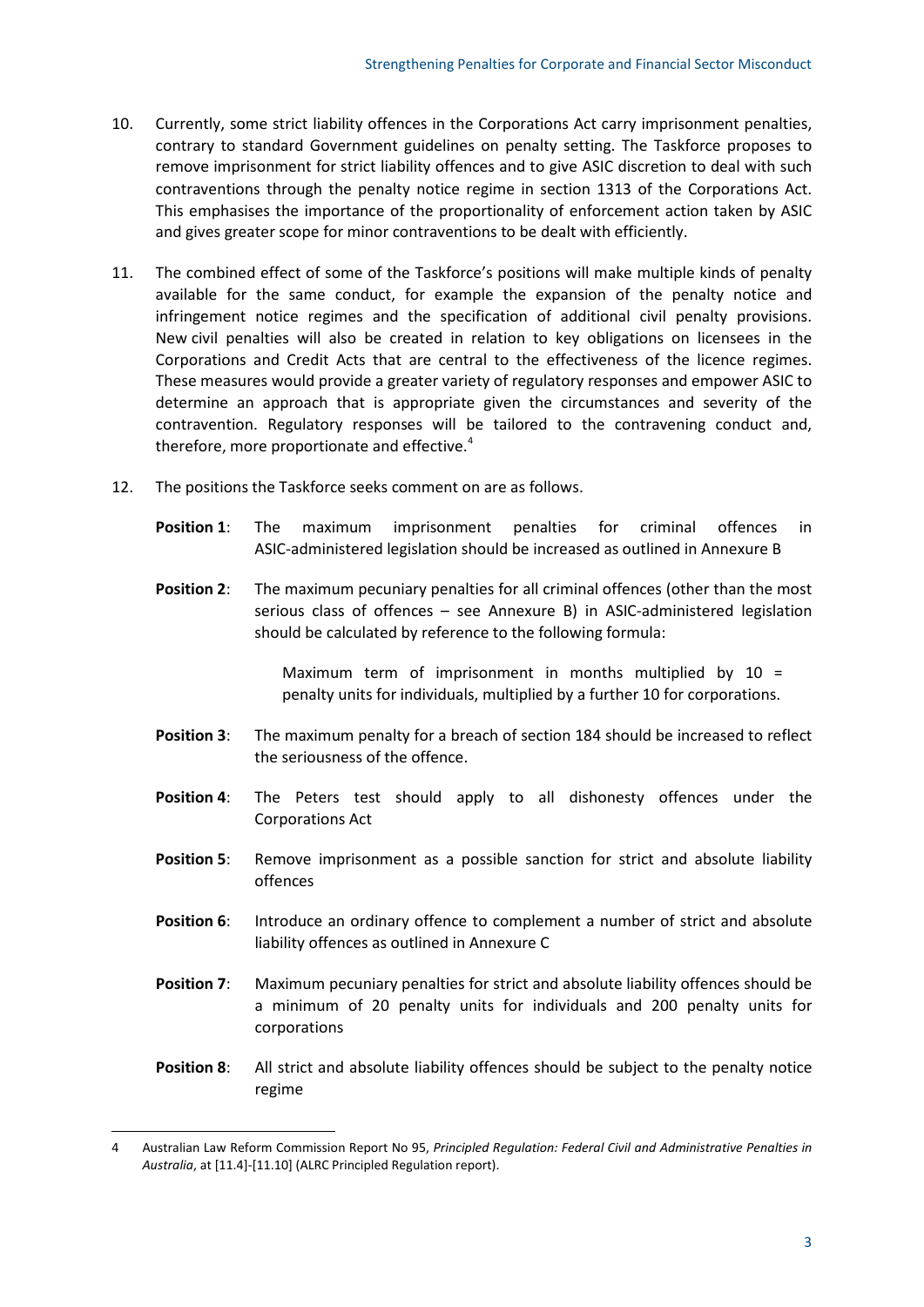10. Currently, some strict liability offences in the Corporations Act carry imprisonment penalties, contrary to standard Government guidelines on penalty setting. The Taskforce proposes to remove imprisonment for strict liability offences and to give ASIC discretion to deal with such contraventions through the penalty notice regime in section 1313 of the Corporations Act. This emphasises the importance of the proportionality of enforcement action taken by ASIC and gives greater scope for minor contraventions to be dealt with efficiently.

11. The combined effect of some of the Taskforce's positions will make multiple kinds of penalty available for the same conduct, for example the expansion of the penalty notice and infringement notice regimes and the specification of additional civil penalty provisions. New civil penalties will also be created in relation to key obligations on licensees in the Corporations and Credit Acts that are central to the effectiveness of the licence regimes. These measures would provide a greater variety of regulatory responses and empower ASIC to determine an approach that is appropriate given the circumstances and severity of the contravention. Regulatory responses will be tailored to the contravening conduct and, therefore, more proportionate and effective.[4]

12. The positions the Taskforce seeks comment on are as follows.

    **Position 1**: The maximum imprisonment penalties for criminal offences in ASIC-administered legislation should be increased as outlined in Annexure B

    **Position 2**: The maximum pecuniary penalties for all criminal offences (other than the most serious class of offences – see Annexure B) in ASIC-administered legislation should be calculated by reference to the following formula:

    > Maximum term of imprisonment in months multiplied by 10 = penalty units for individuals, multiplied by a further 10 for corporations.

    **Position 3**: The maximum penalty for a breach of section 184 should be increased to reflect the seriousness of the offence.

    **Position 4**: The Peters test should apply to all dishonesty offences under the Corporations Act

    **Position 5**: Remove imprisonment as a possible sanction for strict and absolute liability offences

    **Position 6**: Introduce an ordinary offence to complement a number of strict and absolute liability offences as outlined in Annexure C

    **Position 7**: Maximum pecuniary penalties for strict and absolute liability offences should be a minimum of 20 penalty units for individuals and 200 penalty units for corporations

    **Position 8**: All strict and absolute liability offences should be subject to the penalty notice regime

---

4 Australian Law Reform Commission Report No 95, *Principled Regulation: Federal Civil and Administrative Penalties in Australia*, at [11.4]-[11.10] (ALRC Principled Regulation report).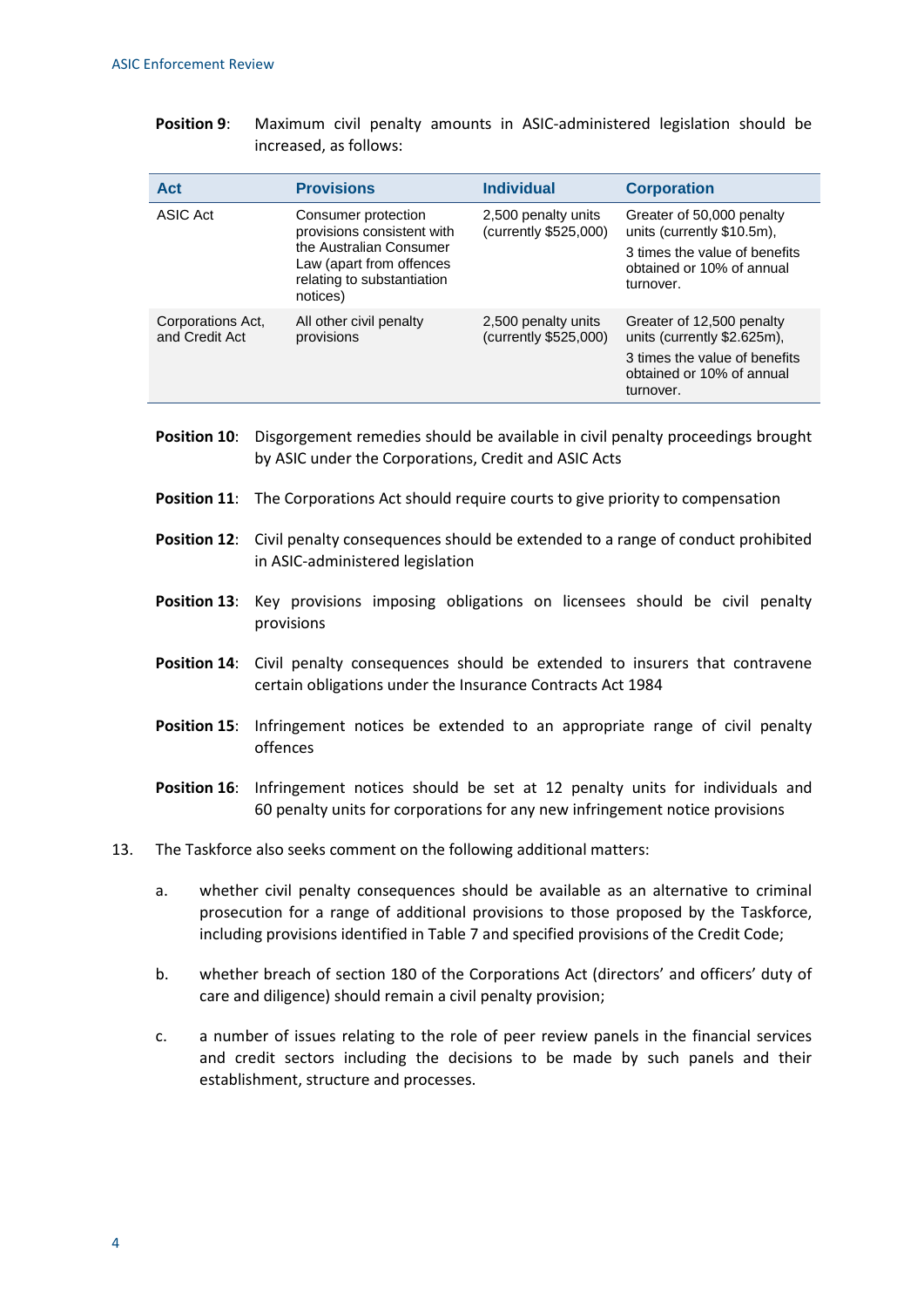**Position 9**: Maximum civil penalty amounts in ASIC-administered legislation should be increased, as follows:

| Act | Provisions | Individual | Corporation |
|---|---|---|---|
| ASIC Act | Consumer protection provisions consistent with the Australian Consumer Law (apart from offences relating to substantiation notices) | 2,500 penalty units (currently $525,000) | Greater of 50,000 penalty units (currently $10.5m), 3 times the value of benefits obtained or 10% of annual turnover. |
| Corporations Act, and Credit Act | All other civil penalty provisions | 2,500 penalty units (currently $525,000) | Greater of 12,500 penalty units (currently $2.625m), 3 times the value of benefits obtained or 10% of annual turnover. |

**Position 10**: Disgorgement remedies should be available in civil penalty proceedings brought by ASIC under the Corporations, Credit and ASIC Acts

**Position 11**: The Corporations Act should require courts to give priority to compensation

**Position 12**: Civil penalty consequences should be extended to a range of conduct prohibited in ASIC-administered legislation

**Position 13**: Key provisions imposing obligations on licensees should be civil penalty provisions

**Position 14**: Civil penalty consequences should be extended to insurers that contravene certain obligations under the Insurance Contracts Act 1984

**Position 15**: Infringement notices be extended to an appropriate range of civil penalty offences

**Position 16**: Infringement notices should be set at 12 penalty units for individuals and 60 penalty units for corporations for any new infringement notice provisions

13. The Taskforce also seeks comment on the following additional matters:

    a. whether civil penalty consequences should be available as an alternative to criminal prosecution for a range of additional provisions to those proposed by the Taskforce, including provisions identified in Table 7 and specified provisions of the Credit Code;

    b. whether breach of section 180 of the Corporations Act (directors' and officers' duty of care and diligence) should remain a civil penalty provision;

    c. a number of issues relating to the role of peer review panels in the financial services and credit sectors including the decisions to be made by such panels and their establishment, structure and processes.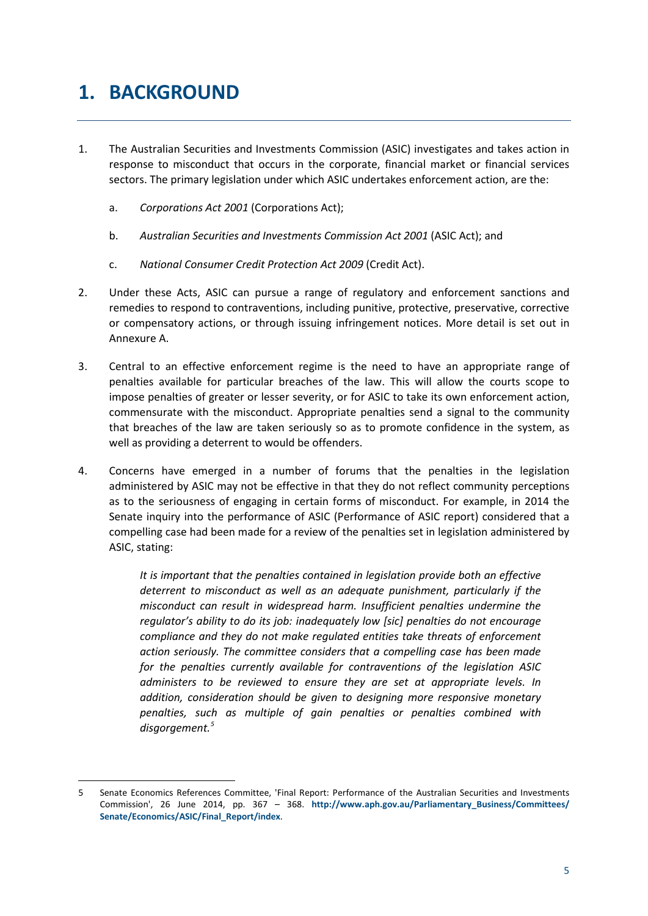# 1. BACKGROUND

1. The Australian Securities and Investments Commission (ASIC) investigates and takes action in response to misconduct that occurs in the corporate, financial market or financial services sectors. The primary legislation under which ASIC undertakes enforcement action, are the:

   a. *Corporations Act 2001* (Corporations Act);

   b. *Australian Securities and Investments Commission Act 2001* (ASIC Act); and

   c. *National Consumer Credit Protection Act 2009* (Credit Act).

2. Under these Acts, ASIC can pursue a range of regulatory and enforcement sanctions and remedies to respond to contraventions, including punitive, protective, preservative, corrective or compensatory actions, or through issuing infringement notices. More detail is set out in Annexure A.

3. Central to an effective enforcement regime is the need to have an appropriate range of penalties available for particular breaches of the law. This will allow the courts scope to impose penalties of greater or lesser severity, or for ASIC to take its own enforcement action, commensurate with the misconduct. Appropriate penalties send a signal to the community that breaches of the law are taken seriously so as to promote confidence in the system, as well as providing a deterrent to would be offenders.

4. Concerns have emerged in a number of forums that the penalties in the legislation administered by ASIC may not be effective in that they do not reflect community perceptions as to the seriousness of engaging in certain forms of misconduct. For example, in 2014 the Senate inquiry into the performance of ASIC (Performance of ASIC report) considered that a compelling case had been made for a review of the penalties set in legislation administered by ASIC, stating:

> *It is important that the penalties contained in legislation provide both an effective deterrent to misconduct as well as an adequate punishment, particularly if the misconduct can result in widespread harm. Insufficient penalties undermine the regulator's ability to do its job: inadequately low [sic] penalties do not encourage compliance and they do not make regulated entities take threats of enforcement action seriously. The committee considers that a compelling case has been made for the penalties currently available for contraventions of the legislation ASIC administers to be reviewed to ensure they are set at appropriate levels. In addition, consideration should be given to designing more responsive monetary penalties, such as multiple of gain penalties or penalties combined with disgorgement.*[5]

---

5 Senate Economics References Committee, 'Final Report: Performance of the Australian Securities and Investments Commission', 26 June 2014, pp. 367 – 368. **http://www.aph.gov.au/Parliamentary_Business/Committees/Senate/Economics/ASIC/Final_Report/index**.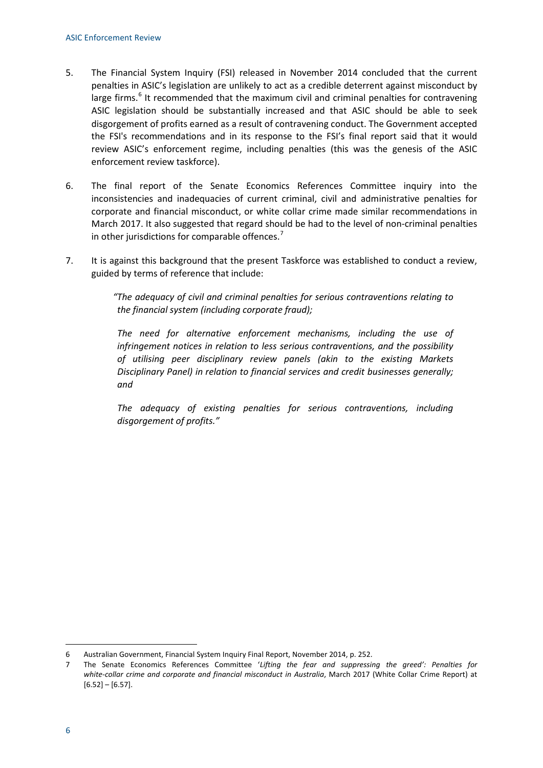5. The Financial System Inquiry (FSI) released in November 2014 concluded that the current penalties in ASIC's legislation are unlikely to act as a credible deterrent against misconduct by large firms.[6] It recommended that the maximum civil and criminal penalties for contravening ASIC legislation should be substantially increased and that ASIC should be able to seek disgorgement of profits earned as a result of contravening conduct. The Government accepted the FSI's recommendations and in its response to the FSI's final report said that it would review ASIC's enforcement regime, including penalties (this was the genesis of the ASIC enforcement review taskforce).

6. The final report of the Senate Economics References Committee inquiry into the inconsistencies and inadequacies of current criminal, civil and administrative penalties for corporate and financial misconduct, or white collar crime made similar recommendations in March 2017. It also suggested that regard should be had to the level of non-criminal penalties in other jurisdictions for comparable offences.[7]

7. It is against this background that the present Taskforce was established to conduct a review, guided by terms of reference that include:

> *"The adequacy of civil and criminal penalties for serious contraventions relating to the financial system (including corporate fraud);*
>
> *The need for alternative enforcement mechanisms, including the use of infringement notices in relation to less serious contraventions, and the possibility of utilising peer disciplinary review panels (akin to the existing Markets Disciplinary Panel) in relation to financial services and credit businesses generally; and*
>
> *The adequacy of existing penalties for serious contraventions, including disgorgement of profits."*

---

6 Australian Government, Financial System Inquiry Final Report, November 2014, p. 252.

7 The Senate Economics References Committee '*Lifting the fear and suppressing the greed': Penalties for white-collar crime and corporate and financial misconduct in Australia*, March 2017 (White Collar Crime Report) at [6.52] – [6.57].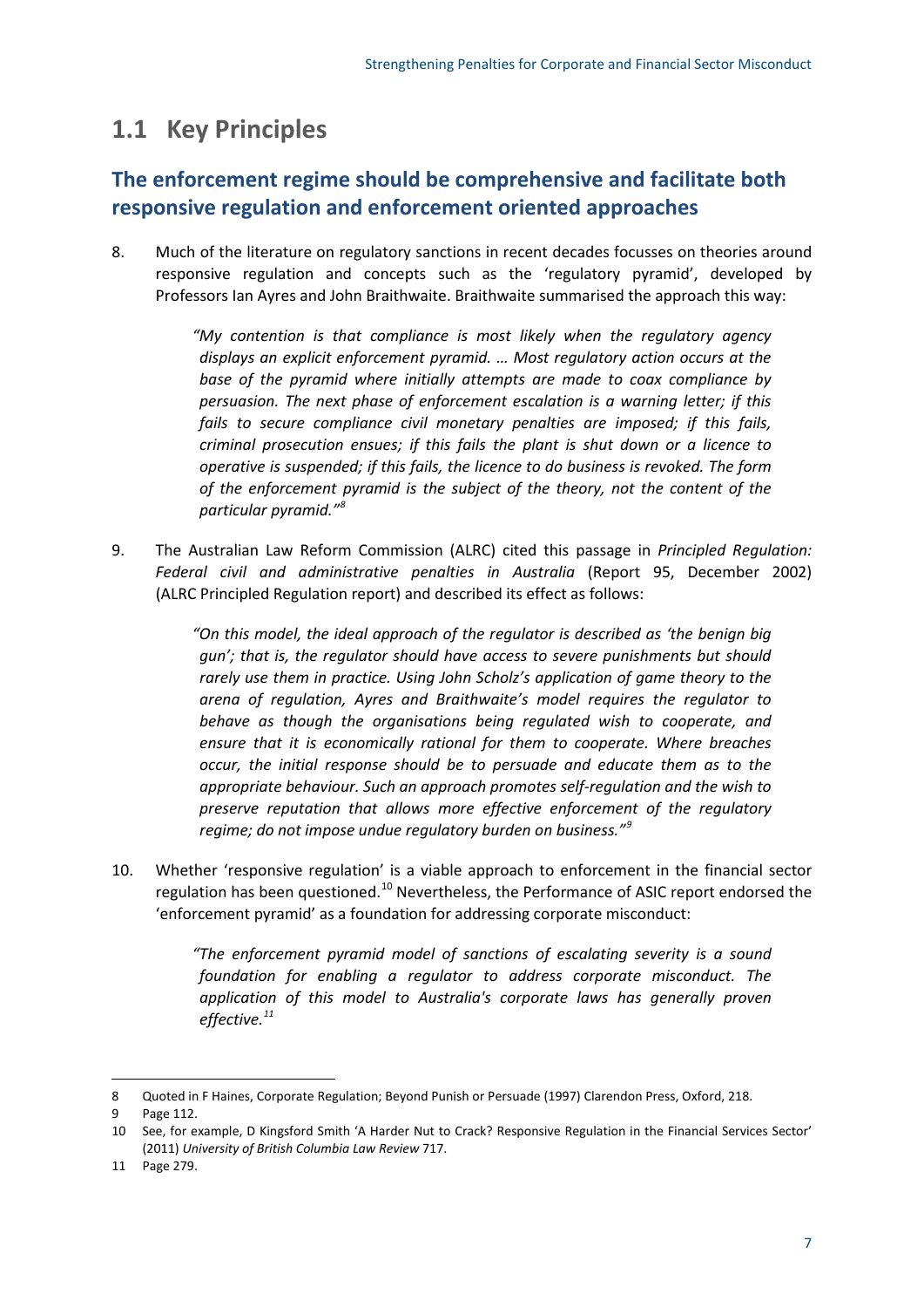## 1.1 Key Principles

### The enforcement regime should be comprehensive and facilitate both responsive regulation and enforcement oriented approaches

8. Much of the literature on regulatory sanctions in recent decades focusses on theories around responsive regulation and concepts such as the 'regulatory pyramid', developed by Professors Ian Ayres and John Braithwaite. Braithwaite summarised the approach this way:

> *"My contention is that compliance is most likely when the regulatory agency displays an explicit enforcement pyramid. … Most regulatory action occurs at the base of the pyramid where initially attempts are made to coax compliance by persuasion. The next phase of enforcement escalation is a warning letter; if this fails to secure compliance civil monetary penalties are imposed; if this fails, criminal prosecution ensues; if this fails the plant is shut down or a licence to operative is suspended; if this fails, the licence to do business is revoked. The form of the enforcement pyramid is the subject of the theory, not the content of the particular pyramid."*[8]

9. The Australian Law Reform Commission (ALRC) cited this passage in *Principled Regulation: Federal civil and administrative penalties in Australia* (Report 95, December 2002) (ALRC Principled Regulation report) and described its effect as follows:

> *"On this model, the ideal approach of the regulator is described as 'the benign big gun'; that is, the regulator should have access to severe punishments but should rarely use them in practice. Using John Scholz's application of game theory to the arena of regulation, Ayres and Braithwaite's model requires the regulator to behave as though the organisations being regulated wish to cooperate, and ensure that it is economically rational for them to cooperate. Where breaches occur, the initial response should be to persuade and educate them as to the appropriate behaviour. Such an approach promotes self-regulation and the wish to preserve reputation that allows more effective enforcement of the regulatory regime; do not impose undue regulatory burden on business."*[9]

10. Whether 'responsive regulation' is a viable approach to enforcement in the financial sector regulation has been questioned.[10] Nevertheless, the Performance of ASIC report endorsed the 'enforcement pyramid' as a foundation for addressing corporate misconduct:

> *"The enforcement pyramid model of sanctions of escalating severity is a sound foundation for enabling a regulator to address corporate misconduct. The application of this model to Australia's corporate laws has generally proven effective.*[11]

---

8 Quoted in F Haines, Corporate Regulation; Beyond Punish or Persuade (1997) Clarendon Press, Oxford, 218.

9 Page 112.

10 See, for example, D Kingsford Smith 'A Harder Nut to Crack? Responsive Regulation in the Financial Services Sector' (2011) *University of British Columbia Law Review* 717.

11 Page 279.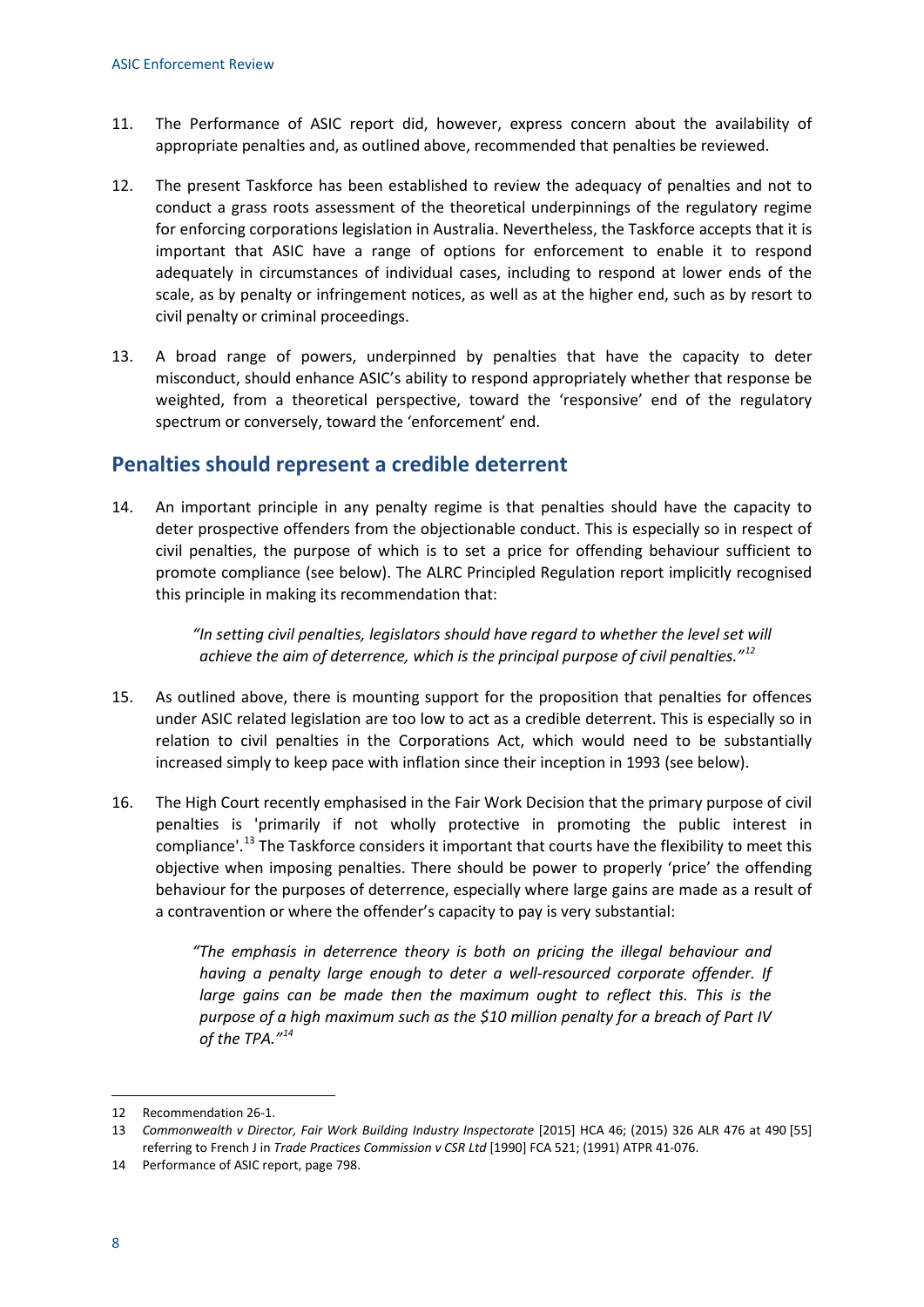11. The Performance of ASIC report did, however, express concern about the availability of appropriate penalties and, as outlined above, recommended that penalties be reviewed.

12. The present Taskforce has been established to review the adequacy of penalties and not to conduct a grass roots assessment of the theoretical underpinnings of the regulatory regime for enforcing corporations legislation in Australia. Nevertheless, the Taskforce accepts that it is important that ASIC have a range of options for enforcement to enable it to respond adequately in circumstances of individual cases, including to respond at lower ends of the scale, as by penalty or infringement notices, as well as at the higher end, such as by resort to civil penalty or criminal proceedings.

13. A broad range of powers, underpinned by penalties that have the capacity to deter misconduct, should enhance ASIC's ability to respond appropriately whether that response be weighted, from a theoretical perspective, toward the 'responsive' end of the regulatory spectrum or conversely, toward the 'enforcement' end.

## Penalties should represent a credible deterrent

14. An important principle in any penalty regime is that penalties should have the capacity to deter prospective offenders from the objectionable conduct. This is especially so in respect of civil penalties, the purpose of which is to set a price for offending behaviour sufficient to promote compliance (see below). The ALRC Principled Regulation report implicitly recognised this principle in making its recommendation that:

> *"In setting civil penalties, legislators should have regard to whether the level set will achieve the aim of deterrence, which is the principal purpose of civil penalties."*[12]

15. As outlined above, there is mounting support for the proposition that penalties for offences under ASIC related legislation are too low to act as a credible deterrent. This is especially so in relation to civil penalties in the Corporations Act, which would need to be substantially increased simply to keep pace with inflation since their inception in 1993 (see below).

16. The High Court recently emphasised in the Fair Work Decision that the primary purpose of civil penalties is 'primarily if not wholly protective in promoting the public interest in compliance'.[13] The Taskforce considers it important that courts have the flexibility to meet this objective when imposing penalties. There should be power to properly 'price' the offending behaviour for the purposes of deterrence, especially where large gains are made as a result of a contravention or where the offender's capacity to pay is very substantial:

> *"The emphasis in deterrence theory is both on pricing the illegal behaviour and having a penalty large enough to deter a well-resourced corporate offender. If large gains can be made then the maximum ought to reflect this. This is the purpose of a high maximum such as the $10 million penalty for a breach of Part IV of the TPA."*[14]

---

12 Recommendation 26-1.

13 *Commonwealth v Director, Fair Work Building Industry Inspectorate* [2015] HCA 46; (2015) 326 ALR 476 at 490 [55] referring to French J in *Trade Practices Commission v CSR Ltd* [1990] FCA 521; (1991) ATPR 41-076.

14 Performance of ASIC report, page 798.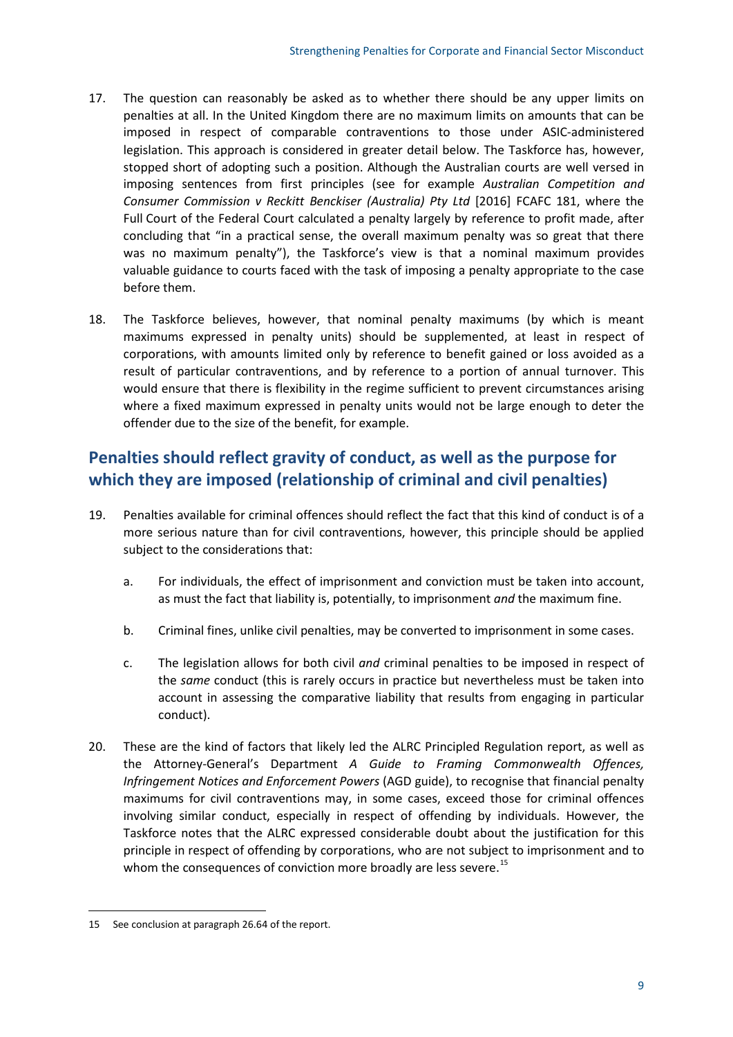17. The question can reasonably be asked as to whether there should be any upper limits on penalties at all. In the United Kingdom there are no maximum limits on amounts that can be imposed in respect of comparable contraventions to those under ASIC-administered legislation. This approach is considered in greater detail below. The Taskforce has, however, stopped short of adopting such a position. Although the Australian courts are well versed in imposing sentences from first principles (see for example *Australian Competition and Consumer Commission v Reckitt Benckiser (Australia) Pty Ltd* [2016] FCAFC 181, where the Full Court of the Federal Court calculated a penalty largely by reference to profit made, after concluding that "in a practical sense, the overall maximum penalty was so great that there was no maximum penalty"), the Taskforce's view is that a nominal maximum provides valuable guidance to courts faced with the task of imposing a penalty appropriate to the case before them.

18. The Taskforce believes, however, that nominal penalty maximums (by which is meant maximums expressed in penalty units) should be supplemented, at least in respect of corporations, with amounts limited only by reference to benefit gained or loss avoided as a result of particular contraventions, and by reference to a portion of annual turnover. This would ensure that there is flexibility in the regime sufficient to prevent circumstances arising where a fixed maximum expressed in penalty units would not be large enough to deter the offender due to the size of the benefit, for example.

## Penalties should reflect gravity of conduct, as well as the purpose for which they are imposed (relationship of criminal and civil penalties)

19. Penalties available for criminal offences should reflect the fact that this kind of conduct is of a more serious nature than for civil contraventions, however, this principle should be applied subject to the considerations that:

    a. For individuals, the effect of imprisonment and conviction must be taken into account, as must the fact that liability is, potentially, to imprisonment *and* the maximum fine.

    b. Criminal fines, unlike civil penalties, may be converted to imprisonment in some cases.

    c. The legislation allows for both civil *and* criminal penalties to be imposed in respect of the *same* conduct (this is rarely occurs in practice but nevertheless must be taken into account in assessing the comparative liability that results from engaging in particular conduct).

20. These are the kind of factors that likely led the ALRC Principled Regulation report, as well as the Attorney-General's Department *A Guide to Framing Commonwealth Offences, Infringement Notices and Enforcement Powers* (AGD guide), to recognise that financial penalty maximums for civil contraventions may, in some cases, exceed those for criminal offences involving similar conduct, especially in respect of offending by individuals. However, the Taskforce notes that the ALRC expressed considerable doubt about the justification for this principle in respect of offending by corporations, who are not subject to imprisonment and to whom the consequences of conviction more broadly are less severe.[15]

---

15 See conclusion at paragraph 26.64 of the report.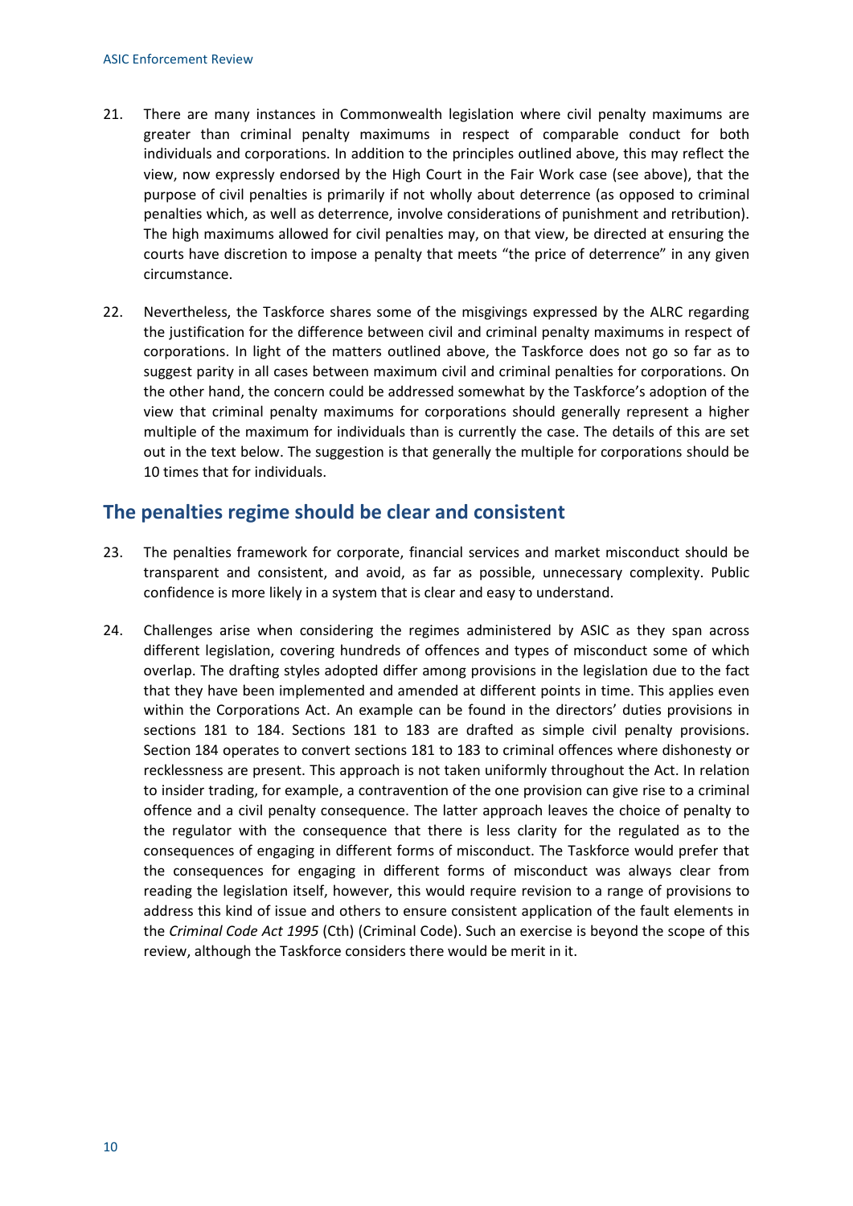21. There are many instances in Commonwealth legislation where civil penalty maximums are greater than criminal penalty maximums in respect of comparable conduct for both individuals and corporations. In addition to the principles outlined above, this may reflect the view, now expressly endorsed by the High Court in the Fair Work case (see above), that the purpose of civil penalties is primarily if not wholly about deterrence (as opposed to criminal penalties which, as well as deterrence, involve considerations of punishment and retribution). The high maximums allowed for civil penalties may, on that view, be directed at ensuring the courts have discretion to impose a penalty that meets "the price of deterrence" in any given circumstance.

22. Nevertheless, the Taskforce shares some of the misgivings expressed by the ALRC regarding the justification for the difference between civil and criminal penalty maximums in respect of corporations. In light of the matters outlined above, the Taskforce does not go so far as to suggest parity in all cases between maximum civil and criminal penalties for corporations. On the other hand, the concern could be addressed somewhat by the Taskforce's adoption of the view that criminal penalty maximums for corporations should generally represent a higher multiple of the maximum for individuals than is currently the case. The details of this are set out in the text below. The suggestion is that generally the multiple for corporations should be 10 times that for individuals.

## The penalties regime should be clear and consistent

23. The penalties framework for corporate, financial services and market misconduct should be transparent and consistent, and avoid, as far as possible, unnecessary complexity. Public confidence is more likely in a system that is clear and easy to understand.

24. Challenges arise when considering the regimes administered by ASIC as they span across different legislation, covering hundreds of offences and types of misconduct some of which overlap. The drafting styles adopted differ among provisions in the legislation due to the fact that they have been implemented and amended at different points in time. This applies even within the Corporations Act. An example can be found in the directors' duties provisions in sections 181 to 184. Sections 181 to 183 are drafted as simple civil penalty provisions. Section 184 operates to convert sections 181 to 183 to criminal offences where dishonesty or recklessness are present. This approach is not taken uniformly throughout the Act. In relation to insider trading, for example, a contravention of the one provision can give rise to a criminal offence and a civil penalty consequence. The latter approach leaves the choice of penalty to the regulator with the consequence that there is less clarity for the regulated as to the consequences of engaging in different forms of misconduct. The Taskforce would prefer that the consequences for engaging in different forms of misconduct was always clear from reading the legislation itself, however, this would require revision to a range of provisions to address this kind of issue and others to ensure consistent application of the fault elements in the *Criminal Code Act 1995* (Cth) (Criminal Code). Such an exercise is beyond the scope of this review, although the Taskforce considers there would be merit in it.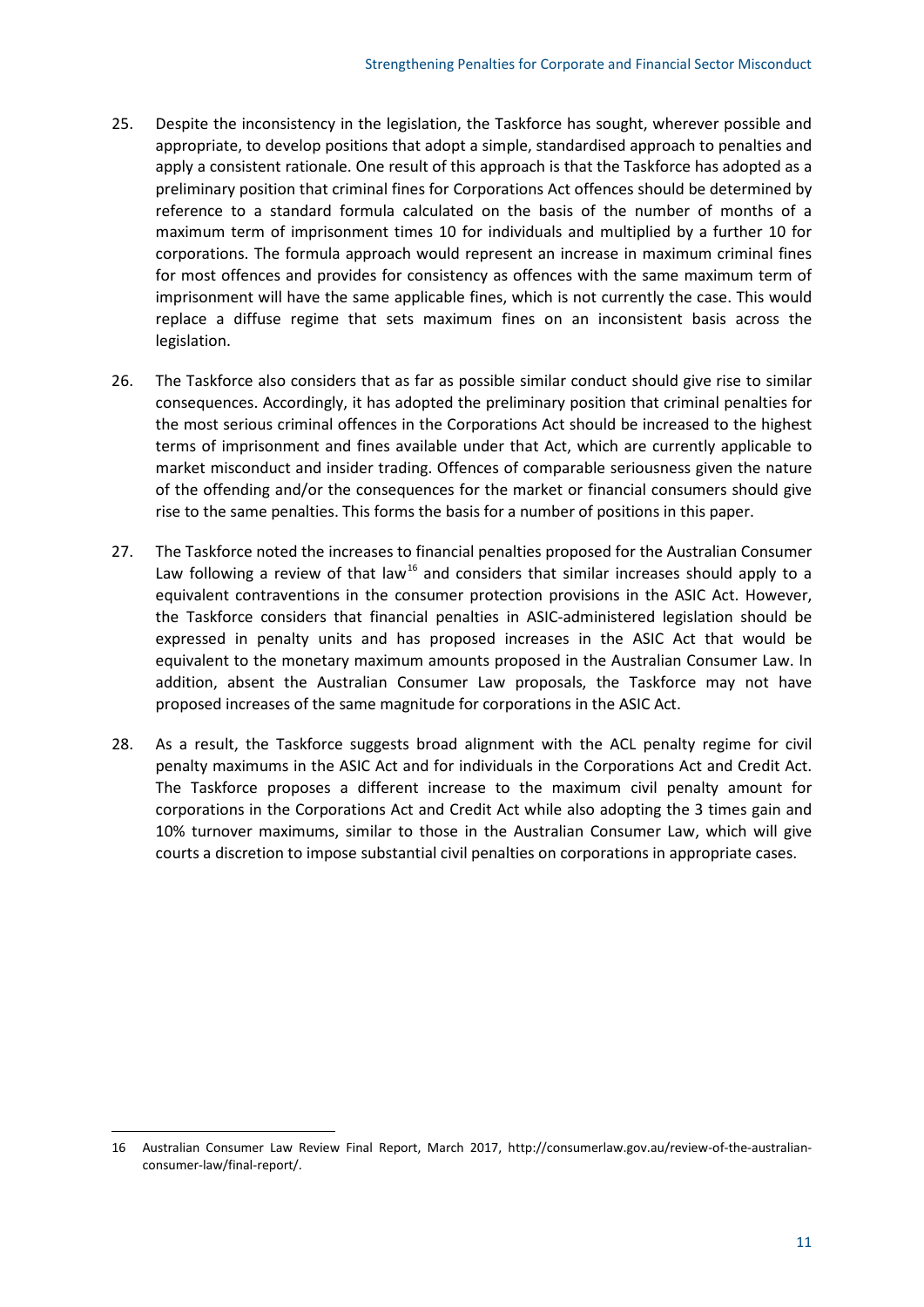25. Despite the inconsistency in the legislation, the Taskforce has sought, wherever possible and appropriate, to develop positions that adopt a simple, standardised approach to penalties and apply a consistent rationale. One result of this approach is that the Taskforce has adopted as a preliminary position that criminal fines for Corporations Act offences should be determined by reference to a standard formula calculated on the basis of the number of months of a maximum term of imprisonment times 10 for individuals and multiplied by a further 10 for corporations. The formula approach would represent an increase in maximum criminal fines for most offences and provides for consistency as offences with the same maximum term of imprisonment will have the same applicable fines, which is not currently the case. This would replace a diffuse regime that sets maximum fines on an inconsistent basis across the legislation.

26. The Taskforce also considers that as far as possible similar conduct should give rise to similar consequences. Accordingly, it has adopted the preliminary position that criminal penalties for the most serious criminal offences in the Corporations Act should be increased to the highest terms of imprisonment and fines available under that Act, which are currently applicable to market misconduct and insider trading. Offences of comparable seriousness given the nature of the offending and/or the consequences for the market or financial consumers should give rise to the same penalties. This forms the basis for a number of positions in this paper.

27. The Taskforce noted the increases to financial penalties proposed for the Australian Consumer Law following a review of that law[16] and considers that similar increases should apply to a equivalent contraventions in the consumer protection provisions in the ASIC Act. However, the Taskforce considers that financial penalties in ASIC-administered legislation should be expressed in penalty units and has proposed increases in the ASIC Act that would be equivalent to the monetary maximum amounts proposed in the Australian Consumer Law. In addition, absent the Australian Consumer Law proposals, the Taskforce may not have proposed increases of the same magnitude for corporations in the ASIC Act.

28. As a result, the Taskforce suggests broad alignment with the ACL penalty regime for civil penalty maximums in the ASIC Act and for individuals in the Corporations Act and Credit Act. The Taskforce proposes a different increase to the maximum civil penalty amount for corporations in the Corporations Act and Credit Act while also adopting the 3 times gain and 10% turnover maximums, similar to those in the Australian Consumer Law, which will give courts a discretion to impose substantial civil penalties on corporations in appropriate cases.

---

16 Australian Consumer Law Review Final Report, March 2017, http://consumerlaw.gov.au/review-of-the-australian-consumer-law/final-report/.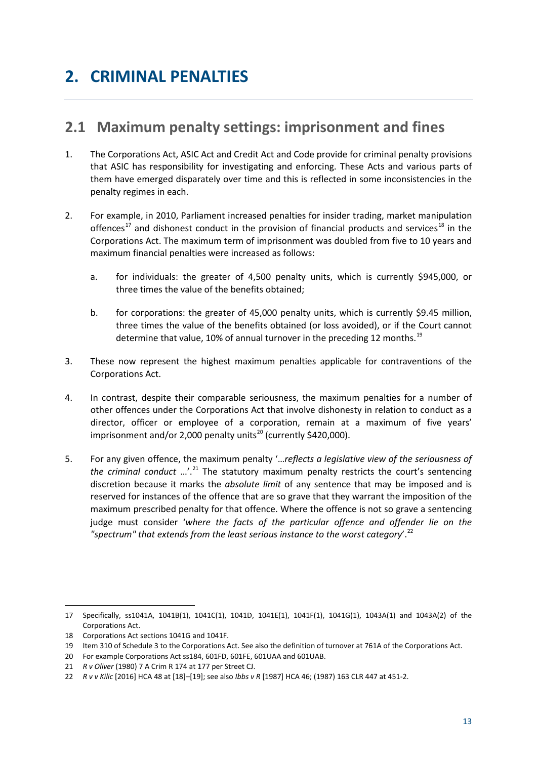# 2. CRIMINAL PENALTIES

## 2.1 Maximum penalty settings: imprisonment and fines

1. The Corporations Act, ASIC Act and Credit Act and Code provide for criminal penalty provisions that ASIC has responsibility for investigating and enforcing. These Acts and various parts of them have emerged disparately over time and this is reflected in some inconsistencies in the penalty regimes in each.

2. For example, in 2010, Parliament increased penalties for insider trading, market manipulation offences[17] and dishonest conduct in the provision of financial products and services[18] in the Corporations Act. The maximum term of imprisonment was doubled from five to 10 years and maximum financial penalties were increased as follows:

   a. for individuals: the greater of 4,500 penalty units, which is currently $945,000, or three times the value of the benefits obtained;

   b. for corporations: the greater of 45,000 penalty units, which is currently $9.45 million, three times the value of the benefits obtained (or loss avoided), or if the Court cannot determine that value, 10% of annual turnover in the preceding 12 months.[19]

3. These now represent the highest maximum penalties applicable for contraventions of the Corporations Act.

4. In contrast, despite their comparable seriousness, the maximum penalties for a number of other offences under the Corporations Act that involve dishonesty in relation to conduct as a director, officer or employee of a corporation, remain at a maximum of five years' imprisonment and/or 2,000 penalty units[20] (currently $420,000).

5. For any given offence, the maximum penalty '…*reflects a legislative view of the seriousness of the criminal conduct* …'.[21] The statutory maximum penalty restricts the court's sentencing discretion because it marks the *absolute limit* of any sentence that may be imposed and is reserved for instances of the offence that are so grave that they warrant the imposition of the maximum prescribed penalty for that offence. Where the offence is not so grave a sentencing judge must consider '*where the facts of the particular offence and offender lie on the "spectrum" that extends from the least serious instance to the worst category*'.[22]

---

17 Specifically, ss1041A, 1041B(1), 1041C(1), 1041D, 1041E(1), 1041F(1), 1041G(1), 1043A(1) and 1043A(2) of the Corporations Act.

18 Corporations Act sections 1041G and 1041F.

19 Item 310 of Schedule 3 to the Corporations Act. See also the definition of turnover at 761A of the Corporations Act.

20 For example Corporations Act ss184, 601FD, 601FE, 601UAA and 601UAB.

21 *R v Oliver* (1980) 7 A Crim R 174 at 177 per Street CJ.

22 *R v v Kilic* [2016] HCA 48 at [18]–[19]; see also *Ibbs v R* [1987] HCA 46; (1987) 163 CLR 447 at 451-2.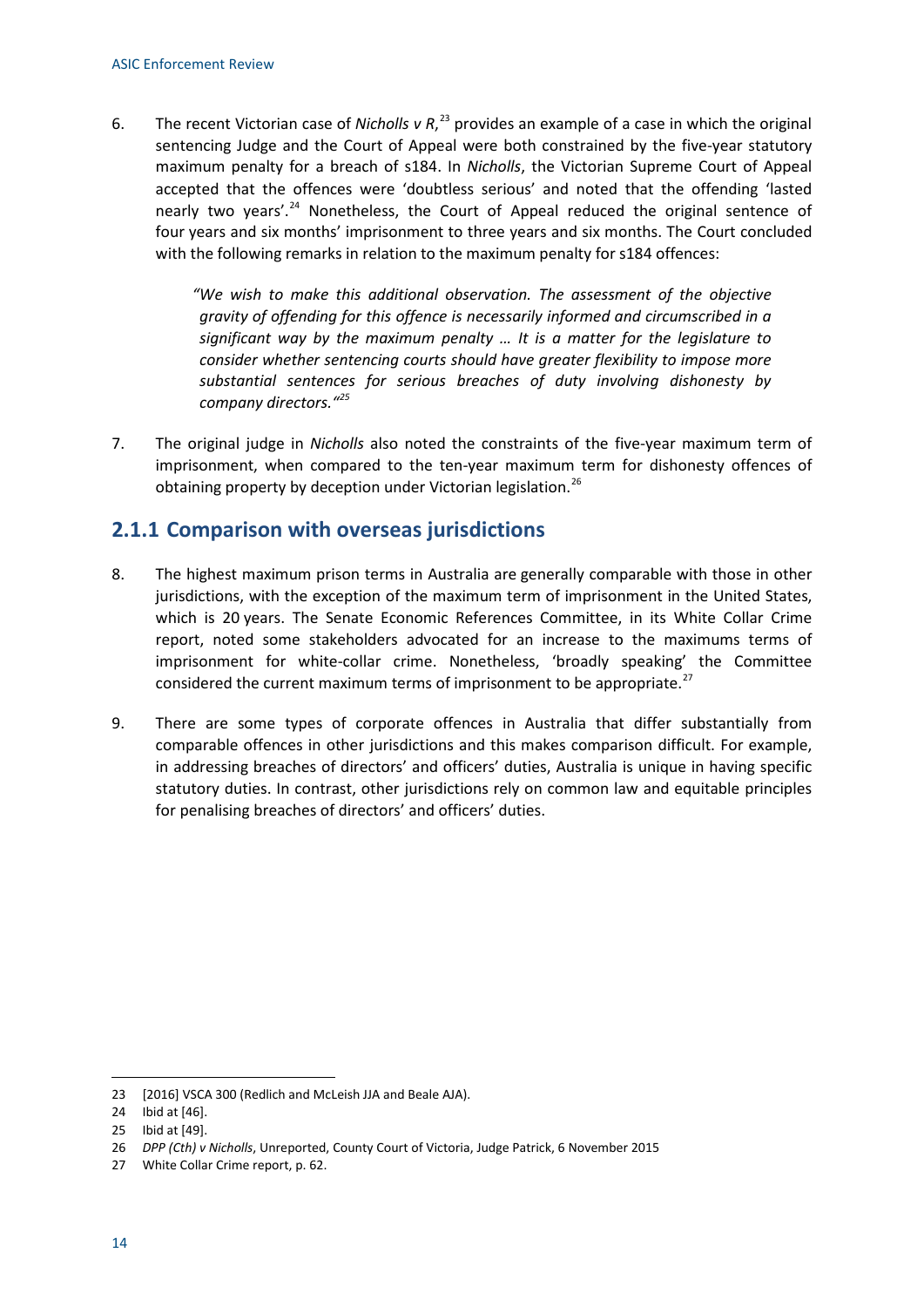6. The recent Victorian case of *Nicholls v R*,[23] provides an example of a case in which the original sentencing Judge and the Court of Appeal were both constrained by the five-year statutory maximum penalty for a breach of s184. In *Nicholls*, the Victorian Supreme Court of Appeal accepted that the offences were 'doubtless serious' and noted that the offending 'lasted nearly two years'.[24] Nonetheless, the Court of Appeal reduced the original sentence of four years and six months' imprisonment to three years and six months. The Court concluded with the following remarks in relation to the maximum penalty for s184 offences:

> *"We wish to make this additional observation. The assessment of the objective gravity of offending for this offence is necessarily informed and circumscribed in a significant way by the maximum penalty … It is a matter for the legislature to consider whether sentencing courts should have greater flexibility to impose more substantial sentences for serious breaches of duty involving dishonesty by company directors."*[25]

7. The original judge in *Nicholls* also noted the constraints of the five-year maximum term of imprisonment, when compared to the ten-year maximum term for dishonesty offences of obtaining property by deception under Victorian legislation.[26]

## 2.1.1 Comparison with overseas jurisdictions

8. The highest maximum prison terms in Australia are generally comparable with those in other jurisdictions, with the exception of the maximum term of imprisonment in the United States, which is 20 years. The Senate Economic References Committee, in its White Collar Crime report, noted some stakeholders advocated for an increase to the maximums terms of imprisonment for white-collar crime. Nonetheless, 'broadly speaking' the Committee considered the current maximum terms of imprisonment to be appropriate.[27]

9. There are some types of corporate offences in Australia that differ substantially from comparable offences in other jurisdictions and this makes comparison difficult. For example, in addressing breaches of directors' and officers' duties, Australia is unique in having specific statutory duties. In contrast, other jurisdictions rely on common law and equitable principles for penalising breaches of directors' and officers' duties.

---

23 [2016] VSCA 300 (Redlich and McLeish JJA and Beale AJA).

24 Ibid at [46].

25 Ibid at [49].

26 *DPP (Cth) v Nicholls*, Unreported, County Court of Victoria, Judge Patrick, 6 November 2015

27 White Collar Crime report, p. 62.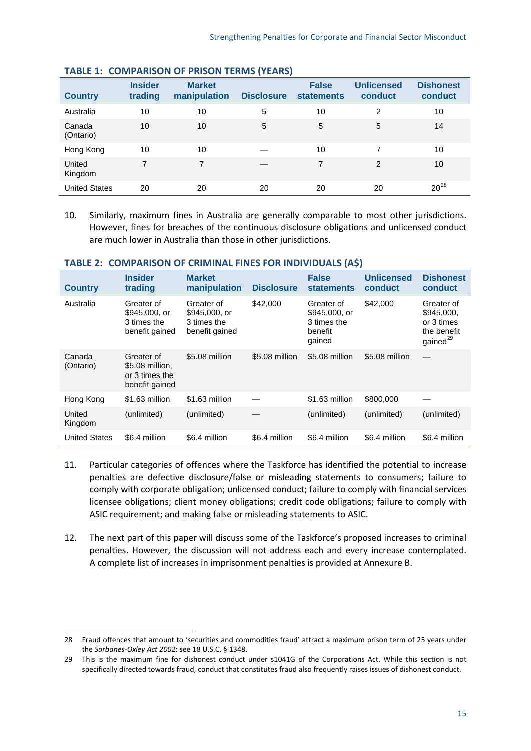### TABLE 1: COMPARISON OF PRISON TERMS (YEARS)

| Country | Insider trading | Market manipulation | Disclosure | False statements | Unlicensed conduct | Dishonest conduct |
|---|---|---|---|---|---|---|
| Australia | 10 | 10 | 5 | 10 | 2 | 10 |
| Canada (Ontario) | 10 | 10 | 5 | 5 | 5 | 14 |
| Hong Kong | 10 | 10 | — | 10 | 7 | 10 |
| United Kingdom | 7 | 7 | — | 7 | 2 | 10 |
| United States | 20 | 20 | 20 | 20 | 20 | 20[28] |

10. Similarly, maximum fines in Australia are generally comparable to most other jurisdictions. However, fines for breaches of the continuous disclosure obligations and unlicensed conduct are much lower in Australia than those in other jurisdictions.

### TABLE 2: COMPARISON OF CRIMINAL FINES FOR INDIVIDUALS (A$)

| Country | Insider trading | Market manipulation | Disclosure | False statements | Unlicensed conduct | Dishonest conduct |
|---|---|---|---|---|---|---|
| Australia | Greater of $945,000, or 3 times the benefit gained | Greater of $945,000, or 3 times the benefit gained | $42,000 | Greater of $945,000, or 3 times the benefit gained | $42,000 | Greater of $945,000, or 3 times the benefit gained[29] |
| Canada (Ontario) | Greater of $5.08 million, or 3 times the benefit gained | $5.08 million | $5.08 million | $5.08 million | $5.08 million | — |
| Hong Kong | $1.63 million | $1.63 million | — | $1.63 million | $800,000 | — |
| United Kingdom | (unlimited) | (unlimited) | — | (unlimited) | (unlimited) | (unlimited) |
| United States | $6.4 million | $6.4 million | $6.4 million | $6.4 million | $6.4 million | $6.4 million |

11. Particular categories of offences where the Taskforce has identified the potential to increase penalties are defective disclosure/false or misleading statements to consumers; failure to comply with corporate obligation; unlicensed conduct; failure to comply with financial services licensee obligations; client money obligations; credit code obligations; failure to comply with ASIC requirement; and making false or misleading statements to ASIC.

12. The next part of this paper will discuss some of the Taskforce's proposed increases to criminal penalties. However, the discussion will not address each and every increase contemplated. A complete list of increases in imprisonment penalties is provided at Annexure B.

---

28 Fraud offences that amount to 'securities and commodities fraud' attract a maximum prison term of 25 years under the *Sarbanes-Oxley Act 2002*: see 18 U.S.C. § 1348.

29 This is the maximum fine for dishonest conduct under s1041G of the Corporations Act. While this section is not specifically directed towards fraud, conduct that constitutes fraud also frequently raises issues of dishonest conduct.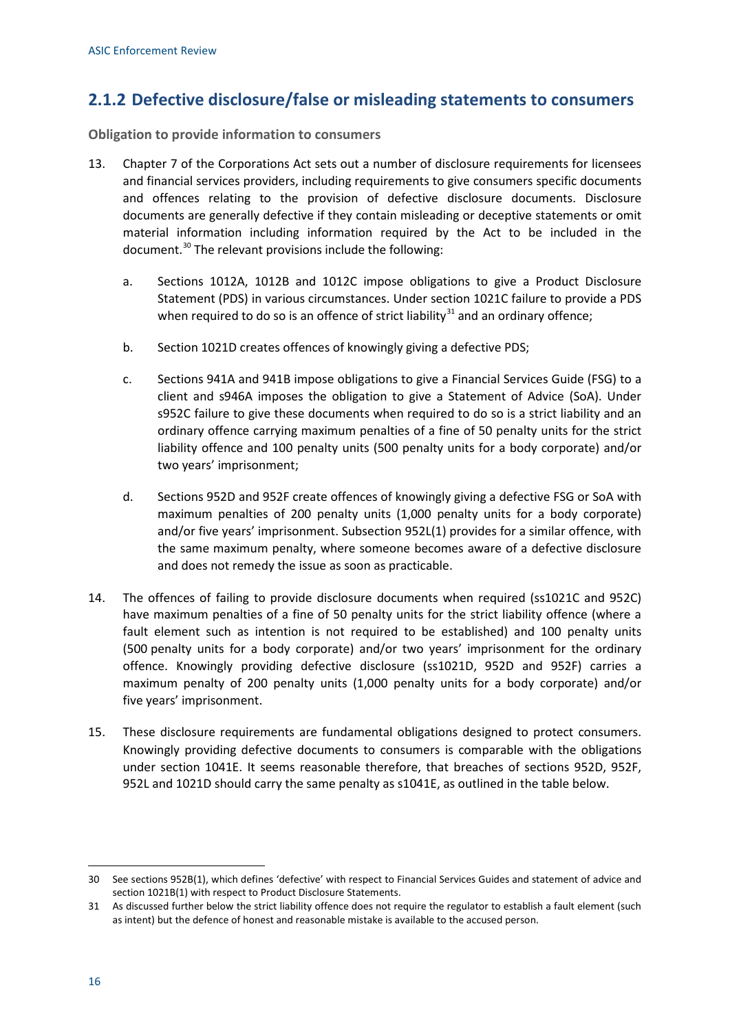## 2.1.2 Defective disclosure/false or misleading statements to consumers

**Obligation to provide information to consumers**

13. Chapter 7 of the Corporations Act sets out a number of disclosure requirements for licensees and financial services providers, including requirements to give consumers specific documents and offences relating to the provision of defective disclosure documents. Disclosure documents are generally defective if they contain misleading or deceptive statements or omit material information including information required by the Act to be included in the document.[30] The relevant provisions include the following:

    a. Sections 1012A, 1012B and 1012C impose obligations to give a Product Disclosure Statement (PDS) in various circumstances. Under section 1021C failure to provide a PDS when required to do so is an offence of strict liability[31] and an ordinary offence;

    b. Section 1021D creates offences of knowingly giving a defective PDS;

    c. Sections 941A and 941B impose obligations to give a Financial Services Guide (FSG) to a client and s946A imposes the obligation to give a Statement of Advice (SoA). Under s952C failure to give these documents when required to do so is a strict liability and an ordinary offence carrying maximum penalties of a fine of 50 penalty units for the strict liability offence and 100 penalty units (500 penalty units for a body corporate) and/or two years' imprisonment;

    d. Sections 952D and 952F create offences of knowingly giving a defective FSG or SoA with maximum penalties of 200 penalty units (1,000 penalty units for a body corporate) and/or five years' imprisonment. Subsection 952L(1) provides for a similar offence, with the same maximum penalty, where someone becomes aware of a defective disclosure and does not remedy the issue as soon as practicable.

14. The offences of failing to provide disclosure documents when required (ss1021C and 952C) have maximum penalties of a fine of 50 penalty units for the strict liability offence (where a fault element such as intention is not required to be established) and 100 penalty units (500 penalty units for a body corporate) and/or two years' imprisonment for the ordinary offence. Knowingly providing defective disclosure (ss1021D, 952D and 952F) carries a maximum penalty of 200 penalty units (1,000 penalty units for a body corporate) and/or five years' imprisonment.

15. These disclosure requirements are fundamental obligations designed to protect consumers. Knowingly providing defective documents to consumers is comparable with the obligations under section 1041E. It seems reasonable therefore, that breaches of sections 952D, 952F, 952L and 1021D should carry the same penalty as s1041E, as outlined in the table below.

---

30 See sections 952B(1), which defines 'defective' with respect to Financial Services Guides and statement of advice and section 1021B(1) with respect to Product Disclosure Statements.

31 As discussed further below the strict liability offence does not require the regulator to establish a fault element (such as intent) but the defence of honest and reasonable mistake is available to the accused person.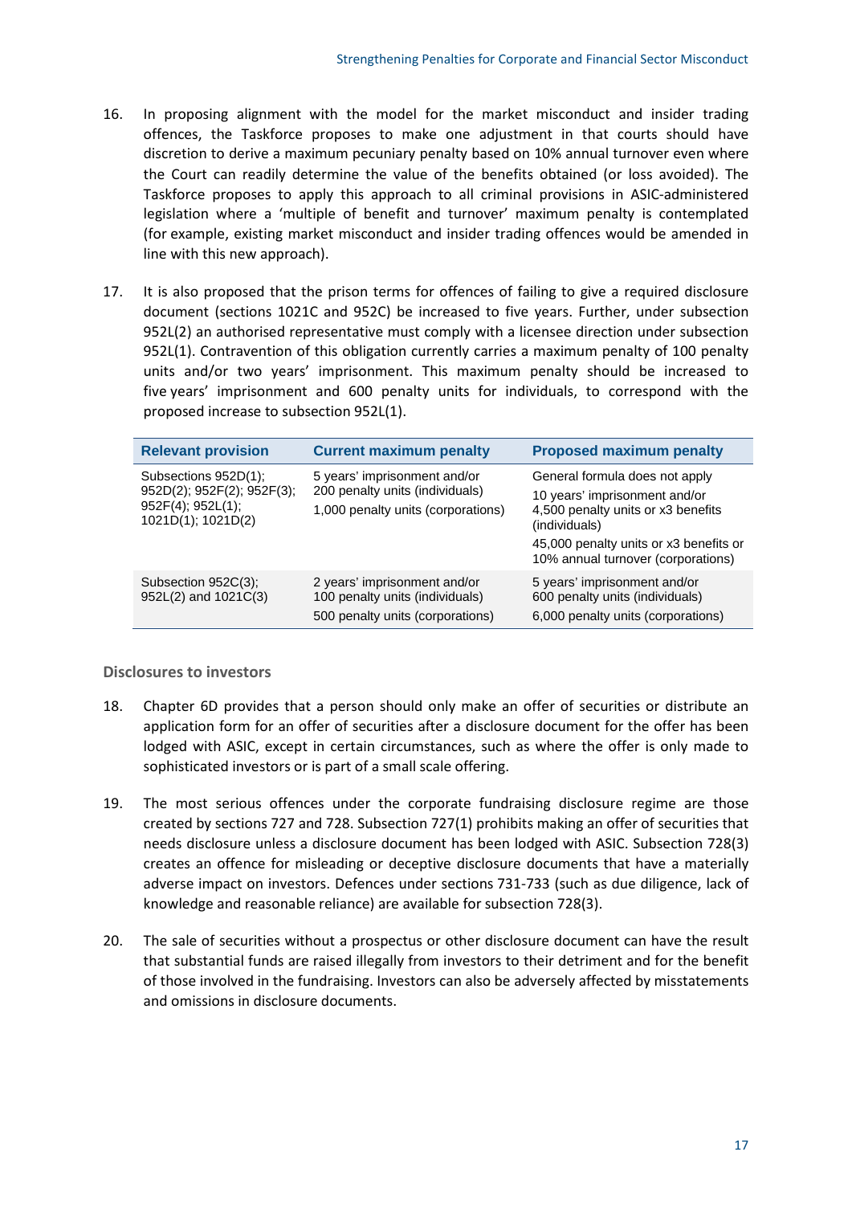16. In proposing alignment with the model for the market misconduct and insider trading offences, the Taskforce proposes to make one adjustment in that courts should have discretion to derive a maximum pecuniary penalty based on 10% annual turnover even where the Court can readily determine the value of the benefits obtained (or loss avoided). The Taskforce proposes to apply this approach to all criminal provisions in ASIC-administered legislation where a 'multiple of benefit and turnover' maximum penalty is contemplated (for example, existing market misconduct and insider trading offences would be amended in line with this new approach).

17. It is also proposed that the prison terms for offences of failing to give a required disclosure document (sections 1021C and 952C) be increased to five years. Further, under subsection 952L(2) an authorised representative must comply with a licensee direction under subsection 952L(1). Contravention of this obligation currently carries a maximum penalty of 100 penalty units and/or two years' imprisonment. This maximum penalty should be increased to five years' imprisonment and 600 penalty units for individuals, to correspond with the proposed increase to subsection 952L(1).

| Relevant provision | Current maximum penalty | Proposed maximum penalty |
|---|---|---|
| Subsections 952D(1); 952D(2); 952F(2); 952F(3); 952F(4); 952L(1); 1021D(1); 1021D(2) | 5 years' imprisonment and/or 200 penalty units (individuals)<br>1,000 penalty units (corporations) | General formula does not apply<br>10 years' imprisonment and/or 4,500 penalty units or x3 benefits (individuals)<br>45,000 penalty units or x3 benefits or 10% annual turnover (corporations) |
| Subsection 952C(3); 952L(2) and 1021C(3) | 2 years' imprisonment and/or 100 penalty units (individuals)<br>500 penalty units (corporations) | 5 years' imprisonment and/or 600 penalty units (individuals)<br>6,000 penalty units (corporations) |

### Disclosures to investors

18. Chapter 6D provides that a person should only make an offer of securities or distribute an application form for an offer of securities after a disclosure document for the offer has been lodged with ASIC, except in certain circumstances, such as where the offer is only made to sophisticated investors or is part of a small scale offering.

19. The most serious offences under the corporate fundraising disclosure regime are those created by sections 727 and 728. Subsection 727(1) prohibits making an offer of securities that needs disclosure unless a disclosure document has been lodged with ASIC. Subsection 728(3) creates an offence for misleading or deceptive disclosure documents that have a materially adverse impact on investors. Defences under sections 731-733 (such as due diligence, lack of knowledge and reasonable reliance) are available for subsection 728(3).

20. The sale of securities without a prospectus or other disclosure document can have the result that substantial funds are raised illegally from investors to their detriment and for the benefit of those involved in the fundraising. Investors can also be adversely affected by misstatements and omissions in disclosure documents.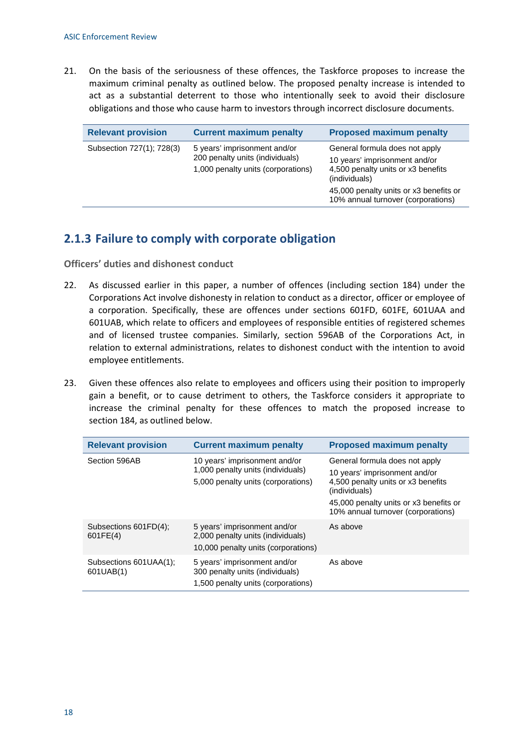21. On the basis of the seriousness of these offences, the Taskforce proposes to increase the maximum criminal penalty as outlined below. The proposed penalty increase is intended to act as a substantial deterrent to those who intentionally seek to avoid their disclosure obligations and those who cause harm to investors through incorrect disclosure documents.

| Relevant provision | Current maximum penalty | Proposed maximum penalty |
|---|---|---|
| Subsection 727(1); 728(3) | 5 years' imprisonment and/or 200 penalty units (individuals)<br><br>1,000 penalty units (corporations) | General formula does not apply<br><br>10 years' imprisonment and/or 4,500 penalty units or x3 benefits (individuals)<br><br>45,000 penalty units or x3 benefits or 10% annual turnover (corporations) |

## 2.1.3 Failure to comply with corporate obligation

### Officers' duties and dishonest conduct

22. As discussed earlier in this paper, a number of offences (including section 184) under the Corporations Act involve dishonesty in relation to conduct as a director, officer or employee of a corporation. Specifically, these are offences under sections 601FD, 601FE, 601UAA and 601UAB, which relate to officers and employees of responsible entities of registered schemes and of licensed trustee companies. Similarly, section 596AB of the Corporations Act, in relation to external administrations, relates to dishonest conduct with the intention to avoid employee entitlements.

23. Given these offences also relate to employees and officers using their position to improperly gain a benefit, or to cause detriment to others, the Taskforce considers it appropriate to increase the criminal penalty for these offences to match the proposed increase to section 184, as outlined below.

| Relevant provision | Current maximum penalty | Proposed maximum penalty |
|---|---|---|
| Section 596AB | 10 years' imprisonment and/or 1,000 penalty units (individuals)<br><br>5,000 penalty units (corporations) | General formula does not apply<br><br>10 years' imprisonment and/or 4,500 penalty units or x3 benefits (individuals)<br><br>45,000 penalty units or x3 benefits or 10% annual turnover (corporations) |
| Subsections 601FD(4); 601FE(4) | 5 years' imprisonment and/or 2,000 penalty units (individuals)<br><br>10,000 penalty units (corporations) | As above |
| Subsections 601UAA(1); 601UAB(1) | 5 years' imprisonment and/or 300 penalty units (individuals)<br><br>1,500 penalty units (corporations) | As above |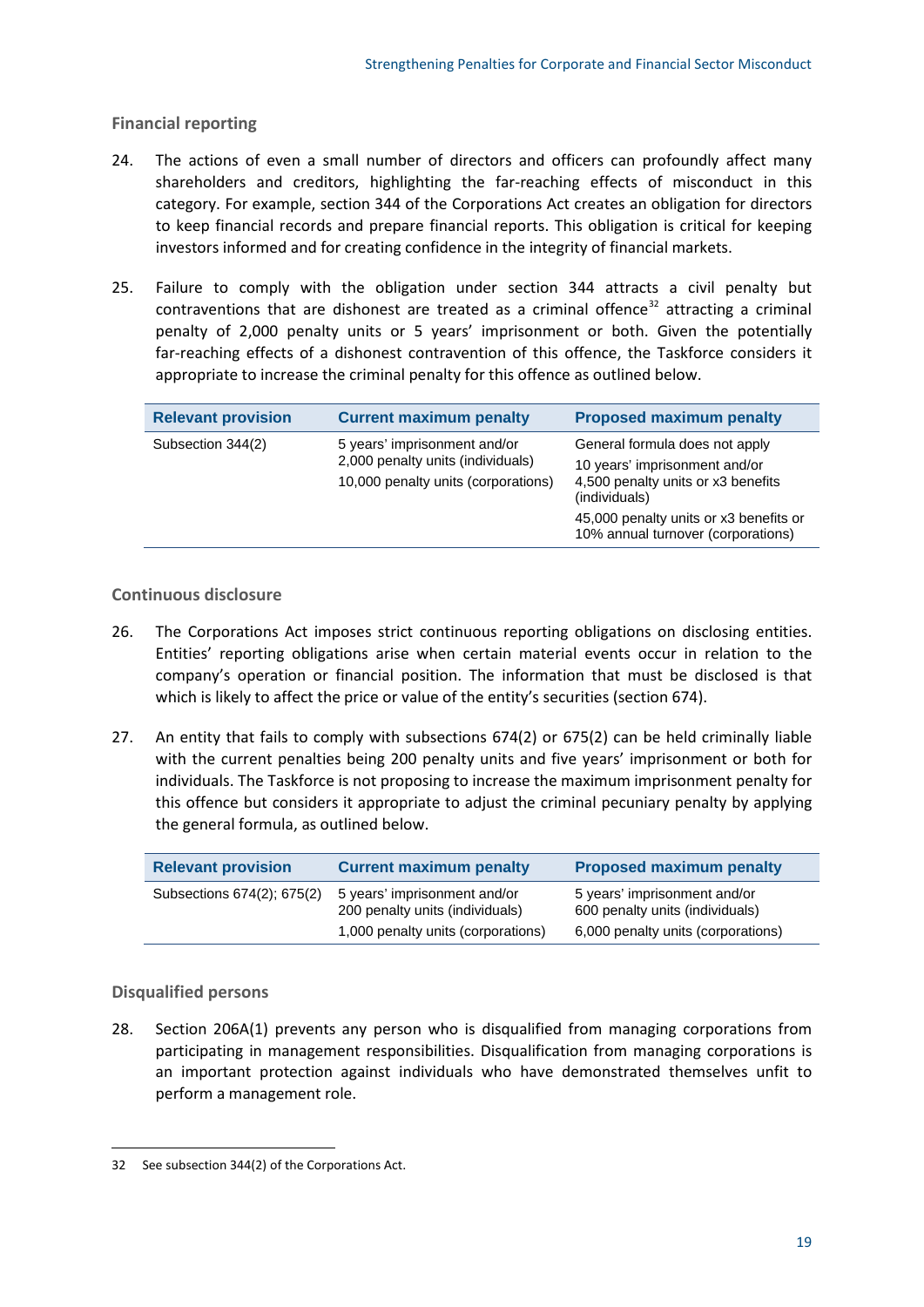## Financial reporting

24. The actions of even a small number of directors and officers can profoundly affect many shareholders and creditors, highlighting the far-reaching effects of misconduct in this category. For example, section 344 of the Corporations Act creates an obligation for directors to keep financial records and prepare financial reports. This obligation is critical for keeping investors informed and for creating confidence in the integrity of financial markets.

25. Failure to comply with the obligation under section 344 attracts a civil penalty but contraventions that are dishonest are treated as a criminal offence[32] attracting a criminal penalty of 2,000 penalty units or 5 years' imprisonment or both. Given the potentially far-reaching effects of a dishonest contravention of this offence, the Taskforce considers it appropriate to increase the criminal penalty for this offence as outlined below.

| Relevant provision | Current maximum penalty | Proposed maximum penalty |
|---|---|---|
| Subsection 344(2) | 5 years' imprisonment and/or 2,000 penalty units (individuals)<br>10,000 penalty units (corporations) | General formula does not apply<br>10 years' imprisonment and/or 4,500 penalty units or x3 benefits (individuals)<br>45,000 penalty units or x3 benefits or 10% annual turnover (corporations) |

## Continuous disclosure

26. The Corporations Act imposes strict continuous reporting obligations on disclosing entities. Entities' reporting obligations arise when certain material events occur in relation to the company's operation or financial position. The information that must be disclosed is that which is likely to affect the price or value of the entity's securities (section 674).

27. An entity that fails to comply with subsections 674(2) or 675(2) can be held criminally liable with the current penalties being 200 penalty units and five years' imprisonment or both for individuals. The Taskforce is not proposing to increase the maximum imprisonment penalty for this offence but considers it appropriate to adjust the criminal pecuniary penalty by applying the general formula, as outlined below.

| Relevant provision | Current maximum penalty | Proposed maximum penalty |
|---|---|---|
| Subsections 674(2); 675(2) | 5 years' imprisonment and/or 200 penalty units (individuals)<br>1,000 penalty units (corporations) | 5 years' imprisonment and/or 600 penalty units (individuals)<br>6,000 penalty units (corporations) |

## Disqualified persons

28. Section 206A(1) prevents any person who is disqualified from managing corporations from participating in management responsibilities. Disqualification from managing corporations is an important protection against individuals who have demonstrated themselves unfit to perform a management role.

---

32 See subsection 344(2) of the Corporations Act.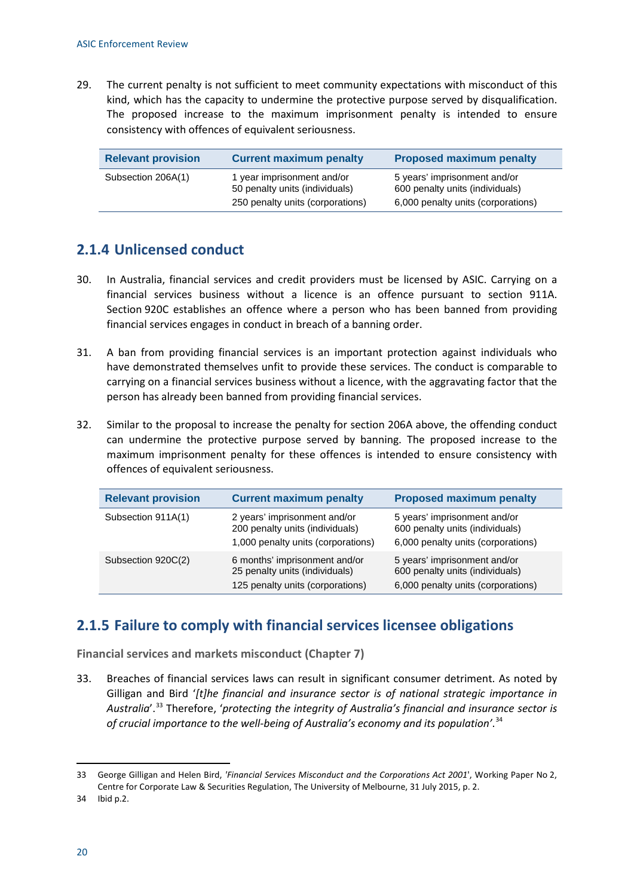29. The current penalty is not sufficient to meet community expectations with misconduct of this kind, which has the capacity to undermine the protective purpose served by disqualification. The proposed increase to the maximum imprisonment penalty is intended to ensure consistency with offences of equivalent seriousness.

| Relevant provision | Current maximum penalty | Proposed maximum penalty |
|---|---|---|
| Subsection 206A(1) | 1 year imprisonment and/or 50 penalty units (individuals) 250 penalty units (corporations) | 5 years' imprisonment and/or 600 penalty units (individuals) 6,000 penalty units (corporations) |

## 2.1.4 Unlicensed conduct

30. In Australia, financial services and credit providers must be licensed by ASIC. Carrying on a financial services business without a licence is an offence pursuant to section 911A. Section 920C establishes an offence where a person who has been banned from providing financial services engages in conduct in breach of a banning order.

31. A ban from providing financial services is an important protection against individuals who have demonstrated themselves unfit to provide these services. The conduct is comparable to carrying on a financial services business without a licence, with the aggravating factor that the person has already been banned from providing financial services.

32. Similar to the proposal to increase the penalty for section 206A above, the offending conduct can undermine the protective purpose served by banning. The proposed increase to the maximum imprisonment penalty for these offences is intended to ensure consistency with offences of equivalent seriousness.

| Relevant provision | Current maximum penalty | Proposed maximum penalty |
|---|---|---|
| Subsection 911A(1) | 2 years' imprisonment and/or 200 penalty units (individuals) 1,000 penalty units (corporations) | 5 years' imprisonment and/or 600 penalty units (individuals) 6,000 penalty units (corporations) |
| Subsection 920C(2) | 6 months' imprisonment and/or 25 penalty units (individuals) 125 penalty units (corporations) | 5 years' imprisonment and/or 600 penalty units (individuals) 6,000 penalty units (corporations) |

## 2.1.5 Failure to comply with financial services licensee obligations

**Financial services and markets misconduct (Chapter 7)**

33. Breaches of financial services laws can result in significant consumer detriment. As noted by Gilligan and Bird '*[t]he financial and insurance sector is of national strategic importance in Australia*'.[33] Therefore, '*protecting the integrity of Australia's financial and insurance sector is of crucial importance to the well-being of Australia's economy and its population'*.[34]

---

33 George Gilligan and Helen Bird, '*Financial Services Misconduct and the Corporations Act 2001*', Working Paper No 2, Centre for Corporate Law & Securities Regulation, The University of Melbourne, 31 July 2015, p. 2.

34 Ibid p.2.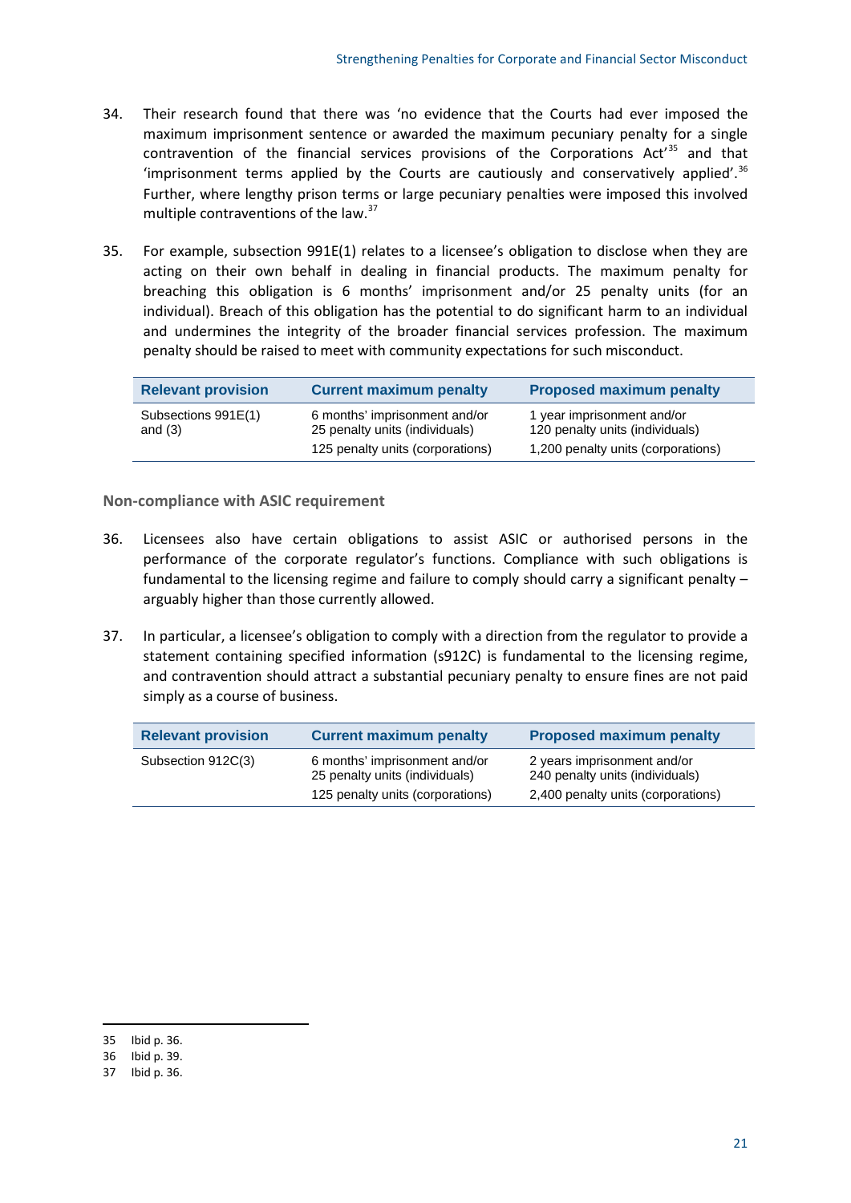34. Their research found that there was 'no evidence that the Courts had ever imposed the maximum imprisonment sentence or awarded the maximum pecuniary penalty for a single contravention of the financial services provisions of the Corporations Act'[35] and that 'imprisonment terms applied by the Courts are cautiously and conservatively applied'.[36] Further, where lengthy prison terms or large pecuniary penalties were imposed this involved multiple contraventions of the law.[37]

35. For example, subsection 991E(1) relates to a licensee's obligation to disclose when they are acting on their own behalf in dealing in financial products. The maximum penalty for breaching this obligation is 6 months' imprisonment and/or 25 penalty units (for an individual). Breach of this obligation has the potential to do significant harm to an individual and undermines the integrity of the broader financial services profession. The maximum penalty should be raised to meet with community expectations for such misconduct.

| Relevant provision | Current maximum penalty | Proposed maximum penalty |
|---|---|---|
| Subsections 991E(1) and (3) | 6 months' imprisonment and/or 25 penalty units (individuals)<br>125 penalty units (corporations) | 1 year imprisonment and/or 120 penalty units (individuals)<br>1,200 penalty units (corporations) |

### Non-compliance with ASIC requirement

36. Licensees also have certain obligations to assist ASIC or authorised persons in the performance of the corporate regulator's functions. Compliance with such obligations is fundamental to the licensing regime and failure to comply should carry a significant penalty – arguably higher than those currently allowed.

37. In particular, a licensee's obligation to comply with a direction from the regulator to provide a statement containing specified information (s912C) is fundamental to the licensing regime, and contravention should attract a substantial pecuniary penalty to ensure fines are not paid simply as a course of business.

| Relevant provision | Current maximum penalty | Proposed maximum penalty |
|---|---|---|
| Subsection 912C(3) | 6 months' imprisonment and/or 25 penalty units (individuals)<br>125 penalty units (corporations) | 2 years imprisonment and/or 240 penalty units (individuals)<br>2,400 penalty units (corporations) |

35 Ibid p. 36.
36 Ibid p. 39.
37 Ibid p. 36.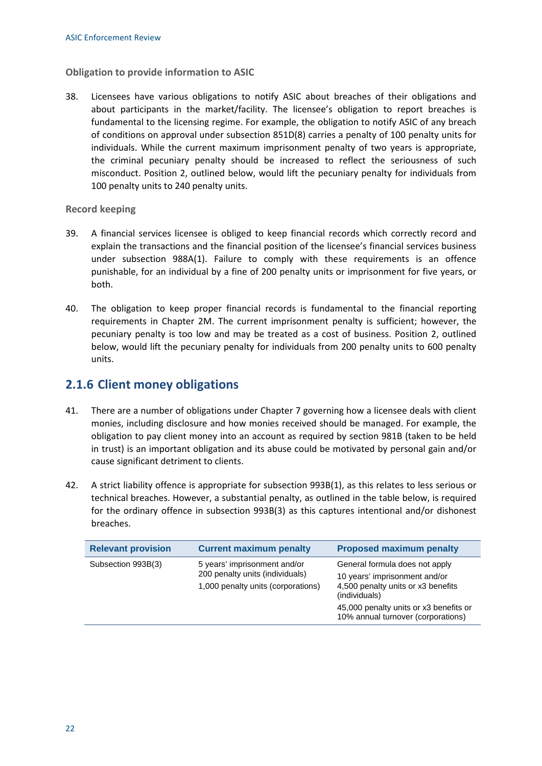### Obligation to provide information to ASIC

38. Licensees have various obligations to notify ASIC about breaches of their obligations and about participants in the market/facility. The licensee's obligation to report breaches is fundamental to the licensing regime. For example, the obligation to notify ASIC of any breach of conditions on approval under subsection 851D(8) carries a penalty of 100 penalty units for individuals. While the current maximum imprisonment penalty of two years is appropriate, the criminal pecuniary penalty should be increased to reflect the seriousness of such misconduct. Position 2, outlined below, would lift the pecuniary penalty for individuals from 100 penalty units to 240 penalty units.

### Record keeping

39. A financial services licensee is obliged to keep financial records which correctly record and explain the transactions and the financial position of the licensee's financial services business under subsection 988A(1). Failure to comply with these requirements is an offence punishable, for an individual by a fine of 200 penalty units or imprisonment for five years, or both.

40. The obligation to keep proper financial records is fundamental to the financial reporting requirements in Chapter 2M. The current imprisonment penalty is sufficient; however, the pecuniary penalty is too low and may be treated as a cost of business. Position 2, outlined below, would lift the pecuniary penalty for individuals from 200 penalty units to 600 penalty units.

## 2.1.6 Client money obligations

41. There are a number of obligations under Chapter 7 governing how a licensee deals with client monies, including disclosure and how monies received should be managed. For example, the obligation to pay client money into an account as required by section 981B (taken to be held in trust) is an important obligation and its abuse could be motivated by personal gain and/or cause significant detriment to clients.

42. A strict liability offence is appropriate for subsection 993B(1), as this relates to less serious or technical breaches. However, a substantial penalty, as outlined in the table below, is required for the ordinary offence in subsection 993B(3) as this captures intentional and/or dishonest breaches.

| Relevant provision | Current maximum penalty | Proposed maximum penalty |
|---|---|---|
| Subsection 993B(3) | 5 years' imprisonment and/or<br>200 penalty units (individuals)<br>1,000 penalty units (corporations) | General formula does not apply<br>10 years' imprisonment and/or 4,500 penalty units or x3 benefits (individuals)<br>45,000 penalty units or x3 benefits or 10% annual turnover (corporations) |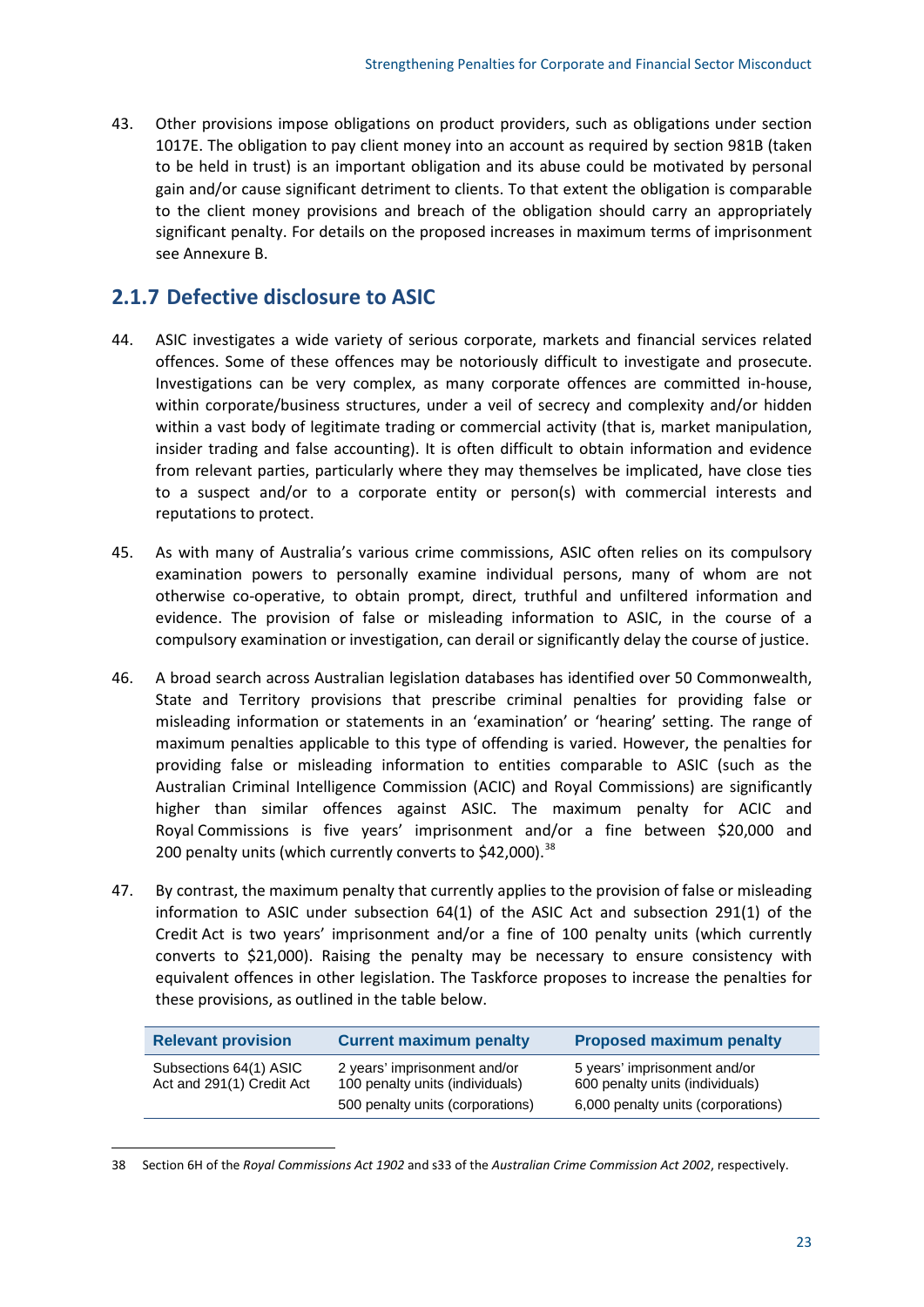43. Other provisions impose obligations on product providers, such as obligations under section 1017E. The obligation to pay client money into an account as required by section 981B (taken to be held in trust) is an important obligation and its abuse could be motivated by personal gain and/or cause significant detriment to clients. To that extent the obligation is comparable to the client money provisions and breach of the obligation should carry an appropriately significant penalty. For details on the proposed increases in maximum terms of imprisonment see Annexure B.

## 2.1.7 Defective disclosure to ASIC

44. ASIC investigates a wide variety of serious corporate, markets and financial services related offences. Some of these offences may be notoriously difficult to investigate and prosecute. Investigations can be very complex, as many corporate offences are committed in-house, within corporate/business structures, under a veil of secrecy and complexity and/or hidden within a vast body of legitimate trading or commercial activity (that is, market manipulation, insider trading and false accounting). It is often difficult to obtain information and evidence from relevant parties, particularly where they may themselves be implicated, have close ties to a suspect and/or to a corporate entity or person(s) with commercial interests and reputations to protect.

45. As with many of Australia's various crime commissions, ASIC often relies on its compulsory examination powers to personally examine individual persons, many of whom are not otherwise co-operative, to obtain prompt, direct, truthful and unfiltered information and evidence. The provision of false or misleading information to ASIC, in the course of a compulsory examination or investigation, can derail or significantly delay the course of justice.

46. A broad search across Australian legislation databases has identified over 50 Commonwealth, State and Territory provisions that prescribe criminal penalties for providing false or misleading information or statements in an 'examination' or 'hearing' setting. The range of maximum penalties applicable to this type of offending is varied. However, the penalties for providing false or misleading information to entities comparable to ASIC (such as the Australian Criminal Intelligence Commission (ACIC) and Royal Commissions) are significantly higher than similar offences against ASIC. The maximum penalty for ACIC and Royal Commissions is five years' imprisonment and/or a fine between $20,000 and 200 penalty units (which currently converts to $42,000).[38]

47. By contrast, the maximum penalty that currently applies to the provision of false or misleading information to ASIC under subsection 64(1) of the ASIC Act and subsection 291(1) of the Credit Act is two years' imprisonment and/or a fine of 100 penalty units (which currently converts to $21,000). Raising the penalty may be necessary to ensure consistency with equivalent offences in other legislation. The Taskforce proposes to increase the penalties for these provisions, as outlined in the table below.

| Relevant provision | Current maximum penalty | Proposed maximum penalty |
|---|---|---|
| Subsections 64(1) ASIC Act and 291(1) Credit Act | 2 years' imprisonment and/or 100 penalty units (individuals)<br>500 penalty units (corporations) | 5 years' imprisonment and/or 600 penalty units (individuals)<br>6,000 penalty units (corporations) |

38 Section 6H of the *Royal Commissions Act 1902* and s33 of the *Australian Crime Commission Act 2002*, respectively.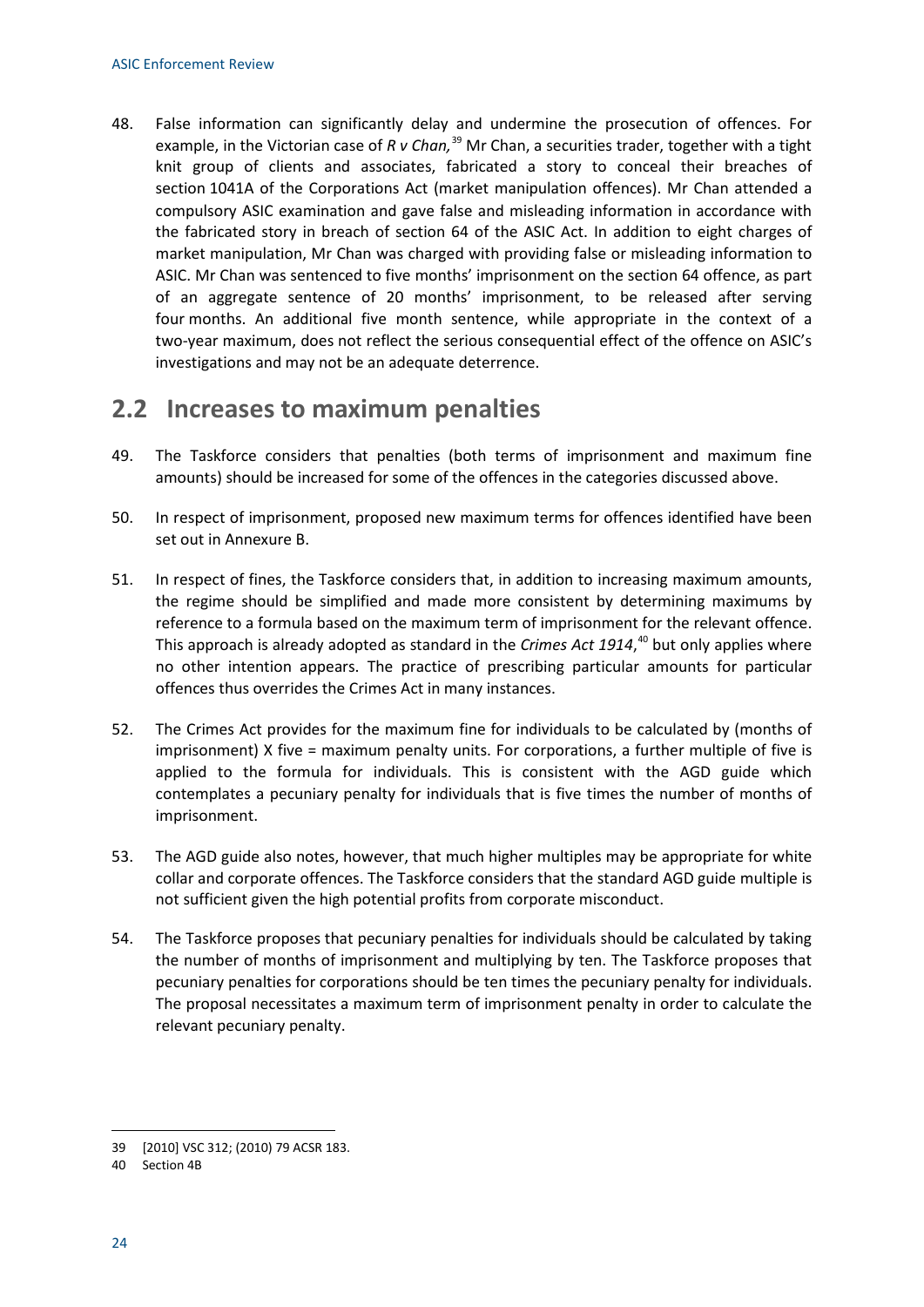48. False information can significantly delay and undermine the prosecution of offences. For example, in the Victorian case of *R v Chan,*[39] Mr Chan, a securities trader, together with a tight knit group of clients and associates, fabricated a story to conceal their breaches of section 1041A of the Corporations Act (market manipulation offences). Mr Chan attended a compulsory ASIC examination and gave false and misleading information in accordance with the fabricated story in breach of section 64 of the ASIC Act. In addition to eight charges of market manipulation, Mr Chan was charged with providing false or misleading information to ASIC. Mr Chan was sentenced to five months' imprisonment on the section 64 offence, as part of an aggregate sentence of 20 months' imprisonment, to be released after serving four months. An additional five month sentence, while appropriate in the context of a two-year maximum, does not reflect the serious consequential effect of the offence on ASIC's investigations and may not be an adequate deterrence.

## 2.2 Increases to maximum penalties

49. The Taskforce considers that penalties (both terms of imprisonment and maximum fine amounts) should be increased for some of the offences in the categories discussed above.

50. In respect of imprisonment, proposed new maximum terms for offences identified have been set out in Annexure B.

51. In respect of fines, the Taskforce considers that, in addition to increasing maximum amounts, the regime should be simplified and made more consistent by determining maximums by reference to a formula based on the maximum term of imprisonment for the relevant offence. This approach is already adopted as standard in the *Crimes Act 1914*,[40] but only applies where no other intention appears. The practice of prescribing particular amounts for particular offences thus overrides the Crimes Act in many instances.

52. The Crimes Act provides for the maximum fine for individuals to be calculated by (months of imprisonment) X five = maximum penalty units. For corporations, a further multiple of five is applied to the formula for individuals. This is consistent with the AGD guide which contemplates a pecuniary penalty for individuals that is five times the number of months of imprisonment.

53. The AGD guide also notes, however, that much higher multiples may be appropriate for white collar and corporate offences. The Taskforce considers that the standard AGD guide multiple is not sufficient given the high potential profits from corporate misconduct.

54. The Taskforce proposes that pecuniary penalties for individuals should be calculated by taking the number of months of imprisonment and multiplying by ten. The Taskforce proposes that pecuniary penalties for corporations should be ten times the pecuniary penalty for individuals. The proposal necessitates a maximum term of imprisonment penalty in order to calculate the relevant pecuniary penalty.

---

39 [2010] VSC 312; (2010) 79 ACSR 183.

40 Section 4B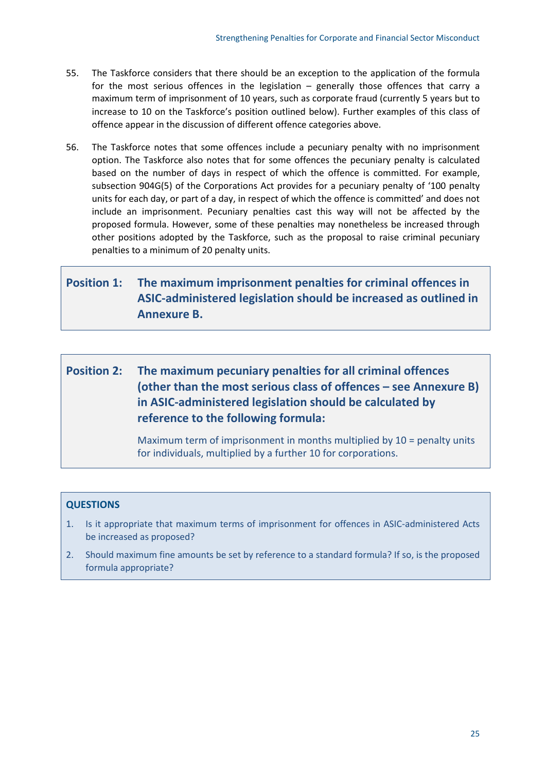55. The Taskforce considers that there should be an exception to the application of the formula for the most serious offences in the legislation – generally those offences that carry a maximum term of imprisonment of 10 years, such as corporate fraud (currently 5 years but to increase to 10 on the Taskforce's position outlined below). Further examples of this class of offence appear in the discussion of different offence categories above.

56. The Taskforce notes that some offences include a pecuniary penalty with no imprisonment option. The Taskforce also notes that for some offences the pecuniary penalty is calculated based on the number of days in respect of which the offence is committed. For example, subsection 904G(5) of the Corporations Act provides for a pecuniary penalty of '100 penalty units for each day, or part of a day, in respect of which the offence is committed' and does not include an imprisonment. Pecuniary penalties cast this way will not be affected by the proposed formula. However, some of these penalties may nonetheless be increased through other positions adopted by the Taskforce, such as the proposal to raise criminal pecuniary penalties to a minimum of 20 penalty units.

> **Position 1: The maximum imprisonment penalties for criminal offences in ASIC-administered legislation should be increased as outlined in Annexure B.**

> **Position 2: The maximum pecuniary penalties for all criminal offences (other than the most serious class of offences – see Annexure B) in ASIC-administered legislation should be calculated by reference to the following formula:**
>
> Maximum term of imprisonment in months multiplied by 10 = penalty units for individuals, multiplied by a further 10 for corporations.

**QUESTIONS**

1. Is it appropriate that maximum terms of imprisonment for offences in ASIC-administered Acts be increased as proposed?
2. Should maximum fine amounts be set by reference to a standard formula? If so, is the proposed formula appropriate?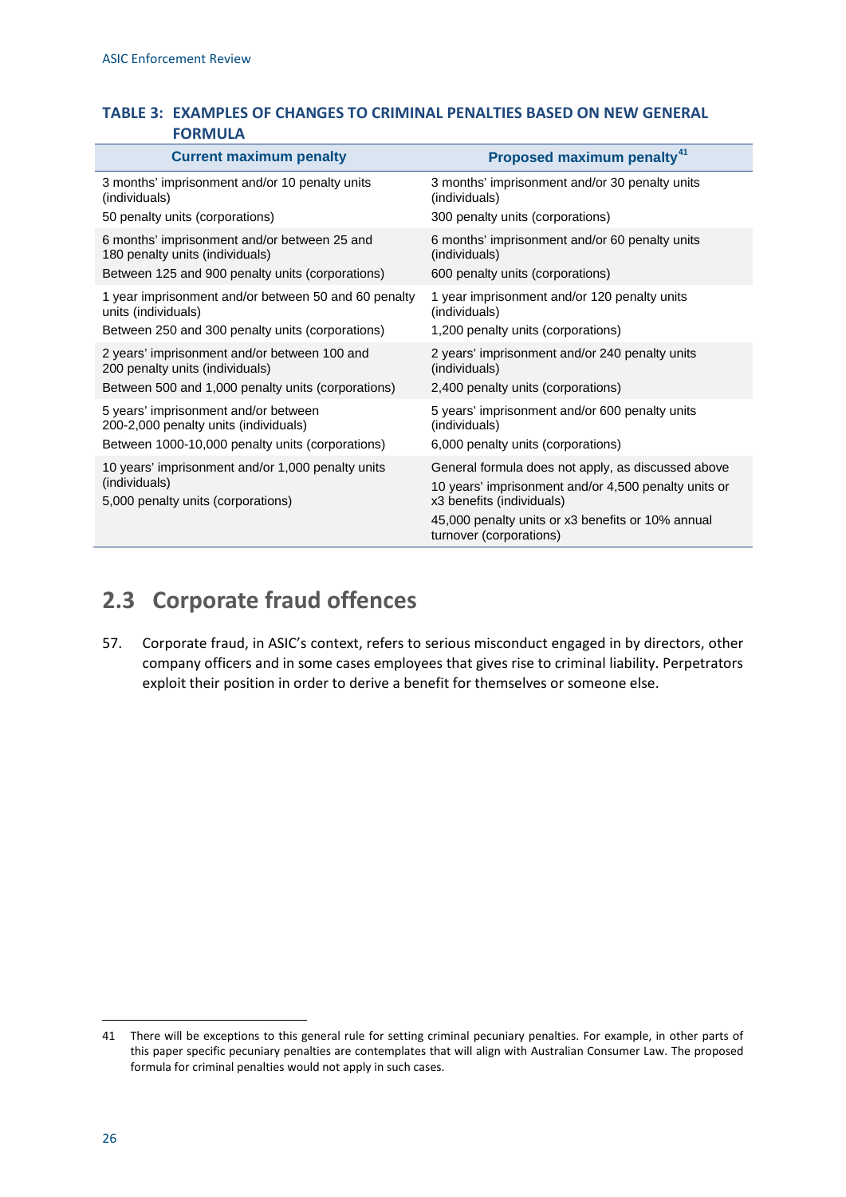### TABLE 3: EXAMPLES OF CHANGES TO CRIMINAL PENALTIES BASED ON NEW GENERAL FORMULA

| Current maximum penalty | Proposed maximum penalty[41] |
|---|---|
| 3 months' imprisonment and/or 10 penalty units (individuals)<br>50 penalty units (corporations) | 3 months' imprisonment and/or 30 penalty units (individuals)<br>300 penalty units (corporations) |
| 6 months' imprisonment and/or between 25 and 180 penalty units (individuals)<br>Between 125 and 900 penalty units (corporations) | 6 months' imprisonment and/or 60 penalty units (individuals)<br>600 penalty units (corporations) |
| 1 year imprisonment and/or between 50 and 60 penalty units (individuals)<br>Between 250 and 300 penalty units (corporations) | 1 year imprisonment and/or 120 penalty units (individuals)<br>1,200 penalty units (corporations) |
| 2 years' imprisonment and/or between 100 and 200 penalty units (individuals)<br>Between 500 and 1,000 penalty units (corporations) | 2 years' imprisonment and/or 240 penalty units (individuals)<br>2,400 penalty units (corporations) |
| 5 years' imprisonment and/or between 200-2,000 penalty units (individuals)<br>Between 1000-10,000 penalty units (corporations) | 5 years' imprisonment and/or 600 penalty units (individuals)<br>6,000 penalty units (corporations) |
| 10 years' imprisonment and/or 1,000 penalty units (individuals)<br>5,000 penalty units (corporations) | General formula does not apply, as discussed above<br>10 years' imprisonment and/or 4,500 penalty units or x3 benefits (individuals)<br>45,000 penalty units or x3 benefits or 10% annual turnover (corporations) |

## 2.3 Corporate fraud offences

57. Corporate fraud, in ASIC's context, refers to serious misconduct engaged in by directors, other company officers and in some cases employees that gives rise to criminal liability. Perpetrators exploit their position in order to derive a benefit for themselves or someone else.

---

41 There will be exceptions to this general rule for setting criminal pecuniary penalties. For example, in other parts of this paper specific pecuniary penalties are contemplates that will align with Australian Consumer Law. The proposed formula for criminal penalties would not apply in such cases.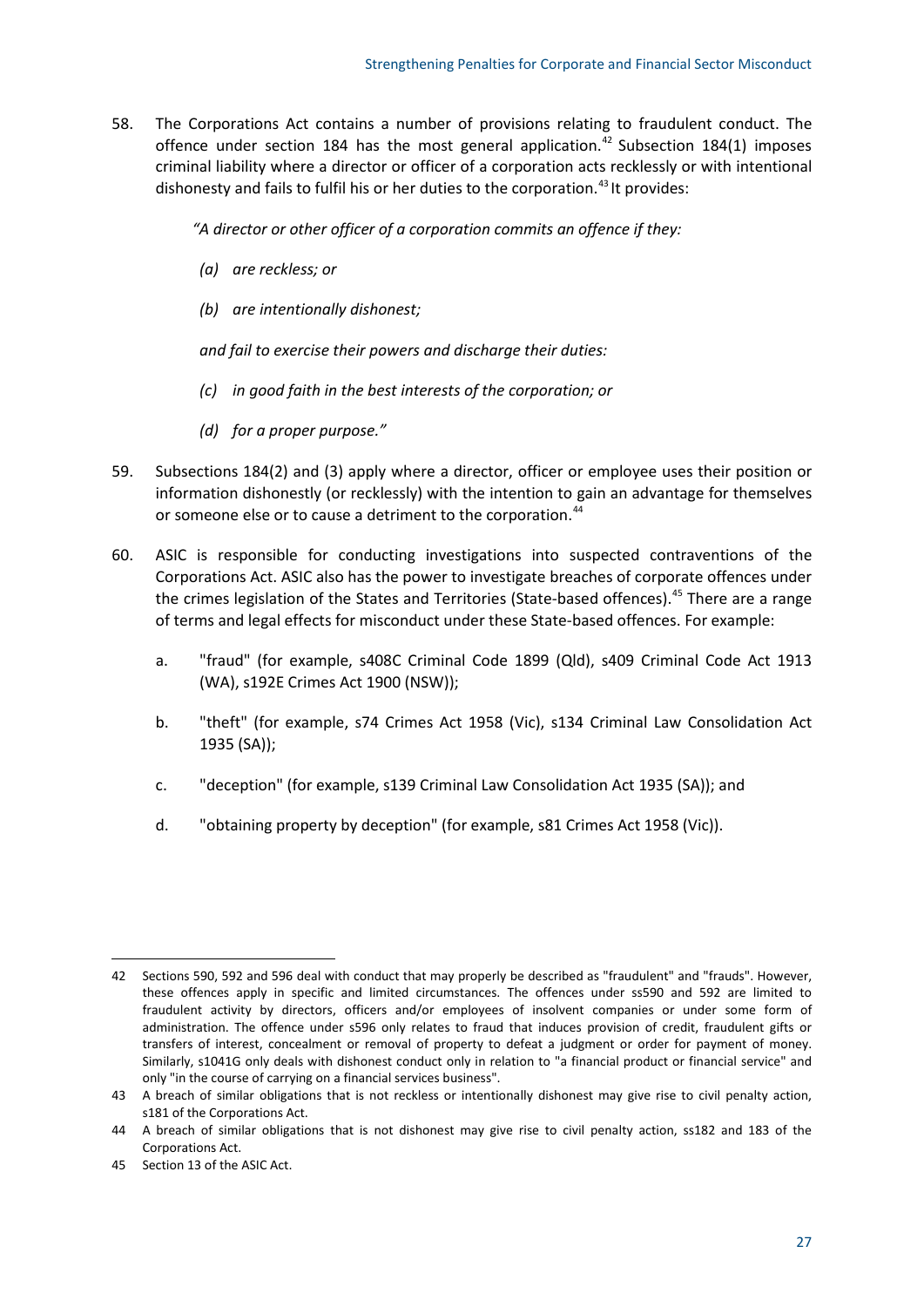58. The Corporations Act contains a number of provisions relating to fraudulent conduct. The offence under section 184 has the most general application.[42] Subsection 184(1) imposes criminal liability where a director or officer of a corporation acts recklessly or with intentional dishonesty and fails to fulfil his or her duties to the corporation.[43] It provides:

    *"A director or other officer of a corporation commits an offence if they:*

    *(a) are reckless; or*

    *(b) are intentionally dishonest;*

    *and fail to exercise their powers and discharge their duties:*

    *(c) in good faith in the best interests of the corporation; or*

    *(d) for a proper purpose."*

59. Subsections 184(2) and (3) apply where a director, officer or employee uses their position or information dishonestly (or recklessly) with the intention to gain an advantage for themselves or someone else or to cause a detriment to the corporation.[44]

60. ASIC is responsible for conducting investigations into suspected contraventions of the Corporations Act. ASIC also has the power to investigate breaches of corporate offences under the crimes legislation of the States and Territories (State-based offences).[45] There are a range of terms and legal effects for misconduct under these State-based offences. For example:

    a. "fraud" (for example, s408C Criminal Code 1899 (Qld), s409 Criminal Code Act 1913 (WA), s192E Crimes Act 1900 (NSW));

    b. "theft" (for example, s74 Crimes Act 1958 (Vic), s134 Criminal Law Consolidation Act 1935 (SA));

    c. "deception" (for example, s139 Criminal Law Consolidation Act 1935 (SA)); and

    d. "obtaining property by deception" (for example, s81 Crimes Act 1958 (Vic)).

---

42 Sections 590, 592 and 596 deal with conduct that may properly be described as "fraudulent" and "frauds". However, these offences apply in specific and limited circumstances. The offences under ss590 and 592 are limited to fraudulent activity by directors, officers and/or employees of insolvent companies or under some form of administration. The offence under s596 only relates to fraud that induces provision of credit, fraudulent gifts or transfers of interest, concealment or removal of property to defeat a judgment or order for payment of money. Similarly, s1041G only deals with dishonest conduct only in relation to "a financial product or financial service" and only "in the course of carrying on a financial services business".

43 A breach of similar obligations that is not reckless or intentionally dishonest may give rise to civil penalty action, s181 of the Corporations Act.

44 A breach of similar obligations that is not dishonest may give rise to civil penalty action, ss182 and 183 of the Corporations Act.

45 Section 13 of the ASIC Act.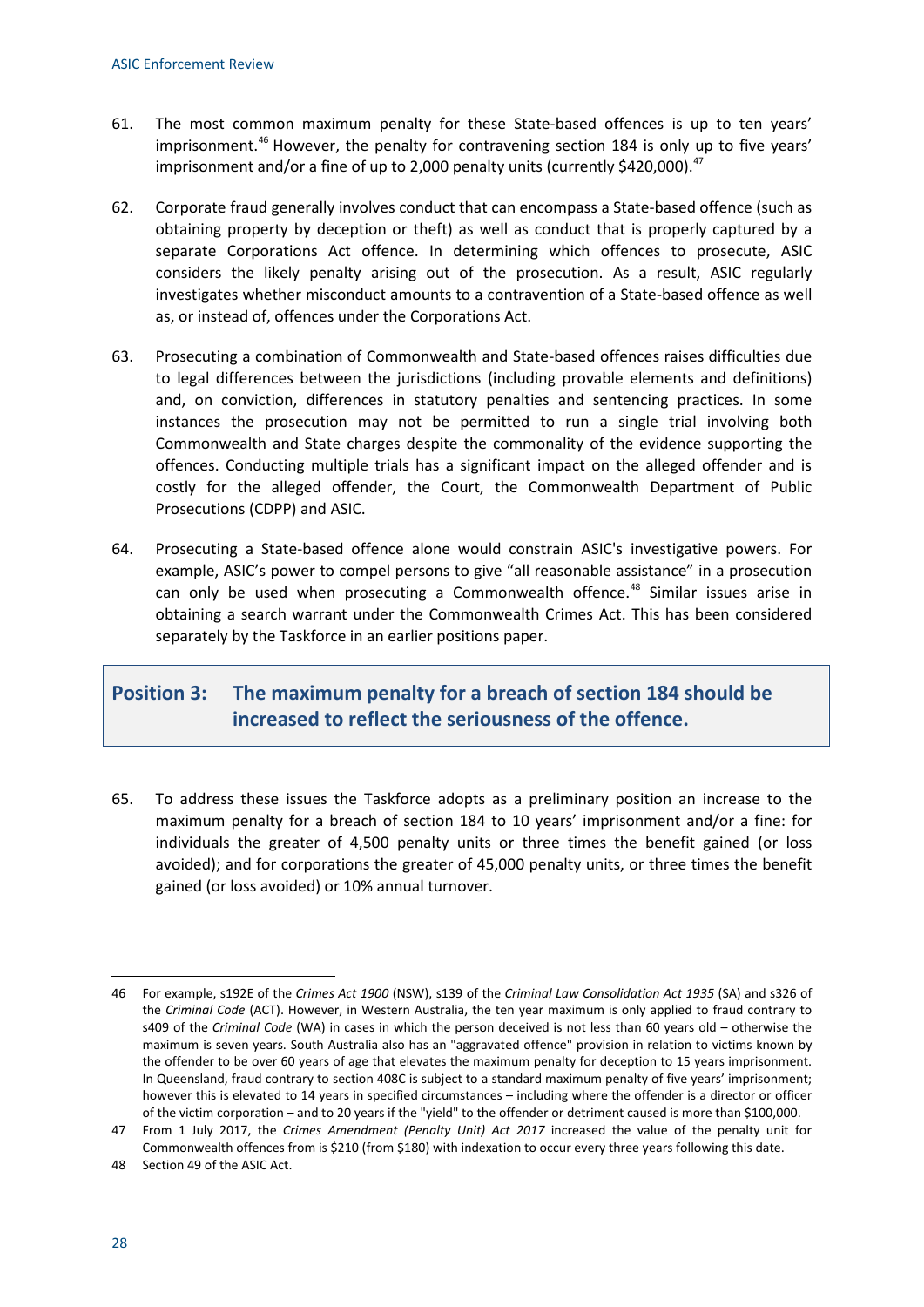61. The most common maximum penalty for these State-based offences is up to ten years' imprisonment.[46] However, the penalty for contravening section 184 is only up to five years' imprisonment and/or a fine of up to 2,000 penalty units (currently $420,000).[47]

62. Corporate fraud generally involves conduct that can encompass a State-based offence (such as obtaining property by deception or theft) as well as conduct that is properly captured by a separate Corporations Act offence. In determining which offences to prosecute, ASIC considers the likely penalty arising out of the prosecution. As a result, ASIC regularly investigates whether misconduct amounts to a contravention of a State-based offence as well as, or instead of, offences under the Corporations Act.

63. Prosecuting a combination of Commonwealth and State-based offences raises difficulties due to legal differences between the jurisdictions (including provable elements and definitions) and, on conviction, differences in statutory penalties and sentencing practices. In some instances the prosecution may not be permitted to run a single trial involving both Commonwealth and State charges despite the commonality of the evidence supporting the offences. Conducting multiple trials has a significant impact on the alleged offender and is costly for the alleged offender, the Court, the Commonwealth Department of Public Prosecutions (CDPP) and ASIC.

64. Prosecuting a State-based offence alone would constrain ASIC's investigative powers. For example, ASIC's power to compel persons to give "all reasonable assistance" in a prosecution can only be used when prosecuting a Commonwealth offence.[48] Similar issues arise in obtaining a search warrant under the Commonwealth Crimes Act. This has been considered separately by the Taskforce in an earlier positions paper.

## Position 3: The maximum penalty for a breach of section 184 should be increased to reflect the seriousness of the offence.

65. To address these issues the Taskforce adopts as a preliminary position an increase to the maximum penalty for a breach of section 184 to 10 years' imprisonment and/or a fine: for individuals the greater of 4,500 penalty units or three times the benefit gained (or loss avoided); and for corporations the greater of 45,000 penalty units, or three times the benefit gained (or loss avoided) or 10% annual turnover.

---

46 For example, s192E of the *Crimes Act 1900* (NSW), s139 of the *Criminal Law Consolidation Act 1935* (SA) and s326 of the *Criminal Code* (ACT). However, in Western Australia, the ten year maximum is only applied to fraud contrary to s409 of the *Criminal Code* (WA) in cases in which the person deceived is not less than 60 years old – otherwise the maximum is seven years. South Australia also has an "aggravated offence" provision in relation to victims known by the offender to be over 60 years of age that elevates the maximum penalty for deception to 15 years imprisonment. In Queensland, fraud contrary to section 408C is subject to a standard maximum penalty of five years' imprisonment; however this is elevated to 14 years in specified circumstances – including where the offender is a director or officer of the victim corporation – and to 20 years if the "yield" to the offender or detriment caused is more than $100,000.

47 From 1 July 2017, the *Crimes Amendment (Penalty Unit) Act 2017* increased the value of the penalty unit for Commonwealth offences from is $210 (from $180) with indexation to occur every three years following this date.

48 Section 49 of the ASIC Act.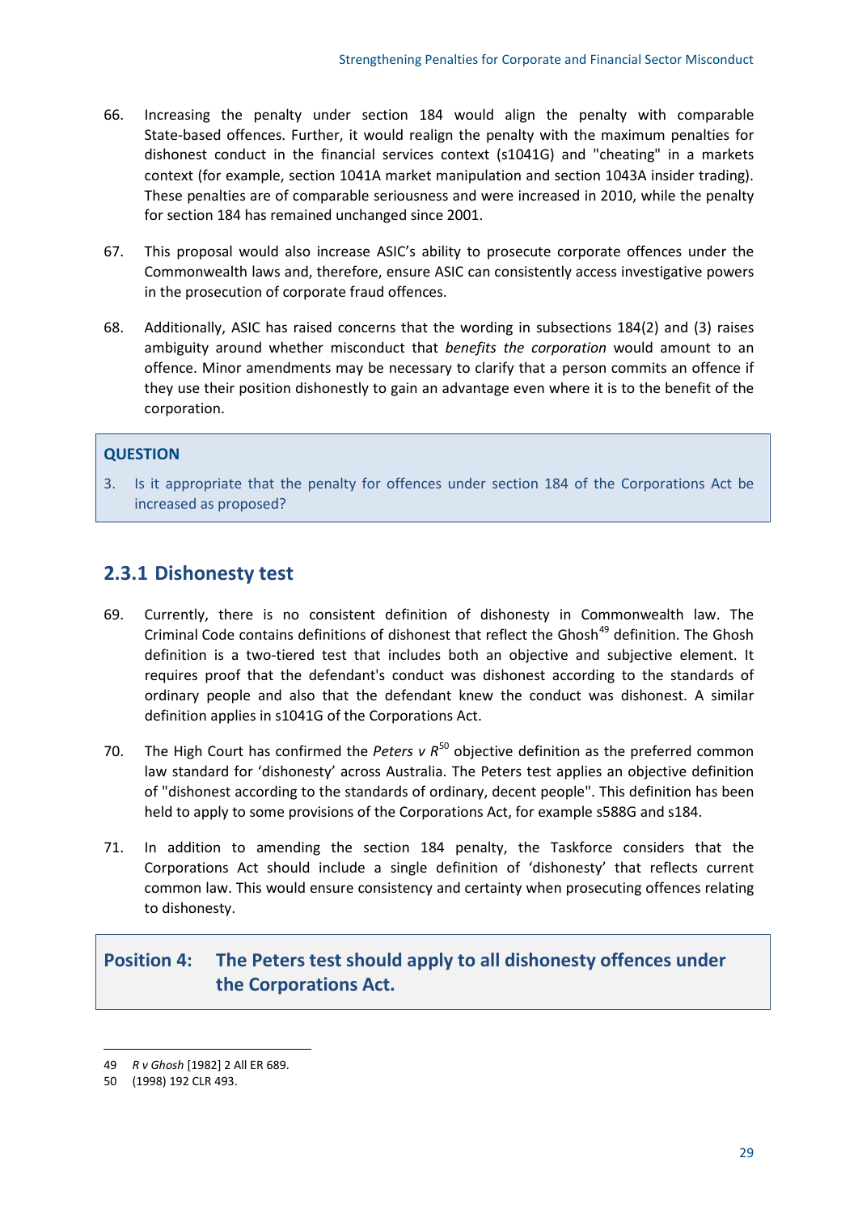66. Increasing the penalty under section 184 would align the penalty with comparable State-based offences. Further, it would realign the penalty with the maximum penalties for dishonest conduct in the financial services context (s1041G) and "cheating" in a markets context (for example, section 1041A market manipulation and section 1043A insider trading). These penalties are of comparable seriousness and were increased in 2010, while the penalty for section 184 has remained unchanged since 2001.

67. This proposal would also increase ASIC's ability to prosecute corporate offences under the Commonwealth laws and, therefore, ensure ASIC can consistently access investigative powers in the prosecution of corporate fraud offences.

68. Additionally, ASIC has raised concerns that the wording in subsections 184(2) and (3) raises ambiguity around whether misconduct that *benefits the corporation* would amount to an offence. Minor amendments may be necessary to clarify that a person commits an offence if they use their position dishonestly to gain an advantage even where it is to the benefit of the corporation.

> **QUESTION**
>
> 3. Is it appropriate that the penalty for offences under section 184 of the Corporations Act be increased as proposed?

### 2.3.1 Dishonesty test

69. Currently, there is no consistent definition of dishonesty in Commonwealth law. The Criminal Code contains definitions of dishonest that reflect the Ghosh[49] definition. The Ghosh definition is a two-tiered test that includes both an objective and subjective element. It requires proof that the defendant's conduct was dishonest according to the standards of ordinary people and also that the defendant knew the conduct was dishonest. A similar definition applies in s1041G of the Corporations Act.

70. The High Court has confirmed the *Peters v R*[50] objective definition as the preferred common law standard for 'dishonesty' across Australia. The Peters test applies an objective definition of "dishonest according to the standards of ordinary, decent people". This definition has been held to apply to some provisions of the Corporations Act, for example s588G and s184.

71. In addition to amending the section 184 penalty, the Taskforce considers that the Corporations Act should include a single definition of 'dishonesty' that reflects current common law. This would ensure consistency and certainty when prosecuting offences relating to dishonesty.

> **Position 4: The Peters test should apply to all dishonesty offences under the Corporations Act.**

---

49 *R v Ghosh* [1982] 2 All ER 689.

50 (1998) 192 CLR 493.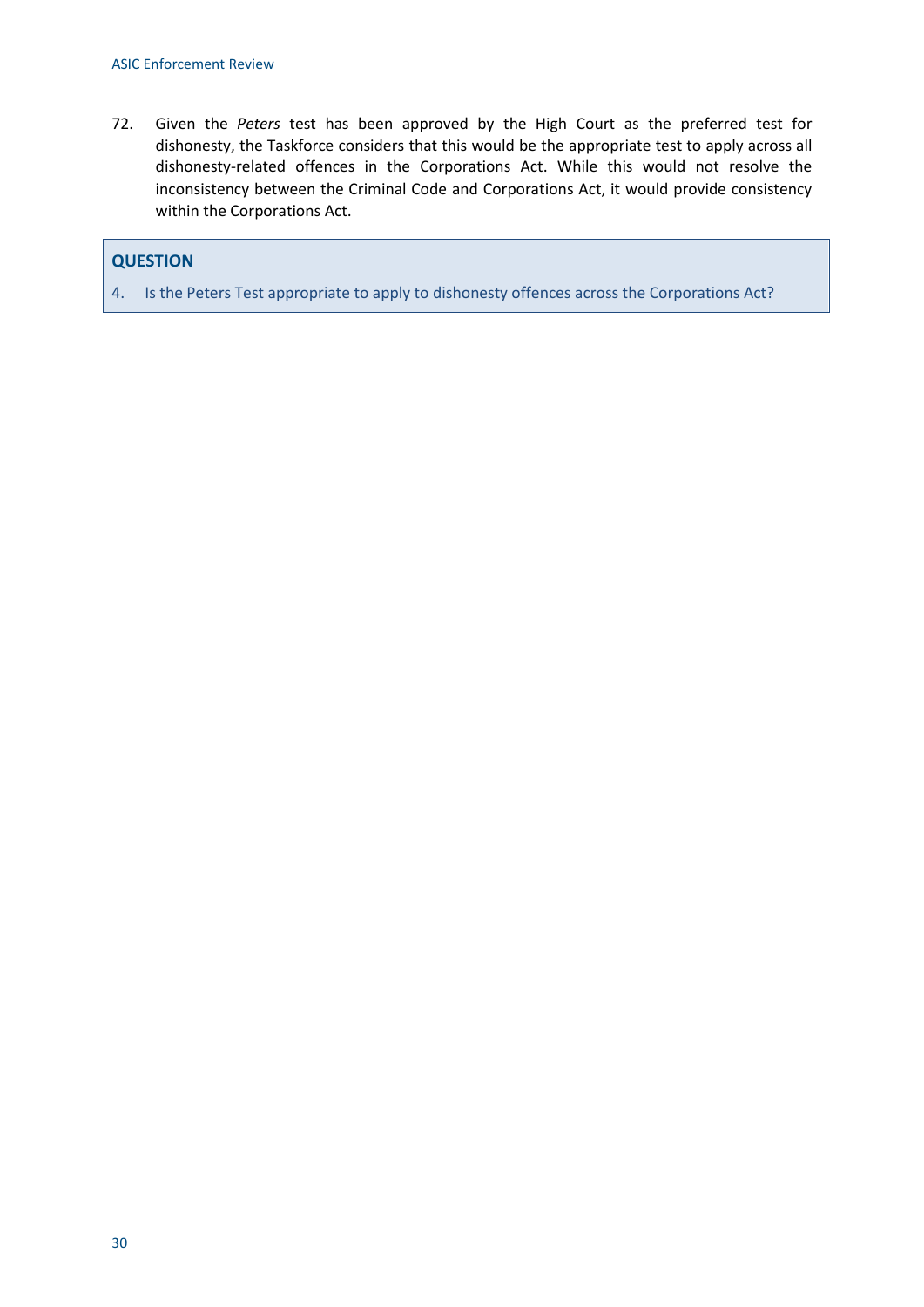72. Given the *Peters* test has been approved by the High Court as the preferred test for dishonesty, the Taskforce considers that this would be the appropriate test to apply across all dishonesty-related offences in the Corporations Act. While this would not resolve the inconsistency between the Criminal Code and Corporations Act, it would provide consistency within the Corporations Act.

**QUESTION**

4. Is the Peters Test appropriate to apply to dishonesty offences across the Corporations Act?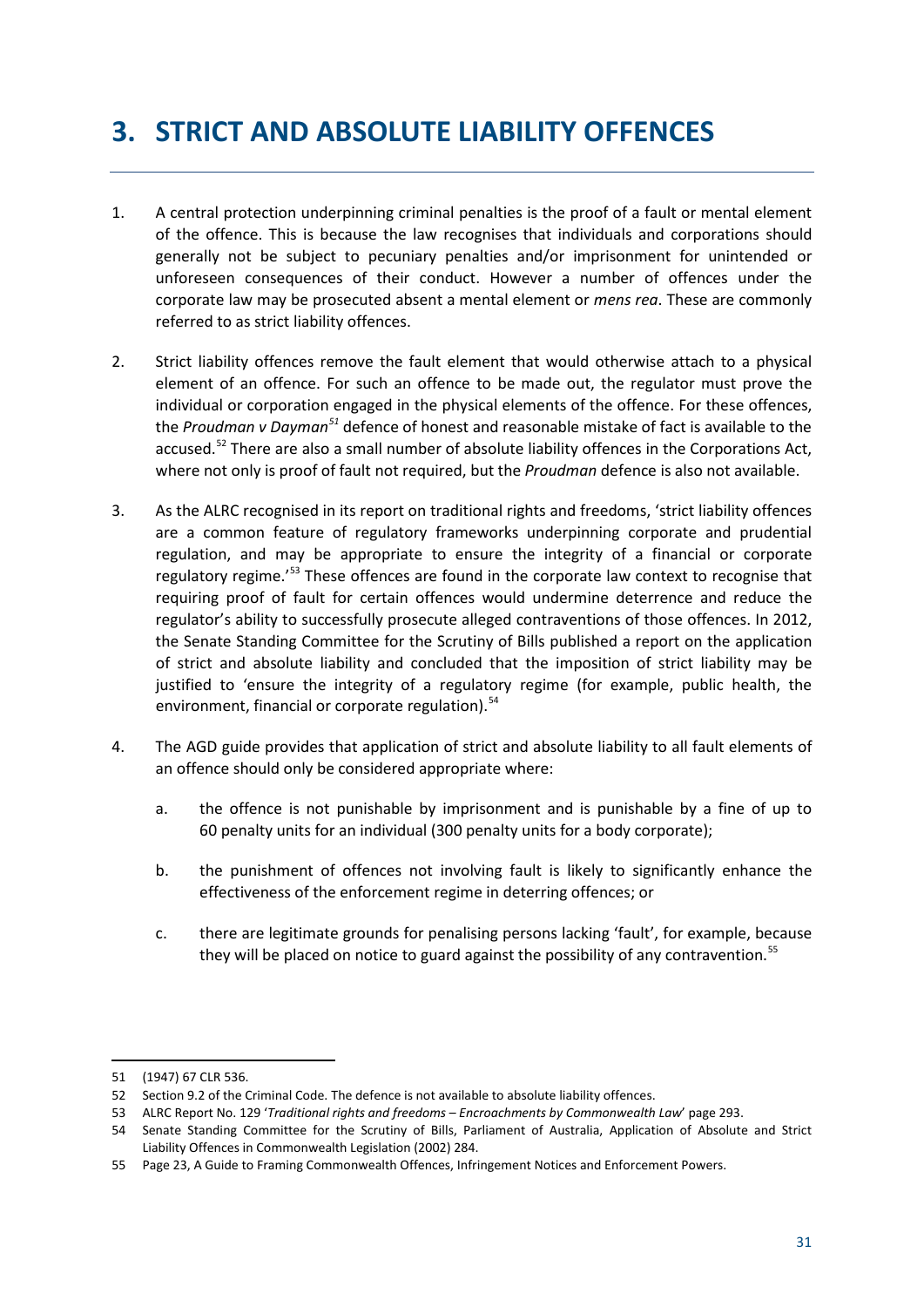# 3. STRICT AND ABSOLUTE LIABILITY OFFENCES

1. A central protection underpinning criminal penalties is the proof of a fault or mental element of the offence. This is because the law recognises that individuals and corporations should generally not be subject to pecuniary penalties and/or imprisonment for unintended or unforeseen consequences of their conduct. However a number of offences under the corporate law may be prosecuted absent a mental element or *mens rea*. These are commonly referred to as strict liability offences.

2. Strict liability offences remove the fault element that would otherwise attach to a physical element of an offence. For such an offence to be made out, the regulator must prove the individual or corporation engaged in the physical elements of the offence. For these offences, the *Proudman v Dayman*[51] defence of honest and reasonable mistake of fact is available to the accused.[52] There are also a small number of absolute liability offences in the Corporations Act, where not only is proof of fault not required, but the *Proudman* defence is also not available.

3. As the ALRC recognised in its report on traditional rights and freedoms, 'strict liability offences are a common feature of regulatory frameworks underpinning corporate and prudential regulation, and may be appropriate to ensure the integrity of a financial or corporate regulatory regime.'[53] These offences are found in the corporate law context to recognise that requiring proof of fault for certain offences would undermine deterrence and reduce the regulator's ability to successfully prosecute alleged contraventions of those offences. In 2012, the Senate Standing Committee for the Scrutiny of Bills published a report on the application of strict and absolute liability and concluded that the imposition of strict liability may be justified to 'ensure the integrity of a regulatory regime (for example, public health, the environment, financial or corporate regulation).[54]

4. The AGD guide provides that application of strict and absolute liability to all fault elements of an offence should only be considered appropriate where:

   a. the offence is not punishable by imprisonment and is punishable by a fine of up to 60 penalty units for an individual (300 penalty units for a body corporate);

   b. the punishment of offences not involving fault is likely to significantly enhance the effectiveness of the enforcement regime in deterring offences; or

   c. there are legitimate grounds for penalising persons lacking 'fault', for example, because they will be placed on notice to guard against the possibility of any contravention.[55]

---

51 (1947) 67 CLR 536.

52 Section 9.2 of the Criminal Code. The defence is not available to absolute liability offences.

53 ALRC Report No. 129 '*Traditional rights and freedoms – Encroachments by Commonwealth Law*' page 293.

54 Senate Standing Committee for the Scrutiny of Bills, Parliament of Australia, Application of Absolute and Strict Liability Offences in Commonwealth Legislation (2002) 284.

55 Page 23, A Guide to Framing Commonwealth Offences, Infringement Notices and Enforcement Powers.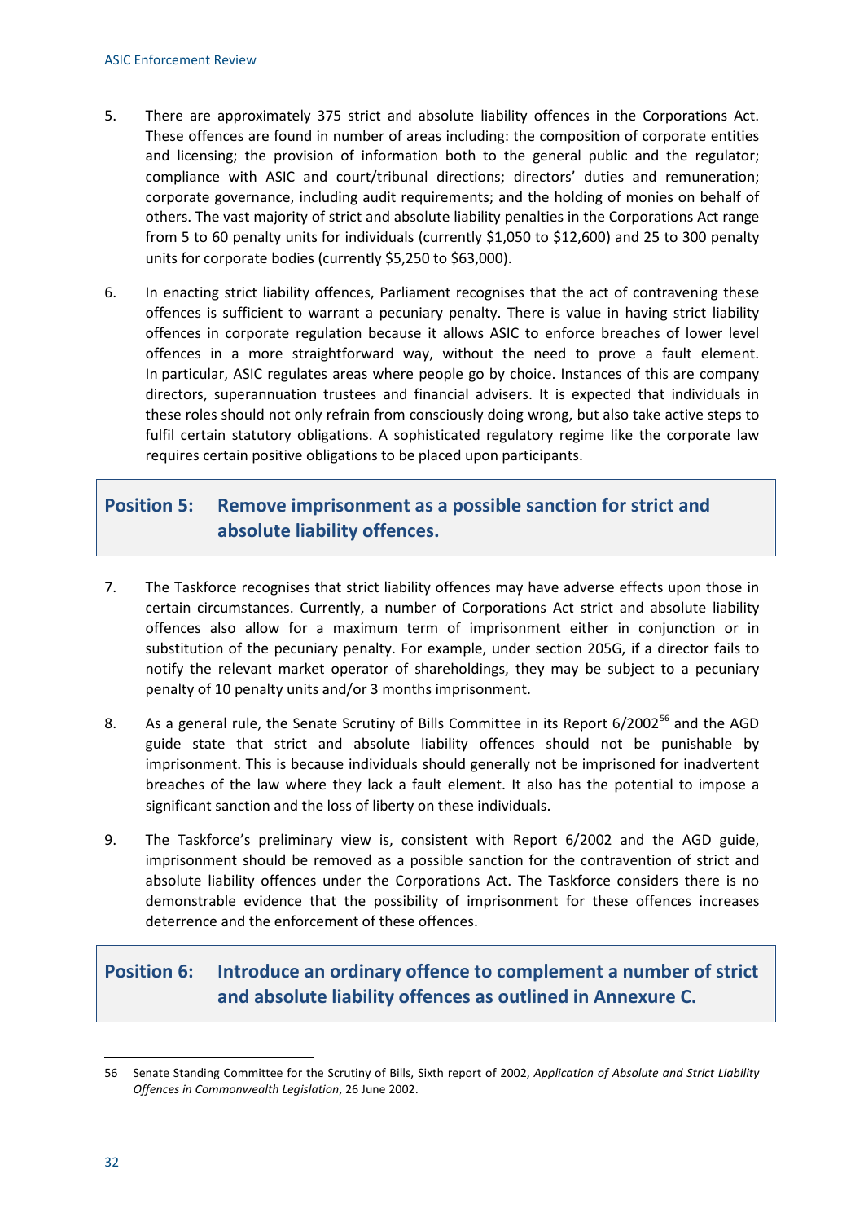5. There are approximately 375 strict and absolute liability offences in the Corporations Act. These offences are found in number of areas including: the composition of corporate entities and licensing; the provision of information both to the general public and the regulator; compliance with ASIC and court/tribunal directions; directors' duties and remuneration; corporate governance, including audit requirements; and the holding of monies on behalf of others. The vast majority of strict and absolute liability penalties in the Corporations Act range from 5 to 60 penalty units for individuals (currently $1,050 to $12,600) and 25 to 300 penalty units for corporate bodies (currently $5,250 to $63,000).

6. In enacting strict liability offences, Parliament recognises that the act of contravening these offences is sufficient to warrant a pecuniary penalty. There is value in having strict liability offences in corporate regulation because it allows ASIC to enforce breaches of lower level offences in a more straightforward way, without the need to prove a fault element. In particular, ASIC regulates areas where people go by choice. Instances of this are company directors, superannuation trustees and financial advisers. It is expected that individuals in these roles should not only refrain from consciously doing wrong, but also take active steps to fulfil certain statutory obligations. A sophisticated regulatory regime like the corporate law requires certain positive obligations to be placed upon participants.

## Position 5: Remove imprisonment as a possible sanction for strict and absolute liability offences.

7. The Taskforce recognises that strict liability offences may have adverse effects upon those in certain circumstances. Currently, a number of Corporations Act strict and absolute liability offences also allow for a maximum term of imprisonment either in conjunction or in substitution of the pecuniary penalty. For example, under section 205G, if a director fails to notify the relevant market operator of shareholdings, they may be subject to a pecuniary penalty of 10 penalty units and/or 3 months imprisonment.

8. As a general rule, the Senate Scrutiny of Bills Committee in its Report 6/2002[56] and the AGD guide state that strict and absolute liability offences should not be punishable by imprisonment. This is because individuals should generally not be imprisoned for inadvertent breaches of the law where they lack a fault element. It also has the potential to impose a significant sanction and the loss of liberty on these individuals.

9. The Taskforce's preliminary view is, consistent with Report 6/2002 and the AGD guide, imprisonment should be removed as a possible sanction for the contravention of strict and absolute liability offences under the Corporations Act. The Taskforce considers there is no demonstrable evidence that the possibility of imprisonment for these offences increases deterrence and the enforcement of these offences.

## Position 6: Introduce an ordinary offence to complement a number of strict and absolute liability offences as outlined in Annexure C.

---

56 Senate Standing Committee for the Scrutiny of Bills, Sixth report of 2002, *Application of Absolute and Strict Liability Offences in Commonwealth Legislation*, 26 June 2002.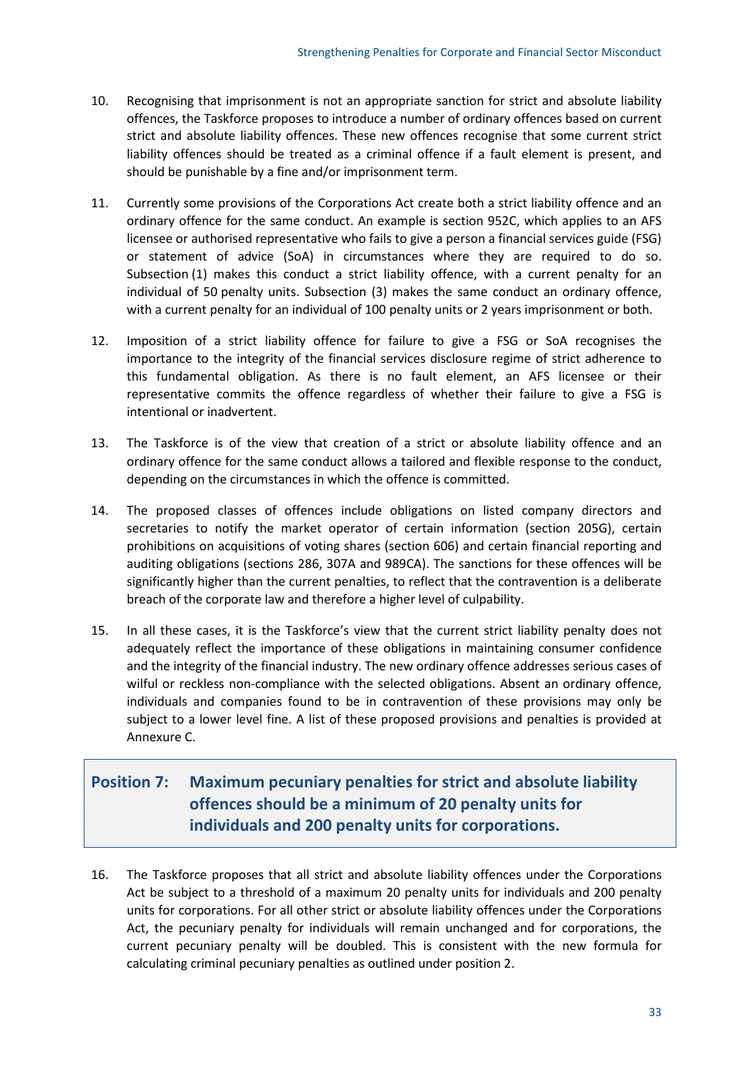10. Recognising that imprisonment is not an appropriate sanction for strict and absolute liability offences, the Taskforce proposes to introduce a number of ordinary offences based on current strict and absolute liability offences. These new offences recognise that some current strict liability offences should be treated as a criminal offence if a fault element is present, and should be punishable by a fine and/or imprisonment term.

11. Currently some provisions of the Corporations Act create both a strict liability offence and an ordinary offence for the same conduct. An example is section 952C, which applies to an AFS licensee or authorised representative who fails to give a person a financial services guide (FSG) or statement of advice (SoA) in circumstances where they are required to do so. Subsection (1) makes this conduct a strict liability offence, with a current penalty for an individual of 50 penalty units. Subsection (3) makes the same conduct an ordinary offence, with a current penalty for an individual of 100 penalty units or 2 years imprisonment or both.

12. Imposition of a strict liability offence for failure to give a FSG or SoA recognises the importance to the integrity of the financial services disclosure regime of strict adherence to this fundamental obligation. As there is no fault element, an AFS licensee or their representative commits the offence regardless of whether their failure to give a FSG is intentional or inadvertent.

13. The Taskforce is of the view that creation of a strict or absolute liability offence and an ordinary offence for the same conduct allows a tailored and flexible response to the conduct, depending on the circumstances in which the offence is committed.

14. The proposed classes of offences include obligations on listed company directors and secretaries to notify the market operator of certain information (section 205G), certain prohibitions on acquisitions of voting shares (section 606) and certain financial reporting and auditing obligations (sections 286, 307A and 989CA). The sanctions for these offences will be significantly higher than the current penalties, to reflect that the contravention is a deliberate breach of the corporate law and therefore a higher level of culpability.

15. In all these cases, it is the Taskforce's view that the current strict liability penalty does not adequately reflect the importance of these obligations in maintaining consumer confidence and the integrity of the financial industry. The new ordinary offence addresses serious cases of wilful or reckless non-compliance with the selected obligations. Absent an ordinary offence, individuals and companies found to be in contravention of these provisions may only be subject to a lower level fine. A list of these proposed provisions and penalties is provided at Annexure C.

## Position 7: Maximum pecuniary penalties for strict and absolute liability offences should be a minimum of 20 penalty units for individuals and 200 penalty units for corporations.

16. The Taskforce proposes that all strict and absolute liability offences under the Corporations Act be subject to a threshold of a maximum 20 penalty units for individuals and 200 penalty units for corporations. For all other strict or absolute liability offences under the Corporations Act, the pecuniary penalty for individuals will remain unchanged and for corporations, the current pecuniary penalty will be doubled. This is consistent with the new formula for calculating criminal pecuniary penalties as outlined under position 2.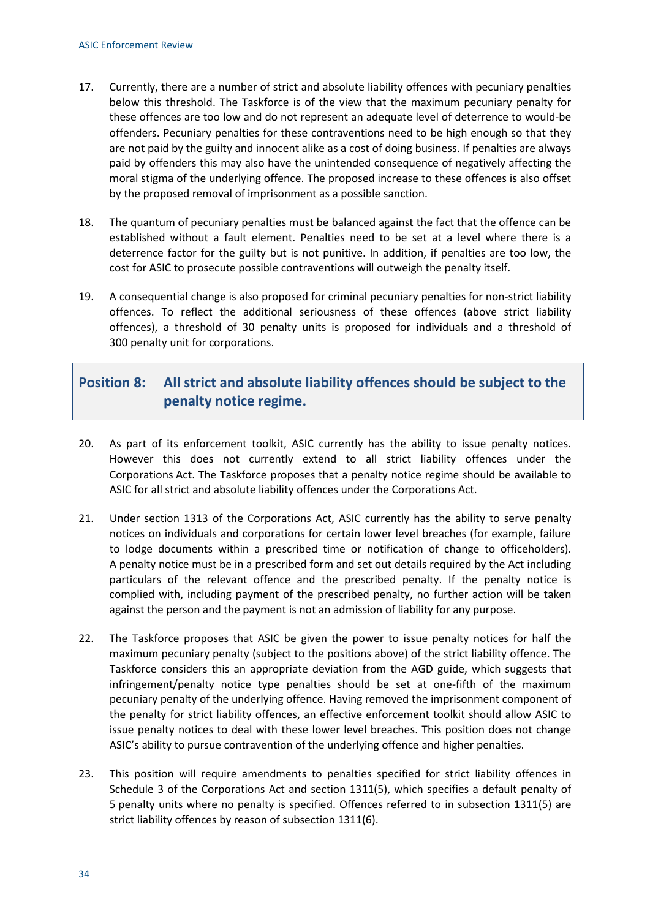17. Currently, there are a number of strict and absolute liability offences with pecuniary penalties below this threshold. The Taskforce is of the view that the maximum pecuniary penalty for these offences are too low and do not represent an adequate level of deterrence to would-be offenders. Pecuniary penalties for these contraventions need to be high enough so that they are not paid by the guilty and innocent alike as a cost of doing business. If penalties are always paid by offenders this may also have the unintended consequence of negatively affecting the moral stigma of the underlying offence. The proposed increase to these offences is also offset by the proposed removal of imprisonment as a possible sanction.

18. The quantum of pecuniary penalties must be balanced against the fact that the offence can be established without a fault element. Penalties need to be set at a level where there is a deterrence factor for the guilty but is not punitive. In addition, if penalties are too low, the cost for ASIC to prosecute possible contraventions will outweigh the penalty itself.

19. A consequential change is also proposed for criminal pecuniary penalties for non-strict liability offences. To reflect the additional seriousness of these offences (above strict liability offences), a threshold of 30 penalty units is proposed for individuals and a threshold of 300 penalty unit for corporations.

## Position 8: All strict and absolute liability offences should be subject to the penalty notice regime.

20. As part of its enforcement toolkit, ASIC currently has the ability to issue penalty notices. However this does not currently extend to all strict liability offences under the Corporations Act. The Taskforce proposes that a penalty notice regime should be available to ASIC for all strict and absolute liability offences under the Corporations Act.

21. Under section 1313 of the Corporations Act, ASIC currently has the ability to serve penalty notices on individuals and corporations for certain lower level breaches (for example, failure to lodge documents within a prescribed time or notification of change to officeholders). A penalty notice must be in a prescribed form and set out details required by the Act including particulars of the relevant offence and the prescribed penalty. If the penalty notice is complied with, including payment of the prescribed penalty, no further action will be taken against the person and the payment is not an admission of liability for any purpose.

22. The Taskforce proposes that ASIC be given the power to issue penalty notices for half the maximum pecuniary penalty (subject to the positions above) of the strict liability offence. The Taskforce considers this an appropriate deviation from the AGD guide, which suggests that infringement/penalty notice type penalties should be set at one-fifth of the maximum pecuniary penalty of the underlying offence. Having removed the imprisonment component of the penalty for strict liability offences, an effective enforcement toolkit should allow ASIC to issue penalty notices to deal with these lower level breaches. This position does not change ASIC's ability to pursue contravention of the underlying offence and higher penalties.

23. This position will require amendments to penalties specified for strict liability offences in Schedule 3 of the Corporations Act and section 1311(5), which specifies a default penalty of 5 penalty units where no penalty is specified. Offences referred to in subsection 1311(5) are strict liability offences by reason of subsection 1311(6).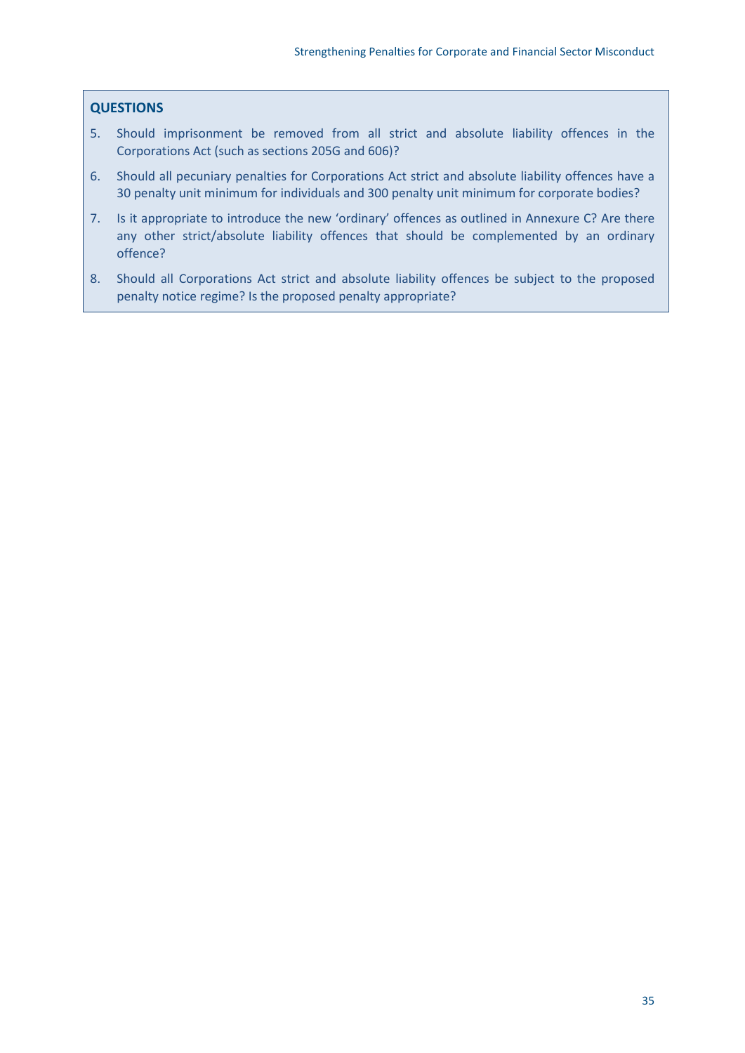**QUESTIONS**

5. Should imprisonment be removed from all strict and absolute liability offences in the Corporations Act (such as sections 205G and 606)?
6. Should all pecuniary penalties for Corporations Act strict and absolute liability offences have a 30 penalty unit minimum for individuals and 300 penalty unit minimum for corporate bodies?
7. Is it appropriate to introduce the new 'ordinary' offences as outlined in Annexure C? Are there any other strict/absolute liability offences that should be complemented by an ordinary offence?
8. Should all Corporations Act strict and absolute liability offences be subject to the proposed penalty notice regime? Is the proposed penalty appropriate?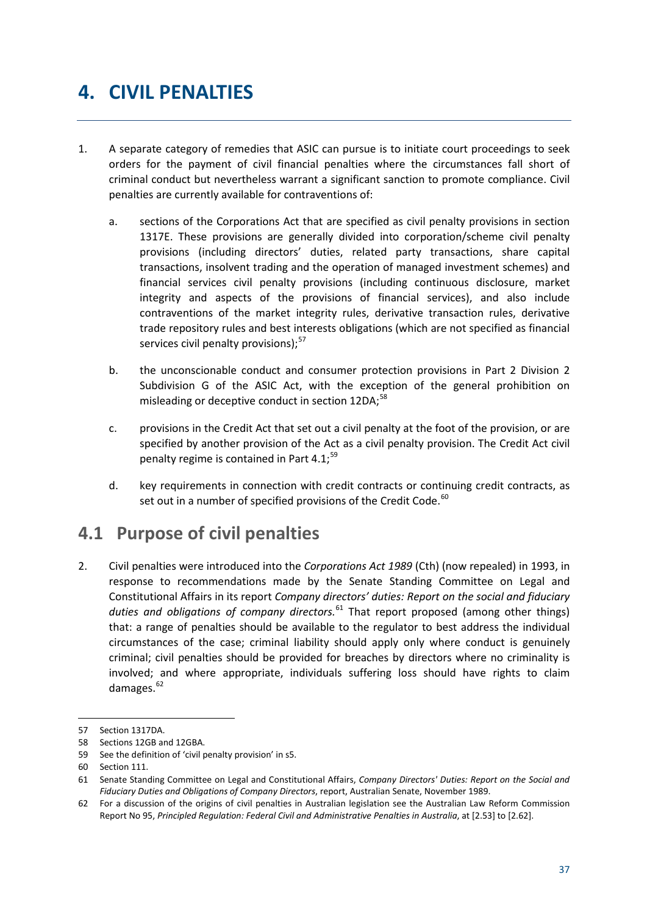# 4. CIVIL PENALTIES

1. A separate category of remedies that ASIC can pursue is to initiate court proceedings to seek orders for the payment of civil financial penalties where the circumstances fall short of criminal conduct but nevertheless warrant a significant sanction to promote compliance. Civil penalties are currently available for contraventions of:

   a. sections of the Corporations Act that are specified as civil penalty provisions in section 1317E. These provisions are generally divided into corporation/scheme civil penalty provisions (including directors' duties, related party transactions, share capital transactions, insolvent trading and the operation of managed investment schemes) and financial services civil penalty provisions (including continuous disclosure, market integrity and aspects of the provisions of financial services), and also include contraventions of the market integrity rules, derivative transaction rules, derivative trade repository rules and best interests obligations (which are not specified as financial services civil penalty provisions);[57]

   b. the unconscionable conduct and consumer protection provisions in Part 2 Division 2 Subdivision G of the ASIC Act, with the exception of the general prohibition on misleading or deceptive conduct in section 12DA;[58]

   c. provisions in the Credit Act that set out a civil penalty at the foot of the provision, or are specified by another provision of the Act as a civil penalty provision. The Credit Act civil penalty regime is contained in Part 4.1;[59]

   d. key requirements in connection with credit contracts or continuing credit contracts, as set out in a number of specified provisions of the Credit Code.[60]

## 4.1 Purpose of civil penalties

2. Civil penalties were introduced into the *Corporations Act 1989* (Cth) (now repealed) in 1993, in response to recommendations made by the Senate Standing Committee on Legal and Constitutional Affairs in its report *Company directors' duties: Report on the social and fiduciary duties and obligations of company directors.*[61] That report proposed (among other things) that: a range of penalties should be available to the regulator to best address the individual circumstances of the case; criminal liability should apply only where conduct is genuinely criminal; civil penalties should be provided for breaches by directors where no criminality is involved; and where appropriate, individuals suffering loss should have rights to claim damages.[62]

---

57 Section 1317DA.

58 Sections 12GB and 12GBA.

59 See the definition of 'civil penalty provision' in s5.

60 Section 111.

61 Senate Standing Committee on Legal and Constitutional Affairs, *Company Directors' Duties: Report on the Social and Fiduciary Duties and Obligations of Company Directors*, report, Australian Senate, November 1989.

62 For a discussion of the origins of civil penalties in Australian legislation see the Australian Law Reform Commission Report No 95, *Principled Regulation: Federal Civil and Administrative Penalties in Australia*, at [2.53] to [2.62].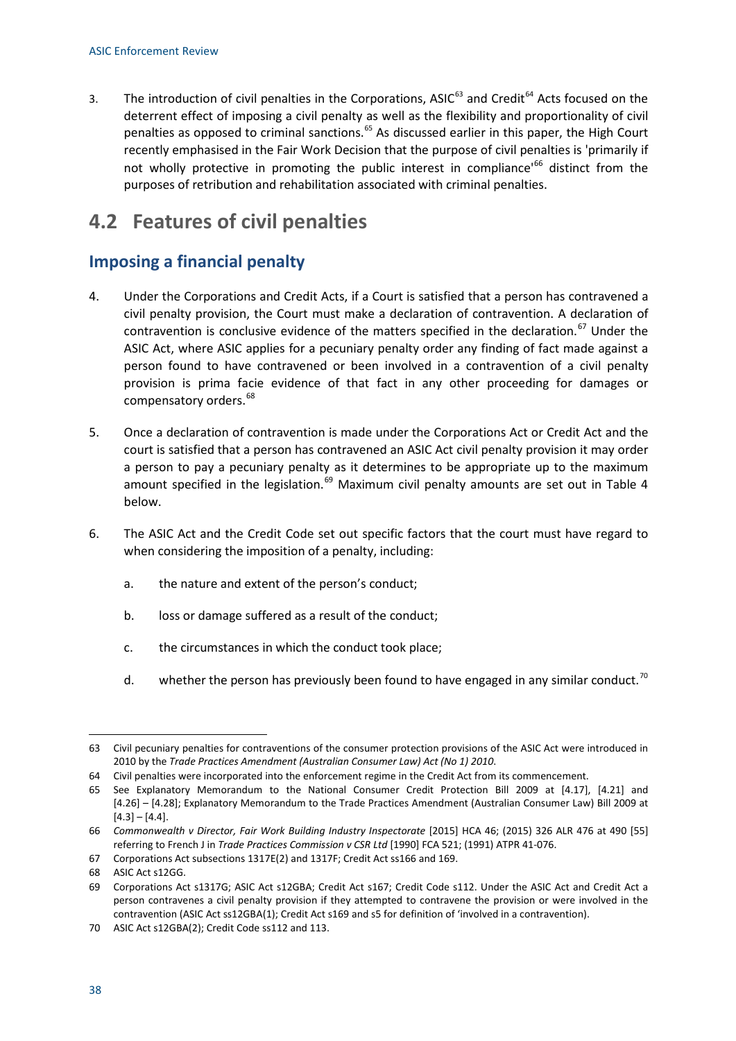3. The introduction of civil penalties in the Corporations, ASIC[63] and Credit[64] Acts focused on the deterrent effect of imposing a civil penalty as well as the flexibility and proportionality of civil penalties as opposed to criminal sanctions.[65] As discussed earlier in this paper, the High Court recently emphasised in the Fair Work Decision that the purpose of civil penalties is 'primarily if not wholly protective in promoting the public interest in compliance'[66] distinct from the purposes of retribution and rehabilitation associated with criminal penalties.

## 4.2 Features of civil penalties

### Imposing a financial penalty

4. Under the Corporations and Credit Acts, if a Court is satisfied that a person has contravened a civil penalty provision, the Court must make a declaration of contravention. A declaration of contravention is conclusive evidence of the matters specified in the declaration.[67] Under the ASIC Act, where ASIC applies for a pecuniary penalty order any finding of fact made against a person found to have contravened or been involved in a contravention of a civil penalty provision is prima facie evidence of that fact in any other proceeding for damages or compensatory orders.[68]

5. Once a declaration of contravention is made under the Corporations Act or Credit Act and the court is satisfied that a person has contravened an ASIC Act civil penalty provision it may order a person to pay a pecuniary penalty as it determines to be appropriate up to the maximum amount specified in the legislation.[69] Maximum civil penalty amounts are set out in Table 4 below.

6. The ASIC Act and the Credit Code set out specific factors that the court must have regard to when considering the imposition of a penalty, including:

   a. the nature and extent of the person's conduct;

   b. loss or damage suffered as a result of the conduct;

   c. the circumstances in which the conduct took place;

   d. whether the person has previously been found to have engaged in any similar conduct.[70]

---

63 Civil pecuniary penalties for contraventions of the consumer protection provisions of the ASIC Act were introduced in 2010 by the *Trade Practices Amendment (Australian Consumer Law) Act (No 1) 2010*.

64 Civil penalties were incorporated into the enforcement regime in the Credit Act from its commencement.

65 See Explanatory Memorandum to the National Consumer Credit Protection Bill 2009 at [4.17], [4.21] and [4.26] – [4.28]; Explanatory Memorandum to the Trade Practices Amendment (Australian Consumer Law) Bill 2009 at [4.3] – [4.4].

66 *Commonwealth v Director, Fair Work Building Industry Inspectorate* [2015] HCA 46; (2015) 326 ALR 476 at 490 [55] referring to French J in *Trade Practices Commission v CSR Ltd* [1990] FCA 521; (1991) ATPR 41-076.

67 Corporations Act subsections 1317E(2) and 1317F; Credit Act ss166 and 169.

68 ASIC Act s12GG.

69 Corporations Act s1317G; ASIC Act s12GBA; Credit Act s167; Credit Code s112. Under the ASIC Act and Credit Act a person contravenes a civil penalty provision if they attempted to contravene the provision or were involved in the contravention (ASIC Act ss12GBA(1); Credit Act s169 and s5 for definition of 'involved in a contravention).

70 ASIC Act s12GBA(2); Credit Code ss112 and 113.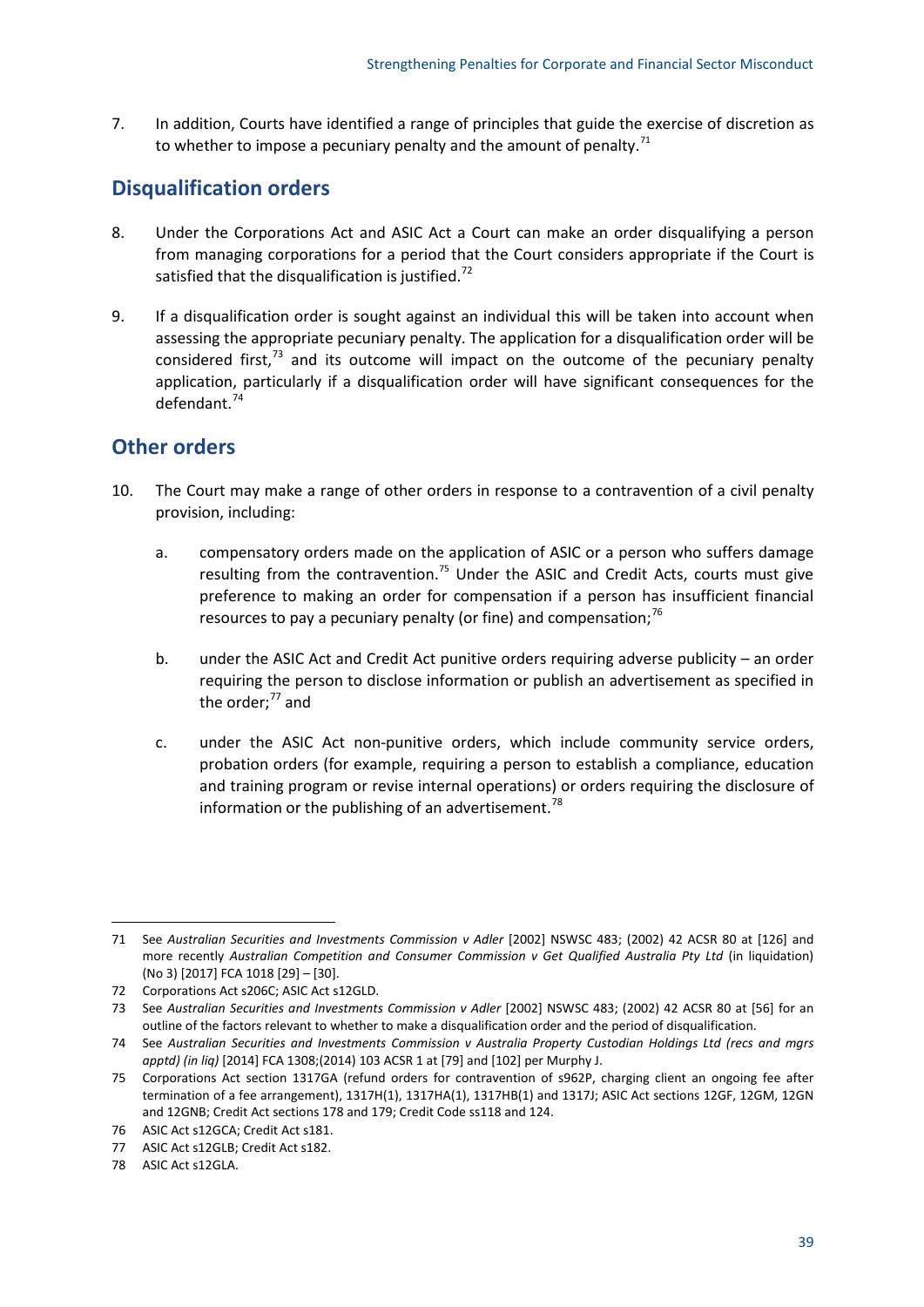7. In addition, Courts have identified a range of principles that guide the exercise of discretion as to whether to impose a pecuniary penalty and the amount of penalty.[71]

## Disqualification orders

8. Under the Corporations Act and ASIC Act a Court can make an order disqualifying a person from managing corporations for a period that the Court considers appropriate if the Court is satisfied that the disqualification is justified.[72]

9. If a disqualification order is sought against an individual this will be taken into account when assessing the appropriate pecuniary penalty. The application for a disqualification order will be considered first,[73] and its outcome will impact on the outcome of the pecuniary penalty application, particularly if a disqualification order will have significant consequences for the defendant.[74]

## Other orders

10. The Court may make a range of other orders in response to a contravention of a civil penalty provision, including:

    a. compensatory orders made on the application of ASIC or a person who suffers damage resulting from the contravention.[75] Under the ASIC and Credit Acts, courts must give preference to making an order for compensation if a person has insufficient financial resources to pay a pecuniary penalty (or fine) and compensation;[76]

    b. under the ASIC Act and Credit Act punitive orders requiring adverse publicity – an order requiring the person to disclose information or publish an advertisement as specified in the order;[77] and

    c. under the ASIC Act non-punitive orders, which include community service orders, probation orders (for example, requiring a person to establish a compliance, education and training program or revise internal operations) or orders requiring the disclosure of information or the publishing of an advertisement.[78]

---

71 See *Australian Securities and Investments Commission v Adler* [2002] NSWSC 483; (2002) 42 ACSR 80 at [126] and more recently *Australian Competition and Consumer Commission v Get Qualified Australia Pty Ltd* (in liquidation) (No 3) [2017] FCA 1018 [29] – [30].

72 Corporations Act s206C; ASIC Act s12GLD.

73 See *Australian Securities and Investments Commission v Adler* [2002] NSWSC 483; (2002) 42 ACSR 80 at [56] for an outline of the factors relevant to whether to make a disqualification order and the period of disqualification.

74 See *Australian Securities and Investments Commission v Australia Property Custodian Holdings Ltd (recs and mgrs apptd) (in liq)* [2014] FCA 1308;(2014) 103 ACSR 1 at [79] and [102] per Murphy J.

75 Corporations Act section 1317GA (refund orders for contravention of s962P, charging client an ongoing fee after termination of a fee arrangement), 1317H(1), 1317HA(1), 1317HB(1) and 1317J; ASIC Act sections 12GF, 12GM, 12GN and 12GNB; Credit Act sections 178 and 179; Credit Code ss118 and 124.

76 ASIC Act s12GCA; Credit Act s181.

77 ASIC Act s12GLB; Credit Act s182.

78 ASIC Act s12GLA.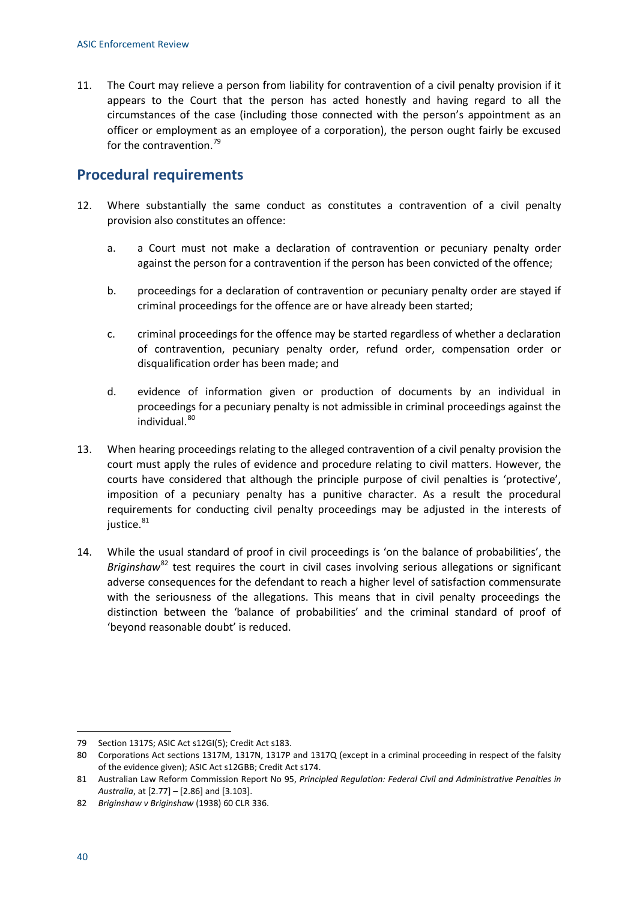11. The Court may relieve a person from liability for contravention of a civil penalty provision if it appears to the Court that the person has acted honestly and having regard to all the circumstances of the case (including those connected with the person's appointment as an officer or employment as an employee of a corporation), the person ought fairly be excused for the contravention.[79]

## Procedural requirements

12. Where substantially the same conduct as constitutes a contravention of a civil penalty provision also constitutes an offence:

    a. a Court must not make a declaration of contravention or pecuniary penalty order against the person for a contravention if the person has been convicted of the offence;

    b. proceedings for a declaration of contravention or pecuniary penalty order are stayed if criminal proceedings for the offence are or have already been started;

    c. criminal proceedings for the offence may be started regardless of whether a declaration of contravention, pecuniary penalty order, refund order, compensation order or disqualification order has been made; and

    d. evidence of information given or production of documents by an individual in proceedings for a pecuniary penalty is not admissible in criminal proceedings against the individual.[80]

13. When hearing proceedings relating to the alleged contravention of a civil penalty provision the court must apply the rules of evidence and procedure relating to civil matters. However, the courts have considered that although the principle purpose of civil penalties is 'protective', imposition of a pecuniary penalty has a punitive character. As a result the procedural requirements for conducting civil penalty proceedings may be adjusted in the interests of justice.[81]

14. While the usual standard of proof in civil proceedings is 'on the balance of probabilities', the *Briginshaw*[82] test requires the court in civil cases involving serious allegations or significant adverse consequences for the defendant to reach a higher level of satisfaction commensurate with the seriousness of the allegations. This means that in civil penalty proceedings the distinction between the 'balance of probabilities' and the criminal standard of proof of 'beyond reasonable doubt' is reduced.

---

79 Section 1317S; ASIC Act s12GI(5); Credit Act s183.

80 Corporations Act sections 1317M, 1317N, 1317P and 1317Q (except in a criminal proceeding in respect of the falsity of the evidence given); ASIC Act s12GBB; Credit Act s174.

81 Australian Law Reform Commission Report No 95, *Principled Regulation: Federal Civil and Administrative Penalties in Australia*, at [2.77] – [2.86] and [3.103].

82 *Briginshaw v Briginshaw* (1938) 60 CLR 336.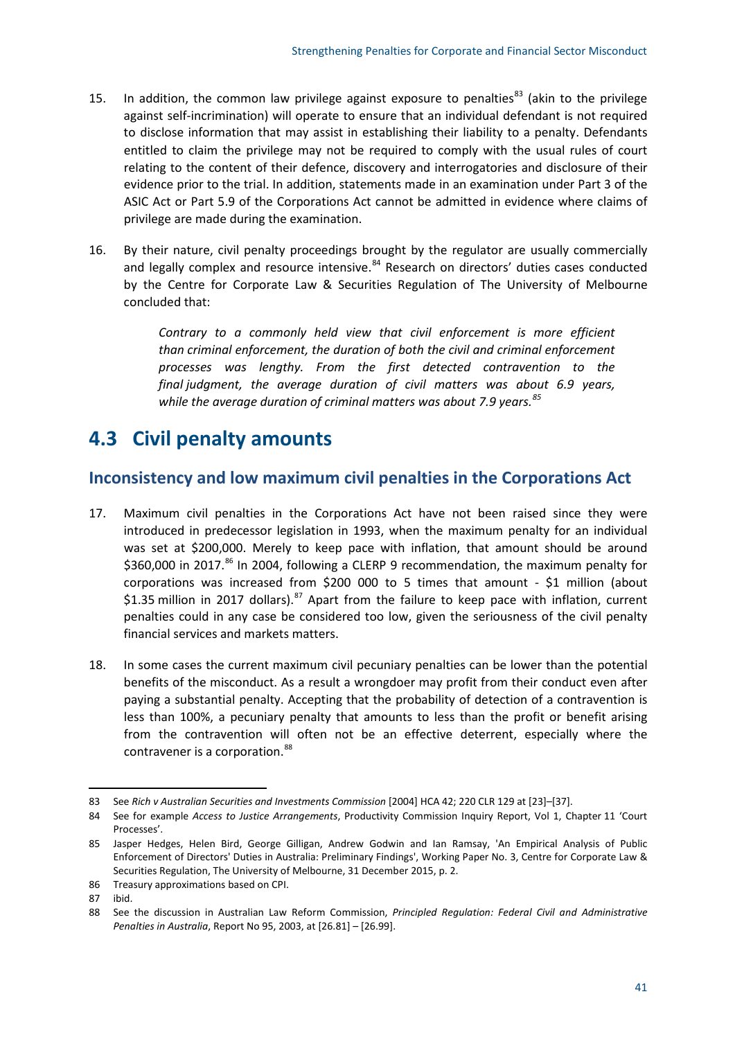15. In addition, the common law privilege against exposure to penalties[83] (akin to the privilege against self-incrimination) will operate to ensure that an individual defendant is not required to disclose information that may assist in establishing their liability to a penalty. Defendants entitled to claim the privilege may not be required to comply with the usual rules of court relating to the content of their defence, discovery and interrogatories and disclosure of their evidence prior to the trial. In addition, statements made in an examination under Part 3 of the ASIC Act or Part 5.9 of the Corporations Act cannot be admitted in evidence where claims of privilege are made during the examination.

16. By their nature, civil penalty proceedings brought by the regulator are usually commercially and legally complex and resource intensive.[84] Research on directors' duties cases conducted by the Centre for Corporate Law & Securities Regulation of The University of Melbourne concluded that:

> *Contrary to a commonly held view that civil enforcement is more efficient than criminal enforcement, the duration of both the civil and criminal enforcement processes was lengthy. From the first detected contravention to the final judgment, the average duration of civil matters was about 6.9 years, while the average duration of criminal matters was about 7.9 years.*[85]

## 4.3 Civil penalty amounts

### Inconsistency and low maximum civil penalties in the Corporations Act

17. Maximum civil penalties in the Corporations Act have not been raised since they were introduced in predecessor legislation in 1993, when the maximum penalty for an individual was set at $200,000. Merely to keep pace with inflation, that amount should be around $360,000 in 2017.[86] In 2004, following a CLERP 9 recommendation, the maximum penalty for corporations was increased from $200 000 to 5 times that amount - $1 million (about $1.35 million in 2017 dollars).[87] Apart from the failure to keep pace with inflation, current penalties could in any case be considered too low, given the seriousness of the civil penalty financial services and markets matters.

18. In some cases the current maximum civil pecuniary penalties can be lower than the potential benefits of the misconduct. As a result a wrongdoer may profit from their conduct even after paying a substantial penalty. Accepting that the probability of detection of a contravention is less than 100%, a pecuniary penalty that amounts to less than the profit or benefit arising from the contravention will often not be an effective deterrent, especially where the contravener is a corporation.[88]

---

83 See *Rich v Australian Securities and Investments Commission* [2004] HCA 42; 220 CLR 129 at [23]–[37].

84 See for example *Access to Justice Arrangements*, Productivity Commission Inquiry Report, Vol 1, Chapter 11 'Court Processes'.

85 Jasper Hedges, Helen Bird, George Gilligan, Andrew Godwin and Ian Ramsay, 'An Empirical Analysis of Public Enforcement of Directors' Duties in Australia: Preliminary Findings', Working Paper No. 3, Centre for Corporate Law & Securities Regulation, The University of Melbourne, 31 December 2015, p. 2.

86 Treasury approximations based on CPI.

87 ibid.

88 See the discussion in Australian Law Reform Commission, *Principled Regulation: Federal Civil and Administrative Penalties in Australia*, Report No 95, 2003, at [26.81] – [26.99].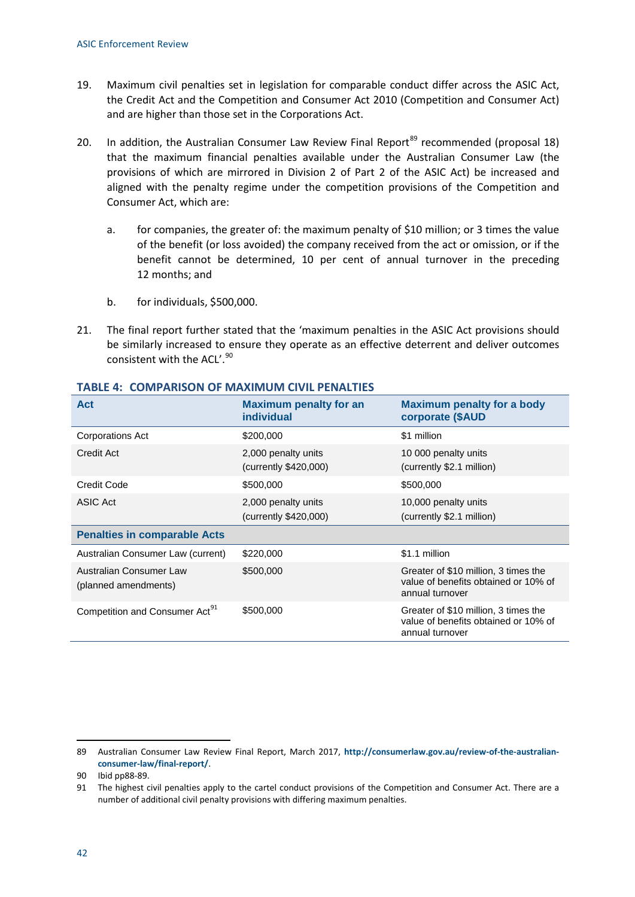19. Maximum civil penalties set in legislation for comparable conduct differ across the ASIC Act, the Credit Act and the Competition and Consumer Act 2010 (Competition and Consumer Act) and are higher than those set in the Corporations Act.

20. In addition, the Australian Consumer Law Review Final Report[89] recommended (proposal 18) that the maximum financial penalties available under the Australian Consumer Law (the provisions of which are mirrored in Division 2 of Part 2 of the ASIC Act) be increased and aligned with the penalty regime under the competition provisions of the Competition and Consumer Act, which are:

    a. for companies, the greater of: the maximum penalty of $10 million; or 3 times the value of the benefit (or loss avoided) the company received from the act or omission, or if the benefit cannot be determined, 10 per cent of annual turnover in the preceding 12 months; and

    b. for individuals, $500,000.

21. The final report further stated that the 'maximum penalties in the ASIC Act provisions should be similarly increased to ensure they operate as an effective deterrent and deliver outcomes consistent with the ACL'.[90]

### TABLE 4: COMPARISON OF MAXIMUM CIVIL PENALTIES

| Act | Maximum penalty for an individual | Maximum penalty for a body corporate ($AUD |
|---|---|---|
| Corporations Act | $200,000 | $1 million |
| Credit Act | 2,000 penalty units (currently $420,000) | 10 000 penalty units (currently $2.1 million) |
| Credit Code | $500,000 | $500,000 |
| ASIC Act | 2,000 penalty units (currently $420,000) | 10,000 penalty units (currently $2.1 million) |
| **Penalties in comparable Acts** | | |
| Australian Consumer Law (current) | $220,000 | $1.1 million |
| Australian Consumer Law (planned amendments) | $500,000 | Greater of $10 million, 3 times the value of benefits obtained or 10% of annual turnover |
| Competition and Consumer Act[91] | $500,000 | Greater of $10 million, 3 times the value of benefits obtained or 10% of annual turnover |

---

89 Australian Consumer Law Review Final Report, March 2017, **http://consumerlaw.gov.au/review-of-the-australian-consumer-law/final-report/**.

90 Ibid pp88-89.

91 The highest civil penalties apply to the cartel conduct provisions of the Competition and Consumer Act. There are a number of additional civil penalty provisions with differing maximum penalties.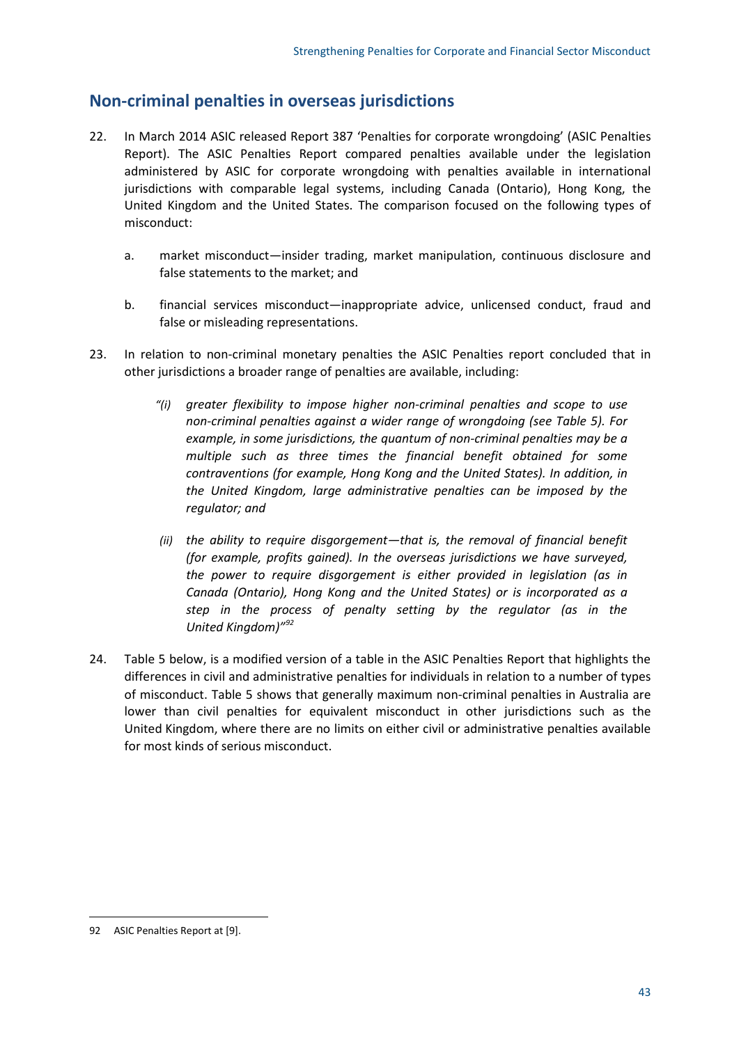## Non-criminal penalties in overseas jurisdictions

22. In March 2014 ASIC released Report 387 'Penalties for corporate wrongdoing' (ASIC Penalties Report). The ASIC Penalties Report compared penalties available under the legislation administered by ASIC for corporate wrongdoing with penalties available in international jurisdictions with comparable legal systems, including Canada (Ontario), Hong Kong, the United Kingdom and the United States. The comparison focused on the following types of misconduct:

    a. market misconduct—insider trading, market manipulation, continuous disclosure and false statements to the market; and

    b. financial services misconduct—inappropriate advice, unlicensed conduct, fraud and false or misleading representations.

23. In relation to non-criminal monetary penalties the ASIC Penalties report concluded that in other jurisdictions a broader range of penalties are available, including:

    *"(i) greater flexibility to impose higher non-criminal penalties and scope to use non-criminal penalties against a wider range of wrongdoing (see Table 5). For example, in some jurisdictions, the quantum of non-criminal penalties may be a multiple such as three times the financial benefit obtained for some contraventions (for example, Hong Kong and the United States). In addition, in the United Kingdom, large administrative penalties can be imposed by the regulator; and*

    *(ii) the ability to require disgorgement—that is, the removal of financial benefit (for example, profits gained). In the overseas jurisdictions we have surveyed, the power to require disgorgement is either provided in legislation (as in Canada (Ontario), Hong Kong and the United States) or is incorporated as a step in the process of penalty setting by the regulator (as in the United Kingdom)"*[92]

24. Table 5 below, is a modified version of a table in the ASIC Penalties Report that highlights the differences in civil and administrative penalties for individuals in relation to a number of types of misconduct. Table 5 shows that generally maximum non-criminal penalties in Australia are lower than civil penalties for equivalent misconduct in other jurisdictions such as the United Kingdom, where there are no limits on either civil or administrative penalties available for most kinds of serious misconduct.

---

92 ASIC Penalties Report at [9].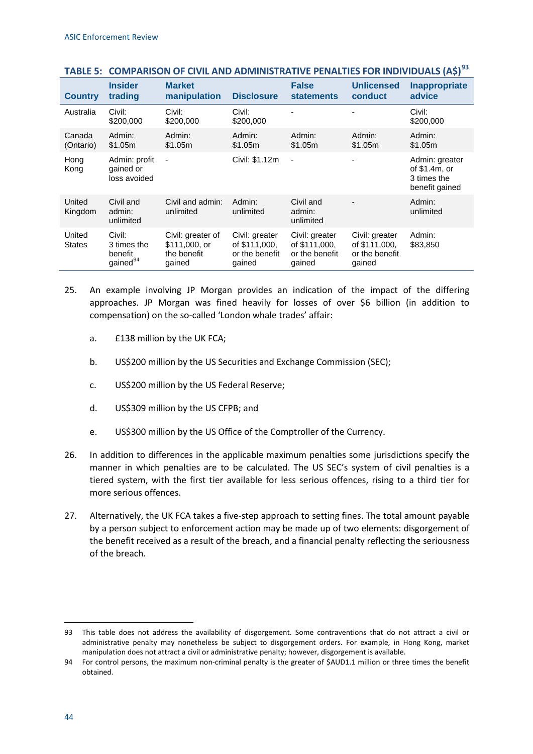**TABLE 5: COMPARISON OF CIVIL AND ADMINISTRATIVE PENALTIES FOR INDIVIDUALS (A$)[93]**

| Country | Insider trading | Market manipulation | Disclosure | False statements | Unlicensed conduct | Inappropriate advice |
|---|---|---|---|---|---|---|
| Australia | Civil: $200,000 | Civil: $200,000 | Civil: $200,000 | - | - | Civil: $200,000 |
| Canada (Ontario) | Admin: $1.05m | Admin: $1.05m | Admin: $1.05m | Admin: $1.05m | Admin: $1.05m | Admin: $1.05m |
| Hong Kong | Admin: profit gained or loss avoided | - | Civil: $1.12m | - | - | Admin: greater of $1.4m, or 3 times the benefit gained |
| United Kingdom | Civil and admin: unlimited | Civil and admin: unlimited | Admin: unlimited | Civil and admin: unlimited | - | Admin: unlimited |
| United States | Civil: 3 times the benefit gained[94] | Civil: greater of $111,000, or the benefit gained | Civil: greater of $111,000, or the benefit gained | Civil: greater of $111,000, or the benefit gained | Civil: greater of $111,000, or the benefit gained | Admin: $83,850 |

25. An example involving JP Morgan provides an indication of the impact of the differing approaches. JP Morgan was fined heavily for losses of over $6 billion (in addition to compensation) on the so-called 'London whale trades' affair:

    a. £138 million by the UK FCA;

    b. US$200 million by the US Securities and Exchange Commission (SEC);

    c. US$200 million by the US Federal Reserve;

    d. US$309 million by the US CFPB; and

    e. US$300 million by the US Office of the Comptroller of the Currency.

26. In addition to differences in the applicable maximum penalties some jurisdictions specify the manner in which penalties are to be calculated. The US SEC's system of civil penalties is a tiered system, with the first tier available for less serious offences, rising to a third tier for more serious offences.

27. Alternatively, the UK FCA takes a five-step approach to setting fines. The total amount payable by a person subject to enforcement action may be made up of two elements: disgorgement of the benefit received as a result of the breach, and a financial penalty reflecting the seriousness of the breach.

---

93 This table does not address the availability of disgorgement. Some contraventions that do not attract a civil or administrative penalty may nonetheless be subject to disgorgement orders. For example, in Hong Kong, market manipulation does not attract a civil or administrative penalty; however, disgorgement is available.

94 For control persons, the maximum non-criminal penalty is the greater of $AUD1.1 million or three times the benefit obtained.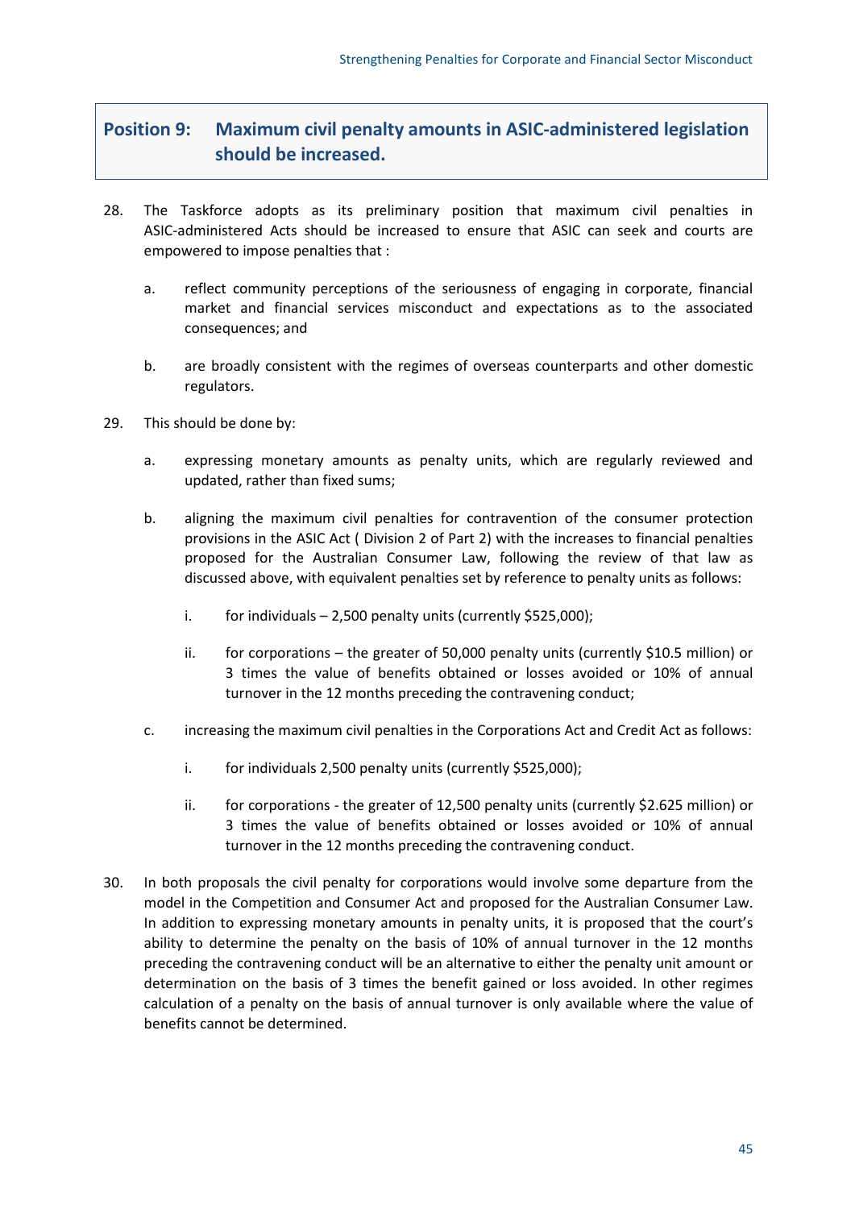## Position 9: Maximum civil penalty amounts in ASIC-administered legislation should be increased.

28. The Taskforce adopts as its preliminary position that maximum civil penalties in ASIC-administered Acts should be increased to ensure that ASIC can seek and courts are empowered to impose penalties that :

    a. reflect community perceptions of the seriousness of engaging in corporate, financial market and financial services misconduct and expectations as to the associated consequences; and

    b. are broadly consistent with the regimes of overseas counterparts and other domestic regulators.

29. This should be done by:

    a. expressing monetary amounts as penalty units, which are regularly reviewed and updated, rather than fixed sums;

    b. aligning the maximum civil penalties for contravention of the consumer protection provisions in the ASIC Act ( Division 2 of Part 2) with the increases to financial penalties proposed for the Australian Consumer Law, following the review of that law as discussed above, with equivalent penalties set by reference to penalty units as follows:

        i. for individuals – 2,500 penalty units (currently $525,000);

        ii. for corporations – the greater of 50,000 penalty units (currently $10.5 million) or 3 times the value of benefits obtained or losses avoided or 10% of annual turnover in the 12 months preceding the contravening conduct;

    c. increasing the maximum civil penalties in the Corporations Act and Credit Act as follows:

        i. for individuals 2,500 penalty units (currently $525,000);

        ii. for corporations - the greater of 12,500 penalty units (currently $2.625 million) or 3 times the value of benefits obtained or losses avoided or 10% of annual turnover in the 12 months preceding the contravening conduct.

30. In both proposals the civil penalty for corporations would involve some departure from the model in the Competition and Consumer Act and proposed for the Australian Consumer Law. In addition to expressing monetary amounts in penalty units, it is proposed that the court's ability to determine the penalty on the basis of 10% of annual turnover in the 12 months preceding the contravening conduct will be an alternative to either the penalty unit amount or determination on the basis of 3 times the benefit gained or loss avoided. In other regimes calculation of a penalty on the basis of annual turnover is only available where the value of benefits cannot be determined.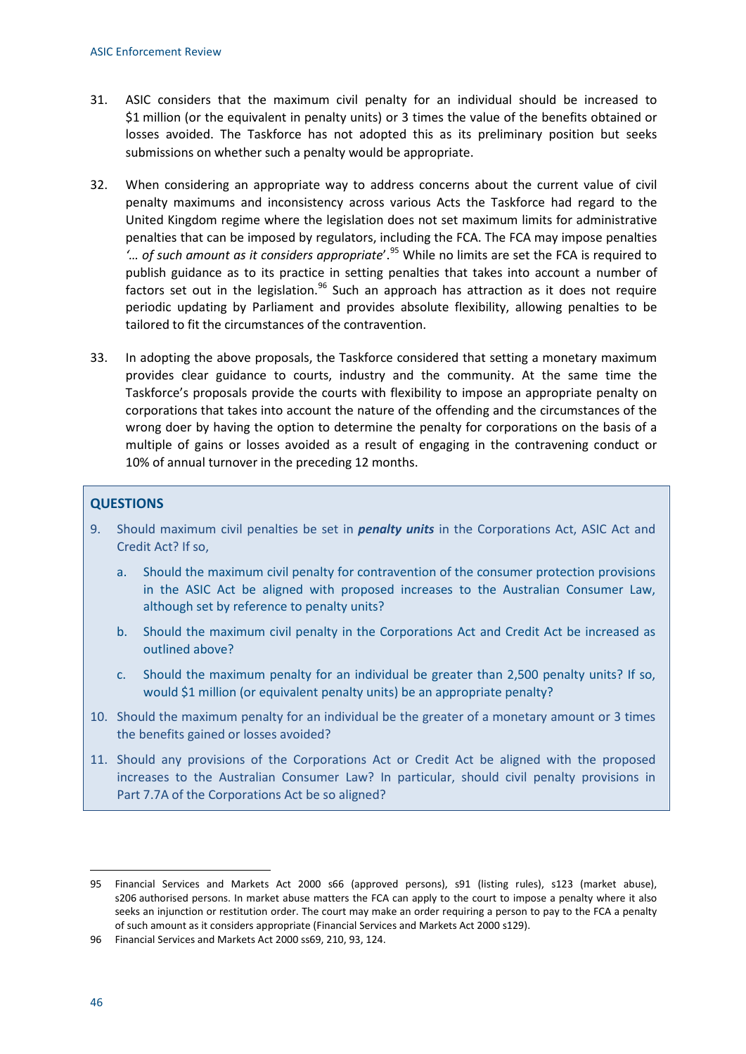31. ASIC considers that the maximum civil penalty for an individual should be increased to $1 million (or the equivalent in penalty units) or 3 times the value of the benefits obtained or losses avoided. The Taskforce has not adopted this as its preliminary position but seeks submissions on whether such a penalty would be appropriate.

32. When considering an appropriate way to address concerns about the current value of civil penalty maximums and inconsistency across various Acts the Taskforce had regard to the United Kingdom regime where the legislation does not set maximum limits for administrative penalties that can be imposed by regulators, including the FCA. The FCA may impose penalties *'… of such amount as it considers appropriate'*.[95] While no limits are set the FCA is required to publish guidance as to its practice in setting penalties that takes into account a number of factors set out in the legislation.[96] Such an approach has attraction as it does not require periodic updating by Parliament and provides absolute flexibility, allowing penalties to be tailored to fit the circumstances of the contravention.

33. In adopting the above proposals, the Taskforce considered that setting a monetary maximum provides clear guidance to courts, industry and the community. At the same time the Taskforce's proposals provide the courts with flexibility to impose an appropriate penalty on corporations that takes into account the nature of the offending and the circumstances of the wrong doer by having the option to determine the penalty for corporations on the basis of a multiple of gains or losses avoided as a result of engaging in the contravening conduct or 10% of annual turnover in the preceding 12 months.

### QUESTIONS

9. Should maximum civil penalties be set in ***penalty units*** in the Corporations Act, ASIC Act and Credit Act? If so,

   a. Should the maximum civil penalty for contravention of the consumer protection provisions in the ASIC Act be aligned with proposed increases to the Australian Consumer Law, although set by reference to penalty units?

   b. Should the maximum civil penalty in the Corporations Act and Credit Act be increased as outlined above?

   c. Should the maximum penalty for an individual be greater than 2,500 penalty units? If so, would $1 million (or equivalent penalty units) be an appropriate penalty?

10. Should the maximum penalty for an individual be the greater of a monetary amount or 3 times the benefits gained or losses avoided?

11. Should any provisions of the Corporations Act or Credit Act be aligned with the proposed increases to the Australian Consumer Law? In particular, should civil penalty provisions in Part 7.7A of the Corporations Act be so aligned?

---

95 Financial Services and Markets Act 2000 s66 (approved persons), s91 (listing rules), s123 (market abuse), s206 authorised persons. In market abuse matters the FCA can apply to the court to impose a penalty where it also seeks an injunction or restitution order. The court may make an order requiring a person to pay to the FCA a penalty of such amount as it considers appropriate (Financial Services and Markets Act 2000 s129).

96 Financial Services and Markets Act 2000 ss69, 210, 93, 124.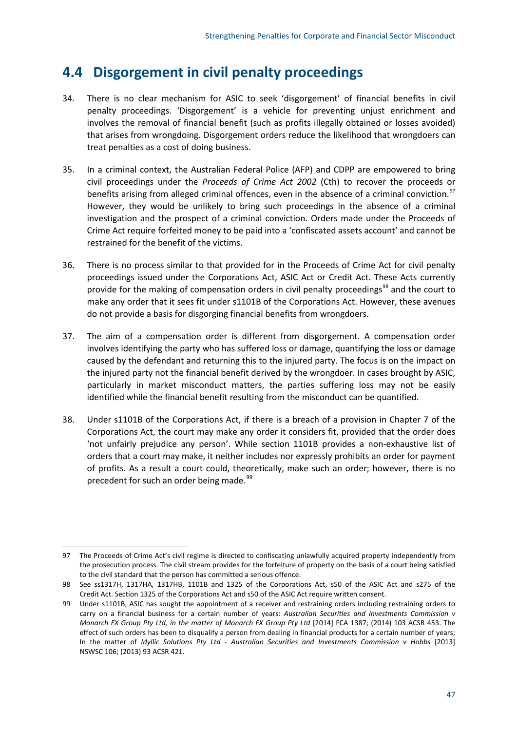## 4.4 Disgorgement in civil penalty proceedings

34. There is no clear mechanism for ASIC to seek 'disgorgement' of financial benefits in civil penalty proceedings. 'Disgorgement' is a vehicle for preventing unjust enrichment and involves the removal of financial benefit (such as profits illegally obtained or losses avoided) that arises from wrongdoing. Disgorgement orders reduce the likelihood that wrongdoers can treat penalties as a cost of doing business.

35. In a criminal context, the Australian Federal Police (AFP) and CDPP are empowered to bring civil proceedings under the *Proceeds of Crime Act 2002* (Cth) to recover the proceeds or benefits arising from alleged criminal offences, even in the absence of a criminal conviction.[97] However, they would be unlikely to bring such proceedings in the absence of a criminal investigation and the prospect of a criminal conviction. Orders made under the Proceeds of Crime Act require forfeited money to be paid into a 'confiscated assets account' and cannot be restrained for the benefit of the victims.

36. There is no process similar to that provided for in the Proceeds of Crime Act for civil penalty proceedings issued under the Corporations Act, ASIC Act or Credit Act. These Acts currently provide for the making of compensation orders in civil penalty proceedings[98] and the court to make any order that it sees fit under s1101B of the Corporations Act. However, these avenues do not provide a basis for disgorging financial benefits from wrongdoers.

37. The aim of a compensation order is different from disgorgement. A compensation order involves identifying the party who has suffered loss or damage, quantifying the loss or damage caused by the defendant and returning this to the injured party. The focus is on the impact on the injured party not the financial benefit derived by the wrongdoer. In cases brought by ASIC, particularly in market misconduct matters, the parties suffering loss may not be easily identified while the financial benefit resulting from the misconduct can be quantified.

38. Under s1101B of the Corporations Act, if there is a breach of a provision in Chapter 7 of the Corporations Act, the court may make any order it considers fit, provided that the order does 'not unfairly prejudice any person'. While section 1101B provides a non-exhaustive list of orders that a court may make, it neither includes nor expressly prohibits an order for payment of profits. As a result a court could, theoretically, make such an order; however, there is no precedent for such an order being made.[99]

---

[97] The Proceeds of Crime Act's civil regime is directed to confiscating unlawfully acquired property independently from the prosecution process. The civil stream provides for the forfeiture of property on the basis of a court being satisfied to the civil standard that the person has committed a serious offence.

[98] See ss1317H, 1317HA, 1317HB, 1101B and 1325 of the Corporations Act, s50 of the ASIC Act and s275 of the Credit Act. Section 1325 of the Corporations Act and s50 of the ASIC Act require written consent.

[99] Under s1101B, ASIC has sought the appointment of a receiver and restraining orders including restraining orders to carry on a financial business for a certain number of years: *Australian Securities and Investments Commission v Monarch FX Group Pty Ltd, in the matter of Monarch FX Group Pty Ltd* [2014] FCA 1387; (2014) 103 ACSR 453. The effect of such orders has been to disqualify a person from dealing in financial products for a certain number of years; In the matter of *Idyllic Solutions Pty Ltd - Australian Securities and Investments Commission v Hobbs* [2013] NSWSC 106; (2013) 93 ACSR 421.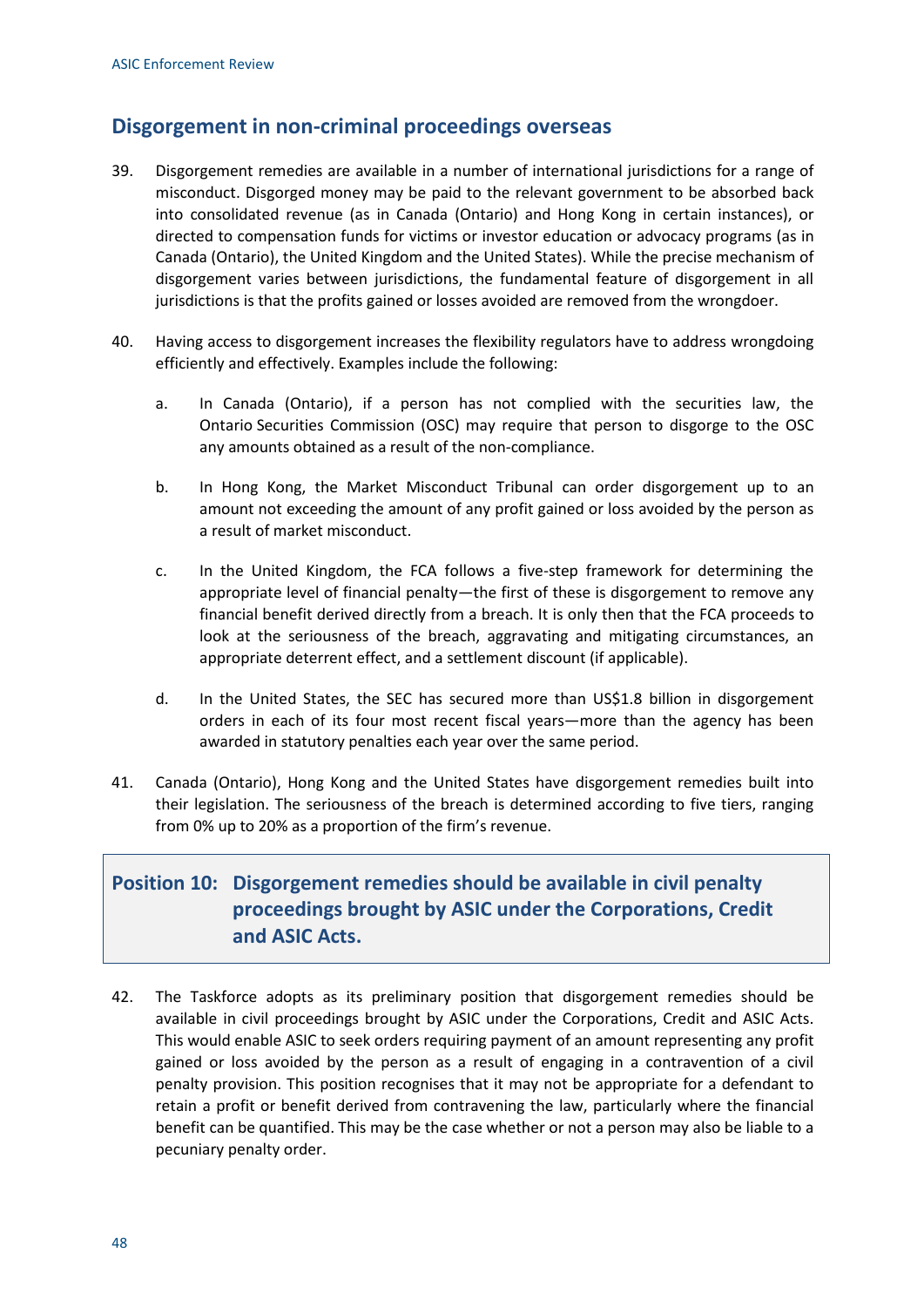## Disgorgement in non-criminal proceedings overseas

39. Disgorgement remedies are available in a number of international jurisdictions for a range of misconduct. Disgorged money may be paid to the relevant government to be absorbed back into consolidated revenue (as in Canada (Ontario) and Hong Kong in certain instances), or directed to compensation funds for victims or investor education or advocacy programs (as in Canada (Ontario), the United Kingdom and the United States). While the precise mechanism of disgorgement varies between jurisdictions, the fundamental feature of disgorgement in all jurisdictions is that the profits gained or losses avoided are removed from the wrongdoer.

40. Having access to disgorgement increases the flexibility regulators have to address wrongdoing efficiently and effectively. Examples include the following:

    a. In Canada (Ontario), if a person has not complied with the securities law, the Ontario Securities Commission (OSC) may require that person to disgorge to the OSC any amounts obtained as a result of the non-compliance.

    b. In Hong Kong, the Market Misconduct Tribunal can order disgorgement up to an amount not exceeding the amount of any profit gained or loss avoided by the person as a result of market misconduct.

    c. In the United Kingdom, the FCA follows a five-step framework for determining the appropriate level of financial penalty—the first of these is disgorgement to remove any financial benefit derived directly from a breach. It is only then that the FCA proceeds to look at the seriousness of the breach, aggravating and mitigating circumstances, an appropriate deterrent effect, and a settlement discount (if applicable).

    d. In the United States, the SEC has secured more than US$1.8 billion in disgorgement orders in each of its four most recent fiscal years—more than the agency has been awarded in statutory penalties each year over the same period.

41. Canada (Ontario), Hong Kong and the United States have disgorgement remedies built into their legislation. The seriousness of the breach is determined according to five tiers, ranging from 0% up to 20% as a proportion of the firm's revenue.

**Position 10: Disgorgement remedies should be available in civil penalty proceedings brought by ASIC under the Corporations, Credit and ASIC Acts.**

42. The Taskforce adopts as its preliminary position that disgorgement remedies should be available in civil proceedings brought by ASIC under the Corporations, Credit and ASIC Acts. This would enable ASIC to seek orders requiring payment of an amount representing any profit gained or loss avoided by the person as a result of engaging in a contravention of a civil penalty provision. This position recognises that it may not be appropriate for a defendant to retain a profit or benefit derived from contravening the law, particularly where the financial benefit can be quantified. This may be the case whether or not a person may also be liable to a pecuniary penalty order.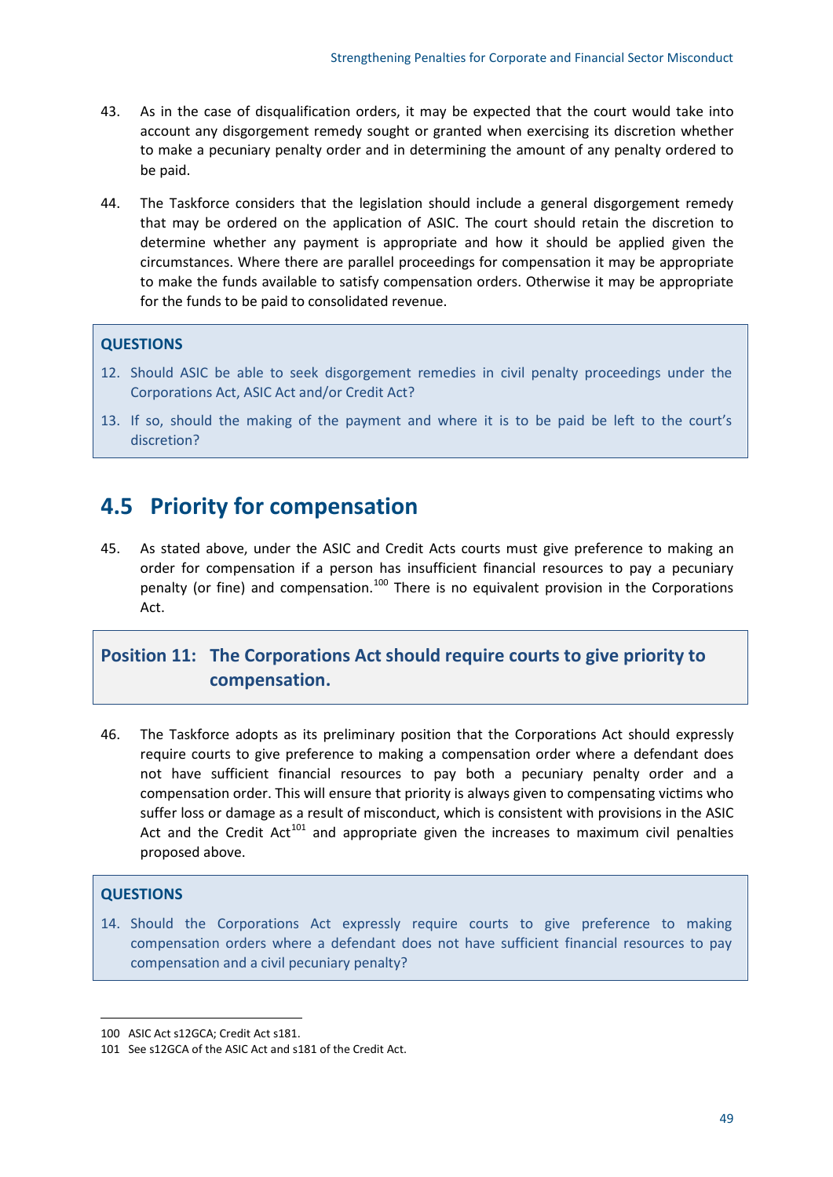43. As in the case of disqualification orders, it may be expected that the court would take into account any disgorgement remedy sought or granted when exercising its discretion whether to make a pecuniary penalty order and in determining the amount of any penalty ordered to be paid.

44. The Taskforce considers that the legislation should include a general disgorgement remedy that may be ordered on the application of ASIC. The court should retain the discretion to determine whether any payment is appropriate and how it should be applied given the circumstances. Where there are parallel proceedings for compensation it may be appropriate to make the funds available to satisfy compensation orders. Otherwise it may be appropriate for the funds to be paid to consolidated revenue.

> **QUESTIONS**
>
> 12. Should ASIC be able to seek disgorgement remedies in civil penalty proceedings under the Corporations Act, ASIC Act and/or Credit Act?
> 13. If so, should the making of the payment and where it is to be paid be left to the court's discretion?

## 4.5 Priority for compensation

45. As stated above, under the ASIC and Credit Acts courts must give preference to making an order for compensation if a person has insufficient financial resources to pay a pecuniary penalty (or fine) and compensation.[100] There is no equivalent provision in the Corporations Act.

> **Position 11: The Corporations Act should require courts to give priority to compensation.**

46. The Taskforce adopts as its preliminary position that the Corporations Act should expressly require courts to give preference to making a compensation order where a defendant does not have sufficient financial resources to pay both a pecuniary penalty order and a compensation order. This will ensure that priority is always given to compensating victims who suffer loss or damage as a result of misconduct, which is consistent with provisions in the ASIC Act and the Credit Act[101] and appropriate given the increases to maximum civil penalties proposed above.

> **QUESTIONS**
>
> 14. Should the Corporations Act expressly require courts to give preference to making compensation orders where a defendant does not have sufficient financial resources to pay compensation and a civil pecuniary penalty?

---

100 ASIC Act s12GCA; Credit Act s181.

101 See s12GCA of the ASIC Act and s181 of the Credit Act.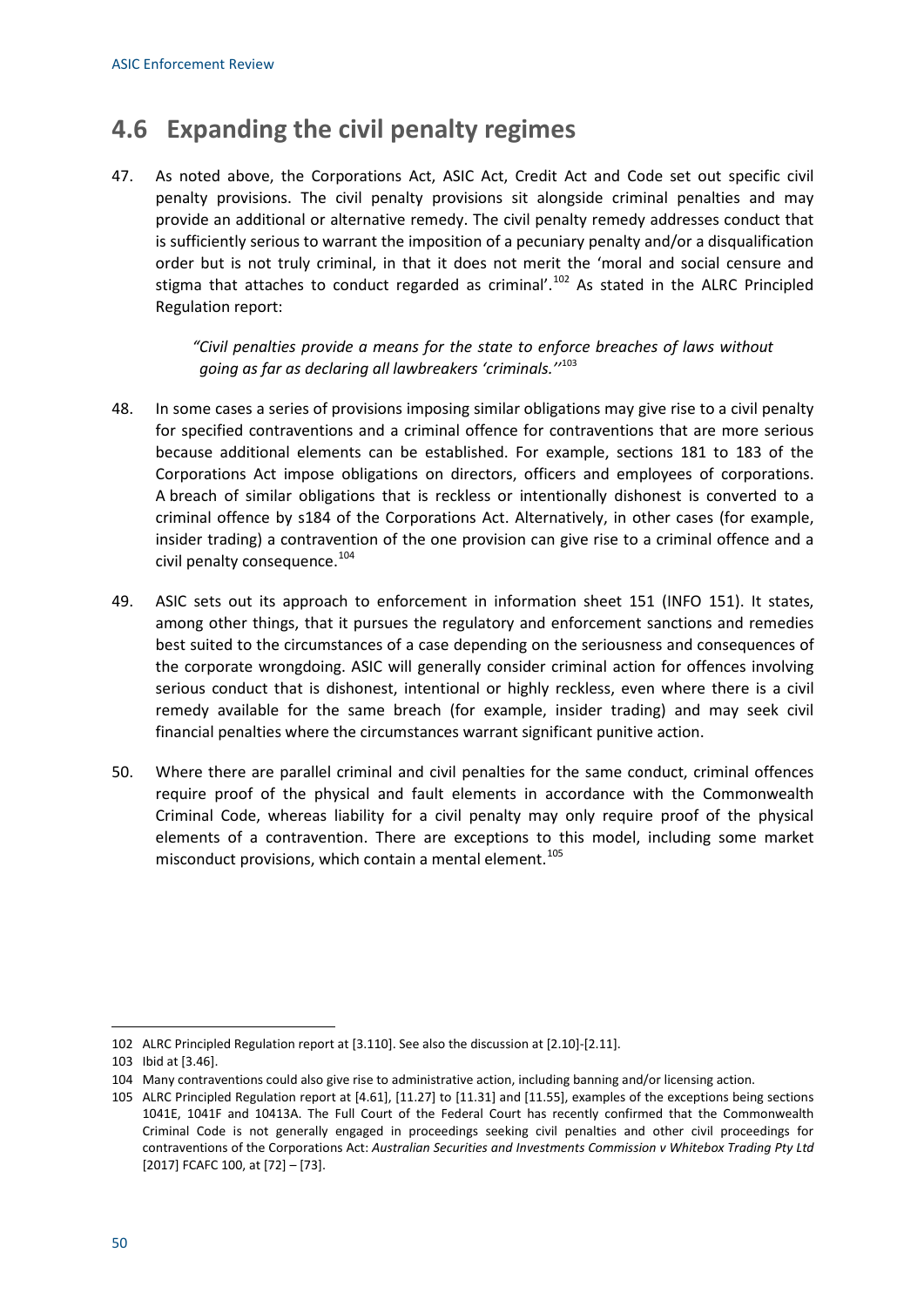## 4.6 Expanding the civil penalty regimes

47. As noted above, the Corporations Act, ASIC Act, Credit Act and Code set out specific civil penalty provisions. The civil penalty provisions sit alongside criminal penalties and may provide an additional or alternative remedy. The civil penalty remedy addresses conduct that is sufficiently serious to warrant the imposition of a pecuniary penalty and/or a disqualification order but is not truly criminal, in that it does not merit the 'moral and social censure and stigma that attaches to conduct regarded as criminal'.[102] As stated in the ALRC Principled Regulation report:

> *"Civil penalties provide a means for the state to enforce breaches of laws without going as far as declaring all lawbreakers 'criminals.'"*[103]

48. In some cases a series of provisions imposing similar obligations may give rise to a civil penalty for specified contraventions and a criminal offence for contraventions that are more serious because additional elements can be established. For example, sections 181 to 183 of the Corporations Act impose obligations on directors, officers and employees of corporations. A breach of similar obligations that is reckless or intentionally dishonest is converted to a criminal offence by s184 of the Corporations Act. Alternatively, in other cases (for example, insider trading) a contravention of the one provision can give rise to a criminal offence and a civil penalty consequence.[104]

49. ASIC sets out its approach to enforcement in information sheet 151 (INFO 151). It states, among other things, that it pursues the regulatory and enforcement sanctions and remedies best suited to the circumstances of a case depending on the seriousness and consequences of the corporate wrongdoing. ASIC will generally consider criminal action for offences involving serious conduct that is dishonest, intentional or highly reckless, even where there is a civil remedy available for the same breach (for example, insider trading) and may seek civil financial penalties where the circumstances warrant significant punitive action.

50. Where there are parallel criminal and civil penalties for the same conduct, criminal offences require proof of the physical and fault elements in accordance with the Commonwealth Criminal Code, whereas liability for a civil penalty may only require proof of the physical elements of a contravention. There are exceptions to this model, including some market misconduct provisions, which contain a mental element.[105]

---

102 ALRC Principled Regulation report at [3.110]. See also the discussion at [2.10]-[2.11].

103 Ibid at [3.46].

104 Many contraventions could also give rise to administrative action, including banning and/or licensing action.

105 ALRC Principled Regulation report at [4.61], [11.27] to [11.31] and [11.55], examples of the exceptions being sections 1041E, 1041F and 10413A. The Full Court of the Federal Court has recently confirmed that the Commonwealth Criminal Code is not generally engaged in proceedings seeking civil penalties and other civil proceedings for contraventions of the Corporations Act: *Australian Securities and Investments Commission v Whitebox Trading Pty Ltd* [2017] FCAFC 100, at [72] – [73].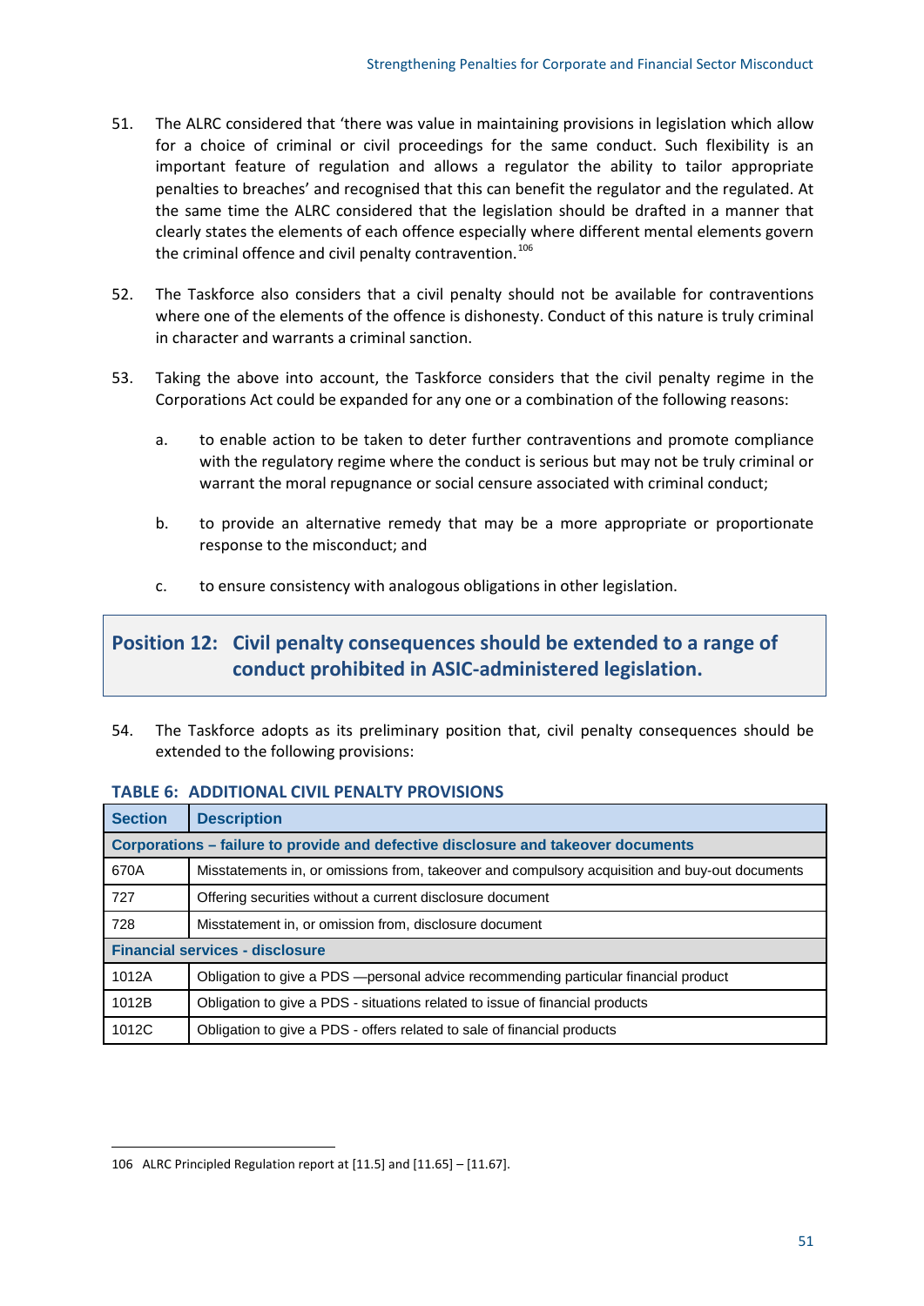51. The ALRC considered that 'there was value in maintaining provisions in legislation which allow for a choice of criminal or civil proceedings for the same conduct. Such flexibility is an important feature of regulation and allows a regulator the ability to tailor appropriate penalties to breaches' and recognised that this can benefit the regulator and the regulated. At the same time the ALRC considered that the legislation should be drafted in a manner that clearly states the elements of each offence especially where different mental elements govern the criminal offence and civil penalty contravention.[106]

52. The Taskforce also considers that a civil penalty should not be available for contraventions where one of the elements of the offence is dishonesty. Conduct of this nature is truly criminal in character and warrants a criminal sanction.

53. Taking the above into account, the Taskforce considers that the civil penalty regime in the Corporations Act could be expanded for any one or a combination of the following reasons:

    a. to enable action to be taken to deter further contraventions and promote compliance with the regulatory regime where the conduct is serious but may not be truly criminal or warrant the moral repugnance or social censure associated with criminal conduct;

    b. to provide an alternative remedy that may be a more appropriate or proportionate response to the misconduct; and

    c. to ensure consistency with analogous obligations in other legislation.

## Position 12: Civil penalty consequences should be extended to a range of conduct prohibited in ASIC-administered legislation.

54. The Taskforce adopts as its preliminary position that, civil penalty consequences should be extended to the following provisions:

**TABLE 6: ADDITIONAL CIVIL PENALTY PROVISIONS**

| Section | Description |
|---|---|
| **Corporations – failure to provide and defective disclosure and takeover documents** | |
| 670A | Misstatements in, or omissions from, takeover and compulsory acquisition and buy-out documents |
| 727 | Offering securities without a current disclosure document |
| 728 | Misstatement in, or omission from, disclosure document |
| **Financial services - disclosure** | |
| 1012A | Obligation to give a PDS —personal advice recommending particular financial product |
| 1012B | Obligation to give a PDS - situations related to issue of financial products |
| 1012C | Obligation to give a PDS - offers related to sale of financial products |

106 ALRC Principled Regulation report at [11.5] and [11.65] – [11.67].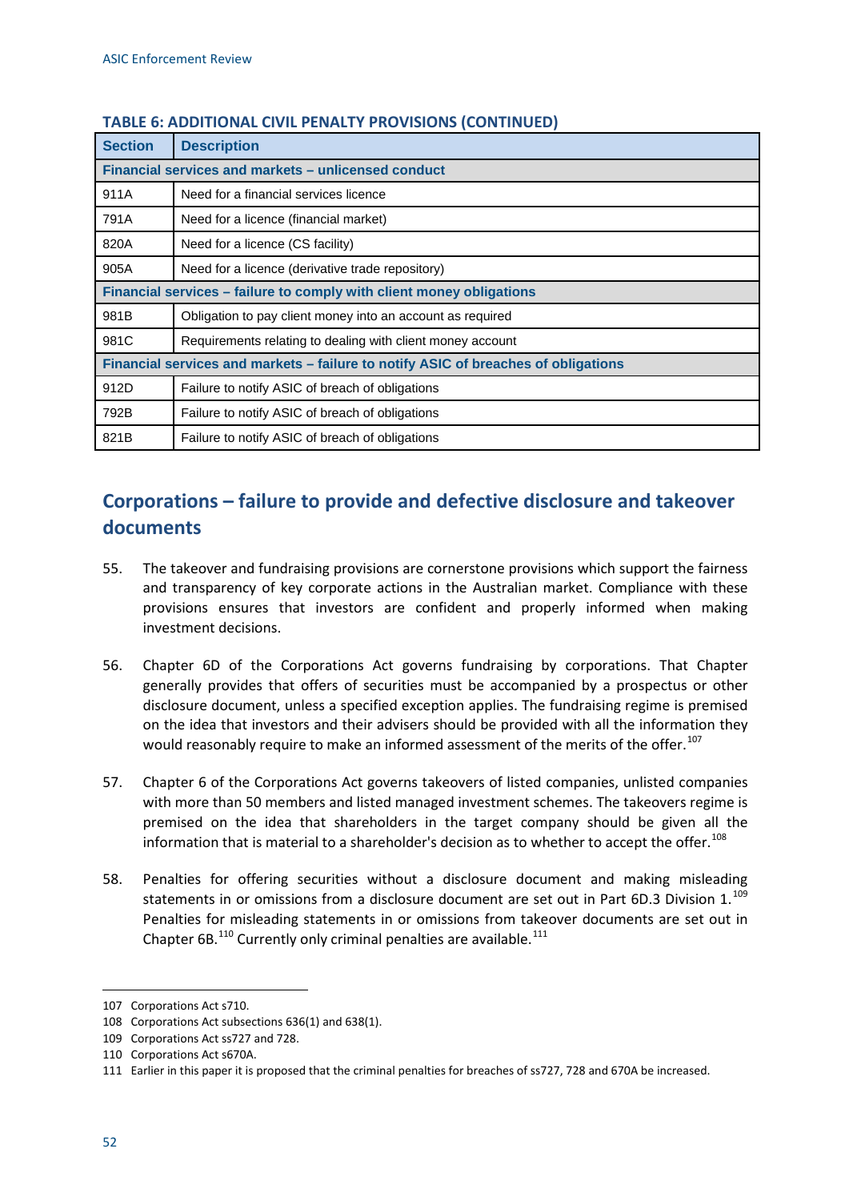**TABLE 6: ADDITIONAL CIVIL PENALTY PROVISIONS (CONTINUED)**

| Section | Description |
|---|---|
| **Financial services and markets – unlicensed conduct** | |
| 911A | Need for a financial services licence |
| 791A | Need for a licence (financial market) |
| 820A | Need for a licence (CS facility) |
| 905A | Need for a licence (derivative trade repository) |
| **Financial services – failure to comply with client money obligations** | |
| 981B | Obligation to pay client money into an account as required |
| 981C | Requirements relating to dealing with client money account |
| **Financial services and markets – failure to notify ASIC of breaches of obligations** | |
| 912D | Failure to notify ASIC of breach of obligations |
| 792B | Failure to notify ASIC of breach of obligations |
| 821B | Failure to notify ASIC of breach of obligations |

## Corporations – failure to provide and defective disclosure and takeover documents

55. The takeover and fundraising provisions are cornerstone provisions which support the fairness and transparency of key corporate actions in the Australian market. Compliance with these provisions ensures that investors are confident and properly informed when making investment decisions.

56. Chapter 6D of the Corporations Act governs fundraising by corporations. That Chapter generally provides that offers of securities must be accompanied by a prospectus or other disclosure document, unless a specified exception applies. The fundraising regime is premised on the idea that investors and their advisers should be provided with all the information they would reasonably require to make an informed assessment of the merits of the offer.[107]

57. Chapter 6 of the Corporations Act governs takeovers of listed companies, unlisted companies with more than 50 members and listed managed investment schemes. The takeovers regime is premised on the idea that shareholders in the target company should be given all the information that is material to a shareholder's decision as to whether to accept the offer.[108]

58. Penalties for offering securities without a disclosure document and making misleading statements in or omissions from a disclosure document are set out in Part 6D.3 Division 1.[109] Penalties for misleading statements in or omissions from takeover documents are set out in Chapter 6B.[110] Currently only criminal penalties are available.[111]

---

107 Corporations Act s710.

108 Corporations Act subsections 636(1) and 638(1).

109 Corporations Act ss727 and 728.

110 Corporations Act s670A.

111 Earlier in this paper it is proposed that the criminal penalties for breaches of ss727, 728 and 670A be increased.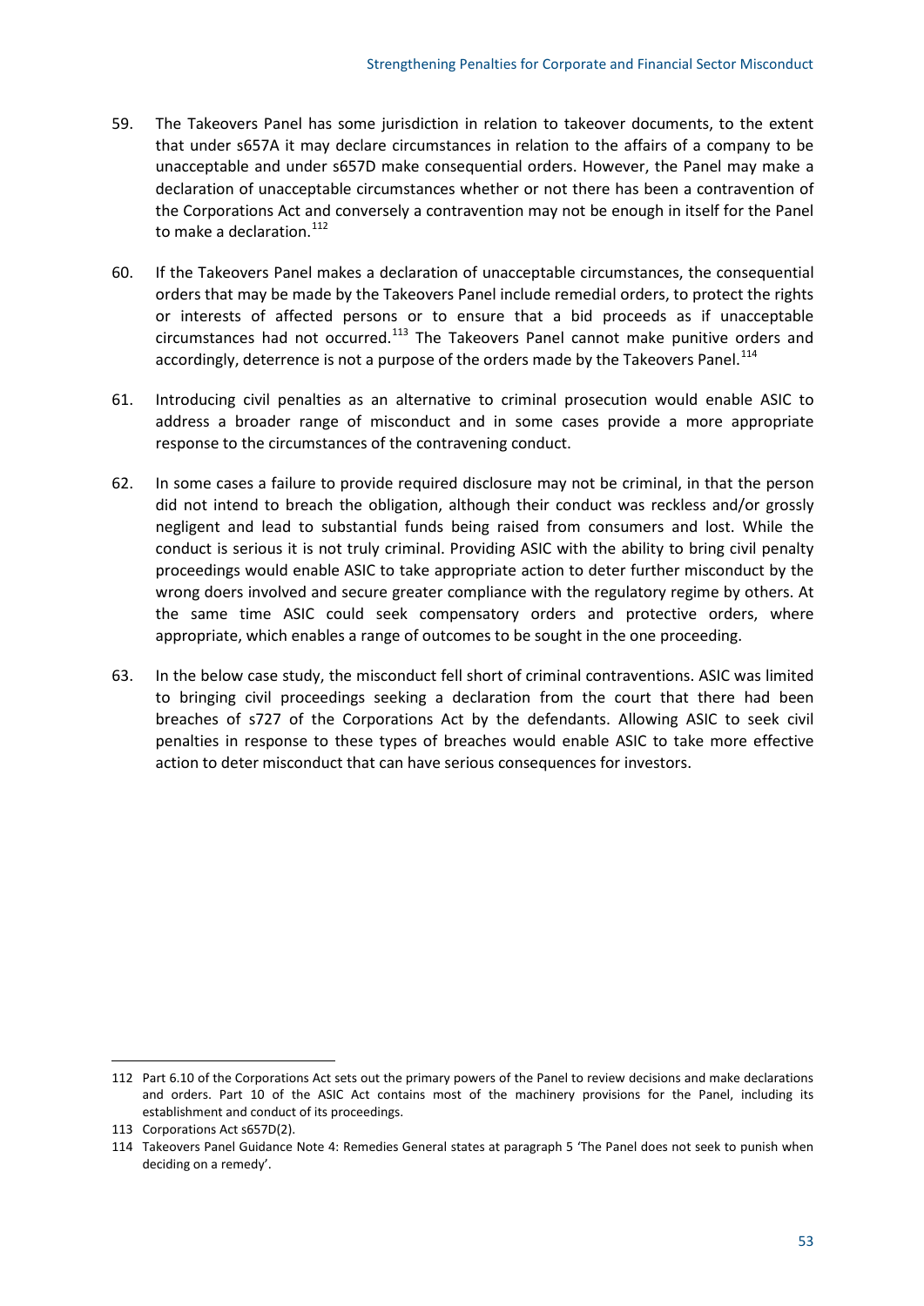59. The Takeovers Panel has some jurisdiction in relation to takeover documents, to the extent that under s657A it may declare circumstances in relation to the affairs of a company to be unacceptable and under s657D make consequential orders. However, the Panel may make a declaration of unacceptable circumstances whether or not there has been a contravention of the Corporations Act and conversely a contravention may not be enough in itself for the Panel to make a declaration.[112]

60. If the Takeovers Panel makes a declaration of unacceptable circumstances, the consequential orders that may be made by the Takeovers Panel include remedial orders, to protect the rights or interests of affected persons or to ensure that a bid proceeds as if unacceptable circumstances had not occurred.[113] The Takeovers Panel cannot make punitive orders and accordingly, deterrence is not a purpose of the orders made by the Takeovers Panel.[114]

61. Introducing civil penalties as an alternative to criminal prosecution would enable ASIC to address a broader range of misconduct and in some cases provide a more appropriate response to the circumstances of the contravening conduct.

62. In some cases a failure to provide required disclosure may not be criminal, in that the person did not intend to breach the obligation, although their conduct was reckless and/or grossly negligent and lead to substantial funds being raised from consumers and lost. While the conduct is serious it is not truly criminal. Providing ASIC with the ability to bring civil penalty proceedings would enable ASIC to take appropriate action to deter further misconduct by the wrong doers involved and secure greater compliance with the regulatory regime by others. At the same time ASIC could seek compensatory orders and protective orders, where appropriate, which enables a range of outcomes to be sought in the one proceeding.

63. In the below case study, the misconduct fell short of criminal contraventions. ASIC was limited to bringing civil proceedings seeking a declaration from the court that there had been breaches of s727 of the Corporations Act by the defendants. Allowing ASIC to seek civil penalties in response to these types of breaches would enable ASIC to take more effective action to deter misconduct that can have serious consequences for investors.

---

112 Part 6.10 of the Corporations Act sets out the primary powers of the Panel to review decisions and make declarations and orders. Part 10 of the ASIC Act contains most of the machinery provisions for the Panel, including its establishment and conduct of its proceedings.

113 Corporations Act s657D(2).

114 Takeovers Panel Guidance Note 4: Remedies General states at paragraph 5 'The Panel does not seek to punish when deciding on a remedy'.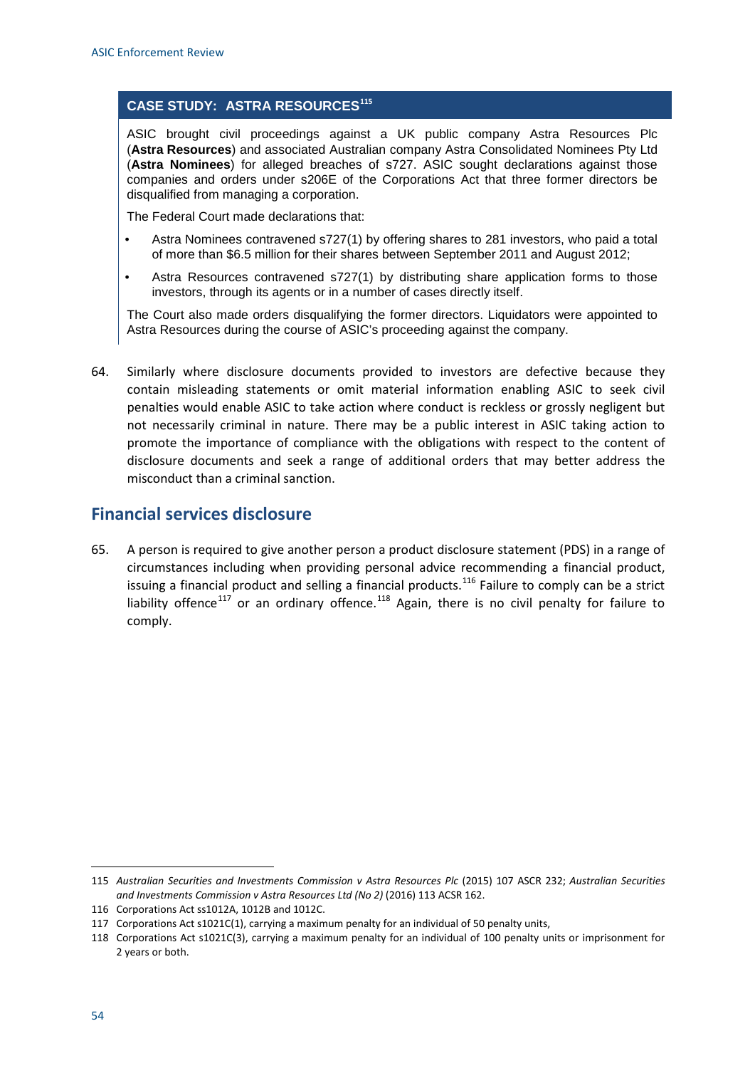### CASE STUDY: ASTRA RESOURCES[115]

ASIC brought civil proceedings against a UK public company Astra Resources Plc (**Astra Resources**) and associated Australian company Astra Consolidated Nominees Pty Ltd (**Astra Nominees**) for alleged breaches of s727. ASIC sought declarations against those companies and orders under s206E of the Corporations Act that three former directors be disqualified from managing a corporation.

The Federal Court made declarations that:

- Astra Nominees contravened s727(1) by offering shares to 281 investors, who paid a total of more than $6.5 million for their shares between September 2011 and August 2012;
- Astra Resources contravened s727(1) by distributing share application forms to those investors, through its agents or in a number of cases directly itself.

The Court also made orders disqualifying the former directors. Liquidators were appointed to Astra Resources during the course of ASIC's proceeding against the company.

64. Similarly where disclosure documents provided to investors are defective because they contain misleading statements or omit material information enabling ASIC to seek civil penalties would enable ASIC to take action where conduct is reckless or grossly negligent but not necessarily criminal in nature. There may be a public interest in ASIC taking action to promote the importance of compliance with the obligations with respect to the content of disclosure documents and seek a range of additional orders that may better address the misconduct than a criminal sanction.

## Financial services disclosure

65. A person is required to give another person a product disclosure statement (PDS) in a range of circumstances including when providing personal advice recommending a financial product, issuing a financial product and selling a financial products.[116] Failure to comply can be a strict liability offence[117] or an ordinary offence.[118] Again, there is no civil penalty for failure to comply.

---

115 *Australian Securities and Investments Commission v Astra Resources Plc* (2015) 107 ACSR 232; *Australian Securities and Investments Commission v Astra Resources Ltd (No 2)* (2016) 113 ACSR 162.

116 Corporations Act ss1012A, 1012B and 1012C.

117 Corporations Act s1021C(1), carrying a maximum penalty for an individual of 50 penalty units,

118 Corporations Act s1021C(3), carrying a maximum penalty for an individual of 100 penalty units or imprisonment for 2 years or both.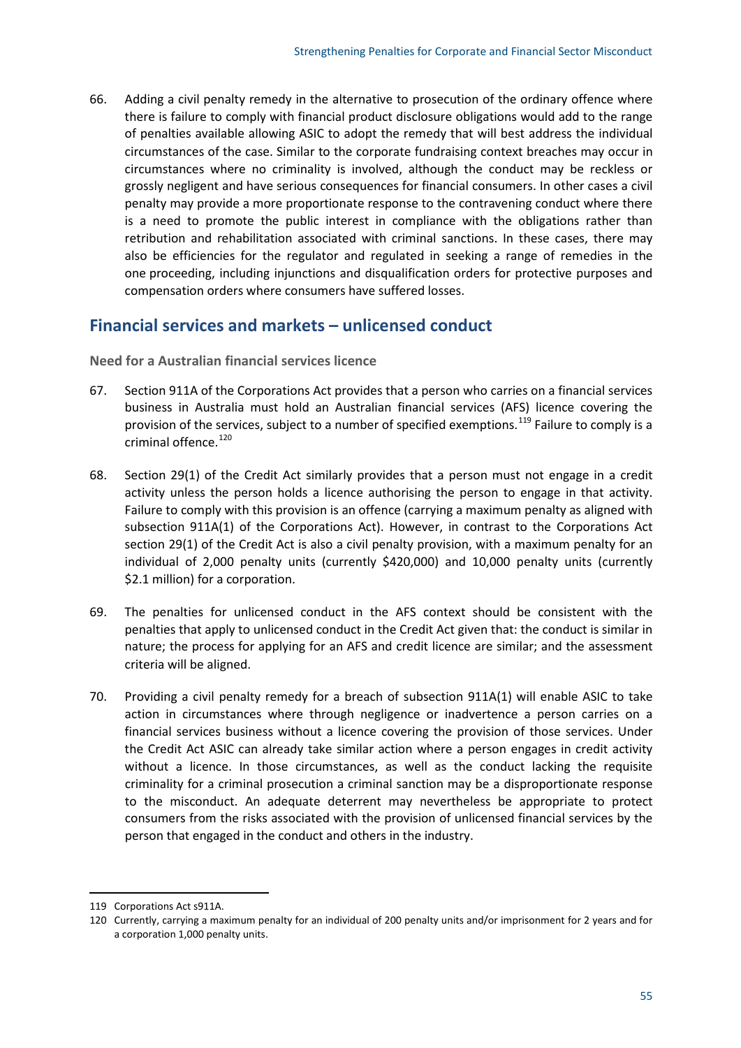66. Adding a civil penalty remedy in the alternative to prosecution of the ordinary offence where there is failure to comply with financial product disclosure obligations would add to the range of penalties available allowing ASIC to adopt the remedy that will best address the individual circumstances of the case. Similar to the corporate fundraising context breaches may occur in circumstances where no criminality is involved, although the conduct may be reckless or grossly negligent and have serious consequences for financial consumers. In other cases a civil penalty may provide a more proportionate response to the contravening conduct where there is a need to promote the public interest in compliance with the obligations rather than retribution and rehabilitation associated with criminal sanctions. In these cases, there may also be efficiencies for the regulator and regulated in seeking a range of remedies in the one proceeding, including injunctions and disqualification orders for protective purposes and compensation orders where consumers have suffered losses.

## Financial services and markets – unlicensed conduct

### Need for a Australian financial services licence

67. Section 911A of the Corporations Act provides that a person who carries on a financial services business in Australia must hold an Australian financial services (AFS) licence covering the provision of the services, subject to a number of specified exemptions.[119] Failure to comply is a criminal offence.[120]

68. Section 29(1) of the Credit Act similarly provides that a person must not engage in a credit activity unless the person holds a licence authorising the person to engage in that activity. Failure to comply with this provision is an offence (carrying a maximum penalty as aligned with subsection 911A(1) of the Corporations Act). However, in contrast to the Corporations Act section 29(1) of the Credit Act is also a civil penalty provision, with a maximum penalty for an individual of 2,000 penalty units (currently $420,000) and 10,000 penalty units (currently $2.1 million) for a corporation.

69. The penalties for unlicensed conduct in the AFS context should be consistent with the penalties that apply to unlicensed conduct in the Credit Act given that: the conduct is similar in nature; the process for applying for an AFS and credit licence are similar; and the assessment criteria will be aligned.

70. Providing a civil penalty remedy for a breach of subsection 911A(1) will enable ASIC to take action in circumstances where through negligence or inadvertence a person carries on a financial services business without a licence covering the provision of those services. Under the Credit Act ASIC can already take similar action where a person engages in credit activity without a licence. In those circumstances, as well as the conduct lacking the requisite criminality for a criminal prosecution a criminal sanction may be a disproportionate response to the misconduct. An adequate deterrent may nevertheless be appropriate to protect consumers from the risks associated with the provision of unlicensed financial services by the person that engaged in the conduct and others in the industry.

---

119 Corporations Act s911A.

120 Currently, carrying a maximum penalty for an individual of 200 penalty units and/or imprisonment for 2 years and for a corporation 1,000 penalty units.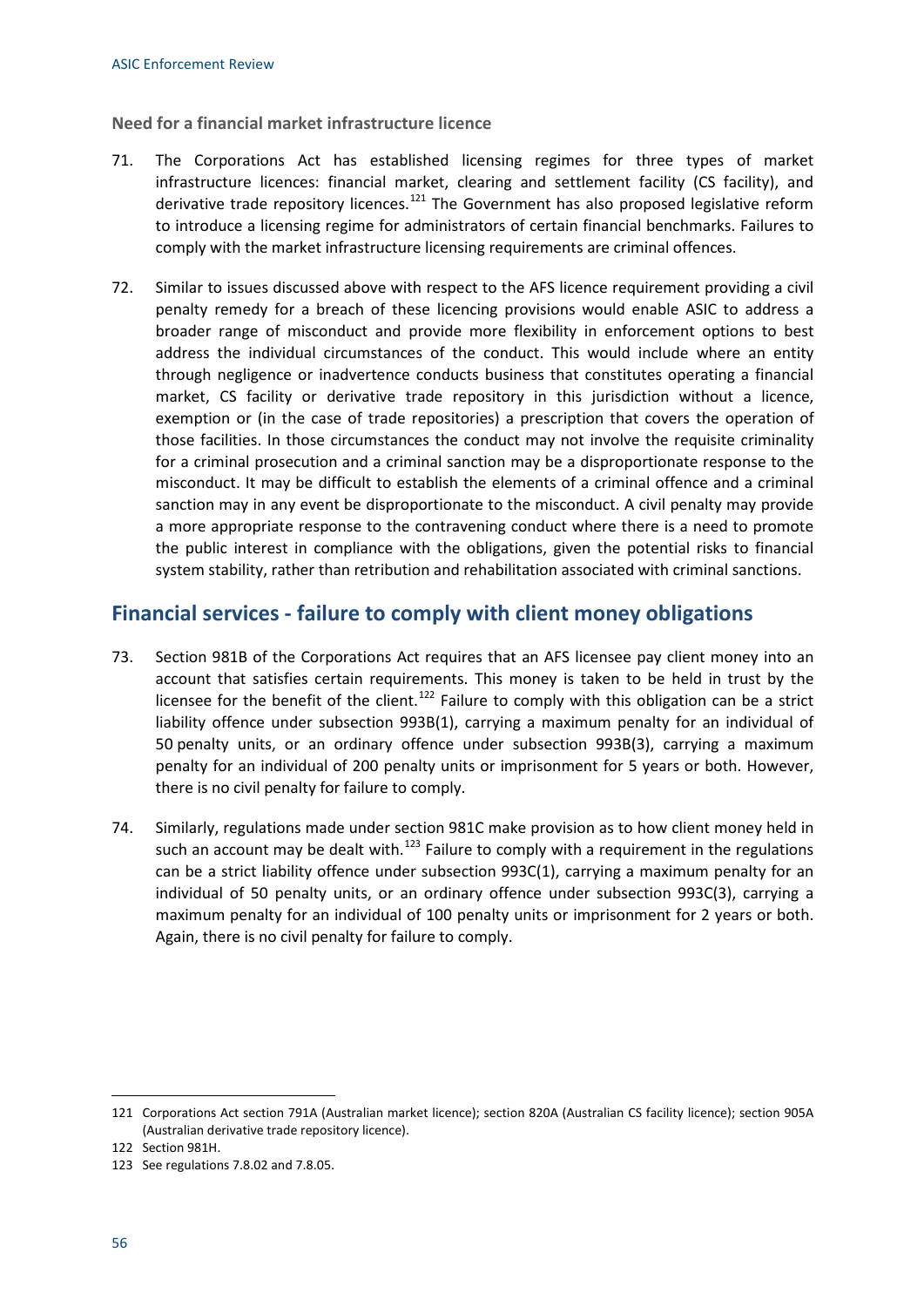### Need for a financial market infrastructure licence

71. The Corporations Act has established licensing regimes for three types of market infrastructure licences: financial market, clearing and settlement facility (CS facility), and derivative trade repository licences.[121] The Government has also proposed legislative reform to introduce a licensing regime for administrators of certain financial benchmarks. Failures to comply with the market infrastructure licensing requirements are criminal offences.

72. Similar to issues discussed above with respect to the AFS licence requirement providing a civil penalty remedy for a breach of these licencing provisions would enable ASIC to address a broader range of misconduct and provide more flexibility in enforcement options to best address the individual circumstances of the conduct. This would include where an entity through negligence or inadvertence conducts business that constitutes operating a financial market, CS facility or derivative trade repository in this jurisdiction without a licence, exemption or (in the case of trade repositories) a prescription that covers the operation of those facilities. In those circumstances the conduct may not involve the requisite criminality for a criminal prosecution and a criminal sanction may be a disproportionate response to the misconduct. It may be difficult to establish the elements of a criminal offence and a criminal sanction may in any event be disproportionate to the misconduct. A civil penalty may provide a more appropriate response to the contravening conduct where there is a need to promote the public interest in compliance with the obligations, given the potential risks to financial system stability, rather than retribution and rehabilitation associated with criminal sanctions.

## Financial services - failure to comply with client money obligations

73. Section 981B of the Corporations Act requires that an AFS licensee pay client money into an account that satisfies certain requirements. This money is taken to be held in trust by the licensee for the benefit of the client.[122] Failure to comply with this obligation can be a strict liability offence under subsection 993B(1), carrying a maximum penalty for an individual of 50 penalty units, or an ordinary offence under subsection 993B(3), carrying a maximum penalty for an individual of 200 penalty units or imprisonment for 5 years or both. However, there is no civil penalty for failure to comply.

74. Similarly, regulations made under section 981C make provision as to how client money held in such an account may be dealt with.[123] Failure to comply with a requirement in the regulations can be a strict liability offence under subsection 993C(1), carrying a maximum penalty for an individual of 50 penalty units, or an ordinary offence under subsection 993C(3), carrying a maximum penalty for an individual of 100 penalty units or imprisonment for 2 years or both. Again, there is no civil penalty for failure to comply.

---

121 Corporations Act section 791A (Australian market licence); section 820A (Australian CS facility licence); section 905A (Australian derivative trade repository licence).

122 Section 981H.

123 See regulations 7.8.02 and 7.8.05.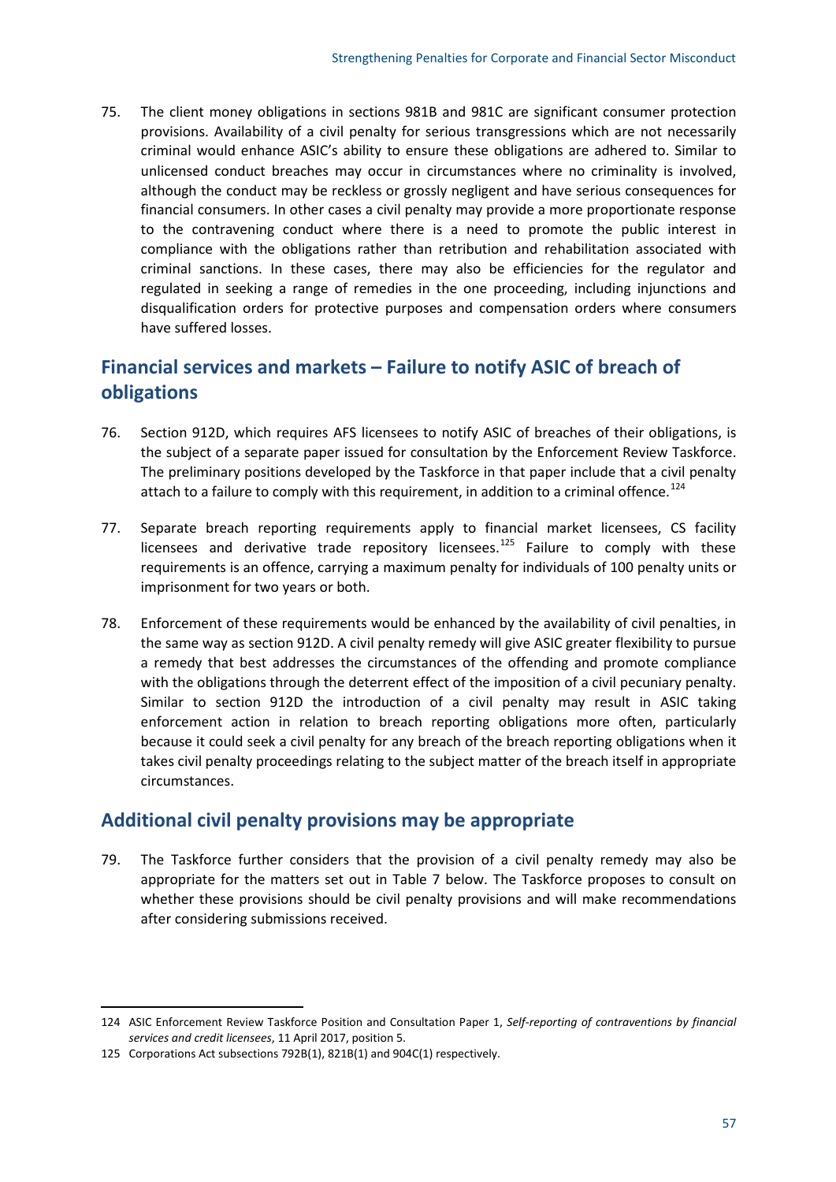75. The client money obligations in sections 981B and 981C are significant consumer protection provisions. Availability of a civil penalty for serious transgressions which are not necessarily criminal would enhance ASIC's ability to ensure these obligations are adhered to. Similar to unlicensed conduct breaches may occur in circumstances where no criminality is involved, although the conduct may be reckless or grossly negligent and have serious consequences for financial consumers. In other cases a civil penalty may provide a more proportionate response to the contravening conduct where there is a need to promote the public interest in compliance with the obligations rather than retribution and rehabilitation associated with criminal sanctions. In these cases, there may also be efficiencies for the regulator and regulated in seeking a range of remedies in the one proceeding, including injunctions and disqualification orders for protective purposes and compensation orders where consumers have suffered losses.

## Financial services and markets – Failure to notify ASIC of breach of obligations

76. Section 912D, which requires AFS licensees to notify ASIC of breaches of their obligations, is the subject of a separate paper issued for consultation by the Enforcement Review Taskforce. The preliminary positions developed by the Taskforce in that paper include that a civil penalty attach to a failure to comply with this requirement, in addition to a criminal offence.[124]

77. Separate breach reporting requirements apply to financial market licensees, CS facility licensees and derivative trade repository licensees.[125] Failure to comply with these requirements is an offence, carrying a maximum penalty for individuals of 100 penalty units or imprisonment for two years or both.

78. Enforcement of these requirements would be enhanced by the availability of civil penalties, in the same way as section 912D. A civil penalty remedy will give ASIC greater flexibility to pursue a remedy that best addresses the circumstances of the offending and promote compliance with the obligations through the deterrent effect of the imposition of a civil pecuniary penalty. Similar to section 912D the introduction of a civil penalty may result in ASIC taking enforcement action in relation to breach reporting obligations more often, particularly because it could seek a civil penalty for any breach of the breach reporting obligations when it takes civil penalty proceedings relating to the subject matter of the breach itself in appropriate circumstances.

## Additional civil penalty provisions may be appropriate

79. The Taskforce further considers that the provision of a civil penalty remedy may also be appropriate for the matters set out in Table 7 below. The Taskforce proposes to consult on whether these provisions should be civil penalty provisions and will make recommendations after considering submissions received.

---

124 ASIC Enforcement Review Taskforce Position and Consultation Paper 1, *Self-reporting of contraventions by financial services and credit licensees*, 11 April 2017, position 5.

125 Corporations Act subsections 792B(1), 821B(1) and 904C(1) respectively.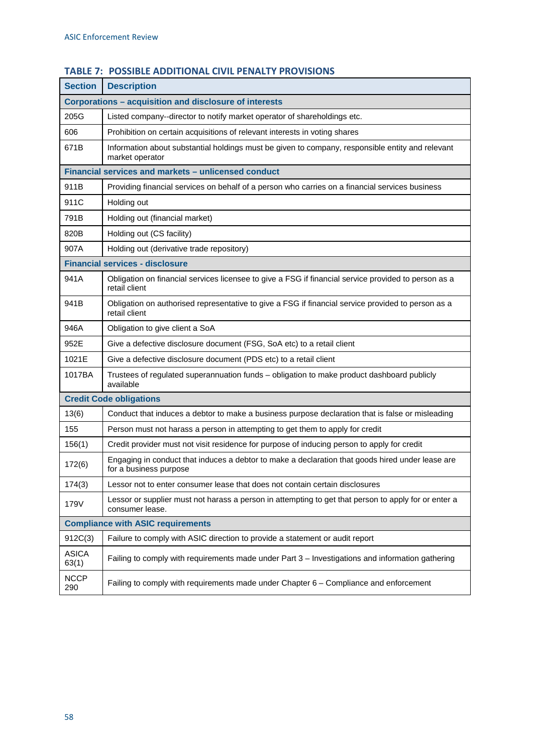### TABLE 7: POSSIBLE ADDITIONAL CIVIL PENALTY PROVISIONS

| Section | Description |
|---|---|
| **Corporations – acquisition and disclosure of interests** | |
| 205G | Listed company--director to notify market operator of shareholdings etc. |
| 606 | Prohibition on certain acquisitions of relevant interests in voting shares |
| 671B | Information about substantial holdings must be given to company, responsible entity and relevant market operator |
| **Financial services and markets – unlicensed conduct** | |
| 911B | Providing financial services on behalf of a person who carries on a financial services business |
| 911C | Holding out |
| 791B | Holding out (financial market) |
| 820B | Holding out (CS facility) |
| 907A | Holding out (derivative trade repository) |
| **Financial services - disclosure** | |
| 941A | Obligation on financial services licensee to give a FSG if financial service provided to person as a retail client |
| 941B | Obligation on authorised representative to give a FSG if financial service provided to person as a retail client |
| 946A | Obligation to give client a SoA |
| 952E | Give a defective disclosure document (FSG, SoA etc) to a retail client |
| 1021E | Give a defective disclosure document (PDS etc) to a retail client |
| 1017BA | Trustees of regulated superannuation funds – obligation to make product dashboard publicly available |
| **Credit Code obligations** | |
| 13(6) | Conduct that induces a debtor to make a business purpose declaration that is false or misleading |
| 155 | Person must not harass a person in attempting to get them to apply for credit |
| 156(1) | Credit provider must not visit residence for purpose of inducing person to apply for credit |
| 172(6) | Engaging in conduct that induces a debtor to make a declaration that goods hired under lease are for a business purpose |
| 174(3) | Lessor not to enter consumer lease that does not contain certain disclosures |
| 179V | Lessor or supplier must not harass a person in attempting to get that person to apply for or enter a consumer lease. |
| **Compliance with ASIC requirements** | |
| 912C(3) | Failure to comply with ASIC direction to provide a statement or audit report |
| ASICA 63(1) | Failing to comply with requirements made under Part 3 – Investigations and information gathering |
| NCCP 290 | Failing to comply with requirements made under Chapter 6 – Compliance and enforcement |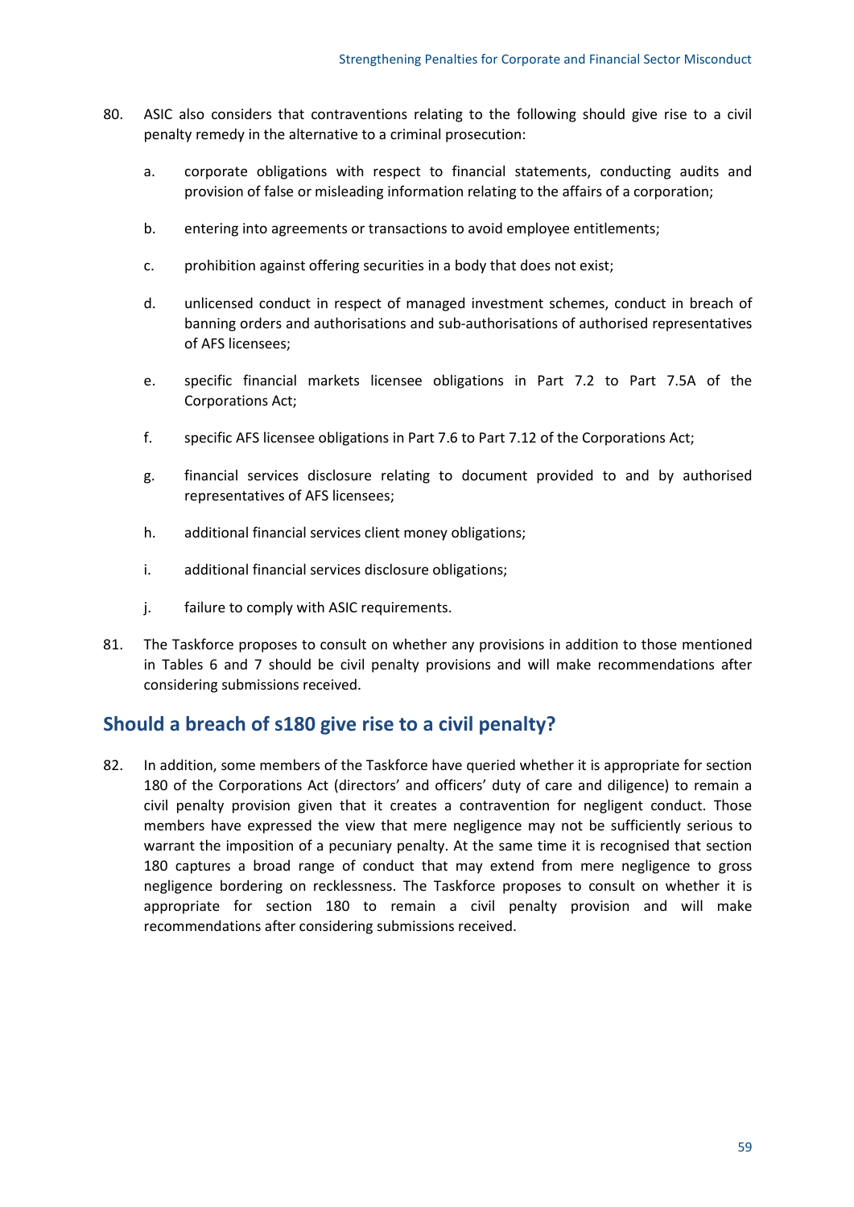80. ASIC also considers that contraventions relating to the following should give rise to a civil penalty remedy in the alternative to a criminal prosecution:

    a. corporate obligations with respect to financial statements, conducting audits and provision of false or misleading information relating to the affairs of a corporation;

    b. entering into agreements or transactions to avoid employee entitlements;

    c. prohibition against offering securities in a body that does not exist;

    d. unlicensed conduct in respect of managed investment schemes, conduct in breach of banning orders and authorisations and sub-authorisations of authorised representatives of AFS licensees;

    e. specific financial markets licensee obligations in Part 7.2 to Part 7.5A of the Corporations Act;

    f. specific AFS licensee obligations in Part 7.6 to Part 7.12 of the Corporations Act;

    g. financial services disclosure relating to document provided to and by authorised representatives of AFS licensees;

    h. additional financial services client money obligations;

    i. additional financial services disclosure obligations;

    j. failure to comply with ASIC requirements.

81. The Taskforce proposes to consult on whether any provisions in addition to those mentioned in Tables 6 and 7 should be civil penalty provisions and will make recommendations after considering submissions received.

## Should a breach of s180 give rise to a civil penalty?

82. In addition, some members of the Taskforce have queried whether it is appropriate for section 180 of the Corporations Act (directors' and officers' duty of care and diligence) to remain a civil penalty provision given that it creates a contravention for negligent conduct. Those members have expressed the view that mere negligence may not be sufficiently serious to warrant the imposition of a pecuniary penalty. At the same time it is recognised that section 180 captures a broad range of conduct that may extend from mere negligence to gross negligence bordering on recklessness. The Taskforce proposes to consult on whether it is appropriate for section 180 to remain a civil penalty provision and will make recommendations after considering submissions received.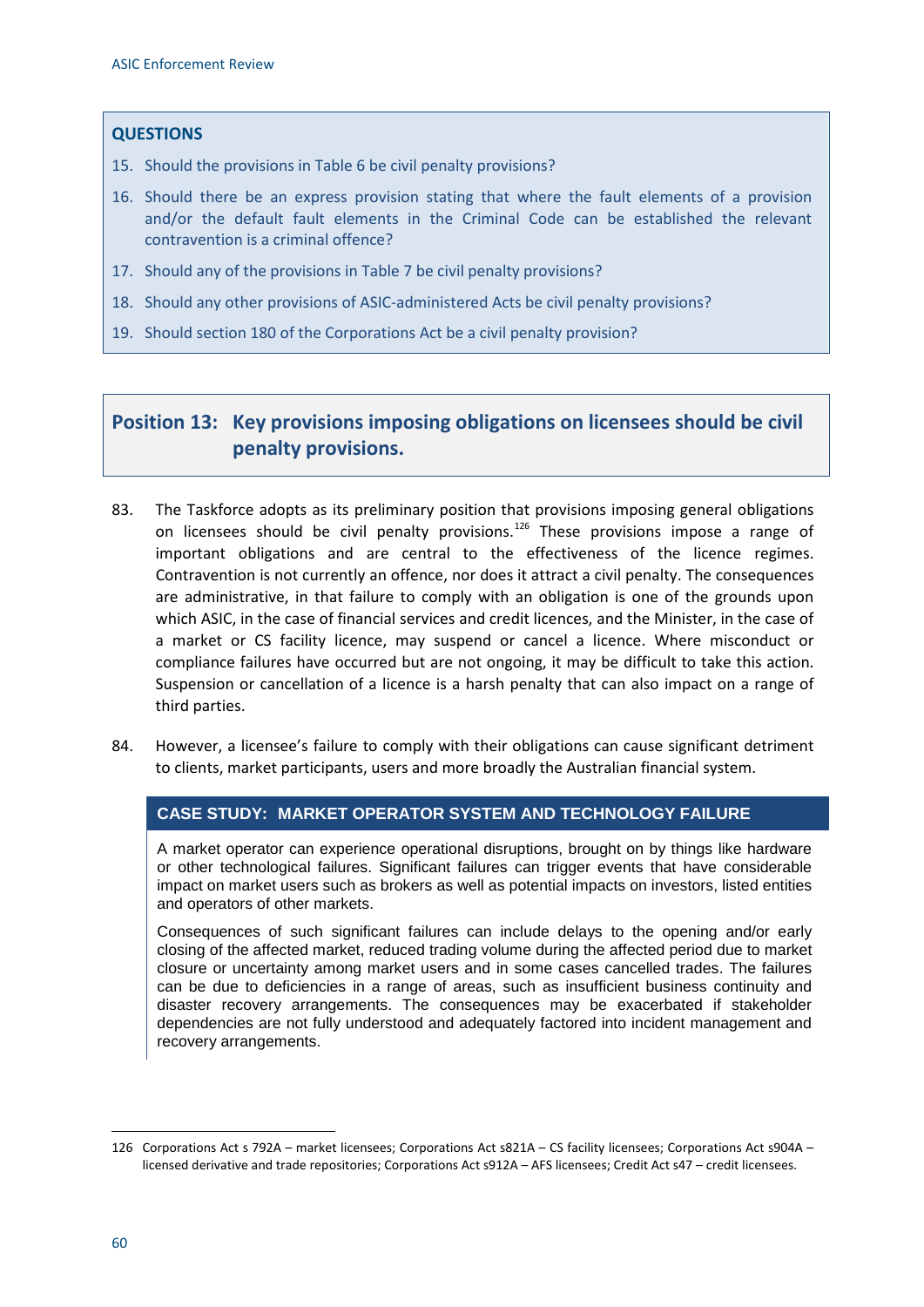**QUESTIONS**

15. Should the provisions in Table 6 be civil penalty provisions?
16. Should there be an express provision stating that where the fault elements of a provision and/or the default fault elements in the Criminal Code can be established the relevant contravention is a criminal offence?
17. Should any of the provisions in Table 7 be civil penalty provisions?
18. Should any other provisions of ASIC-administered Acts be civil penalty provisions?
19. Should section 180 of the Corporations Act be a civil penalty provision?

## Position 13: Key provisions imposing obligations on licensees should be civil penalty provisions.

83. The Taskforce adopts as its preliminary position that provisions imposing general obligations on licensees should be civil penalty provisions.[126] These provisions impose a range of important obligations and are central to the effectiveness of the licence regimes. Contravention is not currently an offence, nor does it attract a civil penalty. The consequences are administrative, in that failure to comply with an obligation is one of the grounds upon which ASIC, in the case of financial services and credit licences, and the Minister, in the case of a market or CS facility licence, may suspend or cancel a licence. Where misconduct or compliance failures have occurred but are not ongoing, it may be difficult to take this action. Suspension or cancellation of a licence is a harsh penalty that can also impact on a range of third parties.

84. However, a licensee's failure to comply with their obligations can cause significant detriment to clients, market participants, users and more broadly the Australian financial system.

**CASE STUDY: MARKET OPERATOR SYSTEM AND TECHNOLOGY FAILURE**

A market operator can experience operational disruptions, brought on by things like hardware or other technological failures. Significant failures can trigger events that have considerable impact on market users such as brokers as well as potential impacts on investors, listed entities and operators of other markets.

Consequences of such significant failures can include delays to the opening and/or early closing of the affected market, reduced trading volume during the affected period due to market closure or uncertainty among market users and in some cases cancelled trades. The failures can be due to deficiencies in a range of areas, such as insufficient business continuity and disaster recovery arrangements. The consequences may be exacerbated if stakeholder dependencies are not fully understood and adequately factored into incident management and recovery arrangements.

---

126 Corporations Act s 792A – market licensees; Corporations Act s821A – CS facility licensees; Corporations Act s904A – licensed derivative and trade repositories; Corporations Act s912A – AFS licensees; Credit Act s47 – credit licensees.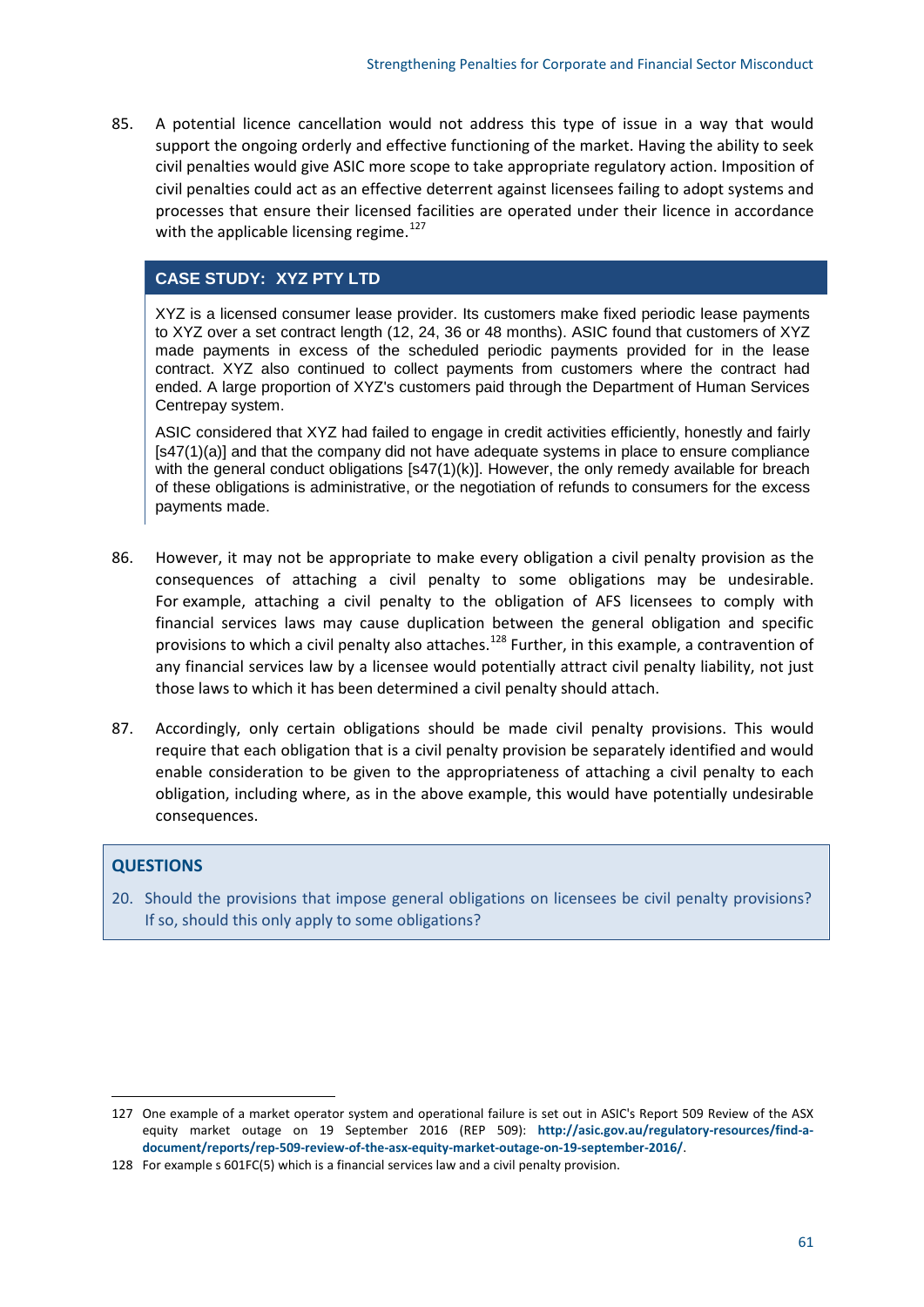85. A potential licence cancellation would not address this type of issue in a way that would support the ongoing orderly and effective functioning of the market. Having the ability to seek civil penalties would give ASIC more scope to take appropriate regulatory action. Imposition of civil penalties could act as an effective deterrent against licensees failing to adopt systems and processes that ensure their licensed facilities are operated under their licence in accordance with the applicable licensing regime.[127]

### CASE STUDY: XYZ PTY LTD

XYZ is a licensed consumer lease provider. Its customers make fixed periodic lease payments to XYZ over a set contract length (12, 24, 36 or 48 months). ASIC found that customers of XYZ made payments in excess of the scheduled periodic payments provided for in the lease contract. XYZ also continued to collect payments from customers where the contract had ended. A large proportion of XYZ's customers paid through the Department of Human Services Centrepay system.

ASIC considered that XYZ had failed to engage in credit activities efficiently, honestly and fairly [s47(1)(a)] and that the company did not have adequate systems in place to ensure compliance with the general conduct obligations [s47(1)(k)]. However, the only remedy available for breach of these obligations is administrative, or the negotiation of refunds to consumers for the excess payments made.

86. However, it may not be appropriate to make every obligation a civil penalty provision as the consequences of attaching a civil penalty to some obligations may be undesirable. For example, attaching a civil penalty to the obligation of AFS licensees to comply with financial services laws may cause duplication between the general obligation and specific provisions to which a civil penalty also attaches.[128] Further, in this example, a contravention of any financial services law by a licensee would potentially attract civil penalty liability, not just those laws to which it has been determined a civil penalty should attach.

87. Accordingly, only certain obligations should be made civil penalty provisions. This would require that each obligation that is a civil penalty provision be separately identified and would enable consideration to be given to the appropriateness of attaching a civil penalty to each obligation, including where, as in the above example, this would have potentially undesirable consequences.

### QUESTIONS

20. Should the provisions that impose general obligations on licensees be civil penalty provisions? If so, should this only apply to some obligations?

---

127 One example of a market operator system and operational failure is set out in ASIC's Report 509 Review of the ASX equity market outage on 19 September 2016 (REP 509): **http://asic.gov.au/regulatory-resources/find-a-document/reports/rep-509-review-of-the-asx-equity-market-outage-on-19-september-2016/**.

128 For example s 601FC(5) which is a financial services law and a civil penalty provision.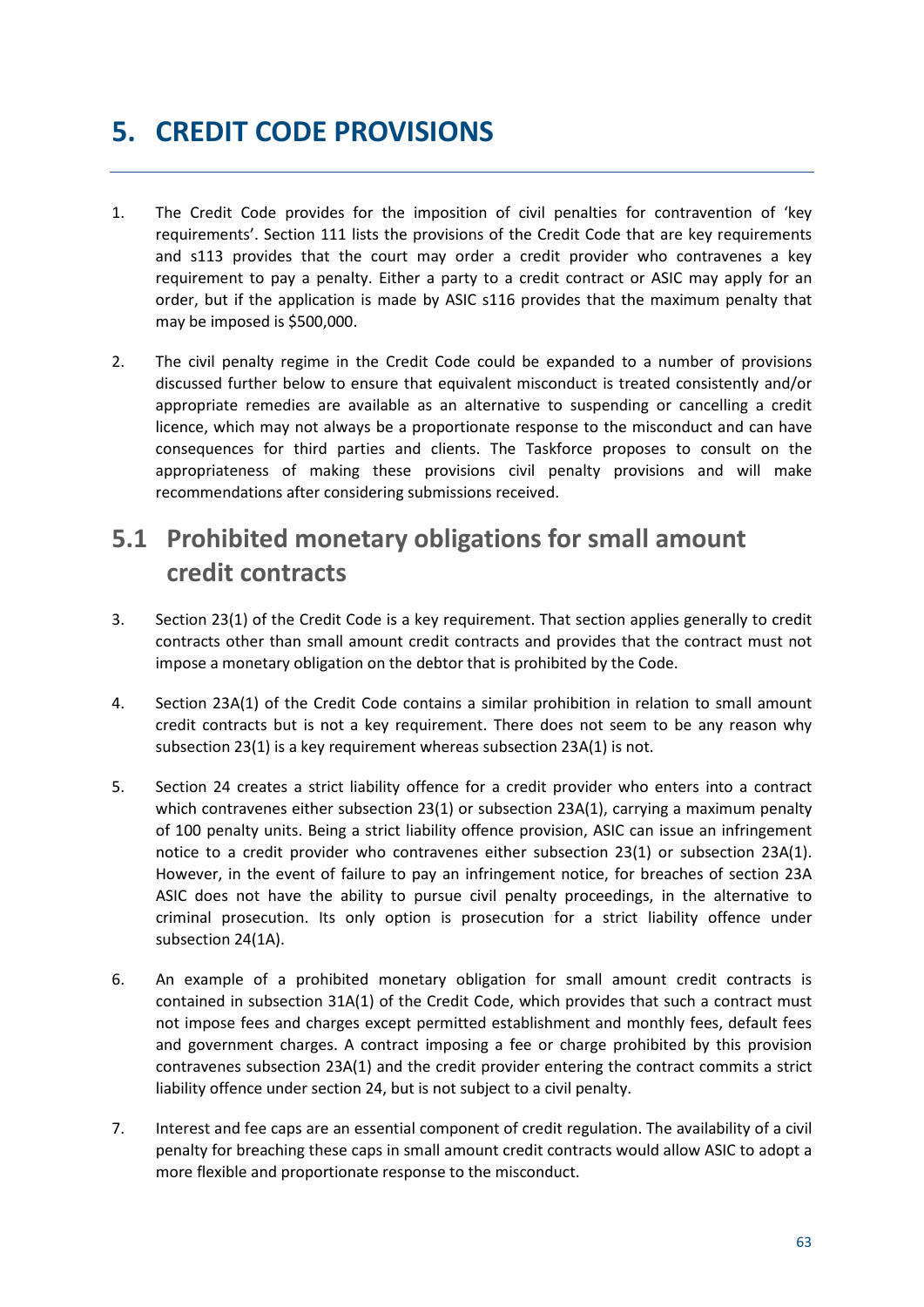# 5. CREDIT CODE PROVISIONS

1. The Credit Code provides for the imposition of civil penalties for contravention of 'key requirements'. Section 111 lists the provisions of the Credit Code that are key requirements and s113 provides that the court may order a credit provider who contravenes a key requirement to pay a penalty. Either a party to a credit contract or ASIC may apply for an order, but if the application is made by ASIC s116 provides that the maximum penalty that may be imposed is $500,000.

2. The civil penalty regime in the Credit Code could be expanded to a number of provisions discussed further below to ensure that equivalent misconduct is treated consistently and/or appropriate remedies are available as an alternative to suspending or cancelling a credit licence, which may not always be a proportionate response to the misconduct and can have consequences for third parties and clients. The Taskforce proposes to consult on the appropriateness of making these provisions civil penalty provisions and will make recommendations after considering submissions received.

## 5.1 Prohibited monetary obligations for small amount credit contracts

3. Section 23(1) of the Credit Code is a key requirement. That section applies generally to credit contracts other than small amount credit contracts and provides that the contract must not impose a monetary obligation on the debtor that is prohibited by the Code.

4. Section 23A(1) of the Credit Code contains a similar prohibition in relation to small amount credit contracts but is not a key requirement. There does not seem to be any reason why subsection 23(1) is a key requirement whereas subsection 23A(1) is not.

5. Section 24 creates a strict liability offence for a credit provider who enters into a contract which contravenes either subsection 23(1) or subsection 23A(1), carrying a maximum penalty of 100 penalty units. Being a strict liability offence provision, ASIC can issue an infringement notice to a credit provider who contravenes either subsection 23(1) or subsection 23A(1). However, in the event of failure to pay an infringement notice, for breaches of section 23A ASIC does not have the ability to pursue civil penalty proceedings, in the alternative to criminal prosecution. Its only option is prosecution for a strict liability offence under subsection 24(1A).

6. An example of a prohibited monetary obligation for small amount credit contracts is contained in subsection 31A(1) of the Credit Code, which provides that such a contract must not impose fees and charges except permitted establishment and monthly fees, default fees and government charges. A contract imposing a fee or charge prohibited by this provision contravenes subsection 23A(1) and the credit provider entering the contract commits a strict liability offence under section 24, but is not subject to a civil penalty.

7. Interest and fee caps are an essential component of credit regulation. The availability of a civil penalty for breaching these caps in small amount credit contracts would allow ASIC to adopt a more flexible and proportionate response to the misconduct.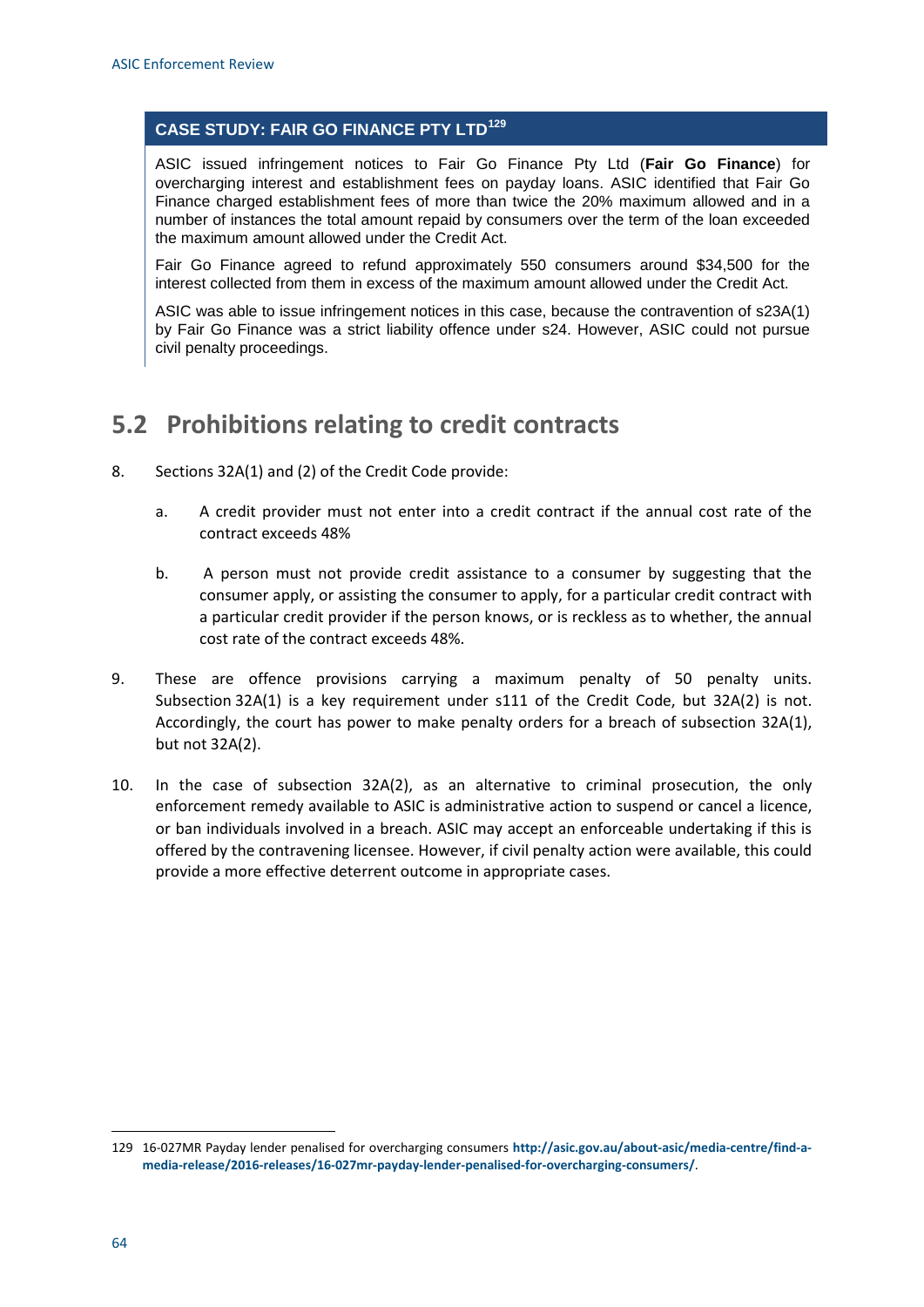**CASE STUDY: FAIR GO FINANCE PTY LTD**[129]

ASIC issued infringement notices to Fair Go Finance Pty Ltd (**Fair Go Finance**) for overcharging interest and establishment fees on payday loans. ASIC identified that Fair Go Finance charged establishment fees of more than twice the 20% maximum allowed and in a number of instances the total amount repaid by consumers over the term of the loan exceeded the maximum amount allowed under the Credit Act.

Fair Go Finance agreed to refund approximately 550 consumers around $34,500 for the interest collected from them in excess of the maximum amount allowed under the Credit Act.

ASIC was able to issue infringement notices in this case, because the contravention of s23A(1) by Fair Go Finance was a strict liability offence under s24. However, ASIC could not pursue civil penalty proceedings.

## 5.2 Prohibitions relating to credit contracts

8. Sections 32A(1) and (2) of the Credit Code provide:

   a. A credit provider must not enter into a credit contract if the annual cost rate of the contract exceeds 48%

   b. A person must not provide credit assistance to a consumer by suggesting that the consumer apply, or assisting the consumer to apply, for a particular credit contract with a particular credit provider if the person knows, or is reckless as to whether, the annual cost rate of the contract exceeds 48%.

9. These are offence provisions carrying a maximum penalty of 50 penalty units. Subsection 32A(1) is a key requirement under s111 of the Credit Code, but 32A(2) is not. Accordingly, the court has power to make penalty orders for a breach of subsection 32A(1), but not 32A(2).

10. In the case of subsection 32A(2), as an alternative to criminal prosecution, the only enforcement remedy available to ASIC is administrative action to suspend or cancel a licence, or ban individuals involved in a breach. ASIC may accept an enforceable undertaking if this is offered by the contravening licensee. However, if civil penalty action were available, this could provide a more effective deterrent outcome in appropriate cases.

---

129 16-027MR Payday lender penalised for overcharging consumers **http://asic.gov.au/about-asic/media-centre/find-a-media-release/2016-releases/16-027mr-payday-lender-penalised-for-overcharging-consumers/**.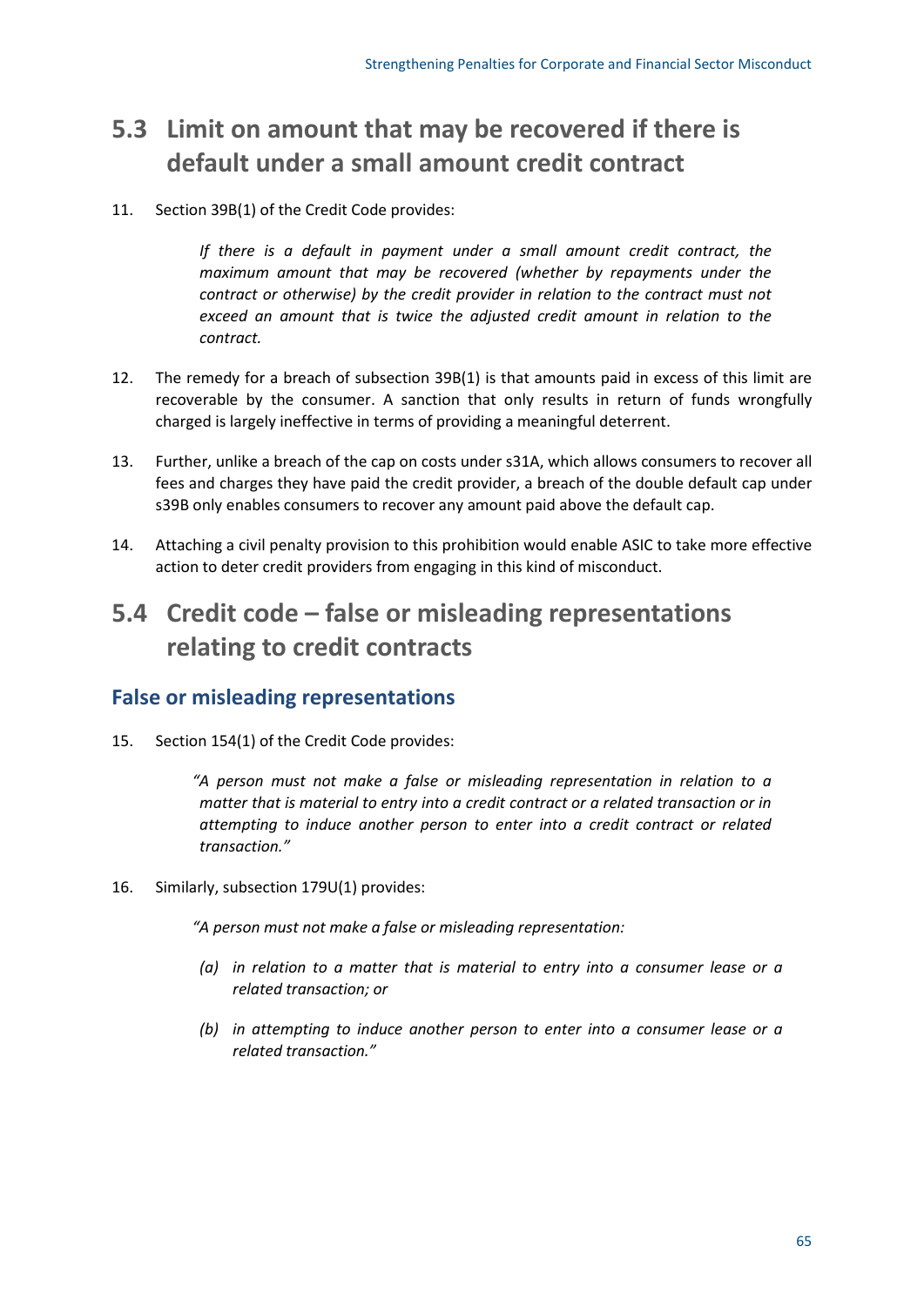## 5.3 Limit on amount that may be recovered if there is default under a small amount credit contract

11. Section 39B(1) of the Credit Code provides:

> *If there is a default in payment under a small amount credit contract, the maximum amount that may be recovered (whether by repayments under the contract or otherwise) by the credit provider in relation to the contract must not exceed an amount that is twice the adjusted credit amount in relation to the contract.*

12. The remedy for a breach of subsection 39B(1) is that amounts paid in excess of this limit are recoverable by the consumer. A sanction that only results in return of funds wrongfully charged is largely ineffective in terms of providing a meaningful deterrent.

13. Further, unlike a breach of the cap on costs under s31A, which allows consumers to recover all fees and charges they have paid the credit provider, a breach of the double default cap under s39B only enables consumers to recover any amount paid above the default cap.

14. Attaching a civil penalty provision to this prohibition would enable ASIC to take more effective action to deter credit providers from engaging in this kind of misconduct.

## 5.4 Credit code – false or misleading representations relating to credit contracts

### False or misleading representations

15. Section 154(1) of the Credit Code provides:

> *"A person must not make a false or misleading representation in relation to a matter that is material to entry into a credit contract or a related transaction or in attempting to induce another person to enter into a credit contract or related transaction."*

16. Similarly, subsection 179U(1) provides:

> *"A person must not make a false or misleading representation:*
>
> *(a) in relation to a matter that is material to entry into a consumer lease or a related transaction; or*
>
> *(b) in attempting to induce another person to enter into a consumer lease or a related transaction."*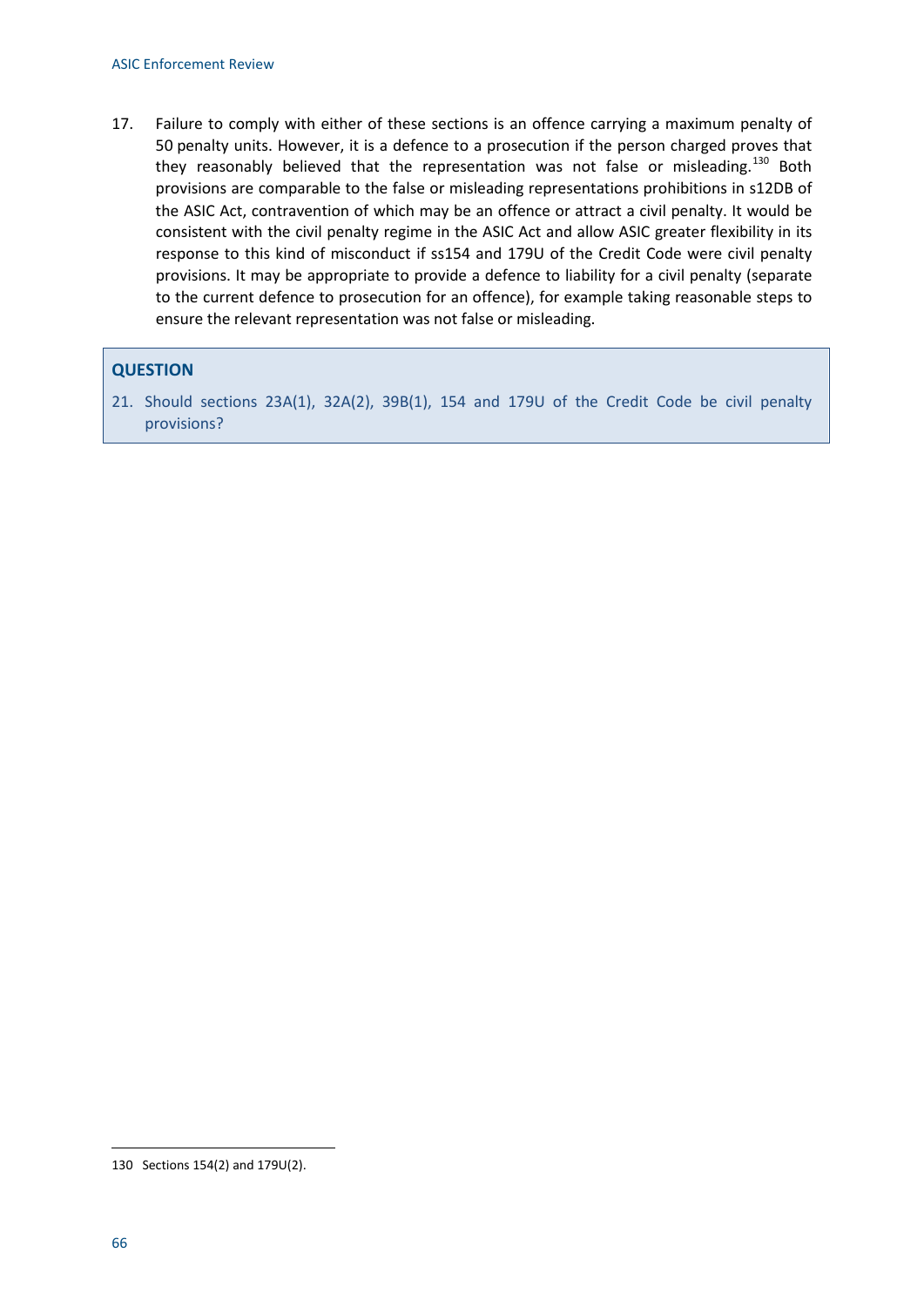17. Failure to comply with either of these sections is an offence carrying a maximum penalty of 50 penalty units. However, it is a defence to a prosecution if the person charged proves that they reasonably believed that the representation was not false or misleading.[130] Both provisions are comparable to the false or misleading representations prohibitions in s12DB of the ASIC Act, contravention of which may be an offence or attract a civil penalty. It would be consistent with the civil penalty regime in the ASIC Act and allow ASIC greater flexibility in its response to this kind of misconduct if ss154 and 179U of the Credit Code were civil penalty provisions. It may be appropriate to provide a defence to liability for a civil penalty (separate to the current defence to prosecution for an offence), for example taking reasonable steps to ensure the relevant representation was not false or misleading.

**QUESTION**

21. Should sections 23A(1), 32A(2), 39B(1), 154 and 179U of the Credit Code be civil penalty provisions?

130 Sections 154(2) and 179U(2).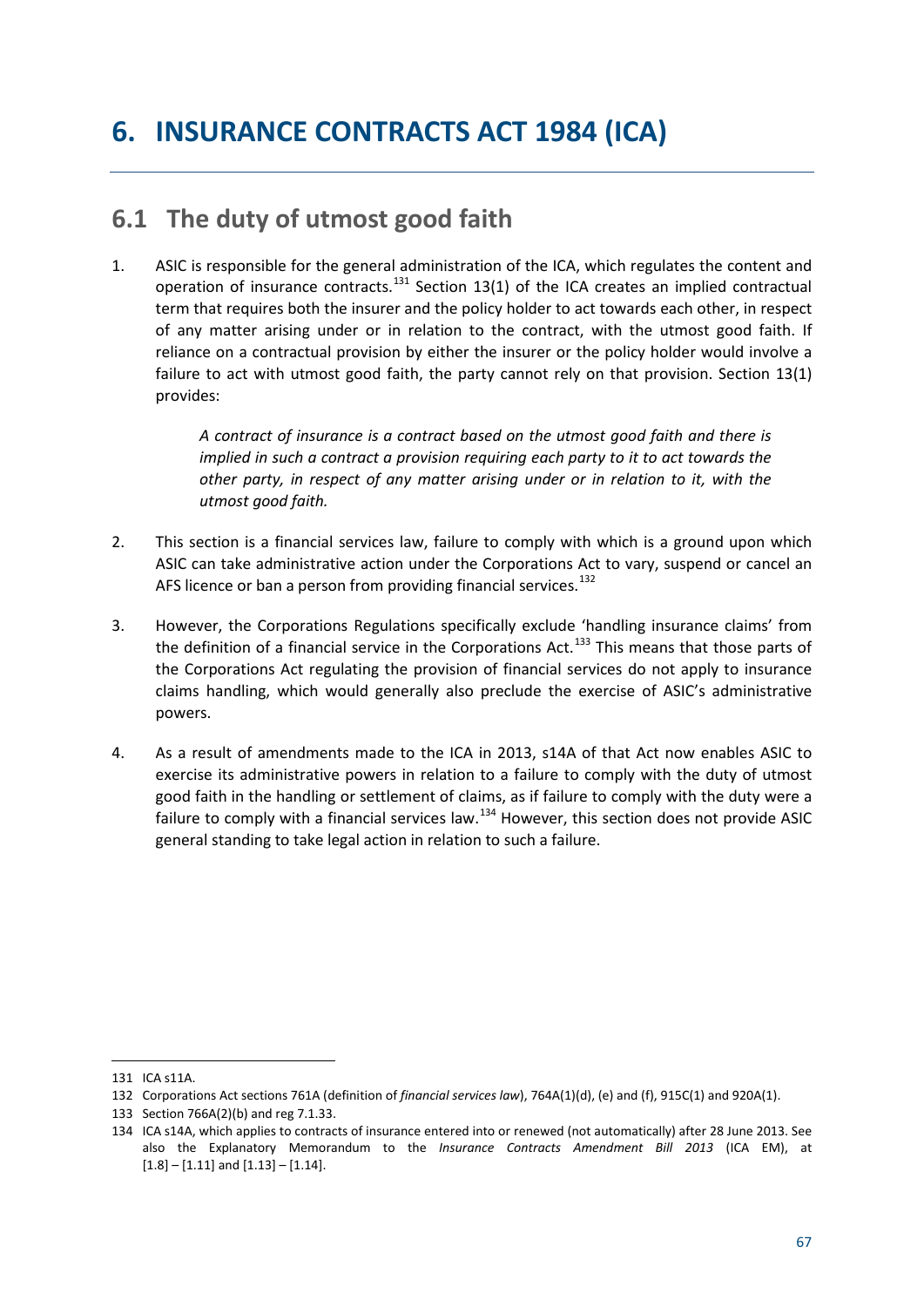# 6. INSURANCE CONTRACTS ACT 1984 (ICA)

## 6.1 The duty of utmost good faith

1. ASIC is responsible for the general administration of the ICA, which regulates the content and operation of insurance contracts.[131] Section 13(1) of the ICA creates an implied contractual term that requires both the insurer and the policy holder to act towards each other, in respect of any matter arising under or in relation to the contract, with the utmost good faith. If reliance on a contractual provision by either the insurer or the policy holder would involve a failure to act with utmost good faith, the party cannot rely on that provision. Section 13(1) provides:

   > *A contract of insurance is a contract based on the utmost good faith and there is implied in such a contract a provision requiring each party to it to act towards the other party, in respect of any matter arising under or in relation to it, with the utmost good faith.*

2. This section is a financial services law, failure to comply with which is a ground upon which ASIC can take administrative action under the Corporations Act to vary, suspend or cancel an AFS licence or ban a person from providing financial services.[132]

3. However, the Corporations Regulations specifically exclude 'handling insurance claims' from the definition of a financial service in the Corporations Act.[133] This means that those parts of the Corporations Act regulating the provision of financial services do not apply to insurance claims handling, which would generally also preclude the exercise of ASIC's administrative powers.

4. As a result of amendments made to the ICA in 2013, s14A of that Act now enables ASIC to exercise its administrative powers in relation to a failure to comply with the duty of utmost good faith in the handling or settlement of claims, as if failure to comply with the duty were a failure to comply with a financial services law.[134] However, this section does not provide ASIC general standing to take legal action in relation to such a failure.

---

131 ICA s11A.

132 Corporations Act sections 761A (definition of *financial services law*), 764A(1)(d), (e) and (f), 915C(1) and 920A(1).

133 Section 766A(2)(b) and reg 7.1.33.

134 ICA s14A, which applies to contracts of insurance entered into or renewed (not automatically) after 28 June 2013. See also the Explanatory Memorandum to the *Insurance Contracts Amendment Bill 2013* (ICA EM), at [1.8] – [1.11] and [1.13] – [1.14].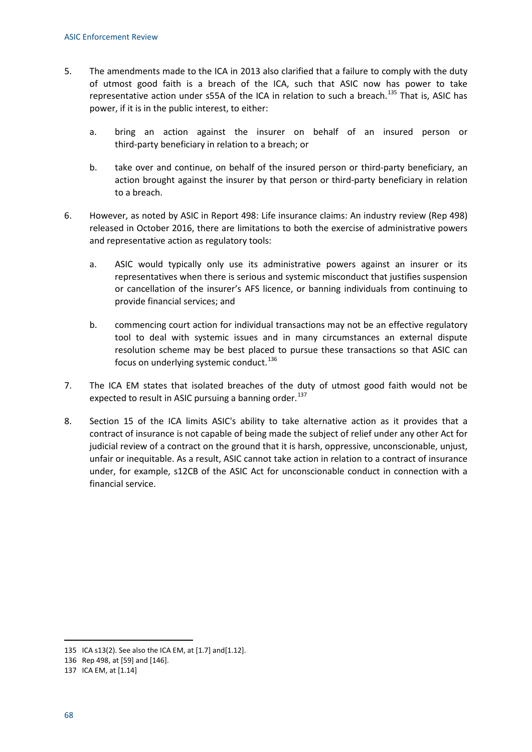5. The amendments made to the ICA in 2013 also clarified that a failure to comply with the duty of utmost good faith is a breach of the ICA, such that ASIC now has power to take representative action under s55A of the ICA in relation to such a breach.[135] That is, ASIC has power, if it is in the public interest, to either:

   a. bring an action against the insurer on behalf of an insured person or third-party beneficiary in relation to a breach; or

   b. take over and continue, on behalf of the insured person or third-party beneficiary, an action brought against the insurer by that person or third-party beneficiary in relation to a breach.

6. However, as noted by ASIC in Report 498: Life insurance claims: An industry review (Rep 498) released in October 2016, there are limitations to both the exercise of administrative powers and representative action as regulatory tools:

   a. ASIC would typically only use its administrative powers against an insurer or its representatives when there is serious and systemic misconduct that justifies suspension or cancellation of the insurer's AFS licence, or banning individuals from continuing to provide financial services; and

   b. commencing court action for individual transactions may not be an effective regulatory tool to deal with systemic issues and in many circumstances an external dispute resolution scheme may be best placed to pursue these transactions so that ASIC can focus on underlying systemic conduct.[136]

7. The ICA EM states that isolated breaches of the duty of utmost good faith would not be expected to result in ASIC pursuing a banning order.[137]

8. Section 15 of the ICA limits ASIC's ability to take alternative action as it provides that a contract of insurance is not capable of being made the subject of relief under any other Act for judicial review of a contract on the ground that it is harsh, oppressive, unconscionable, unjust, unfair or inequitable. As a result, ASIC cannot take action in relation to a contract of insurance under, for example, s12CB of the ASIC Act for unconscionable conduct in connection with a financial service.

---

135 ICA s13(2). See also the ICA EM, at [1.7] and[1.12].

136 Rep 498, at [59] and [146].

137 ICA EM, at [1.14]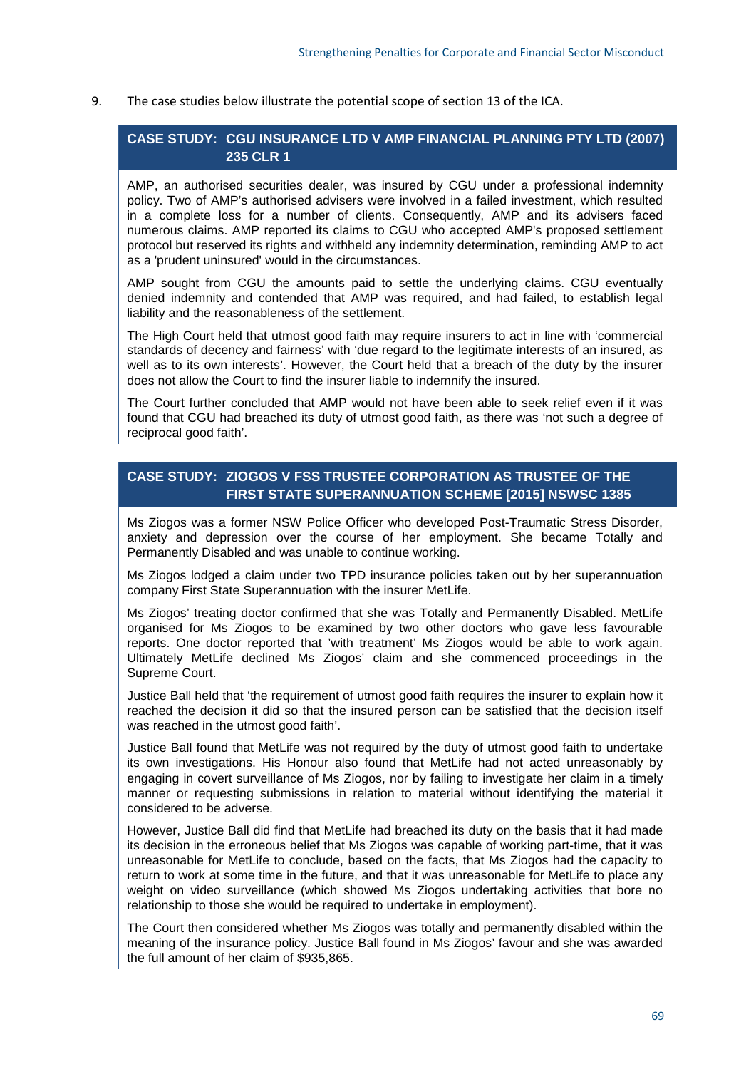9. The case studies below illustrate the potential scope of section 13 of the ICA.

### CASE STUDY: CGU INSURANCE LTD V AMP FINANCIAL PLANNING PTY LTD (2007) 235 CLR 1

AMP, an authorised securities dealer, was insured by CGU under a professional indemnity policy. Two of AMP's authorised advisers were involved in a failed investment, which resulted in a complete loss for a number of clients. Consequently, AMP and its advisers faced numerous claims. AMP reported its claims to CGU who accepted AMP's proposed settlement protocol but reserved its rights and withheld any indemnity determination, reminding AMP to act as a 'prudent uninsured' would in the circumstances.

AMP sought from CGU the amounts paid to settle the underlying claims. CGU eventually denied indemnity and contended that AMP was required, and had failed, to establish legal liability and the reasonableness of the settlement.

The High Court held that utmost good faith may require insurers to act in line with 'commercial standards of decency and fairness' with 'due regard to the legitimate interests of an insured, as well as to its own interests'. However, the Court held that a breach of the duty by the insurer does not allow the Court to find the insurer liable to indemnify the insured.

The Court further concluded that AMP would not have been able to seek relief even if it was found that CGU had breached its duty of utmost good faith, as there was 'not such a degree of reciprocal good faith'.

### CASE STUDY: ZIOGOS V FSS TRUSTEE CORPORATION AS TRUSTEE OF THE FIRST STATE SUPERANNUATION SCHEME [2015] NSWSC 1385

Ms Ziogos was a former NSW Police Officer who developed Post-Traumatic Stress Disorder, anxiety and depression over the course of her employment. She became Totally and Permanently Disabled and was unable to continue working.

Ms Ziogos lodged a claim under two TPD insurance policies taken out by her superannuation company First State Superannuation with the insurer MetLife.

Ms Ziogos' treating doctor confirmed that she was Totally and Permanently Disabled. MetLife organised for Ms Ziogos to be examined by two other doctors who gave less favourable reports. One doctor reported that 'with treatment' Ms Ziogos would be able to work again. Ultimately MetLife declined Ms Ziogos' claim and she commenced proceedings in the Supreme Court.

Justice Ball held that 'the requirement of utmost good faith requires the insurer to explain how it reached the decision it did so that the insured person can be satisfied that the decision itself was reached in the utmost good faith'.

Justice Ball found that MetLife was not required by the duty of utmost good faith to undertake its own investigations. His Honour also found that MetLife had not acted unreasonably by engaging in covert surveillance of Ms Ziogos, nor by failing to investigate her claim in a timely manner or requesting submissions in relation to material without identifying the material it considered to be adverse.

However, Justice Ball did find that MetLife had breached its duty on the basis that it had made its decision in the erroneous belief that Ms Ziogos was capable of working part-time, that it was unreasonable for MetLife to conclude, based on the facts, that Ms Ziogos had the capacity to return to work at some time in the future, and that it was unreasonable for MetLife to place any weight on video surveillance (which showed Ms Ziogos undertaking activities that bore no relationship to those she would be required to undertake in employment).

The Court then considered whether Ms Ziogos was totally and permanently disabled within the meaning of the insurance policy. Justice Ball found in Ms Ziogos' favour and she was awarded the full amount of her claim of $935,865.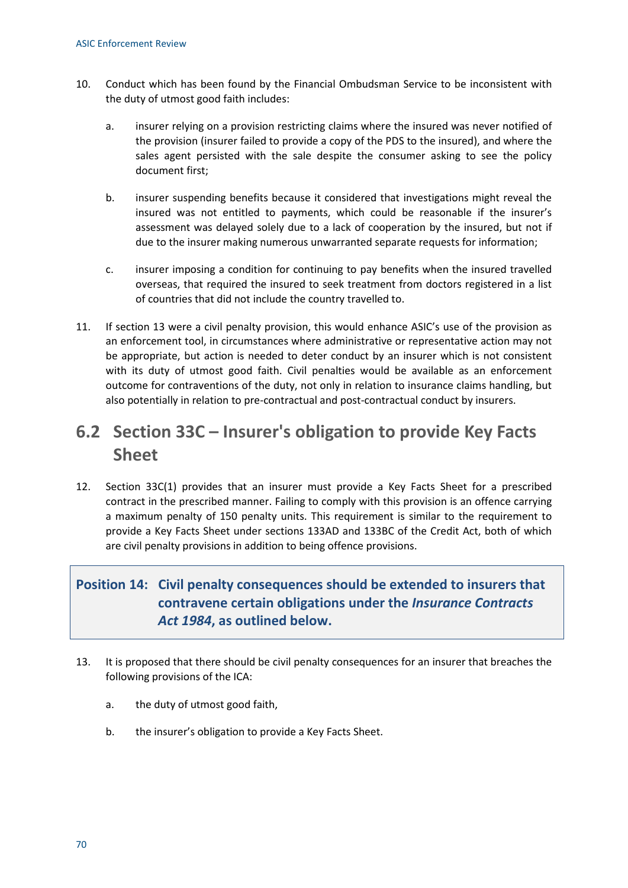10. Conduct which has been found by the Financial Ombudsman Service to be inconsistent with the duty of utmost good faith includes:

    a. insurer relying on a provision restricting claims where the insured was never notified of the provision (insurer failed to provide a copy of the PDS to the insured), and where the sales agent persisted with the sale despite the consumer asking to see the policy document first;

    b. insurer suspending benefits because it considered that investigations might reveal the insured was not entitled to payments, which could be reasonable if the insurer's assessment was delayed solely due to a lack of cooperation by the insured, but not if due to the insurer making numerous unwarranted separate requests for information;

    c. insurer imposing a condition for continuing to pay benefits when the insured travelled overseas, that required the insured to seek treatment from doctors registered in a list of countries that did not include the country travelled to.

11. If section 13 were a civil penalty provision, this would enhance ASIC's use of the provision as an enforcement tool, in circumstances where administrative or representative action may not be appropriate, but action is needed to deter conduct by an insurer which is not consistent with its duty of utmost good faith. Civil penalties would be available as an enforcement outcome for contraventions of the duty, not only in relation to insurance claims handling, but also potentially in relation to pre-contractual and post-contractual conduct by insurers.

## 6.2 Section 33C – Insurer's obligation to provide Key Facts Sheet

12. Section 33C(1) provides that an insurer must provide a Key Facts Sheet for a prescribed contract in the prescribed manner. Failing to comply with this provision is an offence carrying a maximum penalty of 150 penalty units. This requirement is similar to the requirement to provide a Key Facts Sheet under sections 133AD and 133BC of the Credit Act, both of which are civil penalty provisions in addition to being offence provisions.

**Position 14: Civil penalty consequences should be extended to insurers that contravene certain obligations under the *Insurance Contracts Act 1984*, as outlined below.**

13. It is proposed that there should be civil penalty consequences for an insurer that breaches the following provisions of the ICA:

    a. the duty of utmost good faith,

    b. the insurer's obligation to provide a Key Facts Sheet.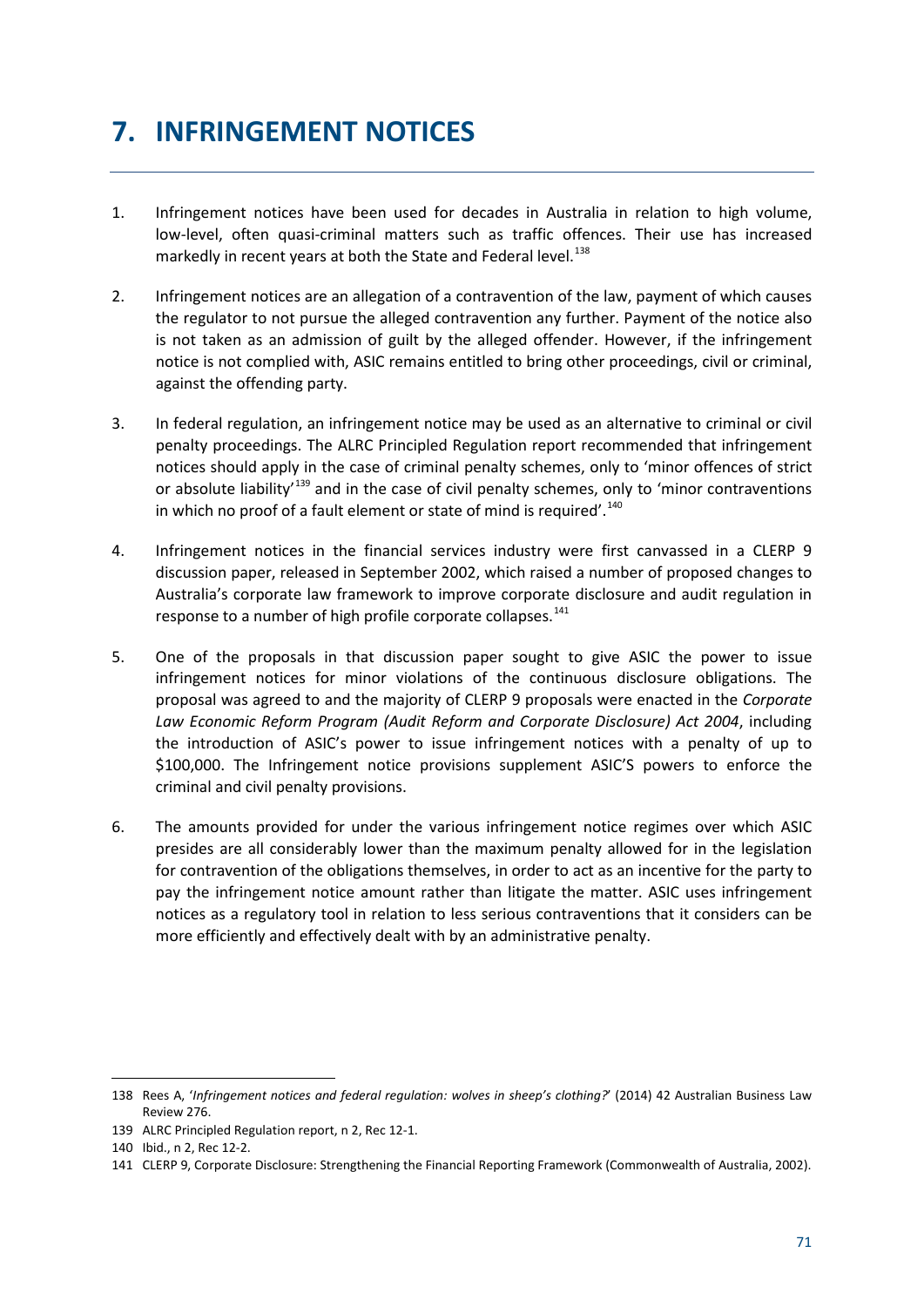# 7. INFRINGEMENT NOTICES

1. Infringement notices have been used for decades in Australia in relation to high volume, low-level, often quasi-criminal matters such as traffic offences. Their use has increased markedly in recent years at both the State and Federal level.[138]

2. Infringement notices are an allegation of a contravention of the law, payment of which causes the regulator to not pursue the alleged contravention any further. Payment of the notice also is not taken as an admission of guilt by the alleged offender. However, if the infringement notice is not complied with, ASIC remains entitled to bring other proceedings, civil or criminal, against the offending party.

3. In federal regulation, an infringement notice may be used as an alternative to criminal or civil penalty proceedings. The ALRC Principled Regulation report recommended that infringement notices should apply in the case of criminal penalty schemes, only to 'minor offences of strict or absolute liability'[139] and in the case of civil penalty schemes, only to 'minor contraventions in which no proof of a fault element or state of mind is required'.[140]

4. Infringement notices in the financial services industry were first canvassed in a CLERP 9 discussion paper, released in September 2002, which raised a number of proposed changes to Australia's corporate law framework to improve corporate disclosure and audit regulation in response to a number of high profile corporate collapses.[141]

5. One of the proposals in that discussion paper sought to give ASIC the power to issue infringement notices for minor violations of the continuous disclosure obligations. The proposal was agreed to and the majority of CLERP 9 proposals were enacted in the *Corporate Law Economic Reform Program (Audit Reform and Corporate Disclosure) Act 2004*, including the introduction of ASIC's power to issue infringement notices with a penalty of up to $100,000. The Infringement notice provisions supplement ASIC'S powers to enforce the criminal and civil penalty provisions.

6. The amounts provided for under the various infringement notice regimes over which ASIC presides are all considerably lower than the maximum penalty allowed for in the legislation for contravention of the obligations themselves, in order to act as an incentive for the party to pay the infringement notice amount rather than litigate the matter. ASIC uses infringement notices as a regulatory tool in relation to less serious contraventions that it considers can be more efficiently and effectively dealt with by an administrative penalty.

---

138 Rees A, '*Infringement notices and federal regulation: wolves in sheep's clothing?*' (2014) 42 Australian Business Law Review 276.

139 ALRC Principled Regulation report, n 2, Rec 12-1.

140 Ibid., n 2, Rec 12-2.

141 CLERP 9, Corporate Disclosure: Strengthening the Financial Reporting Framework (Commonwealth of Australia, 2002).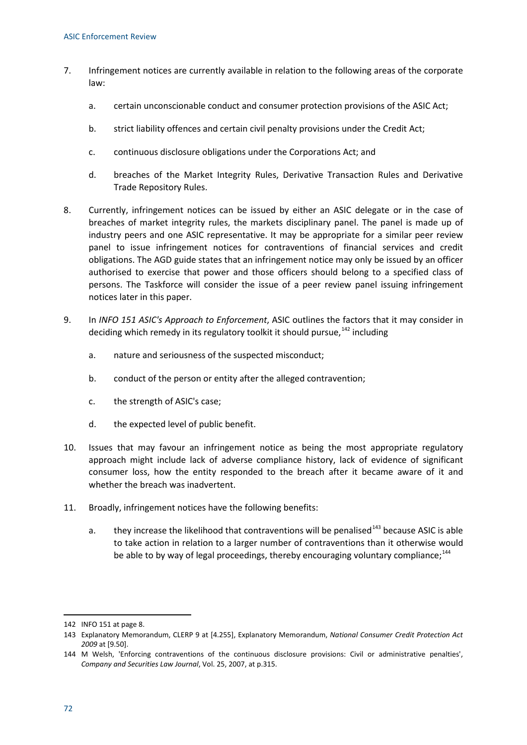7. Infringement notices are currently available in relation to the following areas of the corporate law:

    a. certain unconscionable conduct and consumer protection provisions of the ASIC Act;

    b. strict liability offences and certain civil penalty provisions under the Credit Act;

    c. continuous disclosure obligations under the Corporations Act; and

    d. breaches of the Market Integrity Rules, Derivative Transaction Rules and Derivative Trade Repository Rules.

8. Currently, infringement notices can be issued by either an ASIC delegate or in the case of breaches of market integrity rules, the markets disciplinary panel. The panel is made up of industry peers and one ASIC representative. It may be appropriate for a similar peer review panel to issue infringement notices for contraventions of financial services and credit obligations. The AGD guide states that an infringement notice may only be issued by an officer authorised to exercise that power and those officers should belong to a specified class of persons. The Taskforce will consider the issue of a peer review panel issuing infringement notices later in this paper.

9. In *INFO 151 ASIC's Approach to Enforcement*, ASIC outlines the factors that it may consider in deciding which remedy in its regulatory toolkit it should pursue,[142] including

    a. nature and seriousness of the suspected misconduct;

    b. conduct of the person or entity after the alleged contravention;

    c. the strength of ASIC's case;

    d. the expected level of public benefit.

10. Issues that may favour an infringement notice as being the most appropriate regulatory approach might include lack of adverse compliance history, lack of evidence of significant consumer loss, how the entity responded to the breach after it became aware of it and whether the breach was inadvertent.

11. Broadly, infringement notices have the following benefits:

    a. they increase the likelihood that contraventions will be penalised[143] because ASIC is able to take action in relation to a larger number of contraventions than it otherwise would be able to by way of legal proceedings, thereby encouraging voluntary compliance;[144]

---

142 INFO 151 at page 8.

143 Explanatory Memorandum, CLERP 9 at [4.255], Explanatory Memorandum, *National Consumer Credit Protection Act 2009* at [9.50].

144 M Welsh, 'Enforcing contraventions of the continuous disclosure provisions: Civil or administrative penalties', *Company and Securities Law Journal*, Vol. 25, 2007, at p.315.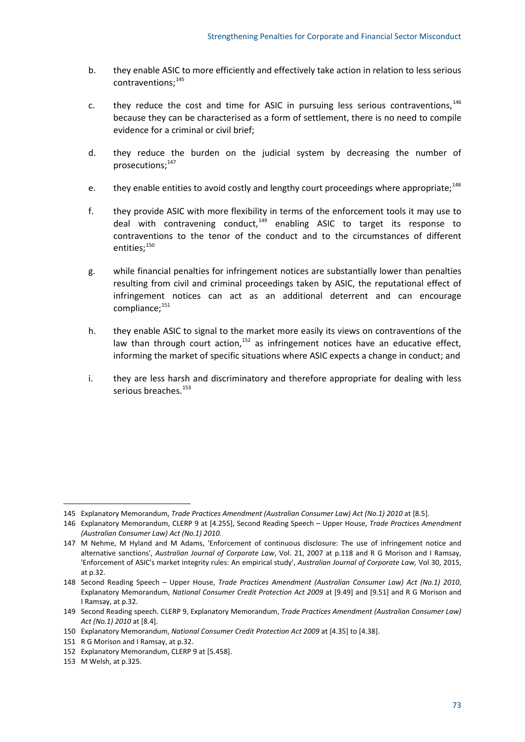b. they enable ASIC to more efficiently and effectively take action in relation to less serious contraventions;[145]

c. they reduce the cost and time for ASIC in pursuing less serious contraventions,[146] because they can be characterised as a form of settlement, there is no need to compile evidence for a criminal or civil brief;

d. they reduce the burden on the judicial system by decreasing the number of prosecutions;[147]

e. they enable entities to avoid costly and lengthy court proceedings where appropriate;[148]

f. they provide ASIC with more flexibility in terms of the enforcement tools it may use to deal with contravening conduct,[149] enabling ASIC to target its response to contraventions to the tenor of the conduct and to the circumstances of different entities;[150]

g. while financial penalties for infringement notices are substantially lower than penalties resulting from civil and criminal proceedings taken by ASIC, the reputational effect of infringement notices can act as an additional deterrent and can encourage compliance;[151]

h. they enable ASIC to signal to the market more easily its views on contraventions of the law than through court action,[152] as infringement notices have an educative effect, informing the market of specific situations where ASIC expects a change in conduct; and

i. they are less harsh and discriminatory and therefore appropriate for dealing with less serious breaches.[153]

---

145 Explanatory Memorandum, *Trade Practices Amendment (Australian Consumer Law) Act (No.1) 2010* at [8.5].

146 Explanatory Memorandum, CLERP 9 at [4.255], Second Reading Speech – Upper House, *Trade Practices Amendment (Australian Consumer Law) Act (No.1) 2010.*

147 M Nehme, M Hyland and M Adams, 'Enforcement of continuous disclosure: The use of infringement notice and alternative sanctions', *Australian Journal of Corporate Law*, Vol. 21, 2007 at p.118 and R G Morison and I Ramsay, 'Enforcement of ASIC's market integrity rules: An empirical study', *Australian Journal of Corporate Law,* Vol 30, 2015, at p.32.

148 Second Reading Speech – Upper House, *Trade Practices Amendment (Australian Consumer Law) Act (No.1) 2010*, Explanatory Memorandum, *National Consumer Credit Protection Act 2009* at [9.49] and [9.51] and R G Morison and I Ramsay, at p.32.

149 Second Reading speech. CLERP 9, Explanatory Memorandum, *Trade Practices Amendment (Australian Consumer Law) Act (No.1) 2010* at [8.4].

150 Explanatory Memorandum, *National Consumer Credit Protection Act 2009* at [4.35] to [4.38].

151 R G Morison and I Ramsay, at p.32.

152 Explanatory Memorandum, CLERP 9 at [5.458].

153 M Welsh, at p.325.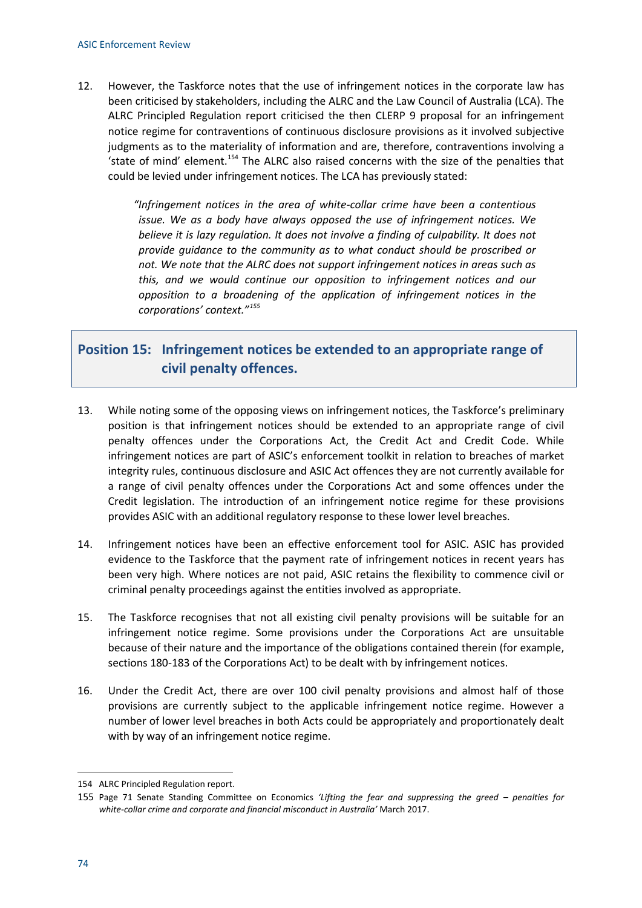12. However, the Taskforce notes that the use of infringement notices in the corporate law has been criticised by stakeholders, including the ALRC and the Law Council of Australia (LCA). The ALRC Principled Regulation report criticised the then CLERP 9 proposal for an infringement notice regime for contraventions of continuous disclosure provisions as it involved subjective judgments as to the materiality of information and are, therefore, contraventions involving a 'state of mind' element.[154] The ALRC also raised concerns with the size of the penalties that could be levied under infringement notices. The LCA has previously stated:

> *"Infringement notices in the area of white-collar crime have been a contentious issue. We as a body have always opposed the use of infringement notices. We believe it is lazy regulation. It does not involve a finding of culpability. It does not provide guidance to the community as to what conduct should be proscribed or not. We note that the ALRC does not support infringement notices in areas such as this, and we would continue our opposition to infringement notices and our opposition to a broadening of the application of infringement notices in the corporations' context."*[155]

## Position 15: Infringement notices be extended to an appropriate range of civil penalty offences.

13. While noting some of the opposing views on infringement notices, the Taskforce's preliminary position is that infringement notices should be extended to an appropriate range of civil penalty offences under the Corporations Act, the Credit Act and Credit Code. While infringement notices are part of ASIC's enforcement toolkit in relation to breaches of market integrity rules, continuous disclosure and ASIC Act offences they are not currently available for a range of civil penalty offences under the Corporations Act and some offences under the Credit legislation. The introduction of an infringement notice regime for these provisions provides ASIC with an additional regulatory response to these lower level breaches.

14. Infringement notices have been an effective enforcement tool for ASIC. ASIC has provided evidence to the Taskforce that the payment rate of infringement notices in recent years has been very high. Where notices are not paid, ASIC retains the flexibility to commence civil or criminal penalty proceedings against the entities involved as appropriate.

15. The Taskforce recognises that not all existing civil penalty provisions will be suitable for an infringement notice regime. Some provisions under the Corporations Act are unsuitable because of their nature and the importance of the obligations contained therein (for example, sections 180-183 of the Corporations Act) to be dealt with by infringement notices.

16. Under the Credit Act, there are over 100 civil penalty provisions and almost half of those provisions are currently subject to the applicable infringement notice regime. However a number of lower level breaches in both Acts could be appropriately and proportionately dealt with by way of an infringement notice regime.

---

154 ALRC Principled Regulation report.

155 Page 71 Senate Standing Committee on Economics *'Lifting the fear and suppressing the greed – penalties for white-collar crime and corporate and financial misconduct in Australia'* March 2017.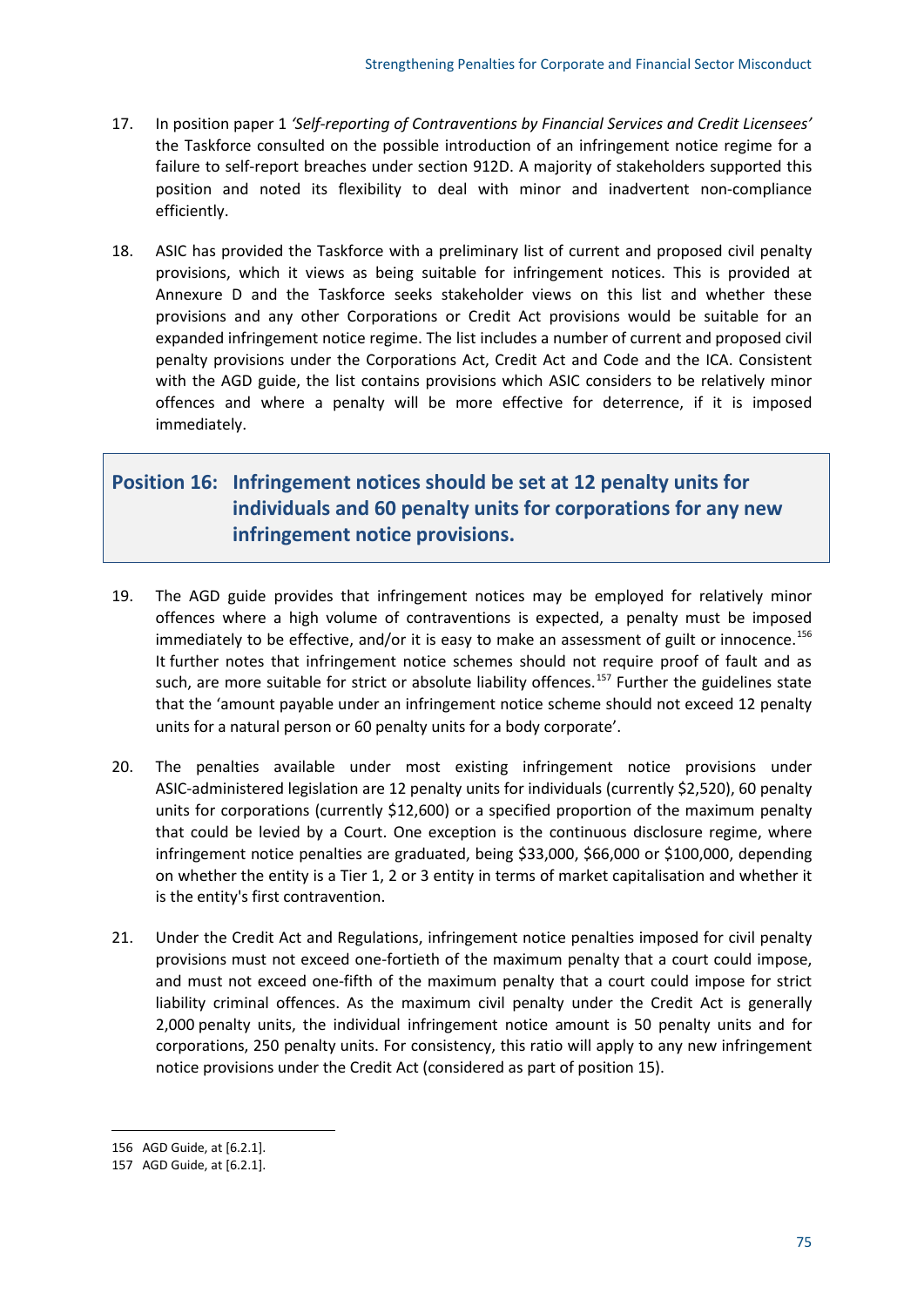17. In position paper 1 *'Self-reporting of Contraventions by Financial Services and Credit Licensees'* the Taskforce consulted on the possible introduction of an infringement notice regime for a failure to self-report breaches under section 912D. A majority of stakeholders supported this position and noted its flexibility to deal with minor and inadvertent non-compliance efficiently.

18. ASIC has provided the Taskforce with a preliminary list of current and proposed civil penalty provisions, which it views as being suitable for infringement notices. This is provided at Annexure D and the Taskforce seeks stakeholder views on this list and whether these provisions and any other Corporations or Credit Act provisions would be suitable for an expanded infringement notice regime. The list includes a number of current and proposed civil penalty provisions under the Corporations Act, Credit Act and Code and the ICA. Consistent with the AGD guide, the list contains provisions which ASIC considers to be relatively minor offences and where a penalty will be more effective for deterrence, if it is imposed immediately.

## Position 16: Infringement notices should be set at 12 penalty units for individuals and 60 penalty units for corporations for any new infringement notice provisions.

19. The AGD guide provides that infringement notices may be employed for relatively minor offences where a high volume of contraventions is expected, a penalty must be imposed immediately to be effective, and/or it is easy to make an assessment of guilt or innocence.[156] It further notes that infringement notice schemes should not require proof of fault and as such, are more suitable for strict or absolute liability offences.[157] Further the guidelines state that the 'amount payable under an infringement notice scheme should not exceed 12 penalty units for a natural person or 60 penalty units for a body corporate'.

20. The penalties available under most existing infringement notice provisions under ASIC-administered legislation are 12 penalty units for individuals (currently $2,520), 60 penalty units for corporations (currently $12,600) or a specified proportion of the maximum penalty that could be levied by a Court. One exception is the continuous disclosure regime, where infringement notice penalties are graduated, being $33,000, $66,000 or $100,000, depending on whether the entity is a Tier 1, 2 or 3 entity in terms of market capitalisation and whether it is the entity's first contravention.

21. Under the Credit Act and Regulations, infringement notice penalties imposed for civil penalty provisions must not exceed one-fortieth of the maximum penalty that a court could impose, and must not exceed one-fifth of the maximum penalty that a court could impose for strict liability criminal offences. As the maximum civil penalty under the Credit Act is generally 2,000 penalty units, the individual infringement notice amount is 50 penalty units and for corporations, 250 penalty units. For consistency, this ratio will apply to any new infringement notice provisions under the Credit Act (considered as part of position 15).

---

156 AGD Guide, at [6.2.1].

157 AGD Guide, at [6.2.1].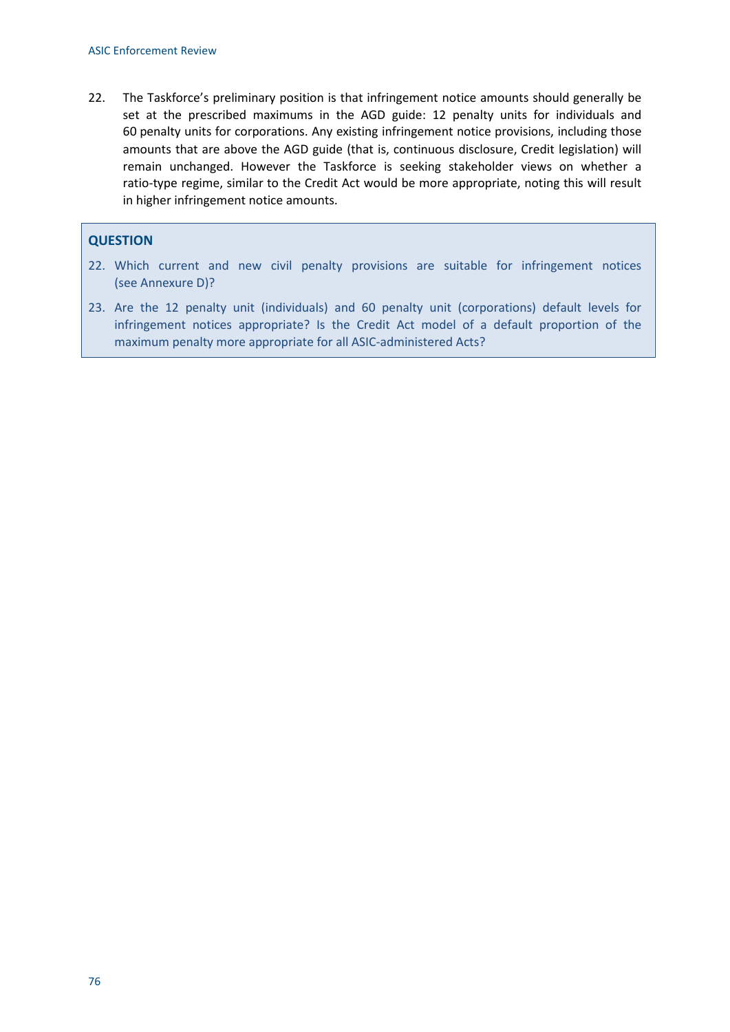22. The Taskforce's preliminary position is that infringement notice amounts should generally be set at the prescribed maximums in the AGD guide: 12 penalty units for individuals and 60 penalty units for corporations. Any existing infringement notice provisions, including those amounts that are above the AGD guide (that is, continuous disclosure, Credit legislation) will remain unchanged. However the Taskforce is seeking stakeholder views on whether a ratio-type regime, similar to the Credit Act would be more appropriate, noting this will result in higher infringement notice amounts.

### QUESTION

22. Which current and new civil penalty provisions are suitable for infringement notices (see Annexure D)?
23. Are the 12 penalty unit (individuals) and 60 penalty unit (corporations) default levels for infringement notices appropriate? Is the Credit Act model of a default proportion of the maximum penalty more appropriate for all ASIC-administered Acts?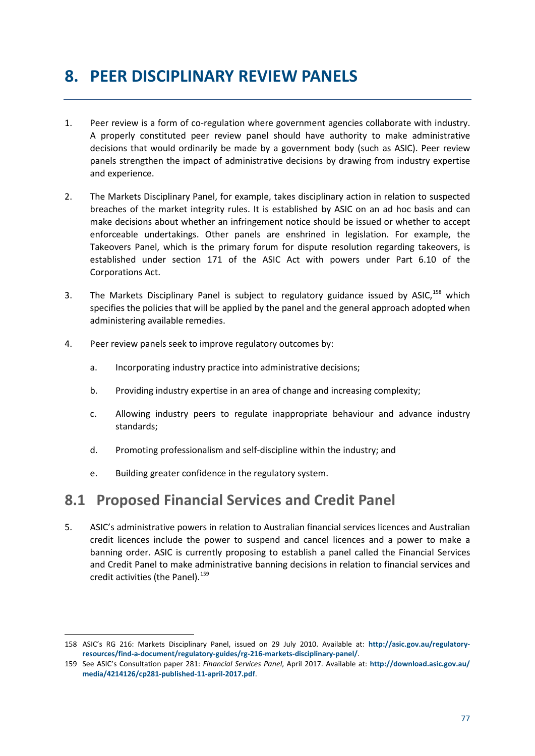# 8. PEER DISCIPLINARY REVIEW PANELS

1. Peer review is a form of co-regulation where government agencies collaborate with industry. A properly constituted peer review panel should have authority to make administrative decisions that would ordinarily be made by a government body (such as ASIC). Peer review panels strengthen the impact of administrative decisions by drawing from industry expertise and experience.

2. The Markets Disciplinary Panel, for example, takes disciplinary action in relation to suspected breaches of the market integrity rules. It is established by ASIC on an ad hoc basis and can make decisions about whether an infringement notice should be issued or whether to accept enforceable undertakings. Other panels are enshrined in legislation. For example, the Takeovers Panel, which is the primary forum for dispute resolution regarding takeovers, is established under section 171 of the ASIC Act with powers under Part 6.10 of the Corporations Act.

3. The Markets Disciplinary Panel is subject to regulatory guidance issued by ASIC,[158] which specifies the policies that will be applied by the panel and the general approach adopted when administering available remedies.

4. Peer review panels seek to improve regulatory outcomes by:

   a. Incorporating industry practice into administrative decisions;

   b. Providing industry expertise in an area of change and increasing complexity;

   c. Allowing industry peers to regulate inappropriate behaviour and advance industry standards;

   d. Promoting professionalism and self-discipline within the industry; and

   e. Building greater confidence in the regulatory system.

## 8.1 Proposed Financial Services and Credit Panel

5. ASIC's administrative powers in relation to Australian financial services licences and Australian credit licences include the power to suspend and cancel licences and a power to make a banning order. ASIC is currently proposing to establish a panel called the Financial Services and Credit Panel to make administrative banning decisions in relation to financial services and credit activities (the Panel).[159]

---

158 ASIC's RG 216: Markets Disciplinary Panel, issued on 29 July 2010. Available at: **http://asic.gov.au/regulatory-resources/find-a-document/regulatory-guides/rg-216-markets-disciplinary-panel/**.

159 See ASIC's Consultation paper 281: *Financial Services Panel*, April 2017. Available at: **http://download.asic.gov.au/media/4214126/cp281-published-11-april-2017.pdf**.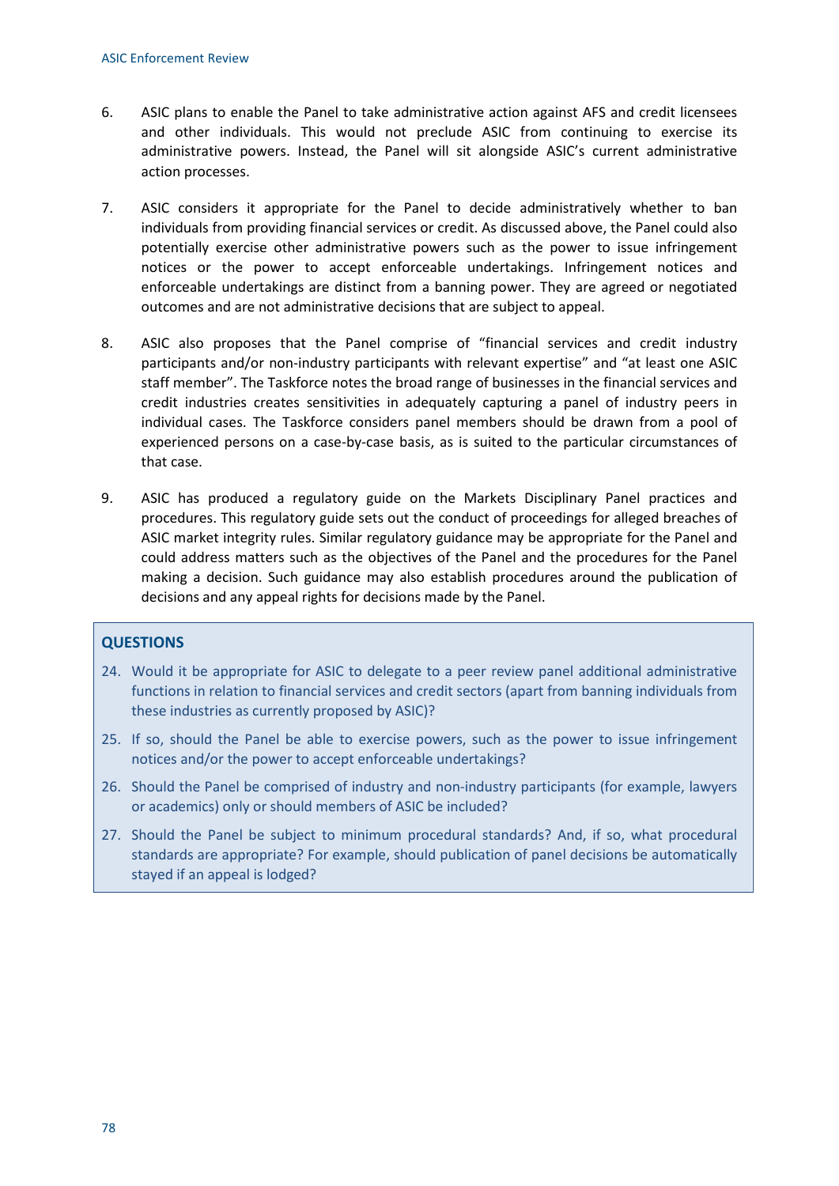6. ASIC plans to enable the Panel to take administrative action against AFS and credit licensees and other individuals. This would not preclude ASIC from continuing to exercise its administrative powers. Instead, the Panel will sit alongside ASIC's current administrative action processes.

7. ASIC considers it appropriate for the Panel to decide administratively whether to ban individuals from providing financial services or credit. As discussed above, the Panel could also potentially exercise other administrative powers such as the power to issue infringement notices or the power to accept enforceable undertakings. Infringement notices and enforceable undertakings are distinct from a banning power. They are agreed or negotiated outcomes and are not administrative decisions that are subject to appeal.

8. ASIC also proposes that the Panel comprise of "financial services and credit industry participants and/or non-industry participants with relevant expertise" and "at least one ASIC staff member". The Taskforce notes the broad range of businesses in the financial services and credit industries creates sensitivities in adequately capturing a panel of industry peers in individual cases. The Taskforce considers panel members should be drawn from a pool of experienced persons on a case-by-case basis, as is suited to the particular circumstances of that case.

9. ASIC has produced a regulatory guide on the Markets Disciplinary Panel practices and procedures. This regulatory guide sets out the conduct of proceedings for alleged breaches of ASIC market integrity rules. Similar regulatory guidance may be appropriate for the Panel and could address matters such as the objectives of the Panel and the procedures for the Panel making a decision. Such guidance may also establish procedures around the publication of decisions and any appeal rights for decisions made by the Panel.

## QUESTIONS

24. Would it be appropriate for ASIC to delegate to a peer review panel additional administrative functions in relation to financial services and credit sectors (apart from banning individuals from these industries as currently proposed by ASIC)?
25. If so, should the Panel be able to exercise powers, such as the power to issue infringement notices and/or the power to accept enforceable undertakings?
26. Should the Panel be comprised of industry and non-industry participants (for example, lawyers or academics) only or should members of ASIC be included?
27. Should the Panel be subject to minimum procedural standards? And, if so, what procedural standards are appropriate? For example, should publication of panel decisions be automatically stayed if an appeal is lodged?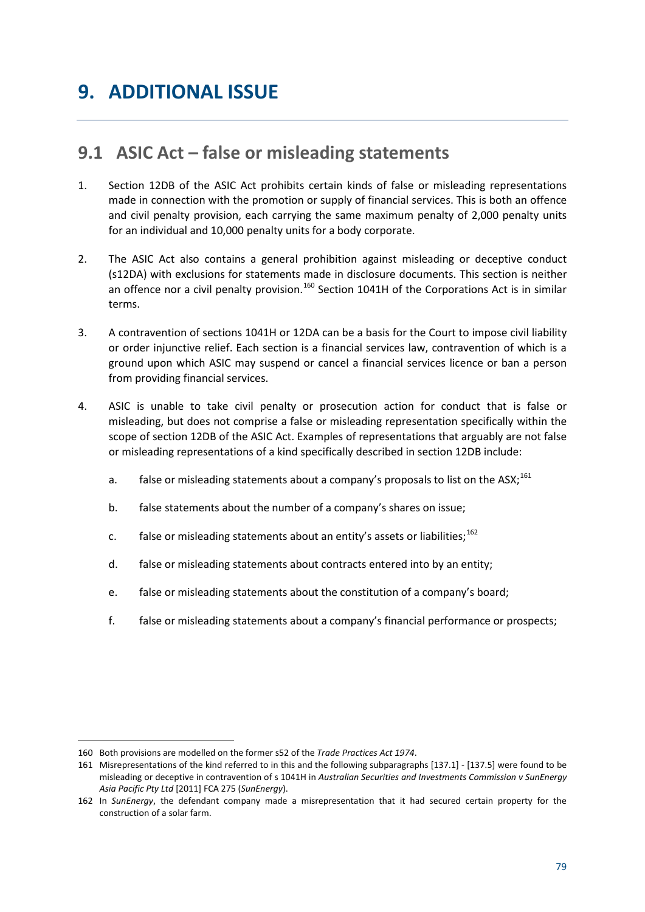# 9. ADDITIONAL ISSUE

## 9.1 ASIC Act – false or misleading statements

1. Section 12DB of the ASIC Act prohibits certain kinds of false or misleading representations made in connection with the promotion or supply of financial services. This is both an offence and civil penalty provision, each carrying the same maximum penalty of 2,000 penalty units for an individual and 10,000 penalty units for a body corporate.

2. The ASIC Act also contains a general prohibition against misleading or deceptive conduct (s12DA) with exclusions for statements made in disclosure documents. This section is neither an offence nor a civil penalty provision.[160] Section 1041H of the Corporations Act is in similar terms.

3. A contravention of sections 1041H or 12DA can be a basis for the Court to impose civil liability or order injunctive relief. Each section is a financial services law, contravention of which is a ground upon which ASIC may suspend or cancel a financial services licence or ban a person from providing financial services.

4. ASIC is unable to take civil penalty or prosecution action for conduct that is false or misleading, but does not comprise a false or misleading representation specifically within the scope of section 12DB of the ASIC Act. Examples of representations that arguably are not false or misleading representations of a kind specifically described in section 12DB include:

   a. false or misleading statements about a company's proposals to list on the ASX;[161]

   b. false statements about the number of a company's shares on issue;

   c. false or misleading statements about an entity's assets or liabilities;[162]

   d. false or misleading statements about contracts entered into by an entity;

   e. false or misleading statements about the constitution of a company's board;

   f. false or misleading statements about a company's financial performance or prospects;

---

160 Both provisions are modelled on the former s52 of the *Trade Practices Act 1974*.

161 Misrepresentations of the kind referred to in this and the following subparagraphs [137.1] - [137.5] were found to be misleading or deceptive in contravention of s 1041H in *Australian Securities and Investments Commission v SunEnergy Asia Pacific Pty Ltd* [2011] FCA 275 (*SunEnergy*).

162 In *SunEnergy*, the defendant company made a misrepresentation that it had secured certain property for the construction of a solar farm.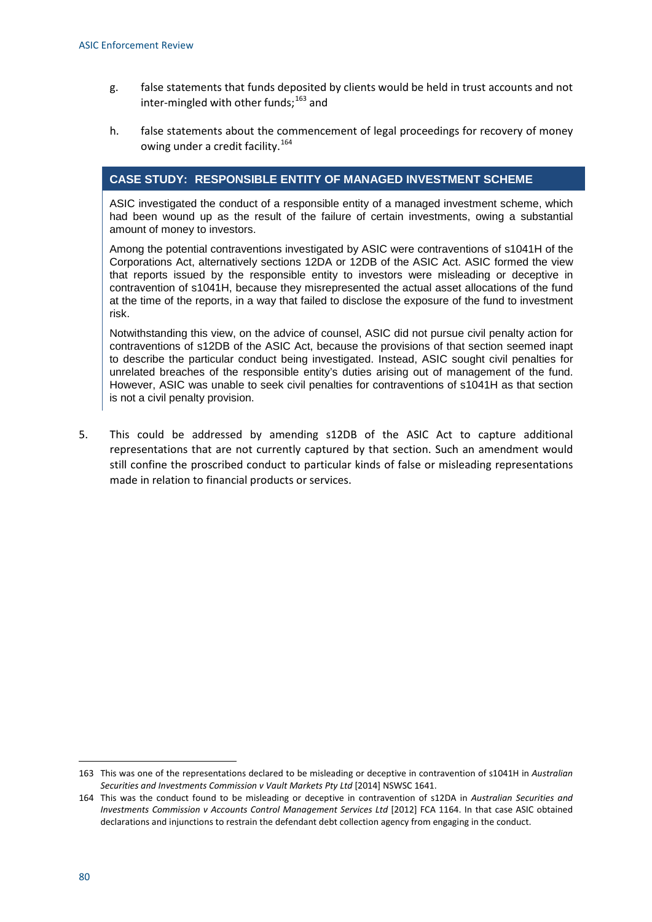g. false statements that funds deposited by clients would be held in trust accounts and not inter-mingled with other funds;[163] and

h. false statements about the commencement of legal proceedings for recovery of money owing under a credit facility.[164]

### CASE STUDY: RESPONSIBLE ENTITY OF MANAGED INVESTMENT SCHEME

ASIC investigated the conduct of a responsible entity of a managed investment scheme, which had been wound up as the result of the failure of certain investments, owing a substantial amount of money to investors.

Among the potential contraventions investigated by ASIC were contraventions of s1041H of the Corporations Act, alternatively sections 12DA or 12DB of the ASIC Act. ASIC formed the view that reports issued by the responsible entity to investors were misleading or deceptive in contravention of s1041H, because they misrepresented the actual asset allocations of the fund at the time of the reports, in a way that failed to disclose the exposure of the fund to investment risk.

Notwithstanding this view, on the advice of counsel, ASIC did not pursue civil penalty action for contraventions of s12DB of the ASIC Act, because the provisions of that section seemed inapt to describe the particular conduct being investigated. Instead, ASIC sought civil penalties for unrelated breaches of the responsible entity's duties arising out of management of the fund. However, ASIC was unable to seek civil penalties for contraventions of s1041H as that section is not a civil penalty provision.

5. This could be addressed by amending s12DB of the ASIC Act to capture additional representations that are not currently captured by that section. Such an amendment would still confine the proscribed conduct to particular kinds of false or misleading representations made in relation to financial products or services.

---

163 This was one of the representations declared to be misleading or deceptive in contravention of s1041H in *Australian Securities and Investments Commission v Vault Markets Pty Ltd* [2014] NSWSC 1641.

164 This was the conduct found to be misleading or deceptive in contravention of s12DA in *Australian Securities and Investments Commission v Accounts Control Management Services Ltd* [2012] FCA 1164. In that case ASIC obtained declarations and injunctions to restrain the defendant debt collection agency from engaging in the conduct.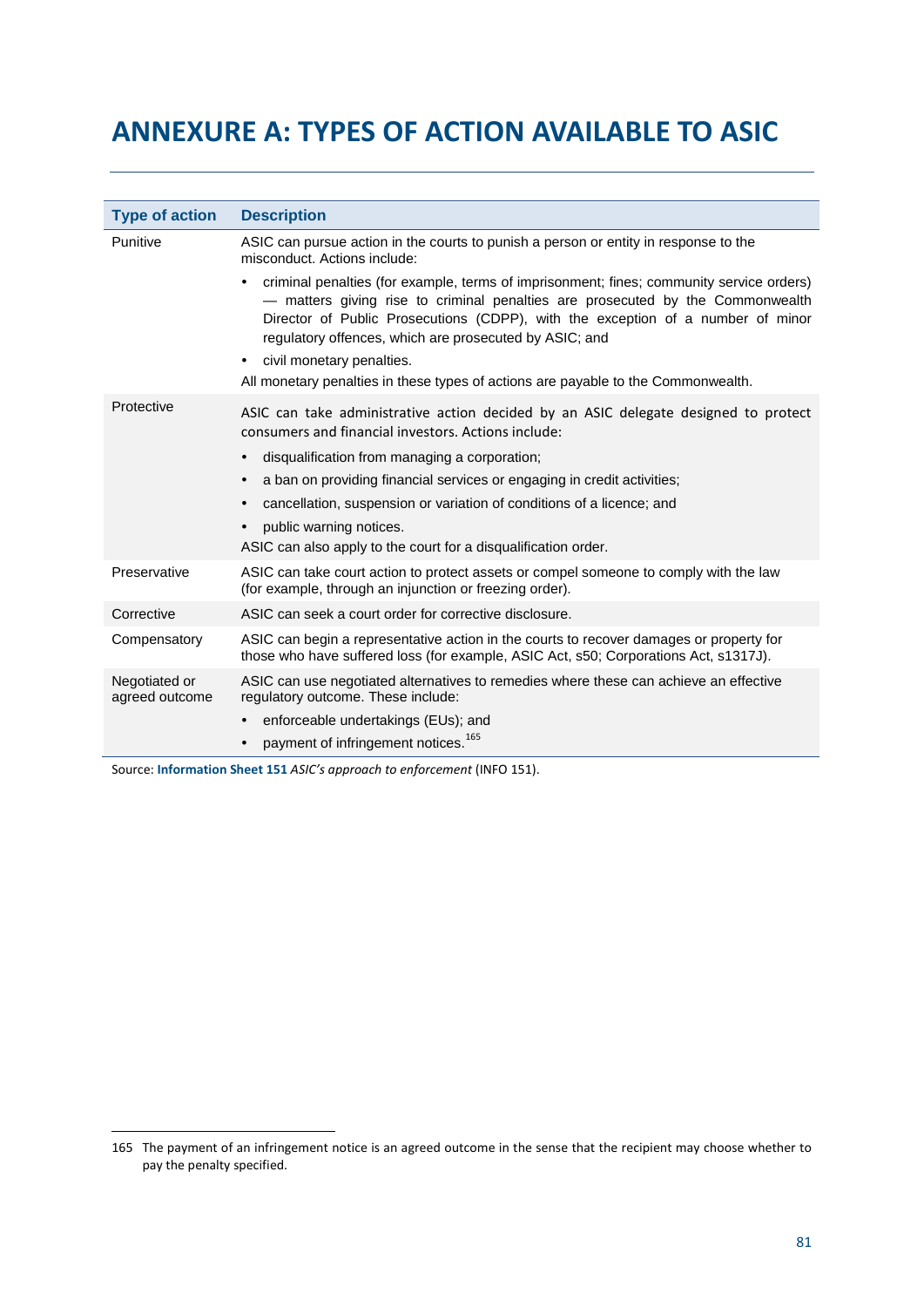# ANNEXURE A: TYPES OF ACTION AVAILABLE TO ASIC

| Type of action | Description |
| --- | --- |
| Punitive | ASIC can pursue action in the courts to punish a person or entity in response to the misconduct. Actions include: <br>• criminal penalties (for example, terms of imprisonment; fines; community service orders) — matters giving rise to criminal penalties are prosecuted by the Commonwealth Director of Public Prosecutions (CDPP), with the exception of a number of minor regulatory offences, which are prosecuted by ASIC; and <br>• civil monetary penalties. <br>All monetary penalties in these types of actions are payable to the Commonwealth. |
| Protective | ASIC can take administrative action decided by an ASIC delegate designed to protect consumers and financial investors. Actions include: <br>• disqualification from managing a corporation; <br>• a ban on providing financial services or engaging in credit activities; <br>• cancellation, suspension or variation of conditions of a licence; and <br>• public warning notices. <br>ASIC can also apply to the court for a disqualification order. |
| Preservative | ASIC can take court action to protect assets or compel someone to comply with the law (for example, through an injunction or freezing order). |
| Corrective | ASIC can seek a court order for corrective disclosure. |
| Compensatory | ASIC can begin a representative action in the courts to recover damages or property for those who have suffered loss (for example, ASIC Act, s50; Corporations Act, s1317J). |
| Negotiated or agreed outcome | ASIC can use negotiated alternatives to remedies where these can achieve an effective regulatory outcome. These include: <br>• enforceable undertakings (EUs); and <br>• payment of infringement notices.[165] |

Source: **Information Sheet 151** *ASIC's approach to enforcement* (INFO 151).

165 The payment of an infringement notice is an agreed outcome in the sense that the recipient may choose whether to pay the penalty specified.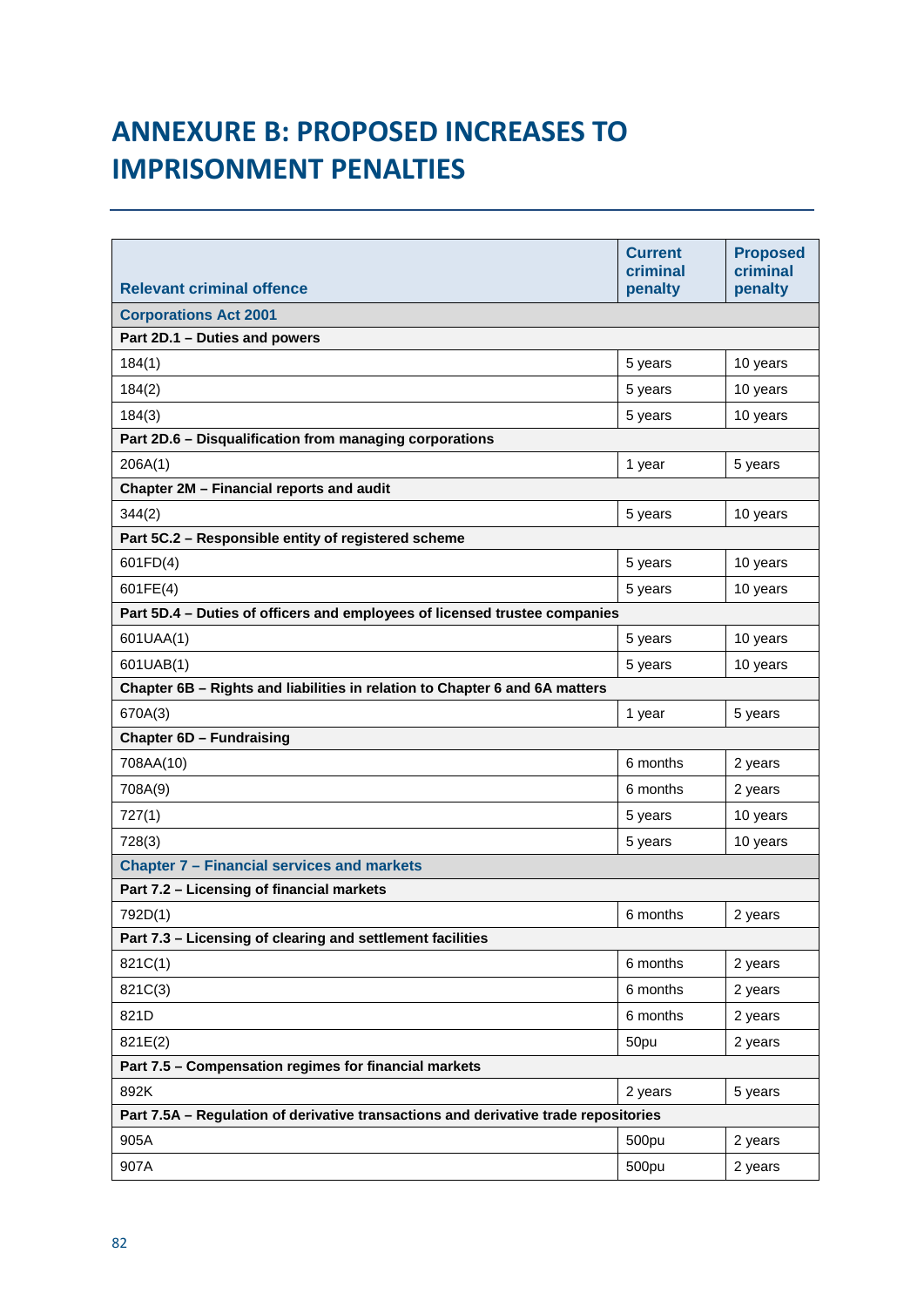# ANNEXURE B: PROPOSED INCREASES TO IMPRISONMENT PENALTIES

| Relevant criminal offence | Current criminal penalty | Proposed criminal penalty |
|---|---|---|
| **Corporations Act 2001** | | |
| **Part 2D.1 – Duties and powers** | | |
| 184(1) | 5 years | 10 years |
| 184(2) | 5 years | 10 years |
| 184(3) | 5 years | 10 years |
| **Part 2D.6 – Disqualification from managing corporations** | | |
| 206A(1) | 1 year | 5 years |
| **Chapter 2M – Financial reports and audit** | | |
| 344(2) | 5 years | 10 years |
| **Part 5C.2 – Responsible entity of registered scheme** | | |
| 601FD(4) | 5 years | 10 years |
| 601FE(4) | 5 years | 10 years |
| **Part 5D.4 – Duties of officers and employees of licensed trustee companies** | | |
| 601UAA(1) | 5 years | 10 years |
| 601UAB(1) | 5 years | 10 years |
| **Chapter 6B – Rights and liabilities in relation to Chapter 6 and 6A matters** | | |
| 670A(3) | 1 year | 5 years |
| **Chapter 6D – Fundraising** | | |
| 708AA(10) | 6 months | 2 years |
| 708A(9) | 6 months | 2 years |
| 727(1) | 5 years | 10 years |
| 728(3) | 5 years | 10 years |
| **Chapter 7 – Financial services and markets** | | |
| **Part 7.2 – Licensing of financial markets** | | |
| 792D(1) | 6 months | 2 years |
| **Part 7.3 – Licensing of clearing and settlement facilities** | | |
| 821C(1) | 6 months | 2 years |
| 821C(3) | 6 months | 2 years |
| 821D | 6 months | 2 years |
| 821E(2) | 50pu | 2 years |
| **Part 7.5 – Compensation regimes for financial markets** | | |
| 892K | 2 years | 5 years |
| **Part 7.5A – Regulation of derivative transactions and derivative trade repositories** | | |
| 905A | 500pu | 2 years |
| 907A | 500pu | 2 years |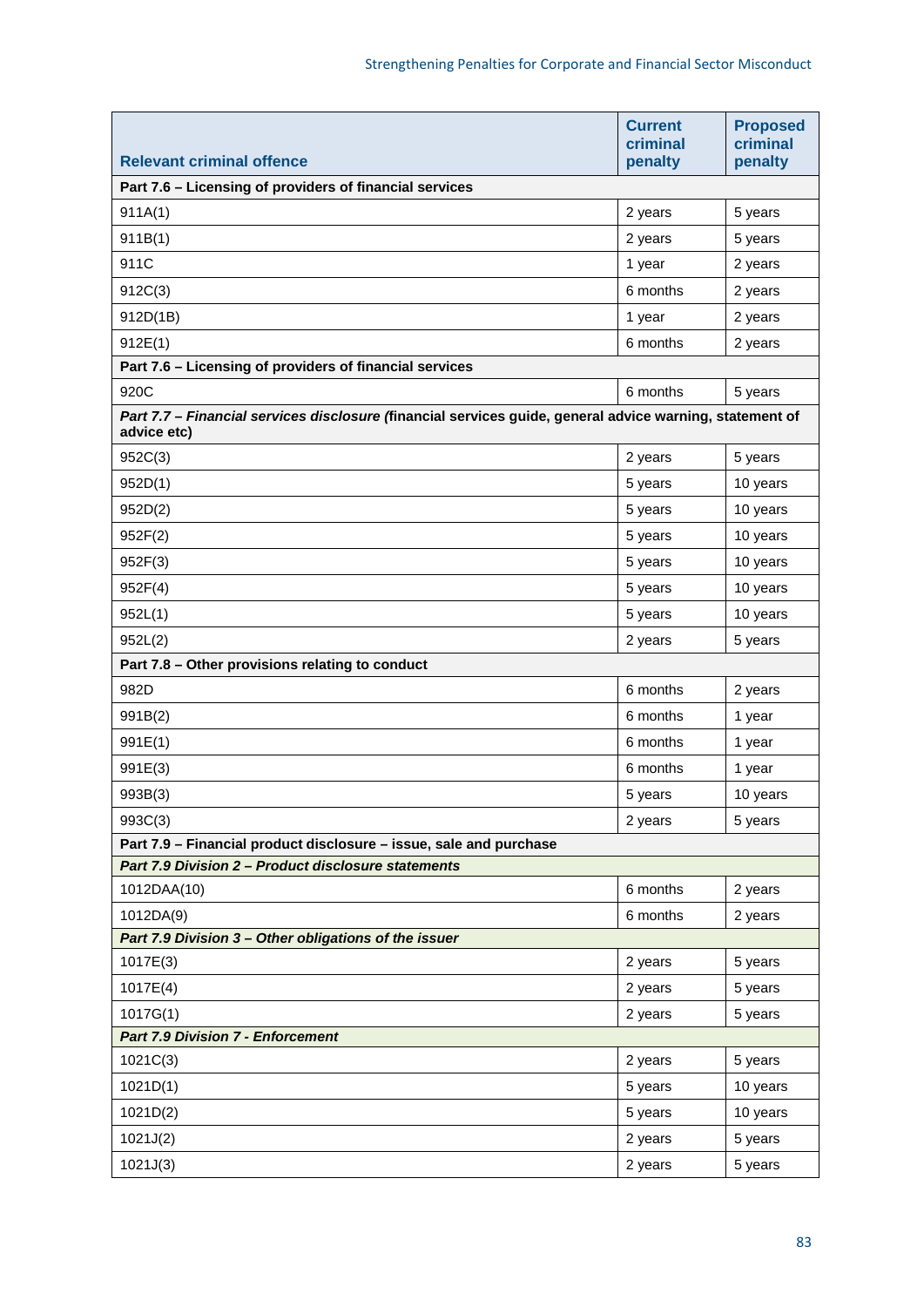| Relevant criminal offence | Current criminal penalty | Proposed criminal penalty |
|---|---|---|
| **Part 7.6 – Licensing of providers of financial services** | | |
| 911A(1) | 2 years | 5 years |
| 911B(1) | 2 years | 5 years |
| 911C | 1 year | 2 years |
| 912C(3) | 6 months | 2 years |
| 912D(1B) | 1 year | 2 years |
| 912E(1) | 6 months | 2 years |
| **Part 7.6 – Licensing of providers of financial services** | | |
| 920C | 6 months | 5 years |
| ***Part 7.7 – Financial services disclosure*** **(financial services guide, general advice warning, statement of advice etc)** | | |
| 952C(3) | 2 years | 5 years |
| 952D(1) | 5 years | 10 years |
| 952D(2) | 5 years | 10 years |
| 952F(2) | 5 years | 10 years |
| 952F(3) | 5 years | 10 years |
| 952F(4) | 5 years | 10 years |
| 952L(1) | 5 years | 10 years |
| 952L(2) | 2 years | 5 years |
| **Part 7.8 – Other provisions relating to conduct** | | |
| 982D | 6 months | 2 years |
| 991B(2) | 6 months | 1 year |
| 991E(1) | 6 months | 1 year |
| 991E(3) | 6 months | 1 year |
| 993B(3) | 5 years | 10 years |
| 993C(3) | 2 years | 5 years |
| **Part 7.9 – Financial product disclosure – issue, sale and purchase** | | |
| ***Part 7.9 Division 2 – Product disclosure statements*** | | |
| 1012DAA(10) | 6 months | 2 years |
| 1012DA(9) | 6 months | 2 years |
| ***Part 7.9 Division 3 – Other obligations of the issuer*** | | |
| 1017E(3) | 2 years | 5 years |
| 1017E(4) | 2 years | 5 years |
| 1017G(1) | 2 years | 5 years |
| ***Part 7.9 Division 7 - Enforcement*** | | |
| 1021C(3) | 2 years | 5 years |
| 1021D(1) | 5 years | 10 years |
| 1021D(2) | 5 years | 10 years |
| 1021J(2) | 2 years | 5 years |
| 1021J(3) | 2 years | 5 years |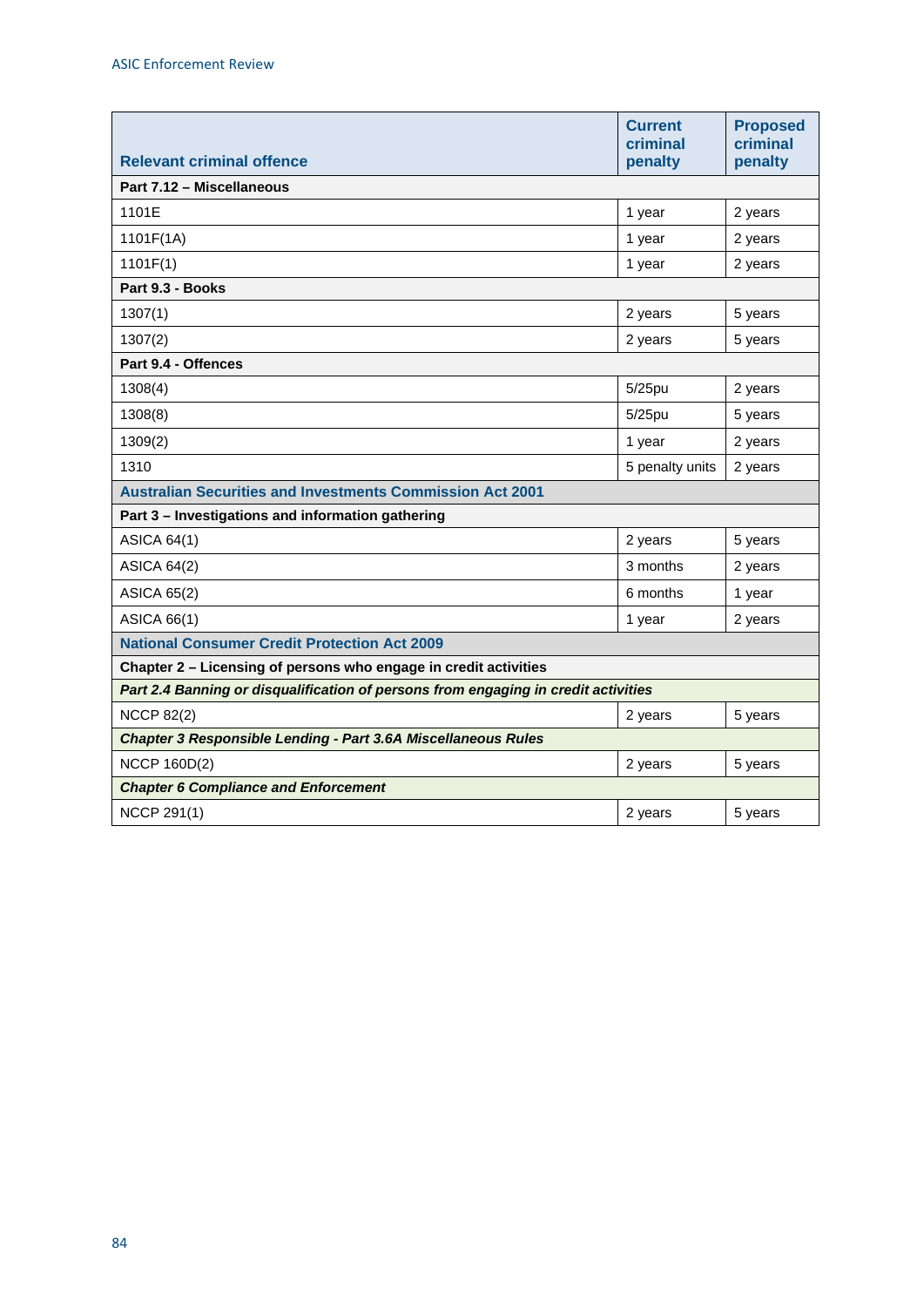| Relevant criminal offence | Current criminal penalty | Proposed criminal penalty |
| --- | --- | --- |
| **Part 7.12 – Miscellaneous** | | |
| 1101E | 1 year | 2 years |
| 1101F(1A) | 1 year | 2 years |
| 1101F(1) | 1 year | 2 years |
| **Part 9.3 - Books** | | |
| 1307(1) | 2 years | 5 years |
| 1307(2) | 2 years | 5 years |
| **Part 9.4 - Offences** | | |
| 1308(4) | 5/25pu | 2 years |
| 1308(8) | 5/25pu | 5 years |
| 1309(2) | 1 year | 2 years |
| 1310 | 5 penalty units | 2 years |
| **Australian Securities and Investments Commission Act 2001** | | |
| **Part 3 – Investigations and information gathering** | | |
| ASICA 64(1) | 2 years | 5 years |
| ASICA 64(2) | 3 months | 2 years |
| ASICA 65(2) | 6 months | 1 year |
| ASICA 66(1) | 1 year | 2 years |
| **National Consumer Credit Protection Act 2009** | | |
| **Chapter 2 – Licensing of persons who engage in credit activities** | | |
| ***Part 2.4 Banning or disqualification of persons from engaging in credit activities*** | | |
| NCCP 82(2) | 2 years | 5 years |
| ***Chapter 3 Responsible Lending - Part 3.6A Miscellaneous Rules*** | | |
| NCCP 160D(2) | 2 years | 5 years |
| ***Chapter 6 Compliance and Enforcement*** | | |
| NCCP 291(1) | 2 years | 5 years |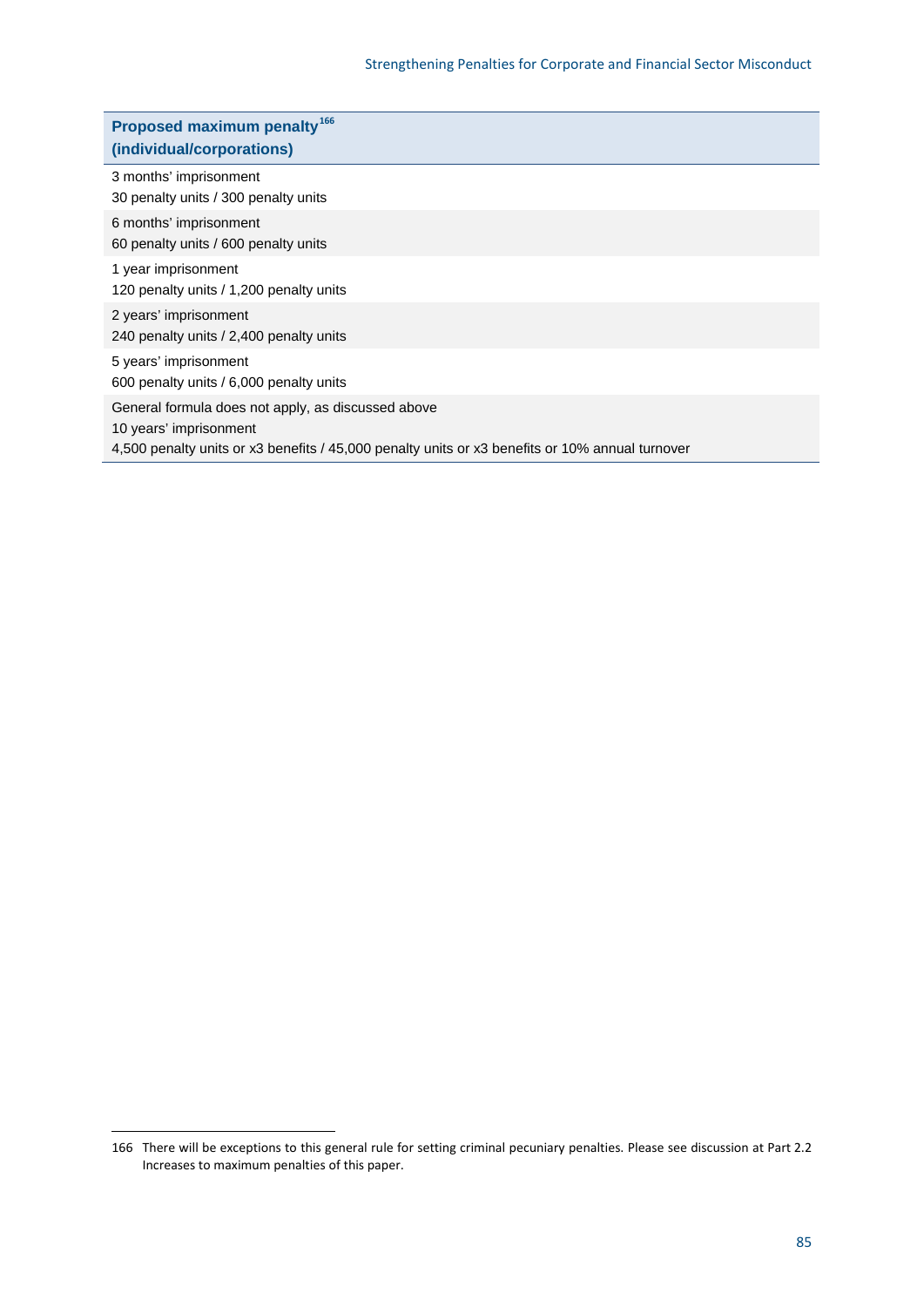| Proposed maximum penalty[166] (individual/corporations) |
|---|
| 3 months' imprisonment<br>30 penalty units / 300 penalty units |
| 6 months' imprisonment<br>60 penalty units / 600 penalty units |
| 1 year imprisonment<br>120 penalty units / 1,200 penalty units |
| 2 years' imprisonment<br>240 penalty units / 2,400 penalty units |
| 5 years' imprisonment<br>600 penalty units / 6,000 penalty units |
| General formula does not apply, as discussed above<br>10 years' imprisonment<br>4,500 penalty units or x3 benefits / 45,000 penalty units or x3 benefits or 10% annual turnover |

166 There will be exceptions to this general rule for setting criminal pecuniary penalties. Please see discussion at Part 2.2 Increases to maximum penalties of this paper.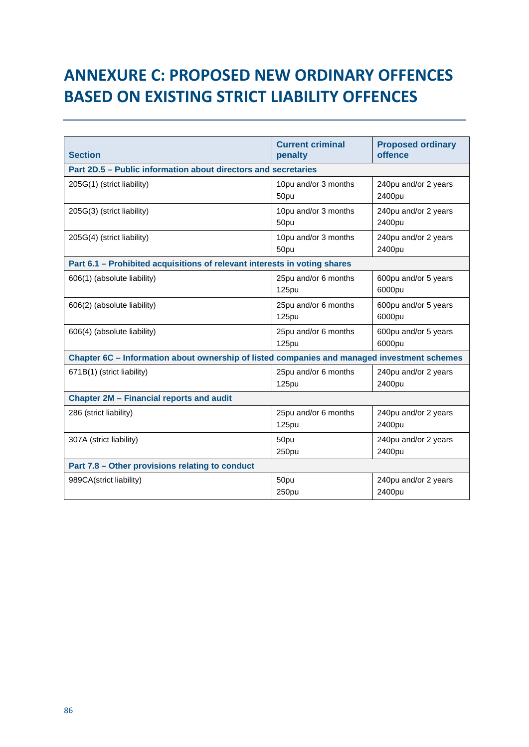# ANNEXURE C: PROPOSED NEW ORDINARY OFFENCES BASED ON EXISTING STRICT LIABILITY OFFENCES

| Section | Current criminal penalty | Proposed ordinary offence |
|---|---|---|
| **Part 2D.5 – Public information about directors and secretaries** | | |
| 205G(1) (strict liability) | 10pu and/or 3 months<br>50pu | 240pu and/or 2 years<br>2400pu |
| 205G(3) (strict liability) | 10pu and/or 3 months<br>50pu | 240pu and/or 2 years<br>2400pu |
| 205G(4) (strict liability) | 10pu and/or 3 months<br>50pu | 240pu and/or 2 years<br>2400pu |
| **Part 6.1 – Prohibited acquisitions of relevant interests in voting shares** | | |
| 606(1) (absolute liability) | 25pu and/or 6 months<br>125pu | 600pu and/or 5 years<br>6000pu |
| 606(2) (absolute liability) | 25pu and/or 6 months<br>125pu | 600pu and/or 5 years<br>6000pu |
| 606(4) (absolute liability) | 25pu and/or 6 months<br>125pu | 600pu and/or 5 years<br>6000pu |
| **Chapter 6C – Information about ownership of listed companies and managed investment schemes** | | |
| 671B(1) (strict liability) | 25pu and/or 6 months<br>125pu | 240pu and/or 2 years<br>2400pu |
| **Chapter 2M – Financial reports and audit** | | |
| 286 (strict liability) | 25pu and/or 6 months<br>125pu | 240pu and/or 2 years<br>2400pu |
| 307A (strict liability) | 50pu<br>250pu | 240pu and/or 2 years<br>2400pu |
| **Part 7.8 – Other provisions relating to conduct** | | |
| 989CA(strict liability) | 50pu<br>250pu | 240pu and/or 2 years<br>2400pu |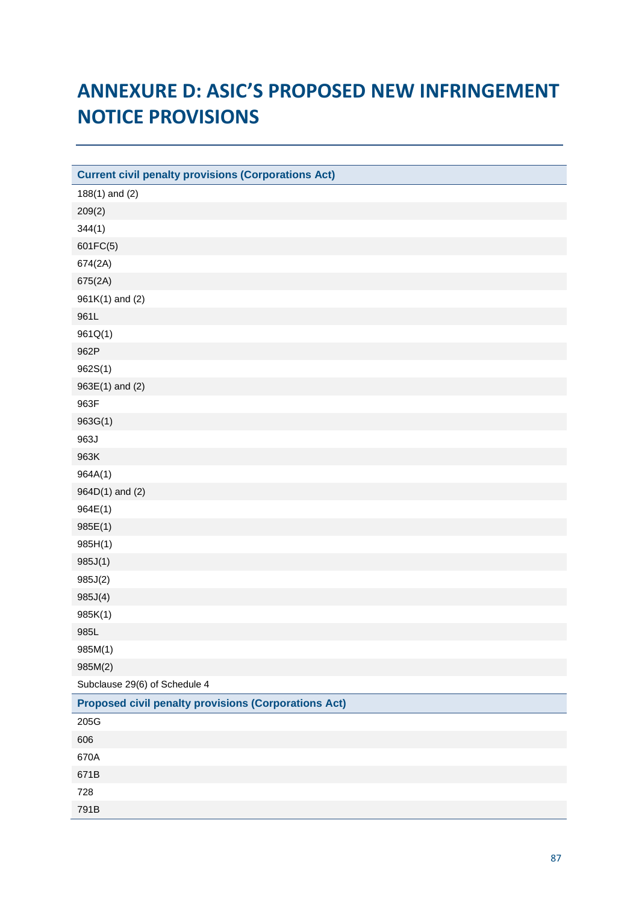# ANNEXURE D: ASIC'S PROPOSED NEW INFRINGEMENT NOTICE PROVISIONS

| Current civil penalty provisions (Corporations Act) |
| --- |
| 188(1) and (2) |
| 209(2) |
| 344(1) |
| 601FC(5) |
| 674(2A) |
| 675(2A) |
| 961K(1) and (2) |
| 961L |
| 961Q(1) |
| 962P |
| 962S(1) |
| 963E(1) and (2) |
| 963F |
| 963G(1) |
| 963J |
| 963K |
| 964A(1) |
| 964D(1) and (2) |
| 964E(1) |
| 985E(1) |
| 985H(1) |
| 985J(1) |
| 985J(2) |
| 985J(4) |
| 985K(1) |
| 985L |
| 985M(1) |
| 985M(2) |
| Subclause 29(6) of Schedule 4 |
| **Proposed civil penalty provisions (Corporations Act)** |
| 205G |
| 606 |
| 670A |
| 671B |
| 728 |
| 791B |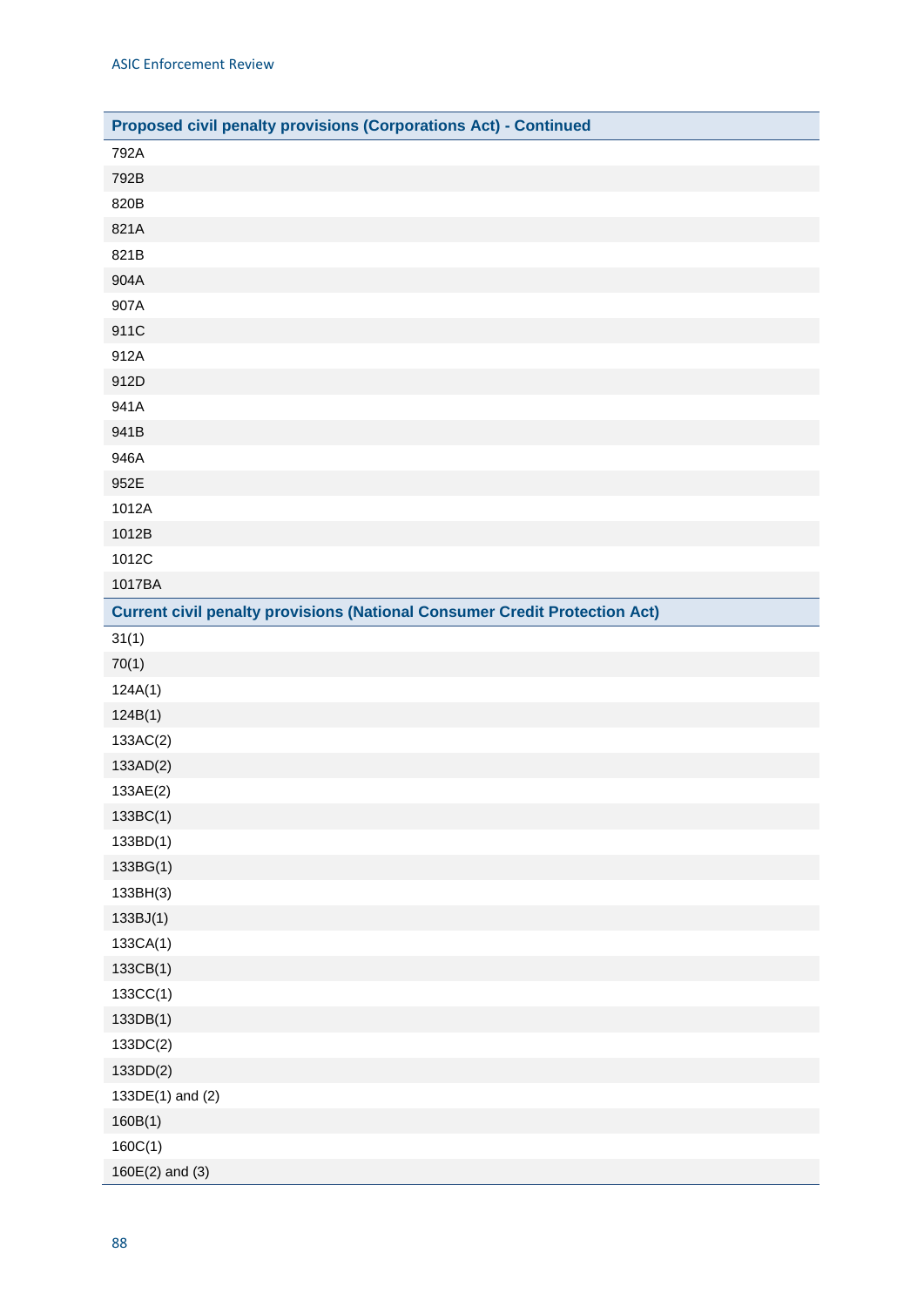| Proposed civil penalty provisions (Corporations Act) - Continued |
|---|
| 792A |
| 792B |
| 820B |
| 821A |
| 821B |
| 904A |
| 907A |
| 911C |
| 912A |
| 912D |
| 941A |
| 941B |
| 946A |
| 952E |
| 1012A |
| 1012B |
| 1012C |
| 1017BA |

| Current civil penalty provisions (National Consumer Credit Protection Act) |
|---|
| 31(1) |
| 70(1) |
| 124A(1) |
| 124B(1) |
| 133AC(2) |
| 133AD(2) |
| 133AE(2) |
| 133BC(1) |
| 133BD(1) |
| 133BG(1) |
| 133BH(3) |
| 133BJ(1) |
| 133CA(1) |
| 133CB(1) |
| 133CC(1) |
| 133DB(1) |
| 133DC(2) |
| 133DD(2) |
| 133DE(1) and (2) |
| 160B(1) |
| 160C(1) |
| 160E(2) and (3) |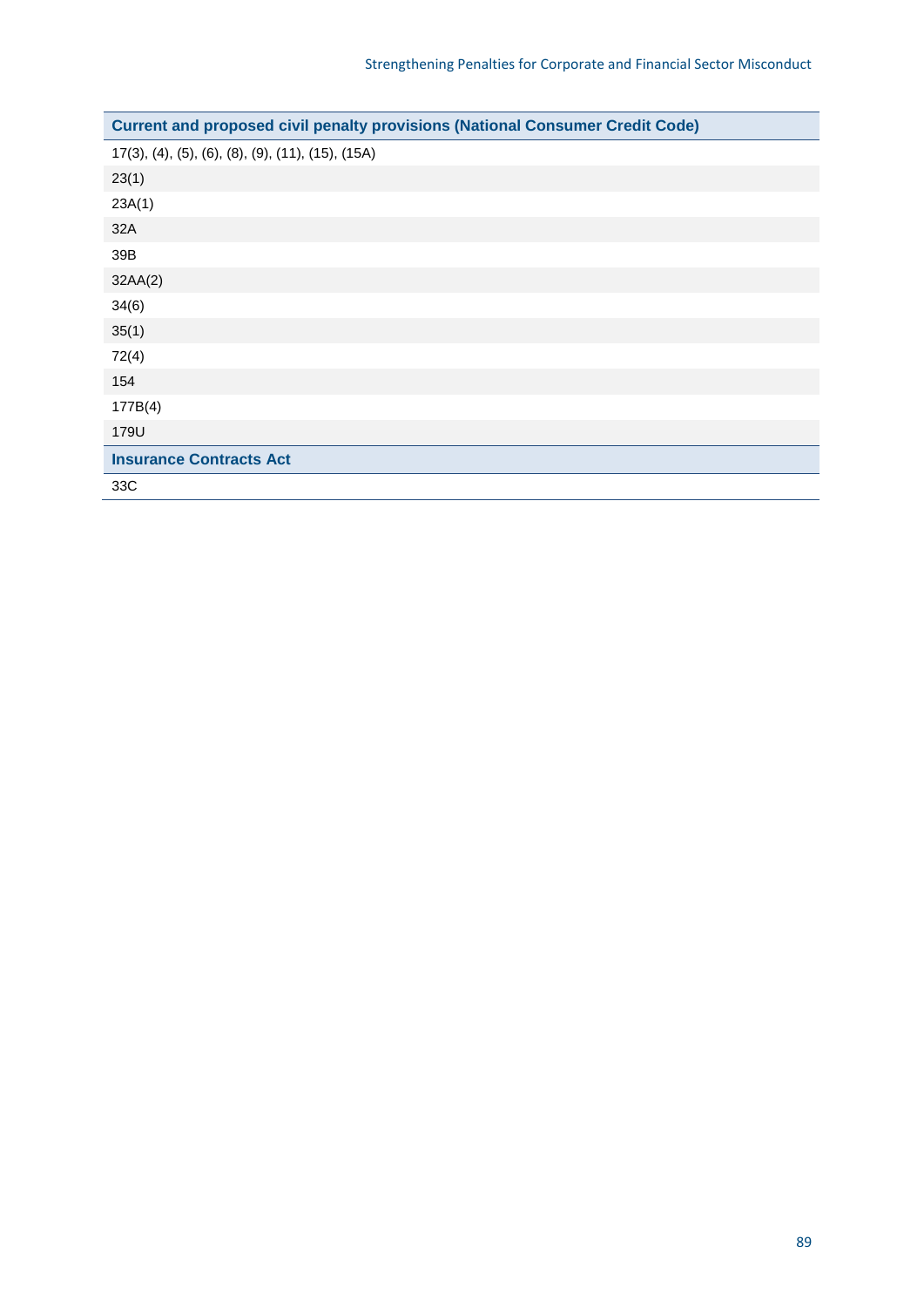| Current and proposed civil penalty provisions (National Consumer Credit Code) |
|---|
| 17(3), (4), (5), (6), (8), (9), (11), (15), (15A) |
| 23(1) |
| 23A(1) |
| 32A |
| 39B |
| 32AA(2) |
| 34(6) |
| 35(1) |
| 72(4) |
| 154 |
| 177B(4) |
| 179U |
| **Insurance Contracts Act** |
| 33C |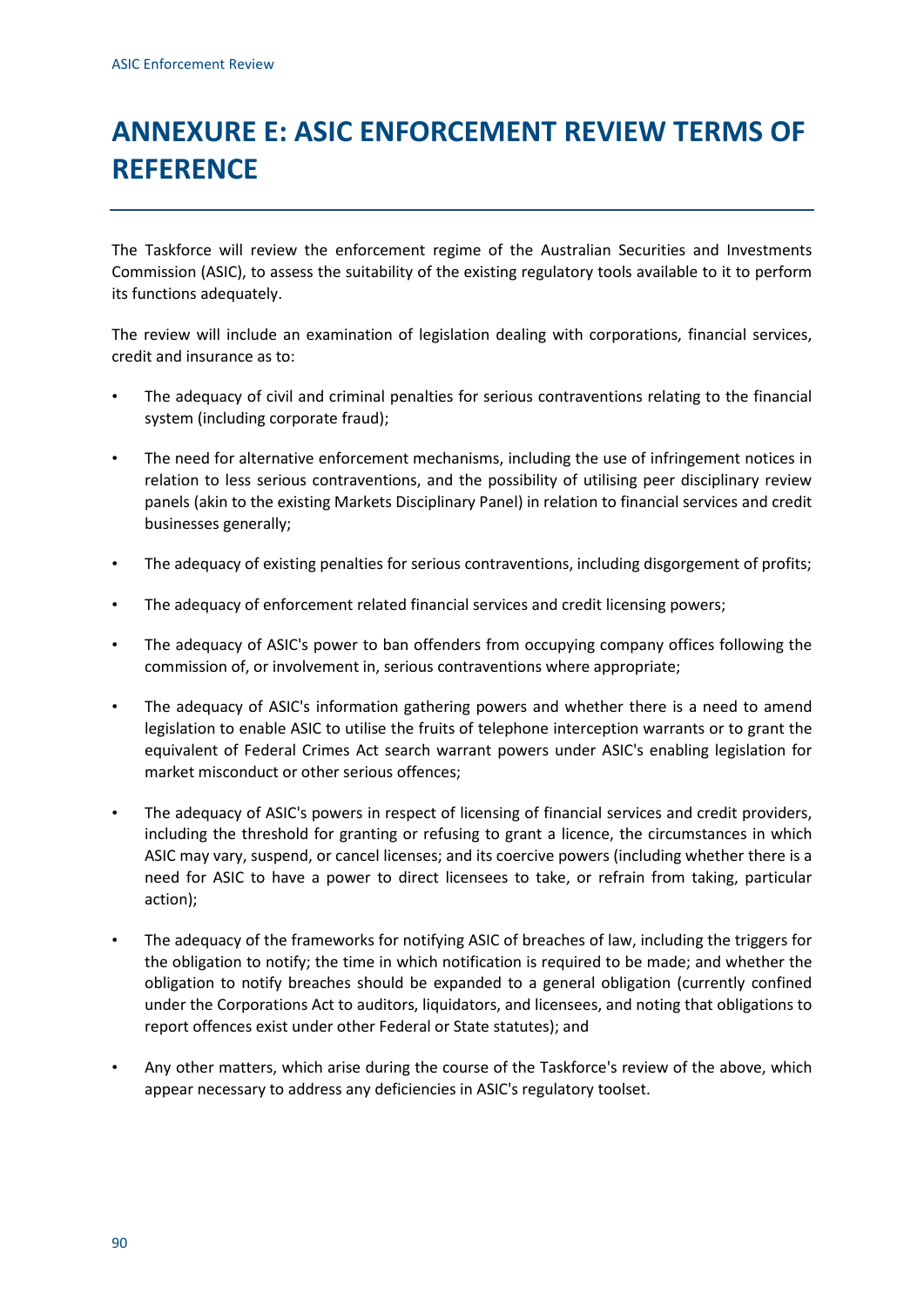# ANNEXURE E: ASIC ENFORCEMENT REVIEW TERMS OF REFERENCE

The Taskforce will review the enforcement regime of the Australian Securities and Investments Commission (ASIC), to assess the suitability of the existing regulatory tools available to it to perform its functions adequately.

The review will include an examination of legislation dealing with corporations, financial services, credit and insurance as to:

- The adequacy of civil and criminal penalties for serious contraventions relating to the financial system (including corporate fraud);
- The need for alternative enforcement mechanisms, including the use of infringement notices in relation to less serious contraventions, and the possibility of utilising peer disciplinary review panels (akin to the existing Markets Disciplinary Panel) in relation to financial services and credit businesses generally;
- The adequacy of existing penalties for serious contraventions, including disgorgement of profits;
- The adequacy of enforcement related financial services and credit licensing powers;
- The adequacy of ASIC's power to ban offenders from occupying company offices following the commission of, or involvement in, serious contraventions where appropriate;
- The adequacy of ASIC's information gathering powers and whether there is a need to amend legislation to enable ASIC to utilise the fruits of telephone interception warrants or to grant the equivalent of Federal Crimes Act search warrant powers under ASIC's enabling legislation for market misconduct or other serious offences;
- The adequacy of ASIC's powers in respect of licensing of financial services and credit providers, including the threshold for granting or refusing to grant a licence, the circumstances in which ASIC may vary, suspend, or cancel licenses; and its coercive powers (including whether there is a need for ASIC to have a power to direct licensees to take, or refrain from taking, particular action);
- The adequacy of the frameworks for notifying ASIC of breaches of law, including the triggers for the obligation to notify; the time in which notification is required to be made; and whether the obligation to notify breaches should be expanded to a general obligation (currently confined under the Corporations Act to auditors, liquidators, and licensees, and noting that obligations to report offences exist under other Federal or State statutes); and
- Any other matters, which arise during the course of the Taskforce's review of the above, which appear necessary to address any deficiencies in ASIC's regulatory toolset.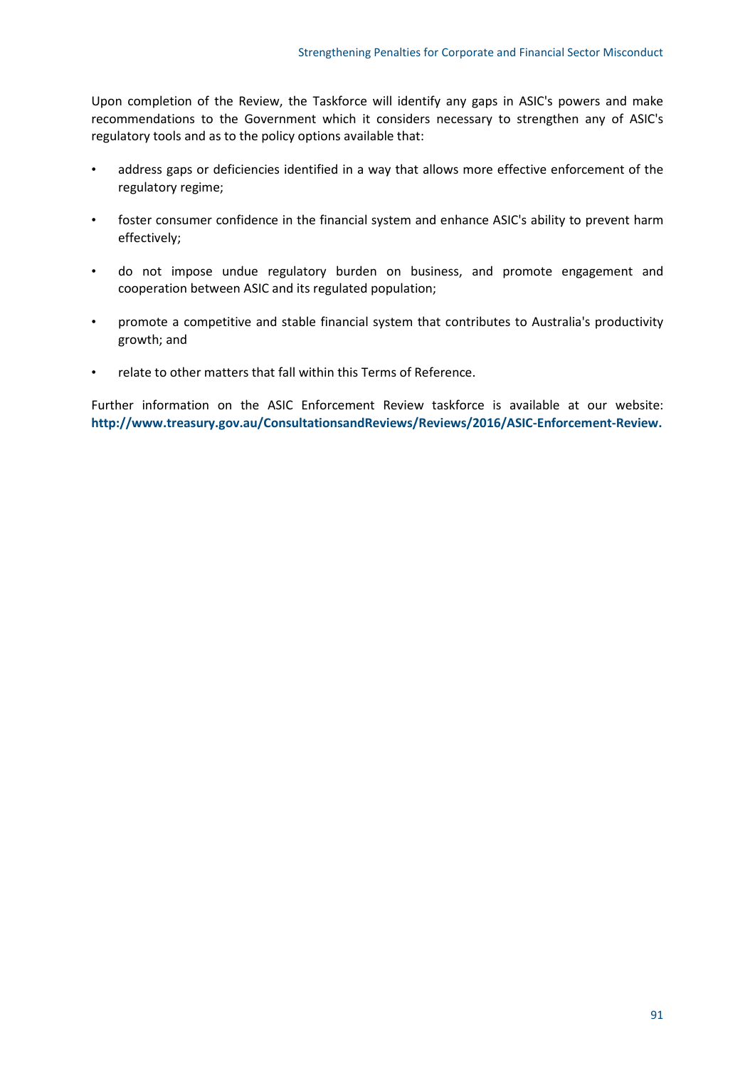Upon completion of the Review, the Taskforce will identify any gaps in ASIC's powers and make recommendations to the Government which it considers necessary to strengthen any of ASIC's regulatory tools and as to the policy options available that:

- address gaps or deficiencies identified in a way that allows more effective enforcement of the regulatory regime;
- foster consumer confidence in the financial system and enhance ASIC's ability to prevent harm effectively;
- do not impose undue regulatory burden on business, and promote engagement and cooperation between ASIC and its regulated population;
- promote a competitive and stable financial system that contributes to Australia's productivity growth; and
- relate to other matters that fall within this Terms of Reference.

Further information on the ASIC Enforcement Review taskforce is available at our website: **http://www.treasury.gov.au/ConsultationsandReviews/Reviews/2016/ASIC-Enforcement-Review.**